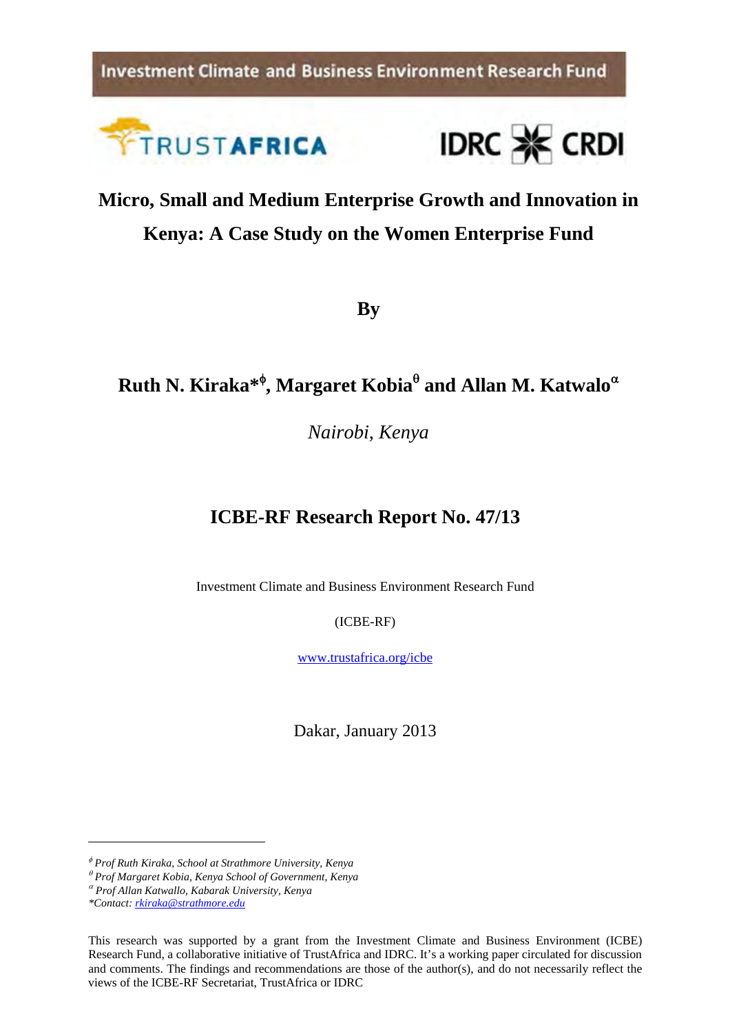Investment Climate and Business Environment Research Fund

TRUSTAFRICA

IDRC CRDI

# Micro, Small and Medium Enterprise Growth and Innovation in Kenya: A Case Study on the Women Enterprise Fund

**By**

**Ruth N. Kiraka*[ϕ], Margaret Kobia[θ] and Allan M. Katwalo[α]**

*Nairobi, Kenya*

## ICBE-RF Research Report No. 47/13

Investment Climate and Business Environment Research Fund

(ICBE-RF)

www.trustafrica.org/icbe

Dakar, January 2013

---

[ϕ] *Prof Ruth Kiraka, School at Strathmore University, Kenya*

[θ] *Prof Margaret Kobia, Kenya School of Government, Kenya*

[α] *Prof Allan Katwallo, Kabarak University, Kenya*

*\*Contact: rkiraka@strathmore.edu*

This research was supported by a grant from the Investment Climate and Business Environment (ICBE) Research Fund, a collaborative initiative of TrustAfrica and IDRC. It's a working paper circulated for discussion and comments. The findings and recommendations are those of the author(s), and do not necessarily reflect the views of the ICBE-RF Secretariat, TrustAfrica or IDRC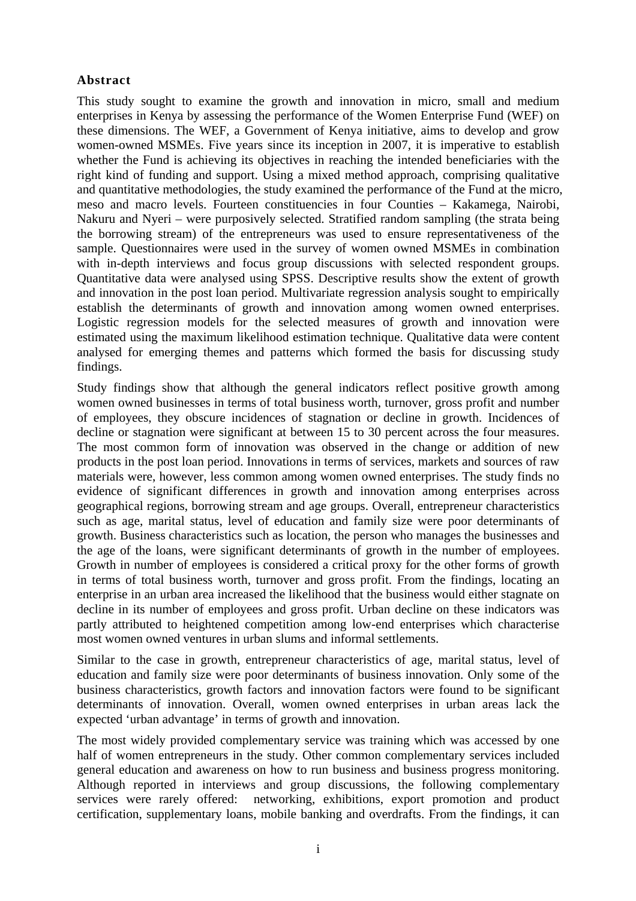## Abstract

This study sought to examine the growth and innovation in micro, small and medium enterprises in Kenya by assessing the performance of the Women Enterprise Fund (WEF) on these dimensions. The WEF, a Government of Kenya initiative, aims to develop and grow women-owned MSMEs. Five years since its inception in 2007, it is imperative to establish whether the Fund is achieving its objectives in reaching the intended beneficiaries with the right kind of funding and support. Using a mixed method approach, comprising qualitative and quantitative methodologies, the study examined the performance of the Fund at the micro, meso and macro levels. Fourteen constituencies in four Counties – Kakamega, Nairobi, Nakuru and Nyeri – were purposively selected. Stratified random sampling (the strata being the borrowing stream) of the entrepreneurs was used to ensure representativeness of the sample. Questionnaires were used in the survey of women owned MSMEs in combination with in-depth interviews and focus group discussions with selected respondent groups. Quantitative data were analysed using SPSS. Descriptive results show the extent of growth and innovation in the post loan period. Multivariate regression analysis sought to empirically establish the determinants of growth and innovation among women owned enterprises. Logistic regression models for the selected measures of growth and innovation were estimated using the maximum likelihood estimation technique. Qualitative data were content analysed for emerging themes and patterns which formed the basis for discussing study findings.

Study findings show that although the general indicators reflect positive growth among women owned businesses in terms of total business worth, turnover, gross profit and number of employees, they obscure incidences of stagnation or decline in growth. Incidences of decline or stagnation were significant at between 15 to 30 percent across the four measures. The most common form of innovation was observed in the change or addition of new products in the post loan period. Innovations in terms of services, markets and sources of raw materials were, however, less common among women owned enterprises. The study finds no evidence of significant differences in growth and innovation among enterprises across geographical regions, borrowing stream and age groups. Overall, entrepreneur characteristics such as age, marital status, level of education and family size were poor determinants of growth. Business characteristics such as location, the person who manages the businesses and the age of the loans, were significant determinants of growth in the number of employees. Growth in number of employees is considered a critical proxy for the other forms of growth in terms of total business worth, turnover and gross profit. From the findings, locating an enterprise in an urban area increased the likelihood that the business would either stagnate on decline in its number of employees and gross profit. Urban decline on these indicators was partly attributed to heightened competition among low-end enterprises which characterise most women owned ventures in urban slums and informal settlements.

Similar to the case in growth, entrepreneur characteristics of age, marital status, level of education and family size were poor determinants of business innovation. Only some of the business characteristics, growth factors and innovation factors were found to be significant determinants of innovation. Overall, women owned enterprises in urban areas lack the expected 'urban advantage' in terms of growth and innovation.

The most widely provided complementary service was training which was accessed by one half of women entrepreneurs in the study. Other common complementary services included general education and awareness on how to run business and business progress monitoring. Although reported in interviews and group discussions, the following complementary services were rarely offered: networking, exhibitions, export promotion and product certification, supplementary loans, mobile banking and overdrafts. From the findings, it can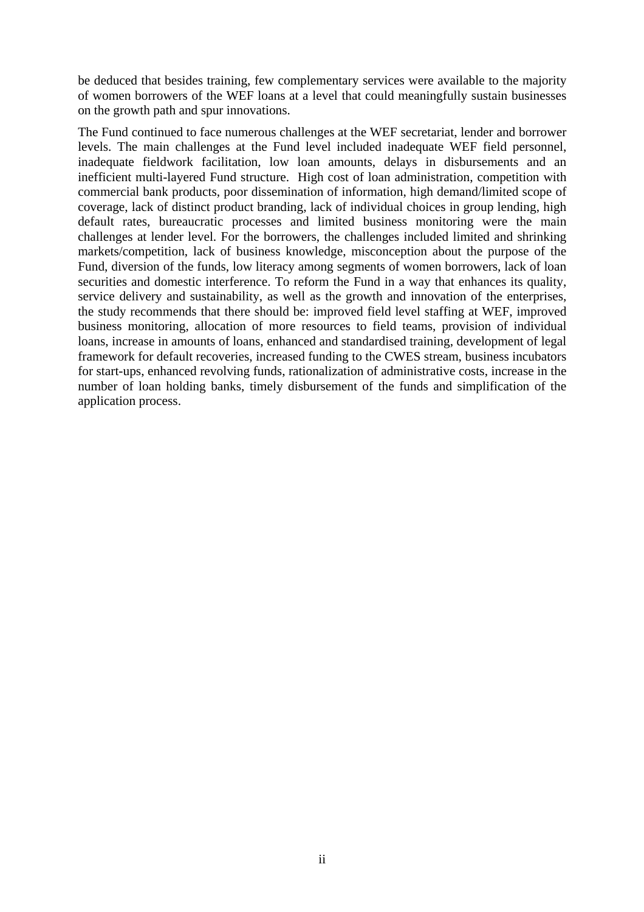be deduced that besides training, few complementary services were available to the majority of women borrowers of the WEF loans at a level that could meaningfully sustain businesses on the growth path and spur innovations.

The Fund continued to face numerous challenges at the WEF secretariat, lender and borrower levels. The main challenges at the Fund level included inadequate WEF field personnel, inadequate fieldwork facilitation, low loan amounts, delays in disbursements and an inefficient multi-layered Fund structure. High cost of loan administration, competition with commercial bank products, poor dissemination of information, high demand/limited scope of coverage, lack of distinct product branding, lack of individual choices in group lending, high default rates, bureaucratic processes and limited business monitoring were the main challenges at lender level. For the borrowers, the challenges included limited and shrinking markets/competition, lack of business knowledge, misconception about the purpose of the Fund, diversion of the funds, low literacy among segments of women borrowers, lack of loan securities and domestic interference. To reform the Fund in a way that enhances its quality, service delivery and sustainability, as well as the growth and innovation of the enterprises, the study recommends that there should be: improved field level staffing at WEF, improved business monitoring, allocation of more resources to field teams, provision of individual loans, increase in amounts of loans, enhanced and standardised training, development of legal framework for default recoveries, increased funding to the CWES stream, business incubators for start-ups, enhanced revolving funds, rationalization of administrative costs, increase in the number of loan holding banks, timely disbursement of the funds and simplification of the application process.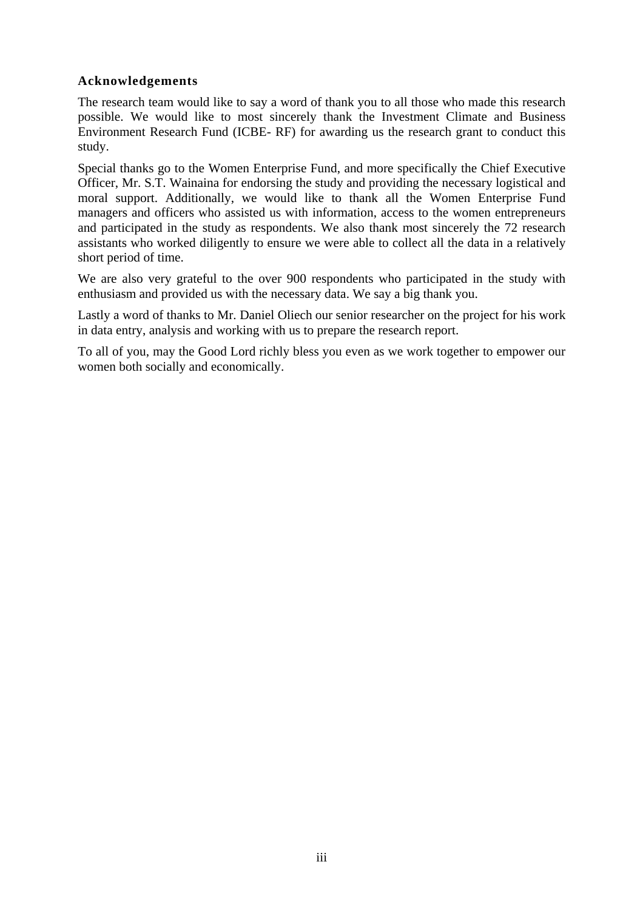## Acknowledgements

The research team would like to say a word of thank you to all those who made this research possible. We would like to most sincerely thank the Investment Climate and Business Environment Research Fund (ICBE- RF) for awarding us the research grant to conduct this study.

Special thanks go to the Women Enterprise Fund, and more specifically the Chief Executive Officer, Mr. S.T. Wainaina for endorsing the study and providing the necessary logistical and moral support. Additionally, we would like to thank all the Women Enterprise Fund managers and officers who assisted us with information, access to the women entrepreneurs and participated in the study as respondents. We also thank most sincerely the 72 research assistants who worked diligently to ensure we were able to collect all the data in a relatively short period of time.

We are also very grateful to the over 900 respondents who participated in the study with enthusiasm and provided us with the necessary data. We say a big thank you.

Lastly a word of thanks to Mr. Daniel Oliech our senior researcher on the project for his work in data entry, analysis and working with us to prepare the research report.

To all of you, may the Good Lord richly bless you even as we work together to empower our women both socially and economically.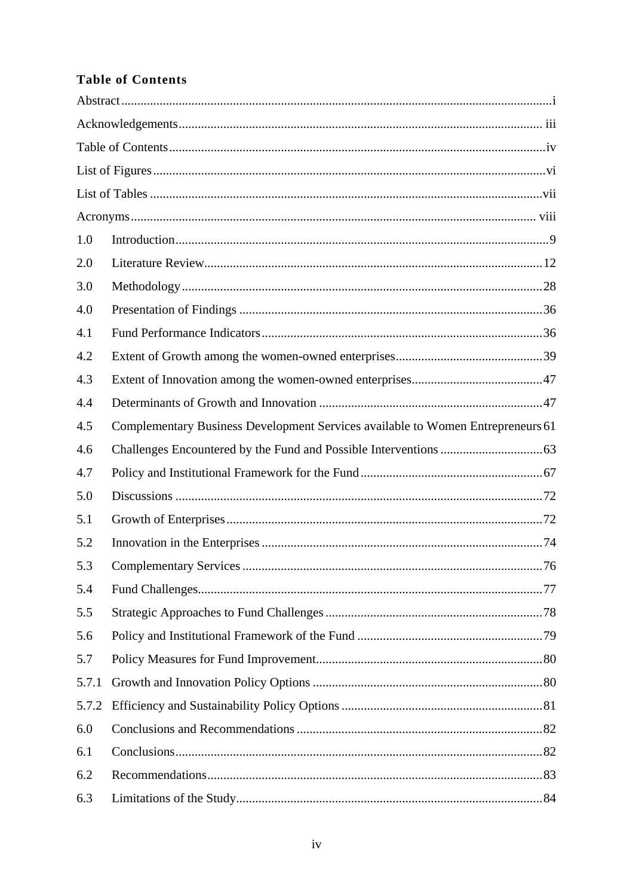## Table of Contents

Abstract ..... i

Acknowledgements ..... iii

Table of Contents ..... iv

List of Figures ..... vi

List of Tables ..... vii

Acronyms ..... viii

1.0 Introduction ..... 9

2.0 Literature Review ..... 12

3.0 Methodology ..... 28

4.0 Presentation of Findings ..... 36

4.1 Fund Performance Indicators ..... 36

4.2 Extent of Growth among the women-owned enterprises ..... 39

4.3 Extent of Innovation among the women-owned enterprises ..... 47

4.4 Determinants of Growth and Innovation ..... 47

4.5 Complementary Business Development Services available to Women Entrepreneurs 61

4.6 Challenges Encountered by the Fund and Possible Interventions ..... 63

4.7 Policy and Institutional Framework for the Fund ..... 67

5.0 Discussions ..... 72

5.1 Growth of Enterprises ..... 72

5.2 Innovation in the Enterprises ..... 74

5.3 Complementary Services ..... 76

5.4 Fund Challenges ..... 77

5.5 Strategic Approaches to Fund Challenges ..... 78

5.6 Policy and Institutional Framework of the Fund ..... 79

5.7 Policy Measures for Fund Improvement ..... 80

5.7.1 Growth and Innovation Policy Options ..... 80

5.7.2 Efficiency and Sustainability Policy Options ..... 81

6.0 Conclusions and Recommendations ..... 82

6.1 Conclusions ..... 82

6.2 Recommendations ..... 83

6.3 Limitations of the Study ..... 84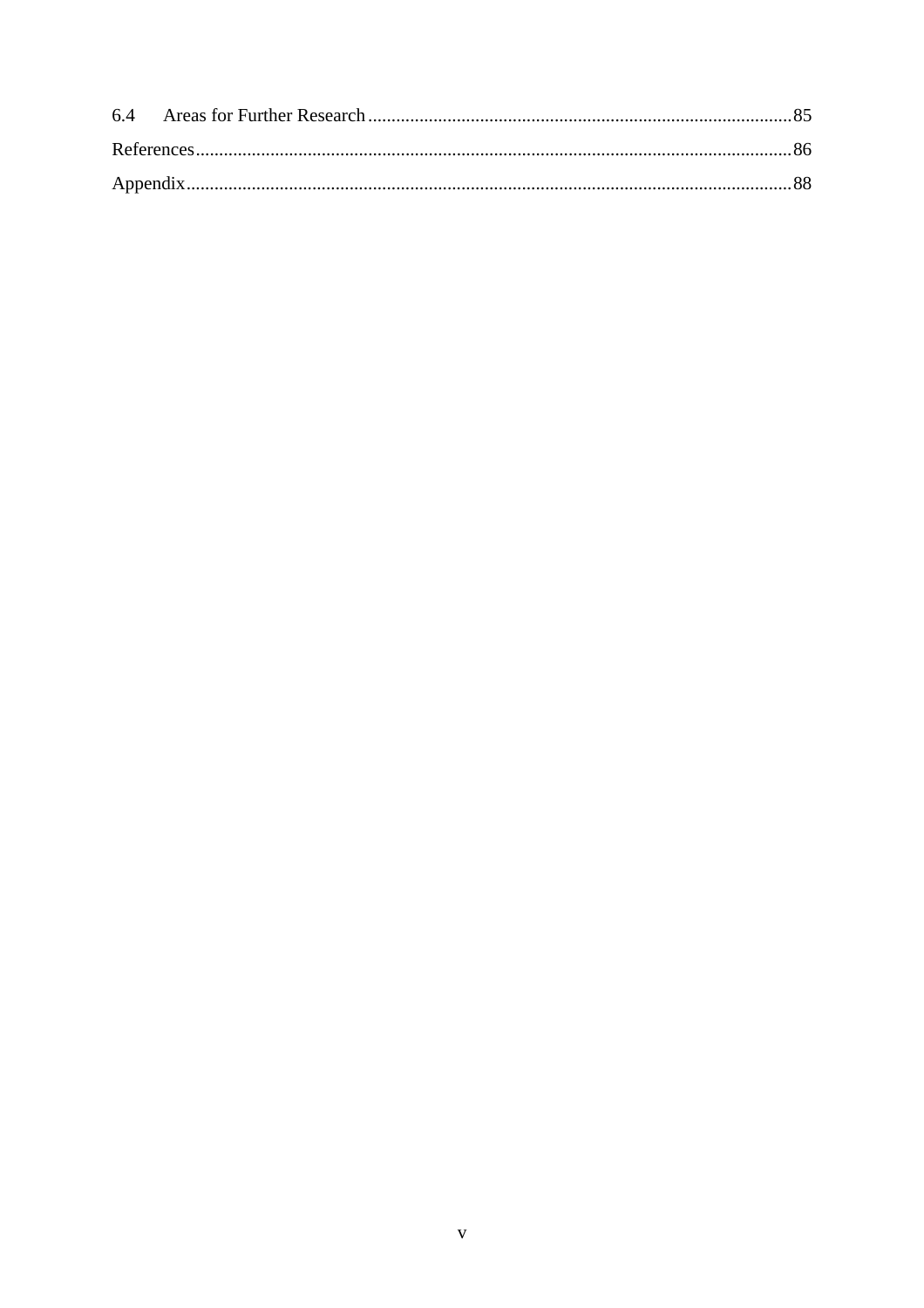6.4 Areas for Further Research ........................................................................................ 85

References ............................................................................................................................ 86

Appendix .............................................................................................................................. 88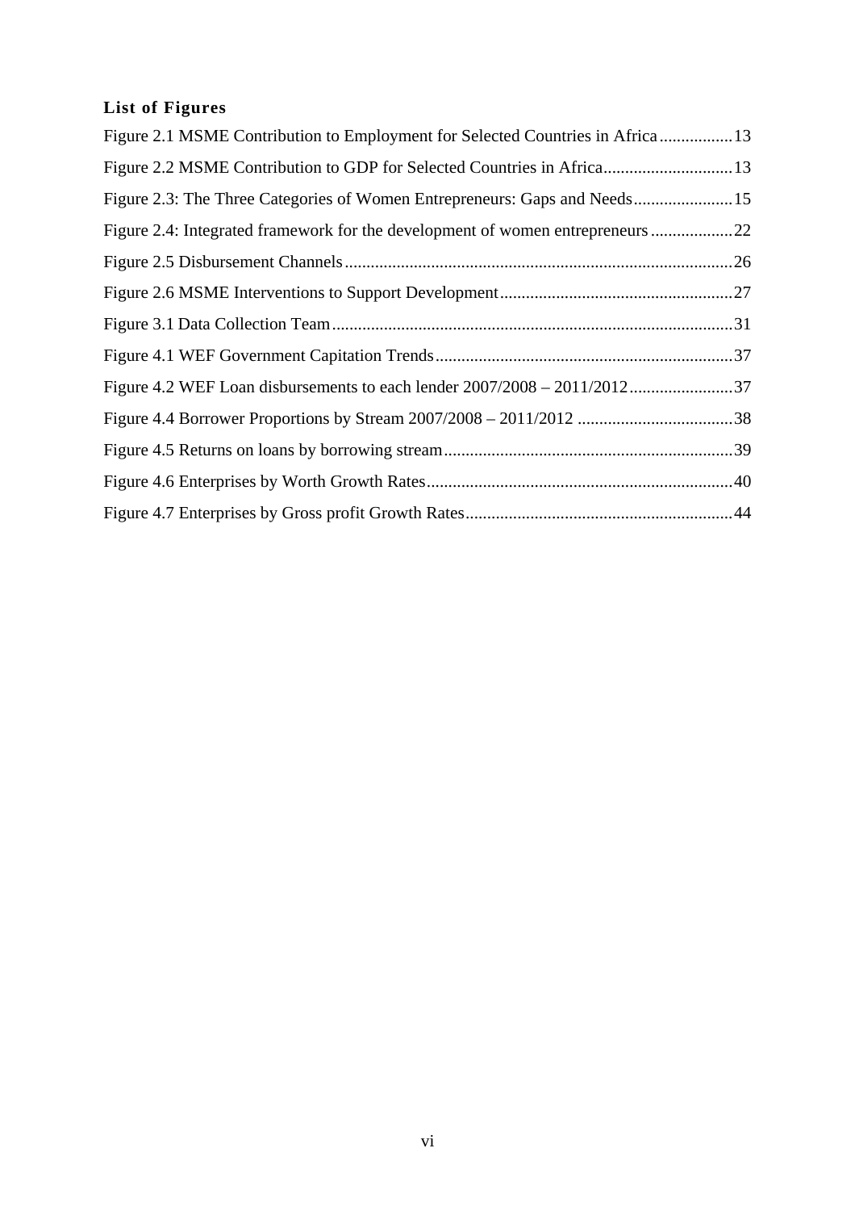## List of Figures

Figure 2.1 MSME Contribution to Employment for Selected Countries in Africa ................. 13

Figure 2.2 MSME Contribution to GDP for Selected Countries in Africa ............................. 13

Figure 2.3: The Three Categories of Women Entrepreneurs: Gaps and Needs ....................... 15

Figure 2.4: Integrated framework for the development of women entrepreneurs ................... 22

Figure 2.5 Disbursement Channels ........................................................................................ 26

Figure 2.6 MSME Interventions to Support Development ..................................................... 27

Figure 3.1 Data Collection Team ............................................................................................ 31

Figure 4.1 WEF Government Capitation Trends .................................................................... 37

Figure 4.2 WEF Loan disbursements to each lender 2007/2008 – 2011/2012 ........................ 37

Figure 4.4 Borrower Proportions by Stream 2007/2008 – 2011/2012 .................................... 38

Figure 4.5 Returns on loans by borrowing stream .................................................................. 39

Figure 4.6 Enterprises by Worth Growth Rates ...................................................................... 40

Figure 4.7 Enterprises by Gross profit Growth Rates ............................................................. 44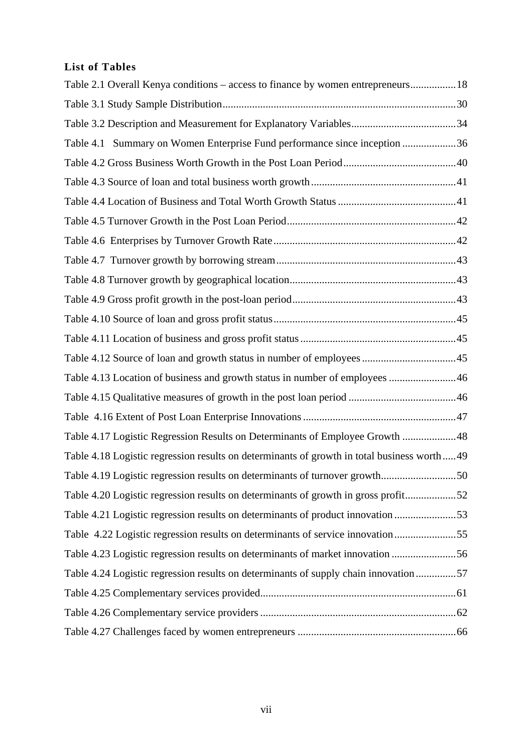**List of Tables**

Table 2.1 Overall Kenya conditions – access to finance by women entrepreneurs.................18

Table 3.1 Study Sample Distribution......................................................................................30

Table 3.2 Description and Measurement for Explanatory Variables.......................................34

Table 4.1 Summary on Women Enterprise Fund performance since inception ....................36

Table 4.2 Gross Business Worth Growth in the Post Loan Period..........................................40

Table 4.3 Source of loan and total business worth growth......................................................41

Table 4.4 Location of Business and Total Worth Growth Status............................................41

Table 4.5 Turnover Growth in the Post Loan Period...............................................................42

Table 4.6 Enterprises by Turnover Growth Rate....................................................................42

Table 4.7 Turnover growth by borrowing stream...................................................................43

Table 4.8 Turnover growth by geographical location.............................................................43

Table 4.9 Gross profit growth in the post-loan period.............................................................43

Table 4.10 Source of loan and gross profit status....................................................................45

Table 4.11 Location of business and gross profit status..........................................................45

Table 4.12 Source of loan and growth status in number of employees...................................45

Table 4.13 Location of business and growth status in number of employees .........................46

Table 4.15 Qualitative measures of growth in the post loan period ........................................46

Table 4.16 Extent of Post Loan Enterprise Innovations.........................................................47

Table 4.17 Logistic Regression Results on Determinants of Employee Growth ....................48

Table 4.18 Logistic regression results on determinants of growth in total business worth.....49

Table 4.19 Logistic regression results on determinants of turnover growth............................50

Table 4.20 Logistic regression results on determinants of growth in gross profit...................52

Table 4.21 Logistic regression results on determinants of product innovation.......................53

Table 4.22 Logistic regression results on determinants of service innovation.......................55

Table 4.23 Logistic regression results on determinants of market innovation ........................56

Table 4.24 Logistic regression results on determinants of supply chain innovation...............57

Table 4.25 Complementary services provided.........................................................................61

Table 4.26 Complementary service providers.........................................................................62

Table 4.27 Challenges faced by women entrepreneurs ...........................................................66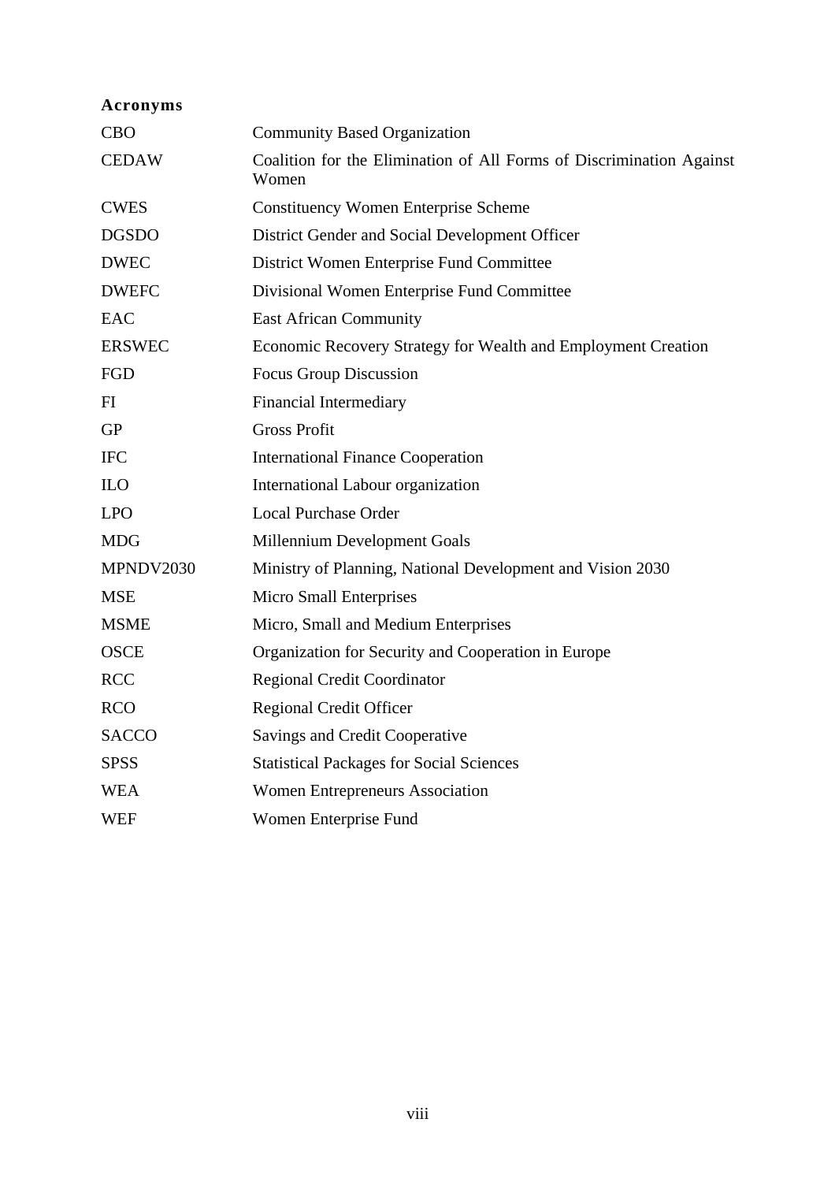## Acronyms

| | |
|---|---|
| CBO | Community Based Organization |
| CEDAW | Coalition for the Elimination of All Forms of Discrimination Against Women |
| CWES | Constituency Women Enterprise Scheme |
| DGSDO | District Gender and Social Development Officer |
| DWEC | District Women Enterprise Fund Committee |
| DWEFC | Divisional Women Enterprise Fund Committee |
| EAC | East African Community |
| ERSWEC | Economic Recovery Strategy for Wealth and Employment Creation |
| FGD | Focus Group Discussion |
| FI | Financial Intermediary |
| GP | Gross Profit |
| IFC | International Finance Cooperation |
| ILO | International Labour organization |
| LPO | Local Purchase Order |
| MDG | Millennium Development Goals |
| MPNDV2030 | Ministry of Planning, National Development and Vision 2030 |
| MSE | Micro Small Enterprises |
| MSME | Micro, Small and Medium Enterprises |
| OSCE | Organization for Security and Cooperation in Europe |
| RCC | Regional Credit Coordinator |
| RCO | Regional Credit Officer |
| SACCO | Savings and Credit Cooperative |
| SPSS | Statistical Packages for Social Sciences |
| WEA | Women Entrepreneurs Association |
| WEF | Women Enterprise Fund |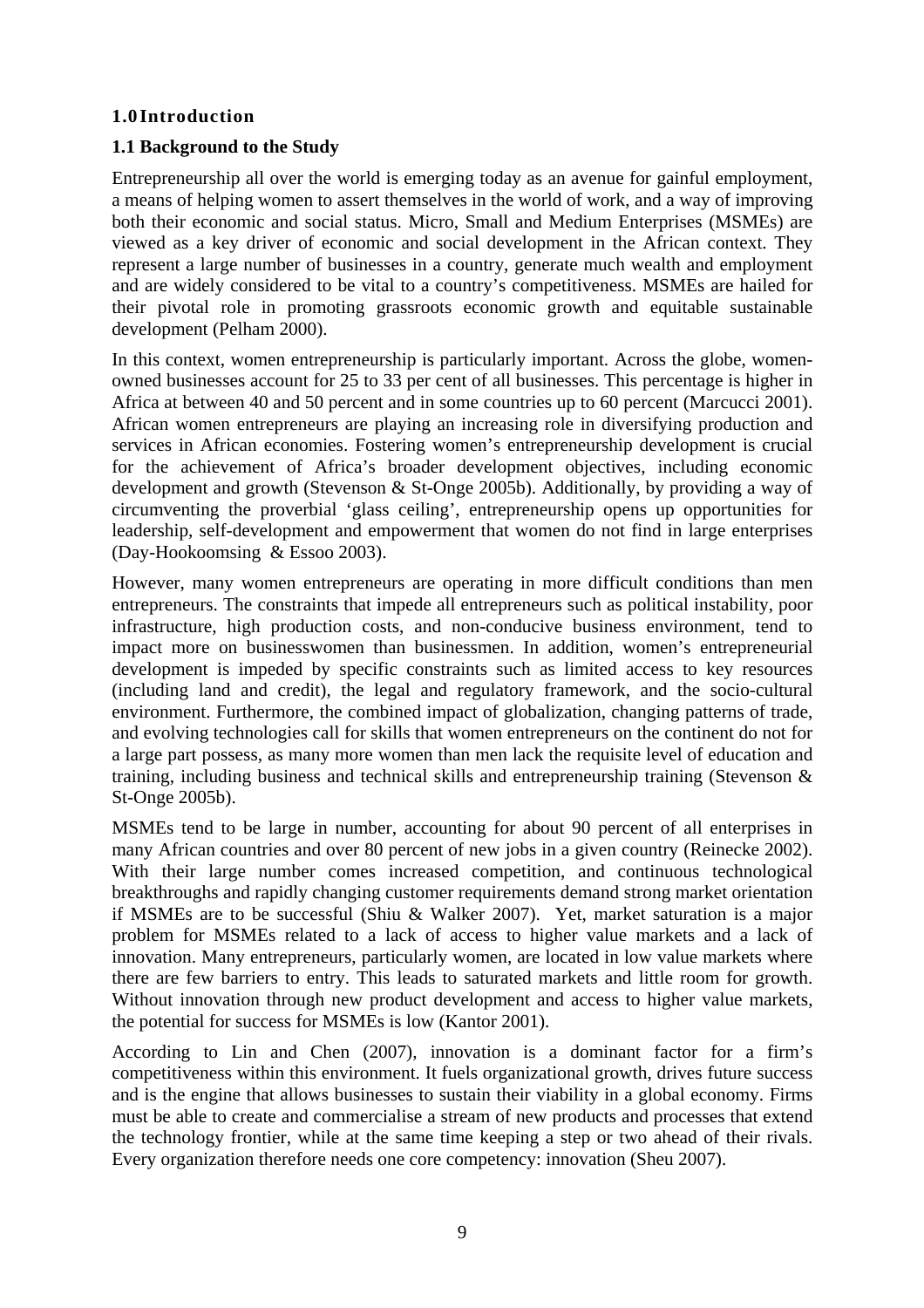# 1.0 Introduction

## 1.1 Background to the Study

Entrepreneurship all over the world is emerging today as an avenue for gainful employment, a means of helping women to assert themselves in the world of work, and a way of improving both their economic and social status. Micro, Small and Medium Enterprises (MSMEs) are viewed as a key driver of economic and social development in the African context. They represent a large number of businesses in a country, generate much wealth and employment and are widely considered to be vital to a country's competitiveness. MSMEs are hailed for their pivotal role in promoting grassroots economic growth and equitable sustainable development (Pelham 2000).

In this context, women entrepreneurship is particularly important. Across the globe, women-owned businesses account for 25 to 33 per cent of all businesses. This percentage is higher in Africa at between 40 and 50 percent and in some countries up to 60 percent (Marcucci 2001). African women entrepreneurs are playing an increasing role in diversifying production and services in African economies. Fostering women's entrepreneurship development is crucial for the achievement of Africa's broader development objectives, including economic development and growth (Stevenson & St-Onge 2005b). Additionally, by providing a way of circumventing the proverbial 'glass ceiling', entrepreneurship opens up opportunities for leadership, self-development and empowerment that women do not find in large enterprises (Day-Hookoomsing & Essoo 2003).

However, many women entrepreneurs are operating in more difficult conditions than men entrepreneurs. The constraints that impede all entrepreneurs such as political instability, poor infrastructure, high production costs, and non-conducive business environment, tend to impact more on businesswomen than businessmen. In addition, women's entrepreneurial development is impeded by specific constraints such as limited access to key resources (including land and credit), the legal and regulatory framework, and the socio-cultural environment. Furthermore, the combined impact of globalization, changing patterns of trade, and evolving technologies call for skills that women entrepreneurs on the continent do not for a large part possess, as many more women than men lack the requisite level of education and training, including business and technical skills and entrepreneurship training (Stevenson & St-Onge 2005b).

MSMEs tend to be large in number, accounting for about 90 percent of all enterprises in many African countries and over 80 percent of new jobs in a given country (Reinecke 2002). With their large number comes increased competition, and continuous technological breakthroughs and rapidly changing customer requirements demand strong market orientation if MSMEs are to be successful (Shiu & Walker 2007). Yet, market saturation is a major problem for MSMEs related to a lack of access to higher value markets and a lack of innovation. Many entrepreneurs, particularly women, are located in low value markets where there are few barriers to entry. This leads to saturated markets and little room for growth. Without innovation through new product development and access to higher value markets, the potential for success for MSMEs is low (Kantor 2001).

According to Lin and Chen (2007), innovation is a dominant factor for a firm's competitiveness within this environment. It fuels organizational growth, drives future success and is the engine that allows businesses to sustain their viability in a global economy. Firms must be able to create and commercialise a stream of new products and processes that extend the technology frontier, while at the same time keeping a step or two ahead of their rivals. Every organization therefore needs one core competency: innovation (Sheu 2007).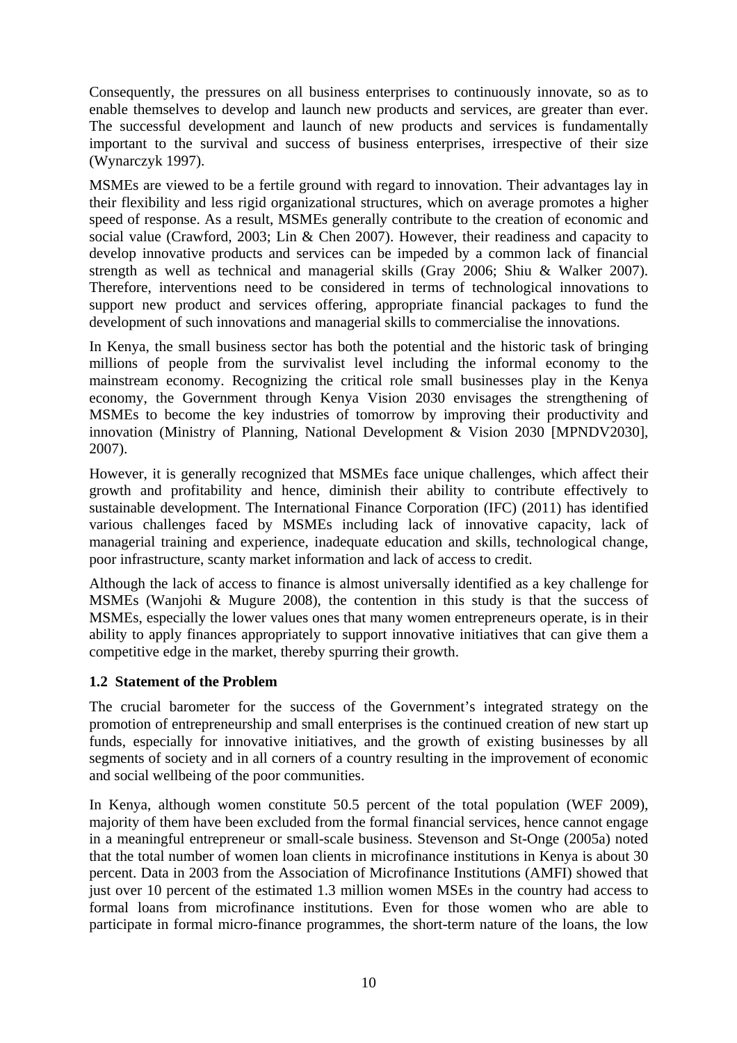Consequently, the pressures on all business enterprises to continuously innovate, so as to enable themselves to develop and launch new products and services, are greater than ever. The successful development and launch of new products and services is fundamentally important to the survival and success of business enterprises, irrespective of their size (Wynarczyk 1997).

MSMEs are viewed to be a fertile ground with regard to innovation. Their advantages lay in their flexibility and less rigid organizational structures, which on average promotes a higher speed of response. As a result, MSMEs generally contribute to the creation of economic and social value (Crawford, 2003; Lin & Chen 2007). However, their readiness and capacity to develop innovative products and services can be impeded by a common lack of financial strength as well as technical and managerial skills (Gray 2006; Shiu & Walker 2007). Therefore, interventions need to be considered in terms of technological innovations to support new product and services offering, appropriate financial packages to fund the development of such innovations and managerial skills to commercialise the innovations.

In Kenya, the small business sector has both the potential and the historic task of bringing millions of people from the survivalist level including the informal economy to the mainstream economy. Recognizing the critical role small businesses play in the Kenya economy, the Government through Kenya Vision 2030 envisages the strengthening of MSMEs to become the key industries of tomorrow by improving their productivity and innovation (Ministry of Planning, National Development & Vision 2030 [MPNDV2030], 2007).

However, it is generally recognized that MSMEs face unique challenges, which affect their growth and profitability and hence, diminish their ability to contribute effectively to sustainable development. The International Finance Corporation (IFC) (2011) has identified various challenges faced by MSMEs including lack of innovative capacity, lack of managerial training and experience, inadequate education and skills, technological change, poor infrastructure, scanty market information and lack of access to credit.

Although the lack of access to finance is almost universally identified as a key challenge for MSMEs (Wanjohi & Mugure 2008), the contention in this study is that the success of MSMEs, especially the lower values ones that many women entrepreneurs operate, is in their ability to apply finances appropriately to support innovative initiatives that can give them a competitive edge in the market, thereby spurring their growth.

## 1.2 Statement of the Problem

The crucial barometer for the success of the Government's integrated strategy on the promotion of entrepreneurship and small enterprises is the continued creation of new start up funds, especially for innovative initiatives, and the growth of existing businesses by all segments of society and in all corners of a country resulting in the improvement of economic and social wellbeing of the poor communities.

In Kenya, although women constitute 50.5 percent of the total population (WEF 2009), majority of them have been excluded from the formal financial services, hence cannot engage in a meaningful entrepreneur or small-scale business. Stevenson and St-Onge (2005a) noted that the total number of women loan clients in microfinance institutions in Kenya is about 30 percent. Data in 2003 from the Association of Microfinance Institutions (AMFI) showed that just over 10 percent of the estimated 1.3 million women MSEs in the country had access to formal loans from microfinance institutions. Even for those women who are able to participate in formal micro-finance programmes, the short-term nature of the loans, the low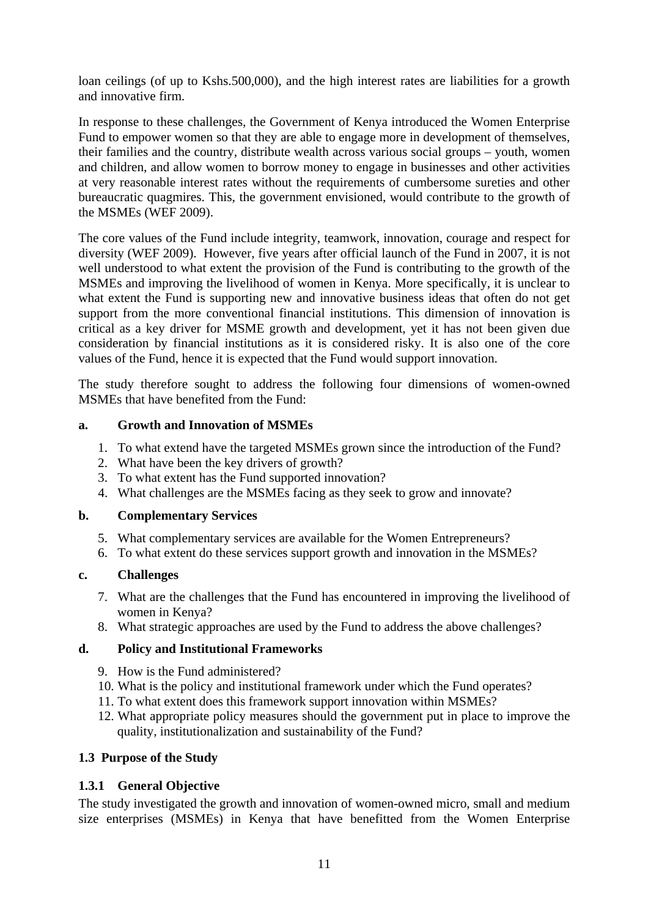loan ceilings (of up to Kshs.500,000), and the high interest rates are liabilities for a growth and innovative firm.

In response to these challenges, the Government of Kenya introduced the Women Enterprise Fund to empower women so that they are able to engage more in development of themselves, their families and the country, distribute wealth across various social groups – youth, women and children, and allow women to borrow money to engage in businesses and other activities at very reasonable interest rates without the requirements of cumbersome sureties and other bureaucratic quagmires. This, the government envisioned, would contribute to the growth of the MSMEs (WEF 2009).

The core values of the Fund include integrity, teamwork, innovation, courage and respect for diversity (WEF 2009). However, five years after official launch of the Fund in 2007, it is not well understood to what extent the provision of the Fund is contributing to the growth of the MSMEs and improving the livelihood of women in Kenya. More specifically, it is unclear to what extent the Fund is supporting new and innovative business ideas that often do not get support from the more conventional financial institutions. This dimension of innovation is critical as a key driver for MSME growth and development, yet it has not been given due consideration by financial institutions as it is considered risky. It is also one of the core values of the Fund, hence it is expected that the Fund would support innovation.

The study therefore sought to address the following four dimensions of women-owned MSMEs that have benefited from the Fund:

**a. Growth and Innovation of MSMEs**

1. To what extend have the targeted MSMEs grown since the introduction of the Fund?
2. What have been the key drivers of growth?
3. To what extent has the Fund supported innovation?
4. What challenges are the MSMEs facing as they seek to grow and innovate?

**b. Complementary Services**

5. What complementary services are available for the Women Entrepreneurs?
6. To what extent do these services support growth and innovation in the MSMEs?

**c. Challenges**

7. What are the challenges that the Fund has encountered in improving the livelihood of women in Kenya?
8. What strategic approaches are used by the Fund to address the above challenges?

**d. Policy and Institutional Frameworks**

9. How is the Fund administered?
10. What is the policy and institutional framework under which the Fund operates?
11. To what extent does this framework support innovation within MSMEs?
12. What appropriate policy measures should the government put in place to improve the quality, institutionalization and sustainability of the Fund?

## 1.3 Purpose of the Study

### 1.3.1 General Objective

The study investigated the growth and innovation of women-owned micro, small and medium size enterprises (MSMEs) in Kenya that have benefitted from the Women Enterprise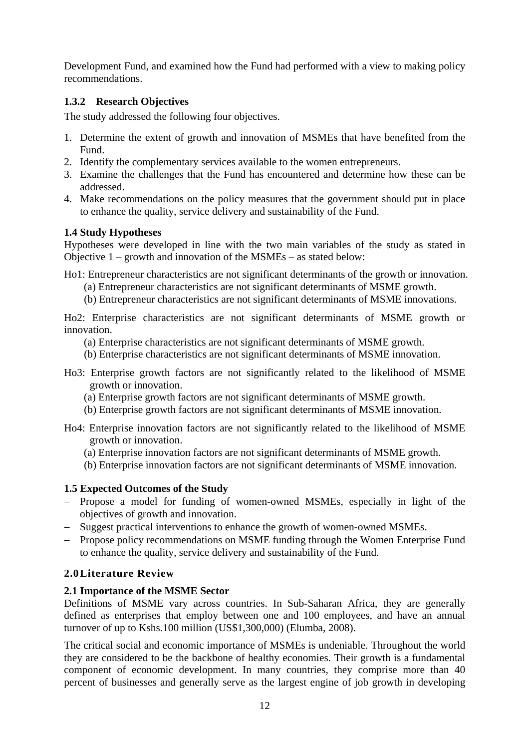Development Fund, and examined how the Fund had performed with a view to making policy recommendations.

### 1.3.2 Research Objectives

The study addressed the following four objectives.

1. Determine the extent of growth and innovation of MSMEs that have benefited from the Fund.
2. Identify the complementary services available to the women entrepreneurs.
3. Examine the challenges that the Fund has encountered and determine how these can be addressed.
4. Make recommendations on the policy measures that the government should put in place to enhance the quality, service delivery and sustainability of the Fund.

### 1.4 Study Hypotheses

Hypotheses were developed in line with the two main variables of the study as stated in Objective 1 – growth and innovation of the MSMEs – as stated below:

Ho1: Entrepreneur characteristics are not significant determinants of the growth or innovation.
- (a) Entrepreneur characteristics are not significant determinants of MSME growth.
- (b) Entrepreneur characteristics are not significant determinants of MSME innovations.

Ho2: Enterprise characteristics are not significant determinants of MSME growth or innovation.
- (a) Enterprise characteristics are not significant determinants of MSME growth.
- (b) Enterprise characteristics are not significant determinants of MSME innovation.

Ho3: Enterprise growth factors are not significantly related to the likelihood of MSME growth or innovation.
- (a) Enterprise growth factors are not significant determinants of MSME growth.
- (b) Enterprise growth factors are not significant determinants of MSME innovation.

Ho4: Enterprise innovation factors are not significantly related to the likelihood of MSME growth or innovation.
- (a) Enterprise innovation factors are not significant determinants of MSME growth.
- (b) Enterprise innovation factors are not significant determinants of MSME innovation.

### 1.5 Expected Outcomes of the Study

- Propose a model for funding of women-owned MSMEs, especially in light of the objectives of growth and innovation.
- Suggest practical interventions to enhance the growth of women-owned MSMEs.
- Propose policy recommendations on MSME funding through the Women Enterprise Fund to enhance the quality, service delivery and sustainability of the Fund.

## 2.0 Literature Review

### 2.1 Importance of the MSME Sector

Definitions of MSME vary across countries. In Sub-Saharan Africa, they are generally defined as enterprises that employ between one and 100 employees, and have an annual turnover of up to Kshs.100 million (US$1,300,000) (Elumba, 2008).

The critical social and economic importance of MSMEs is undeniable. Throughout the world they are considered to be the backbone of healthy economies. Their growth is a fundamental component of economic development. In many countries, they comprise more than 40 percent of businesses and generally serve as the largest engine of job growth in developing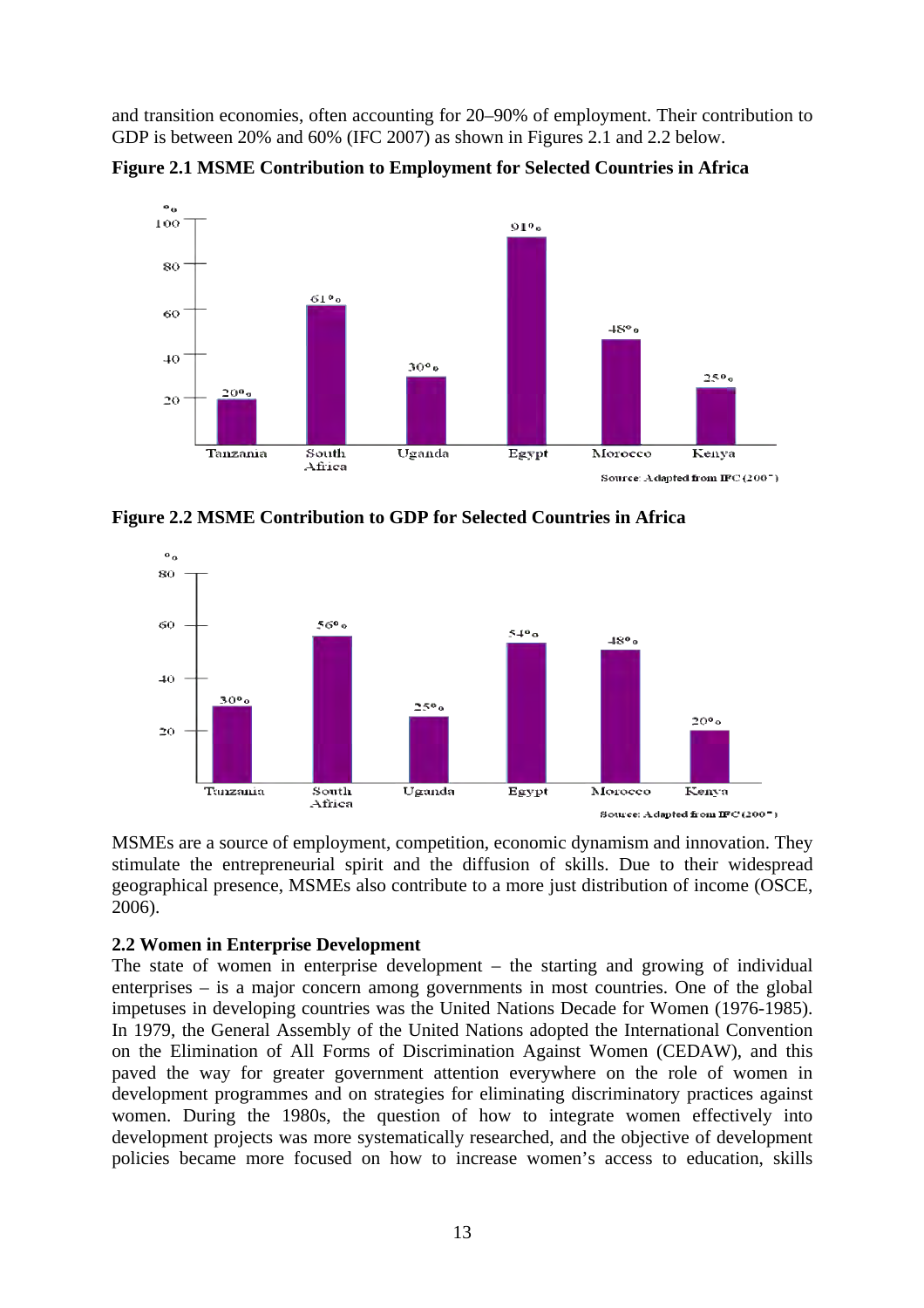and transition economies, often accounting for 20–90% of employment. Their contribution to GDP is between 20% and 60% (IFC 2007) as shown in Figures 2.1 and 2.2 below.

**Figure 2.1 MSME Contribution to Employment for Selected Countries in Africa**

| Country | % |
|---|---|
| Tanzania | 20% |
| South Africa | 61% |
| Uganda | 30% |
| Egypt | 91% |
| Morocco | 48% |
| Kenya | 25% |

Source: Adapted from IFC (2007)

**Figure 2.2 MSME Contribution to GDP for Selected Countries in Africa**

| Country | % |
|---|---|
| Tanzania | 30% |
| South Africa | 56% |
| Uganda | 25% |
| Egypt | 54% |
| Morocco | 48% |
| Kenya | 20% |

Source: Adapted from IFC (2007)

MSMEs are a source of employment, competition, economic dynamism and innovation. They stimulate the entrepreneurial spirit and the diffusion of skills. Due to their widespread geographical presence, MSMEs also contribute to a more just distribution of income (OSCE, 2006).

### 2.2 Women in Enterprise Development

The state of women in enterprise development – the starting and growing of individual enterprises – is a major concern among governments in most countries. One of the global impetuses in developing countries was the United Nations Decade for Women (1976-1985). In 1979, the General Assembly of the United Nations adopted the International Convention on the Elimination of All Forms of Discrimination Against Women (CEDAW), and this paved the way for greater government attention everywhere on the role of women in development programmes and on strategies for eliminating discriminatory practices against women. During the 1980s, the question of how to integrate women effectively into development projects was more systematically researched, and the objective of development policies became more focused on how to increase women's access to education, skills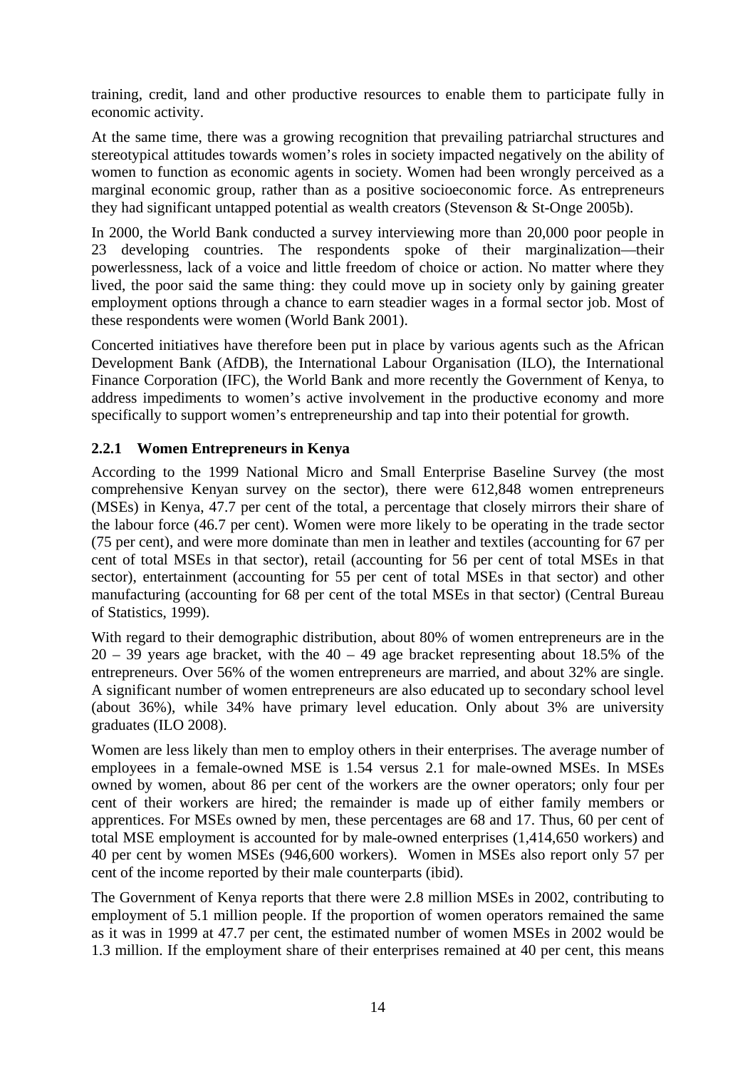training, credit, land and other productive resources to enable them to participate fully in economic activity.

At the same time, there was a growing recognition that prevailing patriarchal structures and stereotypical attitudes towards women's roles in society impacted negatively on the ability of women to function as economic agents in society. Women had been wrongly perceived as a marginal economic group, rather than as a positive socioeconomic force. As entrepreneurs they had significant untapped potential as wealth creators (Stevenson & St-Onge 2005b).

In 2000, the World Bank conducted a survey interviewing more than 20,000 poor people in 23 developing countries. The respondents spoke of their marginalization—their powerlessness, lack of a voice and little freedom of choice or action. No matter where they lived, the poor said the same thing: they could move up in society only by gaining greater employment options through a chance to earn steadier wages in a formal sector job. Most of these respondents were women (World Bank 2001).

Concerted initiatives have therefore been put in place by various agents such as the African Development Bank (AfDB), the International Labour Organisation (ILO), the International Finance Corporation (IFC), the World Bank and more recently the Government of Kenya, to address impediments to women's active involvement in the productive economy and more specifically to support women's entrepreneurship and tap into their potential for growth.

### 2.2.1 Women Entrepreneurs in Kenya

According to the 1999 National Micro and Small Enterprise Baseline Survey (the most comprehensive Kenyan survey on the sector), there were 612,848 women entrepreneurs (MSEs) in Kenya, 47.7 per cent of the total, a percentage that closely mirrors their share of the labour force (46.7 per cent). Women were more likely to be operating in the trade sector (75 per cent), and were more dominate than men in leather and textiles (accounting for 67 per cent of total MSEs in that sector), retail (accounting for 56 per cent of total MSEs in that sector), entertainment (accounting for 55 per cent of total MSEs in that sector) and other manufacturing (accounting for 68 per cent of the total MSEs in that sector) (Central Bureau of Statistics, 1999).

With regard to their demographic distribution, about 80% of women entrepreneurs are in the 20 – 39 years age bracket, with the 40 – 49 age bracket representing about 18.5% of the entrepreneurs. Over 56% of the women entrepreneurs are married, and about 32% are single. A significant number of women entrepreneurs are also educated up to secondary school level (about 36%), while 34% have primary level education. Only about 3% are university graduates (ILO 2008).

Women are less likely than men to employ others in their enterprises. The average number of employees in a female-owned MSE is 1.54 versus 2.1 for male-owned MSEs. In MSEs owned by women, about 86 per cent of the workers are the owner operators; only four per cent of their workers are hired; the remainder is made up of either family members or apprentices. For MSEs owned by men, these percentages are 68 and 17. Thus, 60 per cent of total MSE employment is accounted for by male-owned enterprises (1,414,650 workers) and 40 per cent by women MSEs (946,600 workers). Women in MSEs also report only 57 per cent of the income reported by their male counterparts (ibid).

The Government of Kenya reports that there were 2.8 million MSEs in 2002, contributing to employment of 5.1 million people. If the proportion of women operators remained the same as it was in 1999 at 47.7 per cent, the estimated number of women MSEs in 2002 would be 1.3 million. If the employment share of their enterprises remained at 40 per cent, this means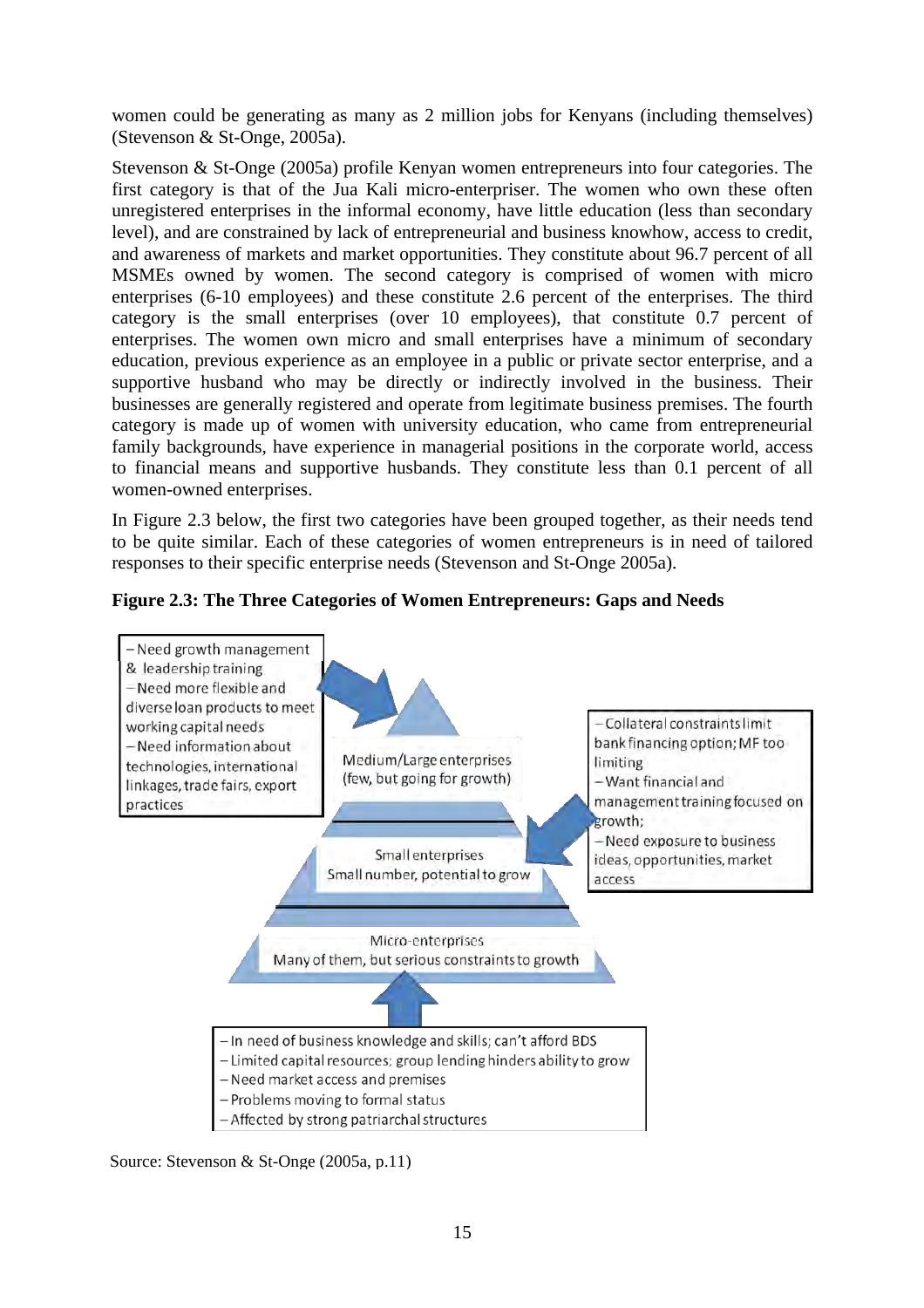women could be generating as many as 2 million jobs for Kenyans (including themselves) (Stevenson & St-Onge, 2005a).

Stevenson & St-Onge (2005a) profile Kenyan women entrepreneurs into four categories. The first category is that of the Jua Kali micro-enterpriser. The women who own these often unregistered enterprises in the informal economy, have little education (less than secondary level), and are constrained by lack of entrepreneurial and business knowhow, access to credit, and awareness of markets and market opportunities. They constitute about 96.7 percent of all MSMEs owned by women. The second category is comprised of women with micro enterprises (6-10 employees) and these constitute 2.6 percent of the enterprises. The third category is the small enterprises (over 10 employees), that constitute 0.7 percent of enterprises. The women own micro and small enterprises have a minimum of secondary education, previous experience as an employee in a public or private sector enterprise, and a supportive husband who may be directly or indirectly involved in the business. Their businesses are generally registered and operate from legitimate business premises. The fourth category is made up of women with university education, who came from entrepreneurial family backgrounds, have experience in managerial positions in the corporate world, access to financial means and supportive husbands. They constitute less than 0.1 percent of all women-owned enterprises.

In Figure 2.3 below, the first two categories have been grouped together, as their needs tend to be quite similar. Each of these categories of women entrepreneurs is in need of tailored responses to their specific enterprise needs (Stevenson and St-Onge 2005a).

**Figure 2.3: The Three Categories of Women Entrepreneurs: Gaps and Needs**

- Need growth management & leadership training
- Need more flexible and diverse loan products to meet working capital needs
- Need information about technologies, international linkages, trade fairs, export practices

Medium/Large enterprises (few, but going for growth)

- Collateral constraints limit bank financing option; MF too limiting
- Want financial and management training focused on growth;
- Need exposure to business ideas, opportunities, market access

Small enterprises
Small number, potential to grow

Micro-enterprises
Many of them, but serious constraints to growth

- In need of business knowledge and skills; can't afford BDS
- Limited capital resources; group lending hinders ability to grow
- Need market access and premises
- Problems moving to formal status
- Affected by strong patriarchal structures

Source: Stevenson & St-Onge (2005a, p.11)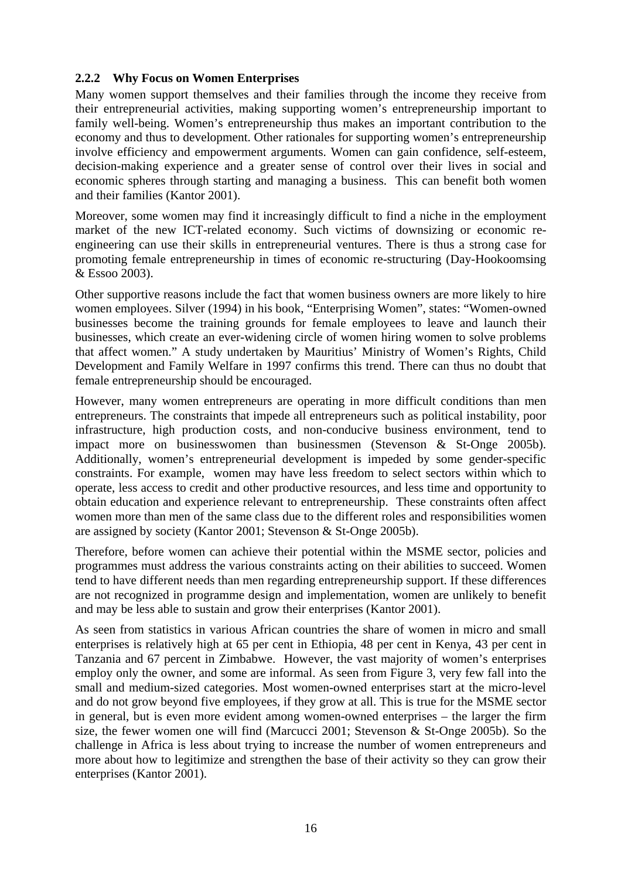### 2.2.2 Why Focus on Women Enterprises

Many women support themselves and their families through the income they receive from their entrepreneurial activities, making supporting women's entrepreneurship important to family well-being. Women's entrepreneurship thus makes an important contribution to the economy and thus to development. Other rationales for supporting women's entrepreneurship involve efficiency and empowerment arguments. Women can gain confidence, self-esteem, decision-making experience and a greater sense of control over their lives in social and economic spheres through starting and managing a business. This can benefit both women and their families (Kantor 2001).

Moreover, some women may find it increasingly difficult to find a niche in the employment market of the new ICT-related economy. Such victims of downsizing or economic re-engineering can use their skills in entrepreneurial ventures. There is thus a strong case for promoting female entrepreneurship in times of economic re-structuring (Day-Hookoomsing & Essoo 2003).

Other supportive reasons include the fact that women business owners are more likely to hire women employees. Silver (1994) in his book, "Enterprising Women", states: "Women-owned businesses become the training grounds for female employees to leave and launch their businesses, which create an ever-widening circle of women hiring women to solve problems that affect women." A study undertaken by Mauritius' Ministry of Women's Rights, Child Development and Family Welfare in 1997 confirms this trend. There can thus no doubt that female entrepreneurship should be encouraged.

However, many women entrepreneurs are operating in more difficult conditions than men entrepreneurs. The constraints that impede all entrepreneurs such as political instability, poor infrastructure, high production costs, and non-conducive business environment, tend to impact more on businesswomen than businessmen (Stevenson & St-Onge 2005b). Additionally, women's entrepreneurial development is impeded by some gender-specific constraints. For example, women may have less freedom to select sectors within which to operate, less access to credit and other productive resources, and less time and opportunity to obtain education and experience relevant to entrepreneurship. These constraints often affect women more than men of the same class due to the different roles and responsibilities women are assigned by society (Kantor 2001; Stevenson & St-Onge 2005b).

Therefore, before women can achieve their potential within the MSME sector, policies and programmes must address the various constraints acting on their abilities to succeed. Women tend to have different needs than men regarding entrepreneurship support. If these differences are not recognized in programme design and implementation, women are unlikely to benefit and may be less able to sustain and grow their enterprises (Kantor 2001).

As seen from statistics in various African countries the share of women in micro and small enterprises is relatively high at 65 per cent in Ethiopia, 48 per cent in Kenya, 43 per cent in Tanzania and 67 percent in Zimbabwe. However, the vast majority of women's enterprises employ only the owner, and some are informal. As seen from Figure 3, very few fall into the small and medium-sized categories. Most women-owned enterprises start at the micro-level and do not grow beyond five employees, if they grow at all. This is true for the MSME sector in general, but is even more evident among women-owned enterprises – the larger the firm size, the fewer women one will find (Marcucci 2001; Stevenson & St-Onge 2005b). So the challenge in Africa is less about trying to increase the number of women entrepreneurs and more about how to legitimize and strengthen the base of their activity so they can grow their enterprises (Kantor 2001).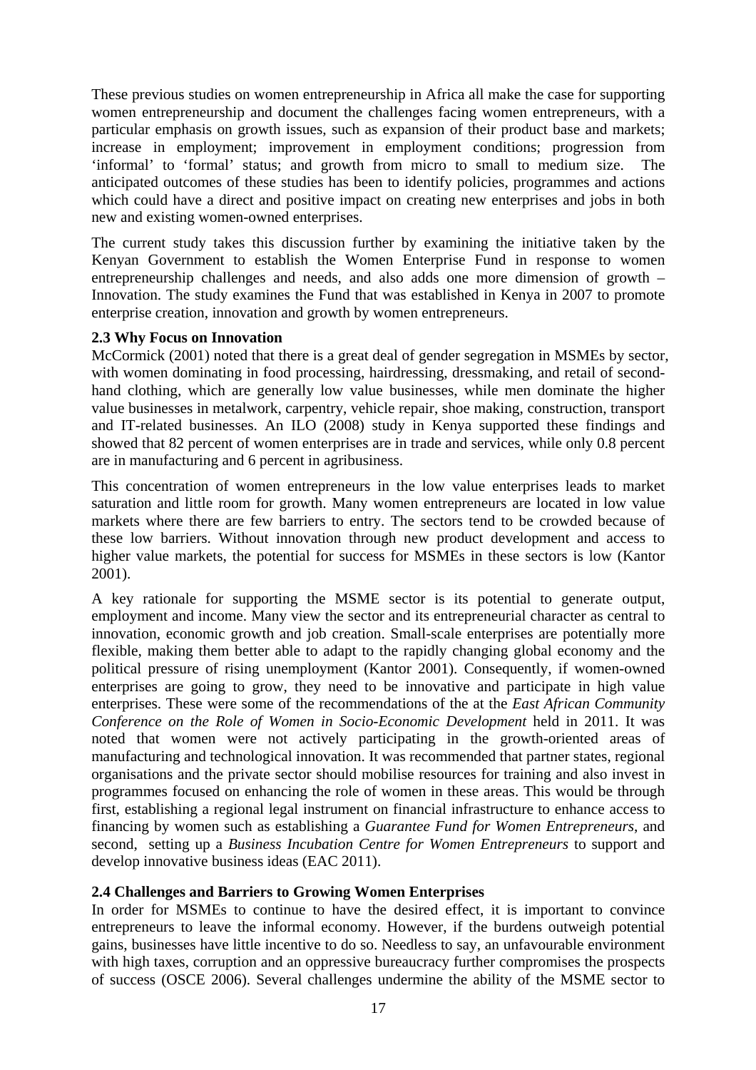These previous studies on women entrepreneurship in Africa all make the case for supporting women entrepreneurship and document the challenges facing women entrepreneurs, with a particular emphasis on growth issues, such as expansion of their product base and markets; increase in employment; improvement in employment conditions; progression from 'informal' to 'formal' status; and growth from micro to small to medium size. The anticipated outcomes of these studies has been to identify policies, programmes and actions which could have a direct and positive impact on creating new enterprises and jobs in both new and existing women-owned enterprises.

The current study takes this discussion further by examining the initiative taken by the Kenyan Government to establish the Women Enterprise Fund in response to women entrepreneurship challenges and needs, and also adds one more dimension of growth – Innovation. The study examines the Fund that was established in Kenya in 2007 to promote enterprise creation, innovation and growth by women entrepreneurs.

### 2.3 Why Focus on Innovation

McCormick (2001) noted that there is a great deal of gender segregation in MSMEs by sector, with women dominating in food processing, hairdressing, dressmaking, and retail of second-hand clothing, which are generally low value businesses, while men dominate the higher value businesses in metalwork, carpentry, vehicle repair, shoe making, construction, transport and IT-related businesses. An ILO (2008) study in Kenya supported these findings and showed that 82 percent of women enterprises are in trade and services, while only 0.8 percent are in manufacturing and 6 percent in agribusiness.

This concentration of women entrepreneurs in the low value enterprises leads to market saturation and little room for growth. Many women entrepreneurs are located in low value markets where there are few barriers to entry. The sectors tend to be crowded because of these low barriers. Without innovation through new product development and access to higher value markets, the potential for success for MSMEs in these sectors is low (Kantor 2001).

A key rationale for supporting the MSME sector is its potential to generate output, employment and income. Many view the sector and its entrepreneurial character as central to innovation, economic growth and job creation. Small-scale enterprises are potentially more flexible, making them better able to adapt to the rapidly changing global economy and the political pressure of rising unemployment (Kantor 2001). Consequently, if women-owned enterprises are going to grow, they need to be innovative and participate in high value enterprises. These were some of the recommendations of the at the *East African Community Conference on the Role of Women in Socio-Economic Development* held in 2011. It was noted that women were not actively participating in the growth-oriented areas of manufacturing and technological innovation. It was recommended that partner states, regional organisations and the private sector should mobilise resources for training and also invest in programmes focused on enhancing the role of women in these areas. This would be through first, establishing a regional legal instrument on financial infrastructure to enhance access to financing by women such as establishing a *Guarantee Fund for Women Entrepreneurs*, and second, setting up a *Business Incubation Centre for Women Entrepreneurs* to support and develop innovative business ideas (EAC 2011).

### 2.4 Challenges and Barriers to Growing Women Enterprises

In order for MSMEs to continue to have the desired effect, it is important to convince entrepreneurs to leave the informal economy. However, if the burdens outweigh potential gains, businesses have little incentive to do so. Needless to say, an unfavourable environment with high taxes, corruption and an oppressive bureaucracy further compromises the prospects of success (OSCE 2006). Several challenges undermine the ability of the MSME sector to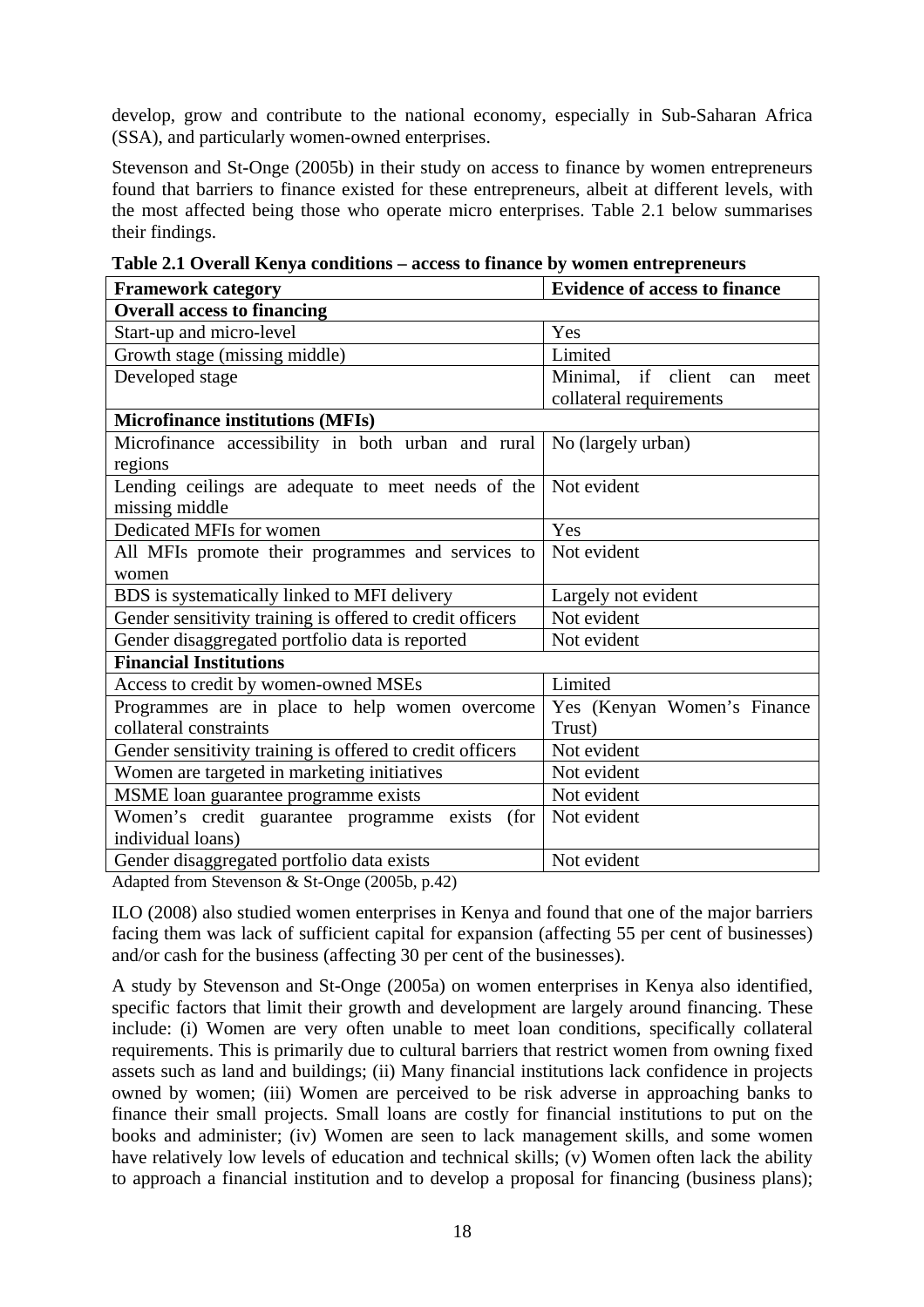develop, grow and contribute to the national economy, especially in Sub-Saharan Africa (SSA), and particularly women-owned enterprises.

Stevenson and St-Onge (2005b) in their study on access to finance by women entrepreneurs found that barriers to finance existed for these entrepreneurs, albeit at different levels, with the most affected being those who operate micro enterprises. Table 2.1 below summarises their findings.

**Table 2.1 Overall Kenya conditions – access to finance by women entrepreneurs**

| Framework category | Evidence of access to finance |
|---|---|
| **Overall access to financing** | |
| Start-up and micro-level | Yes |
| Growth stage (missing middle) | Limited |
| Developed stage | Minimal, if client can meet collateral requirements |
| **Microfinance institutions (MFIs)** | |
| Microfinance accessibility in both urban and rural regions | No (largely urban) |
| Lending ceilings are adequate to meet needs of the missing middle | Not evident |
| Dedicated MFIs for women | Yes |
| All MFIs promote their programmes and services to women | Not evident |
| BDS is systematically linked to MFI delivery | Largely not evident |
| Gender sensitivity training is offered to credit officers | Not evident |
| Gender disaggregated portfolio data is reported | Not evident |
| **Financial Institutions** | |
| Access to credit by women-owned MSEs | Limited |
| Programmes are in place to help women overcome collateral constraints | Yes (Kenyan Women's Finance Trust) |
| Gender sensitivity training is offered to credit officers | Not evident |
| Women are targeted in marketing initiatives | Not evident |
| MSME loan guarantee programme exists | Not evident |
| Women's credit guarantee programme exists (for individual loans) | Not evident |
| Gender disaggregated portfolio data exists | Not evident |

Adapted from Stevenson & St-Onge (2005b, p.42)

ILO (2008) also studied women enterprises in Kenya and found that one of the major barriers facing them was lack of sufficient capital for expansion (affecting 55 per cent of businesses) and/or cash for the business (affecting 30 per cent of the businesses).

A study by Stevenson and St-Onge (2005a) on women enterprises in Kenya also identified, specific factors that limit their growth and development are largely around financing. These include: (i) Women are very often unable to meet loan conditions, specifically collateral requirements. This is primarily due to cultural barriers that restrict women from owning fixed assets such as land and buildings; (ii) Many financial institutions lack confidence in projects owned by women; (iii) Women are perceived to be risk adverse in approaching banks to finance their small projects. Small loans are costly for financial institutions to put on the books and administer; (iv) Women are seen to lack management skills, and some women have relatively low levels of education and technical skills; (v) Women often lack the ability to approach a financial institution and to develop a proposal for financing (business plans);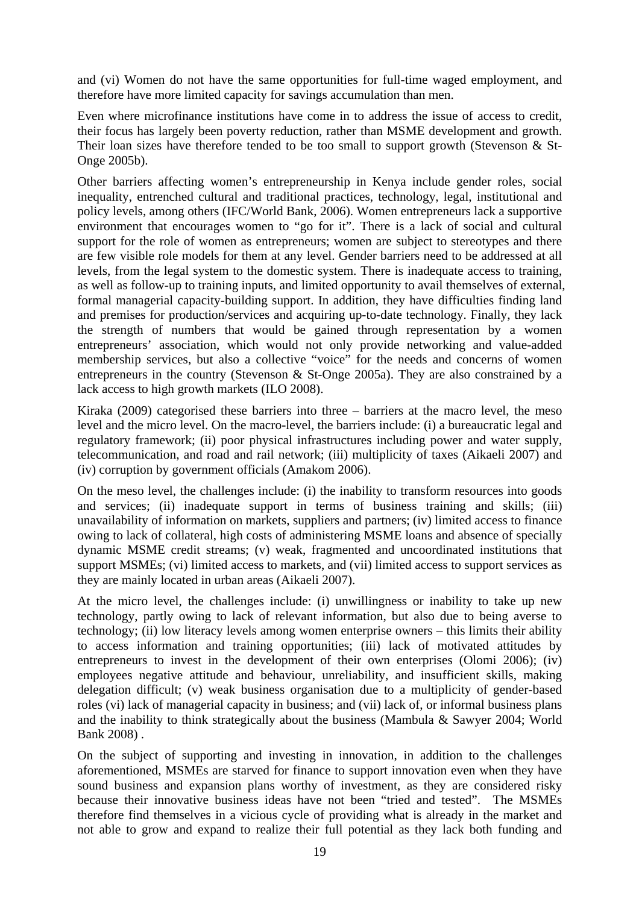and (vi) Women do not have the same opportunities for full-time waged employment, and therefore have more limited capacity for savings accumulation than men.

Even where microfinance institutions have come in to address the issue of access to credit, their focus has largely been poverty reduction, rather than MSME development and growth. Their loan sizes have therefore tended to be too small to support growth (Stevenson & St-Onge 2005b).

Other barriers affecting women's entrepreneurship in Kenya include gender roles, social inequality, entrenched cultural and traditional practices, technology, legal, institutional and policy levels, among others (IFC/World Bank, 2006). Women entrepreneurs lack a supportive environment that encourages women to "go for it". There is a lack of social and cultural support for the role of women as entrepreneurs; women are subject to stereotypes and there are few visible role models for them at any level. Gender barriers need to be addressed at all levels, from the legal system to the domestic system. There is inadequate access to training, as well as follow-up to training inputs, and limited opportunity to avail themselves of external, formal managerial capacity-building support. In addition, they have difficulties finding land and premises for production/services and acquiring up-to-date technology. Finally, they lack the strength of numbers that would be gained through representation by a women entrepreneurs' association, which would not only provide networking and value-added membership services, but also a collective "voice" for the needs and concerns of women entrepreneurs in the country (Stevenson & St-Onge 2005a). They are also constrained by a lack access to high growth markets (ILO 2008).

Kiraka (2009) categorised these barriers into three – barriers at the macro level, the meso level and the micro level. On the macro-level, the barriers include: (i) a bureaucratic legal and regulatory framework; (ii) poor physical infrastructures including power and water supply, telecommunication, and road and rail network; (iii) multiplicity of taxes (Aikaeli 2007) and (iv) corruption by government officials (Amakom 2006).

On the meso level, the challenges include: (i) the inability to transform resources into goods and services; (ii) inadequate support in terms of business training and skills; (iii) unavailability of information on markets, suppliers and partners; (iv) limited access to finance owing to lack of collateral, high costs of administering MSME loans and absence of specially dynamic MSME credit streams; (v) weak, fragmented and uncoordinated institutions that support MSMEs; (vi) limited access to markets, and (vii) limited access to support services as they are mainly located in urban areas (Aikaeli 2007).

At the micro level, the challenges include: (i) unwillingness or inability to take up new technology, partly owing to lack of relevant information, but also due to being averse to technology; (ii) low literacy levels among women enterprise owners – this limits their ability to access information and training opportunities; (iii) lack of motivated attitudes by entrepreneurs to invest in the development of their own enterprises (Olomi 2006); (iv) employees negative attitude and behaviour, unreliability, and insufficient skills, making delegation difficult; (v) weak business organisation due to a multiplicity of gender-based roles (vi) lack of managerial capacity in business; and (vii) lack of, or informal business plans and the inability to think strategically about the business (Mambula & Sawyer 2004; World Bank 2008) .

On the subject of supporting and investing in innovation, in addition to the challenges aforementioned, MSMEs are starved for finance to support innovation even when they have sound business and expansion plans worthy of investment, as they are considered risky because their innovative business ideas have not been "tried and tested". The MSMEs therefore find themselves in a vicious cycle of providing what is already in the market and not able to grow and expand to realize their full potential as they lack both funding and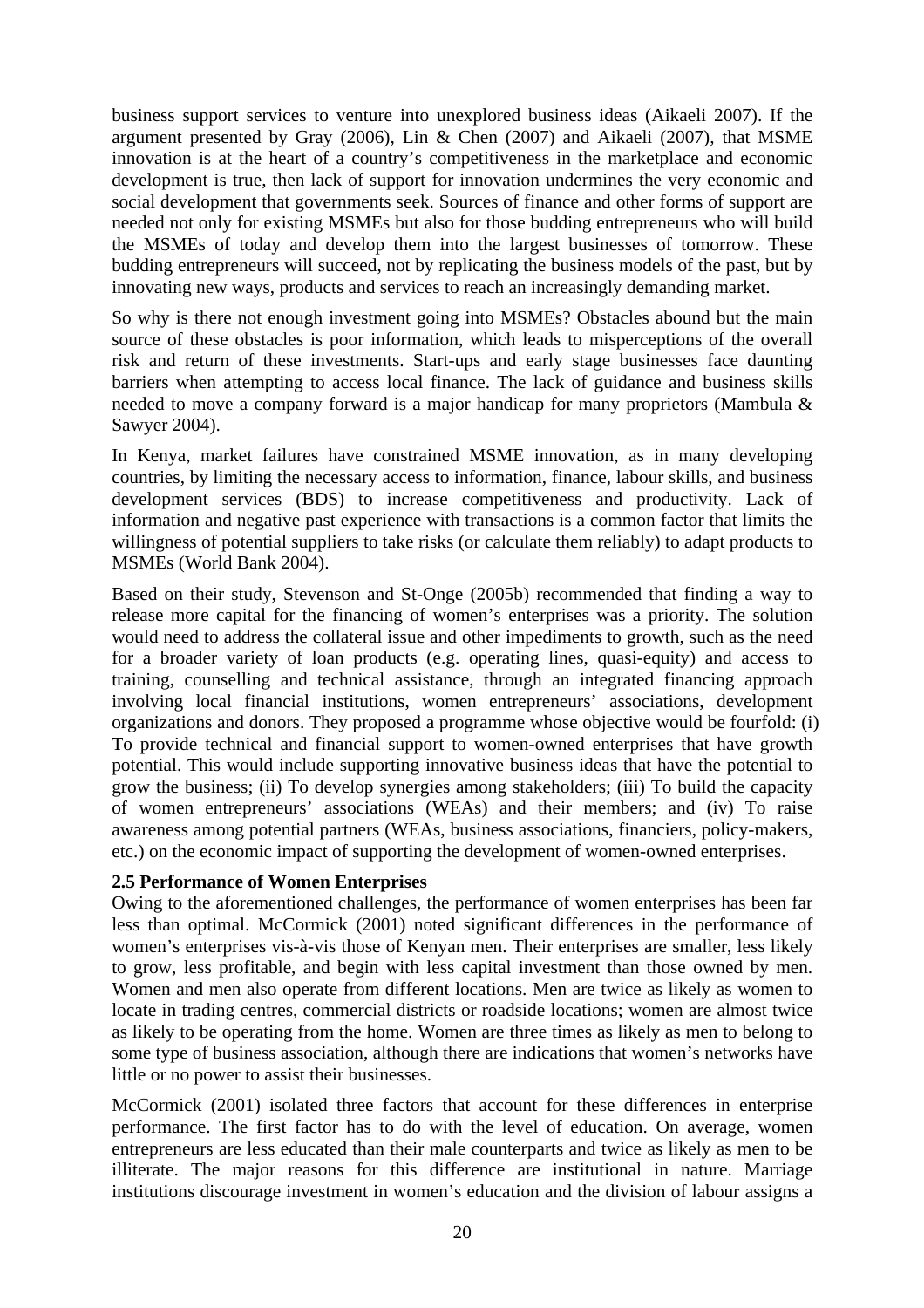business support services to venture into unexplored business ideas (Aikaeli 2007). If the argument presented by Gray (2006), Lin & Chen (2007) and Aikaeli (2007), that MSME innovation is at the heart of a country's competitiveness in the marketplace and economic development is true, then lack of support for innovation undermines the very economic and social development that governments seek. Sources of finance and other forms of support are needed not only for existing MSMEs but also for those budding entrepreneurs who will build the MSMEs of today and develop them into the largest businesses of tomorrow. These budding entrepreneurs will succeed, not by replicating the business models of the past, but by innovating new ways, products and services to reach an increasingly demanding market.

So why is there not enough investment going into MSMEs? Obstacles abound but the main source of these obstacles is poor information, which leads to misperceptions of the overall risk and return of these investments. Start-ups and early stage businesses face daunting barriers when attempting to access local finance. The lack of guidance and business skills needed to move a company forward is a major handicap for many proprietors (Mambula & Sawyer 2004).

In Kenya, market failures have constrained MSME innovation, as in many developing countries, by limiting the necessary access to information, finance, labour skills, and business development services (BDS) to increase competitiveness and productivity. Lack of information and negative past experience with transactions is a common factor that limits the willingness of potential suppliers to take risks (or calculate them reliably) to adapt products to MSMEs (World Bank 2004).

Based on their study, Stevenson and St-Onge (2005b) recommended that finding a way to release more capital for the financing of women's enterprises was a priority. The solution would need to address the collateral issue and other impediments to growth, such as the need for a broader variety of loan products (e.g. operating lines, quasi-equity) and access to training, counselling and technical assistance, through an integrated financing approach involving local financial institutions, women entrepreneurs' associations, development organizations and donors. They proposed a programme whose objective would be fourfold: (i) To provide technical and financial support to women-owned enterprises that have growth potential. This would include supporting innovative business ideas that have the potential to grow the business; (ii) To develop synergies among stakeholders; (iii) To build the capacity of women entrepreneurs' associations (WEAs) and their members; and (iv) To raise awareness among potential partners (WEAs, business associations, financiers, policy-makers, etc.) on the economic impact of supporting the development of women-owned enterprises.

### 2.5 Performance of Women Enterprises

Owing to the aforementioned challenges, the performance of women enterprises has been far less than optimal. McCormick (2001) noted significant differences in the performance of women's enterprises vis-à-vis those of Kenyan men. Their enterprises are smaller, less likely to grow, less profitable, and begin with less capital investment than those owned by men. Women and men also operate from different locations. Men are twice as likely as women to locate in trading centres, commercial districts or roadside locations; women are almost twice as likely to be operating from the home. Women are three times as likely as men to belong to some type of business association, although there are indications that women's networks have little or no power to assist their businesses.

McCormick (2001) isolated three factors that account for these differences in enterprise performance. The first factor has to do with the level of education. On average, women entrepreneurs are less educated than their male counterparts and twice as likely as men to be illiterate. The major reasons for this difference are institutional in nature. Marriage institutions discourage investment in women's education and the division of labour assigns a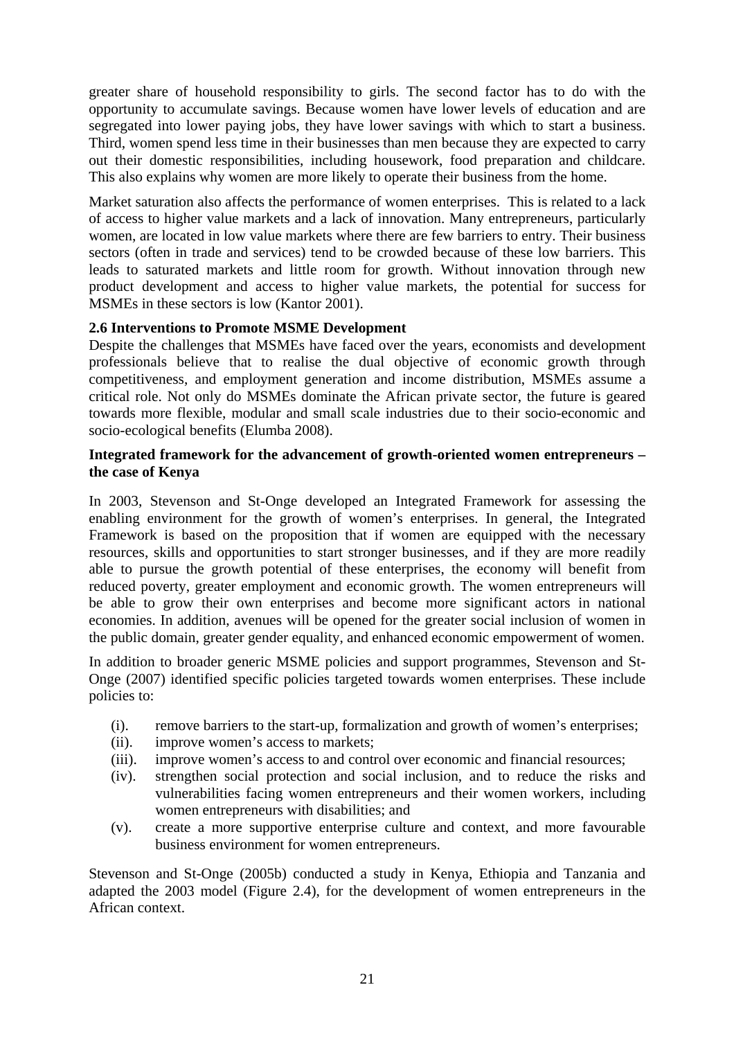greater share of household responsibility to girls. The second factor has to do with the opportunity to accumulate savings. Because women have lower levels of education and are segregated into lower paying jobs, they have lower savings with which to start a business. Third, women spend less time in their businesses than men because they are expected to carry out their domestic responsibilities, including housework, food preparation and childcare. This also explains why women are more likely to operate their business from the home.

Market saturation also affects the performance of women enterprises. This is related to a lack of access to higher value markets and a lack of innovation. Many entrepreneurs, particularly women, are located in low value markets where there are few barriers to entry. Their business sectors (often in trade and services) tend to be crowded because of these low barriers. This leads to saturated markets and little room for growth. Without innovation through new product development and access to higher value markets, the potential for success for MSMEs in these sectors is low (Kantor 2001).

### 2.6 Interventions to Promote MSME Development

Despite the challenges that MSMEs have faced over the years, economists and development professionals believe that to realise the dual objective of economic growth through competitiveness, and employment generation and income distribution, MSMEs assume a critical role. Not only do MSMEs dominate the African private sector, the future is geared towards more flexible, modular and small scale industries due to their socio-economic and socio-ecological benefits (Elumba 2008).

**Integrated framework for the advancement of growth-oriented women entrepreneurs – the case of Kenya**

In 2003, Stevenson and St-Onge developed an Integrated Framework for assessing the enabling environment for the growth of women's enterprises. In general, the Integrated Framework is based on the proposition that if women are equipped with the necessary resources, skills and opportunities to start stronger businesses, and if they are more readily able to pursue the growth potential of these enterprises, the economy will benefit from reduced poverty, greater employment and economic growth. The women entrepreneurs will be able to grow their own enterprises and become more significant actors in national economies. In addition, avenues will be opened for the greater social inclusion of women in the public domain, greater gender equality, and enhanced economic empowerment of women.

In addition to broader generic MSME policies and support programmes, Stevenson and St-Onge (2007) identified specific policies targeted towards women enterprises. These include policies to:

(i). remove barriers to the start-up, formalization and growth of women's enterprises;
(ii). improve women's access to markets;
(iii). improve women's access to and control over economic and financial resources;
(iv). strengthen social protection and social inclusion, and to reduce the risks and vulnerabilities facing women entrepreneurs and their women workers, including women entrepreneurs with disabilities; and
(v). create a more supportive enterprise culture and context, and more favourable business environment for women entrepreneurs.

Stevenson and St-Onge (2005b) conducted a study in Kenya, Ethiopia and Tanzania and adapted the 2003 model (Figure 2.4), for the development of women entrepreneurs in the African context.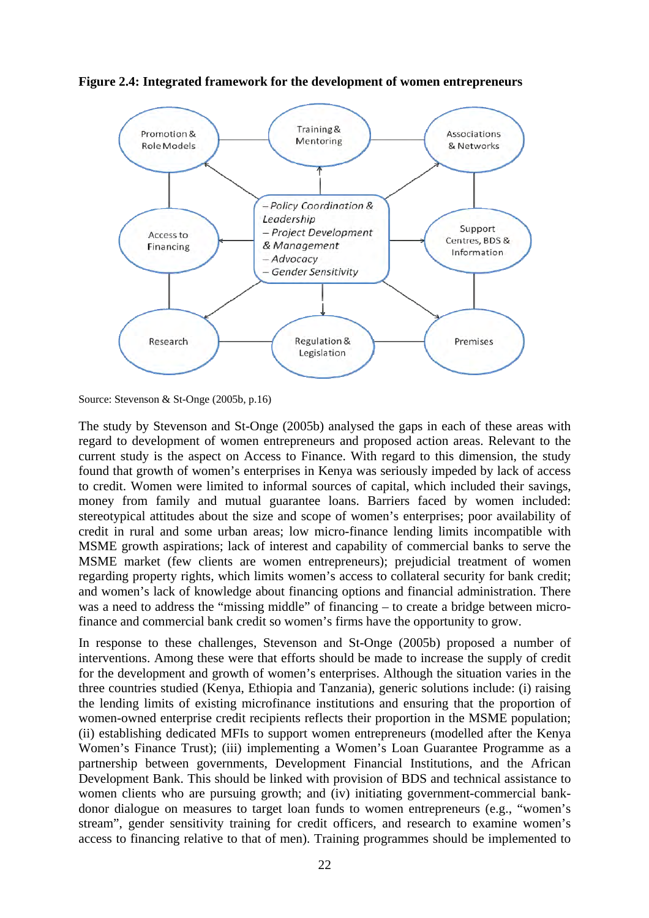**Figure 2.4: Integrated framework for the development of women entrepreneurs**

Promotion & Role Models

Training & Mentoring

Associations & Networks

Access to Financing

– Policy Coordination & Leadership
– Project Development & Management
– Advocacy
– Gender Sensitivity

Support Centres, BDS & Information

Research

Regulation & Legislation

Premises

Source: Stevenson & St-Onge (2005b, p.16)

The study by Stevenson and St-Onge (2005b) analysed the gaps in each of these areas with regard to development of women entrepreneurs and proposed action areas. Relevant to the current study is the aspect on Access to Finance. With regard to this dimension, the study found that growth of women's enterprises in Kenya was seriously impeded by lack of access to credit. Women were limited to informal sources of capital, which included their savings, money from family and mutual guarantee loans. Barriers faced by women included: stereotypical attitudes about the size and scope of women's enterprises; poor availability of credit in rural and some urban areas; low micro-finance lending limits incompatible with MSME growth aspirations; lack of interest and capability of commercial banks to serve the MSME market (few clients are women entrepreneurs); prejudicial treatment of women regarding property rights, which limits women's access to collateral security for bank credit; and women's lack of knowledge about financing options and financial administration. There was a need to address the "missing middle" of financing – to create a bridge between micro-finance and commercial bank credit so women's firms have the opportunity to grow.

In response to these challenges, Stevenson and St-Onge (2005b) proposed a number of interventions. Among these were that efforts should be made to increase the supply of credit for the development and growth of women's enterprises. Although the situation varies in the three countries studied (Kenya, Ethiopia and Tanzania), generic solutions include: (i) raising the lending limits of existing microfinance institutions and ensuring that the proportion of women-owned enterprise credit recipients reflects their proportion in the MSME population; (ii) establishing dedicated MFIs to support women entrepreneurs (modelled after the Kenya Women's Finance Trust); (iii) implementing a Women's Loan Guarantee Programme as a partnership between governments, Development Financial Institutions, and the African Development Bank. This should be linked with provision of BDS and technical assistance to women clients who are pursuing growth; and (iv) initiating government-commercial bank-donor dialogue on measures to target loan funds to women entrepreneurs (e.g., "women's stream", gender sensitivity training for credit officers, and research to examine women's access to financing relative to that of men). Training programmes should be implemented to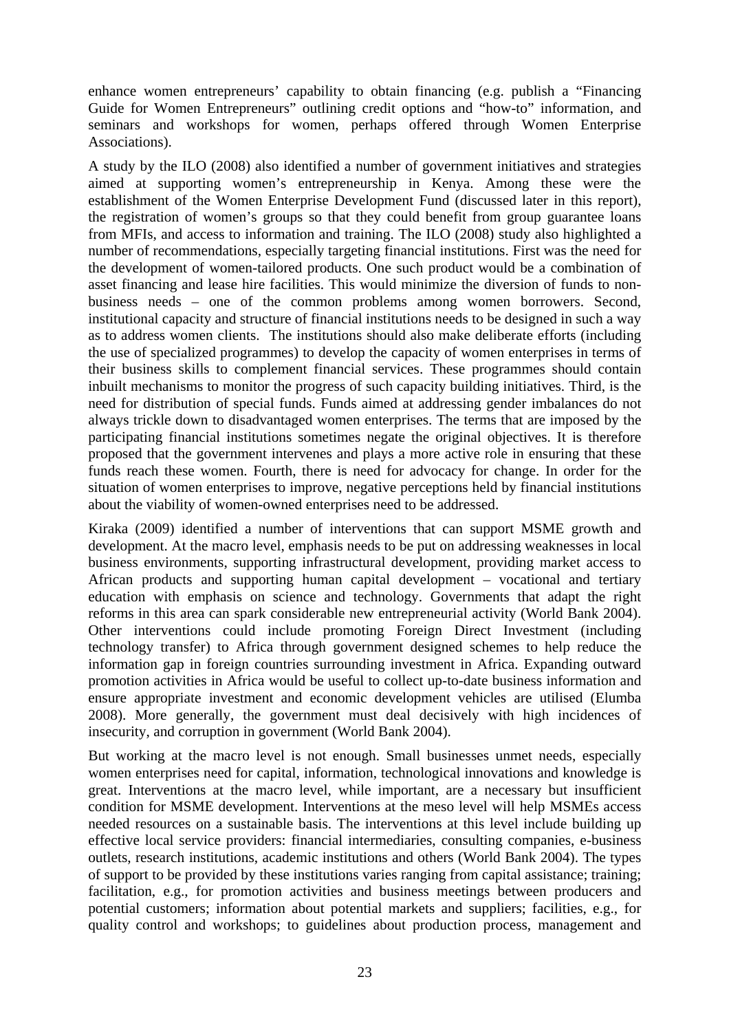enhance women entrepreneurs' capability to obtain financing (e.g. publish a "Financing Guide for Women Entrepreneurs" outlining credit options and "how-to" information, and seminars and workshops for women, perhaps offered through Women Enterprise Associations).

A study by the ILO (2008) also identified a number of government initiatives and strategies aimed at supporting women's entrepreneurship in Kenya. Among these were the establishment of the Women Enterprise Development Fund (discussed later in this report), the registration of women's groups so that they could benefit from group guarantee loans from MFIs, and access to information and training. The ILO (2008) study also highlighted a number of recommendations, especially targeting financial institutions. First was the need for the development of women-tailored products. One such product would be a combination of asset financing and lease hire facilities. This would minimize the diversion of funds to non-business needs – one of the common problems among women borrowers. Second, institutional capacity and structure of financial institutions needs to be designed in such a way as to address women clients. The institutions should also make deliberate efforts (including the use of specialized programmes) to develop the capacity of women enterprises in terms of their business skills to complement financial services. These programmes should contain inbuilt mechanisms to monitor the progress of such capacity building initiatives. Third, is the need for distribution of special funds. Funds aimed at addressing gender imbalances do not always trickle down to disadvantaged women enterprises. The terms that are imposed by the participating financial institutions sometimes negate the original objectives. It is therefore proposed that the government intervenes and plays a more active role in ensuring that these funds reach these women. Fourth, there is need for advocacy for change. In order for the situation of women enterprises to improve, negative perceptions held by financial institutions about the viability of women-owned enterprises need to be addressed.

Kiraka (2009) identified a number of interventions that can support MSME growth and development. At the macro level, emphasis needs to be put on addressing weaknesses in local business environments, supporting infrastructural development, providing market access to African products and supporting human capital development – vocational and tertiary education with emphasis on science and technology. Governments that adapt the right reforms in this area can spark considerable new entrepreneurial activity (World Bank 2004). Other interventions could include promoting Foreign Direct Investment (including technology transfer) to Africa through government designed schemes to help reduce the information gap in foreign countries surrounding investment in Africa. Expanding outward promotion activities in Africa would be useful to collect up-to-date business information and ensure appropriate investment and economic development vehicles are utilised (Elumba 2008). More generally, the government must deal decisively with high incidences of insecurity, and corruption in government (World Bank 2004).

But working at the macro level is not enough. Small businesses unmet needs, especially women enterprises need for capital, information, technological innovations and knowledge is great. Interventions at the macro level, while important, are a necessary but insufficient condition for MSME development. Interventions at the meso level will help MSMEs access needed resources on a sustainable basis. The interventions at this level include building up effective local service providers: financial intermediaries, consulting companies, e-business outlets, research institutions, academic institutions and others (World Bank 2004). The types of support to be provided by these institutions varies ranging from capital assistance; training; facilitation, e.g., for promotion activities and business meetings between producers and potential customers; information about potential markets and suppliers; facilities, e.g., for quality control and workshops; to guidelines about production process, management and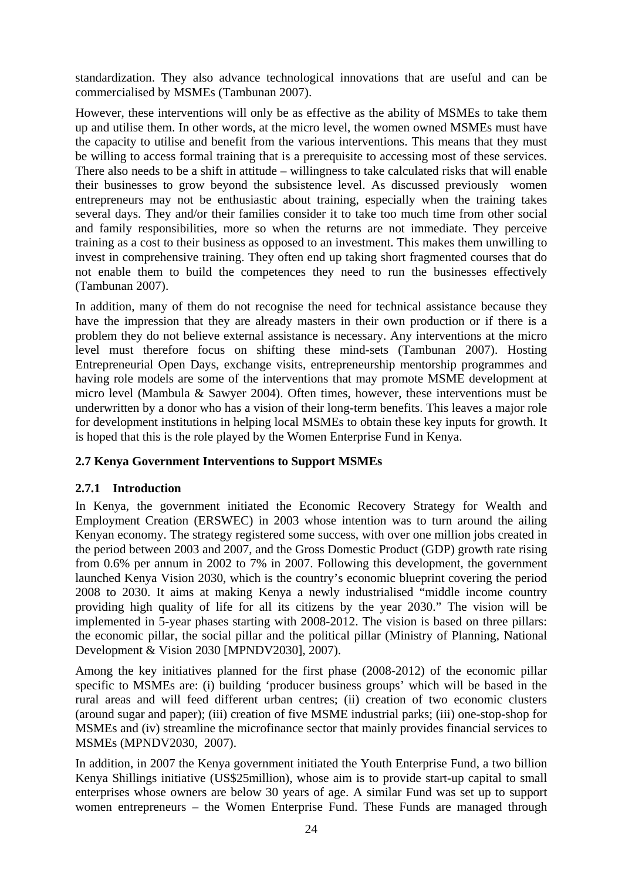standardization. They also advance technological innovations that are useful and can be commercialised by MSMEs (Tambunan 2007).

However, these interventions will only be as effective as the ability of MSMEs to take them up and utilise them. In other words, at the micro level, the women owned MSMEs must have the capacity to utilise and benefit from the various interventions. This means that they must be willing to access formal training that is a prerequisite to accessing most of these services. There also needs to be a shift in attitude – willingness to take calculated risks that will enable their businesses to grow beyond the subsistence level. As discussed previously women entrepreneurs may not be enthusiastic about training, especially when the training takes several days. They and/or their families consider it to take too much time from other social and family responsibilities, more so when the returns are not immediate. They perceive training as a cost to their business as opposed to an investment. This makes them unwilling to invest in comprehensive training. They often end up taking short fragmented courses that do not enable them to build the competences they need to run the businesses effectively (Tambunan 2007).

In addition, many of them do not recognise the need for technical assistance because they have the impression that they are already masters in their own production or if there is a problem they do not believe external assistance is necessary. Any interventions at the micro level must therefore focus on shifting these mind-sets (Tambunan 2007). Hosting Entrepreneurial Open Days, exchange visits, entrepreneurship mentorship programmes and having role models are some of the interventions that may promote MSME development at micro level (Mambula & Sawyer 2004). Often times, however, these interventions must be underwritten by a donor who has a vision of their long-term benefits. This leaves a major role for development institutions in helping local MSMEs to obtain these key inputs for growth. It is hoped that this is the role played by the Women Enterprise Fund in Kenya.

## 2.7 Kenya Government Interventions to Support MSMEs

### 2.7.1 Introduction

In Kenya, the government initiated the Economic Recovery Strategy for Wealth and Employment Creation (ERSWEC) in 2003 whose intention was to turn around the ailing Kenyan economy. The strategy registered some success, with over one million jobs created in the period between 2003 and 2007, and the Gross Domestic Product (GDP) growth rate rising from 0.6% per annum in 2002 to 7% in 2007. Following this development, the government launched Kenya Vision 2030, which is the country's economic blueprint covering the period 2008 to 2030. It aims at making Kenya a newly industrialised "middle income country providing high quality of life for all its citizens by the year 2030." The vision will be implemented in 5-year phases starting with 2008-2012. The vision is based on three pillars: the economic pillar, the social pillar and the political pillar (Ministry of Planning, National Development & Vision 2030 [MPNDV2030], 2007).

Among the key initiatives planned for the first phase (2008-2012) of the economic pillar specific to MSMEs are: (i) building 'producer business groups' which will be based in the rural areas and will feed different urban centres; (ii) creation of two economic clusters (around sugar and paper); (iii) creation of five MSME industrial parks; (iii) one-stop-shop for MSMEs and (iv) streamline the microfinance sector that mainly provides financial services to MSMEs (MPNDV2030, 2007).

In addition, in 2007 the Kenya government initiated the Youth Enterprise Fund, a two billion Kenya Shillings initiative (US$25million), whose aim is to provide start-up capital to small enterprises whose owners are below 30 years of age. A similar Fund was set up to support women entrepreneurs – the Women Enterprise Fund. These Funds are managed through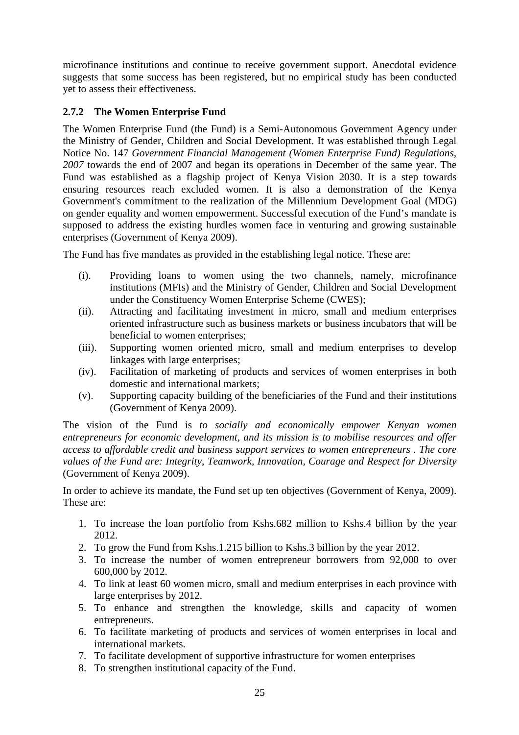microfinance institutions and continue to receive government support. Anecdotal evidence suggests that some success has been registered, but no empirical study has been conducted yet to assess their effectiveness.

### 2.7.2 The Women Enterprise Fund

The Women Enterprise Fund (the Fund) is a Semi-Autonomous Government Agency under the Ministry of Gender, Children and Social Development. It was established through Legal Notice No. 147 *Government Financial Management (Women Enterprise Fund) Regulations, 2007* towards the end of 2007 and began its operations in December of the same year. The Fund was established as a flagship project of Kenya Vision 2030. It is a step towards ensuring resources reach excluded women. It is also a demonstration of the Kenya Government's commitment to the realization of the Millennium Development Goal (MDG) on gender equality and women empowerment. Successful execution of the Fund's mandate is supposed to address the existing hurdles women face in venturing and growing sustainable enterprises (Government of Kenya 2009).

The Fund has five mandates as provided in the establishing legal notice. These are:

(i). Providing loans to women using the two channels, namely, microfinance institutions (MFIs) and the Ministry of Gender, Children and Social Development under the Constituency Women Enterprise Scheme (CWES);

(ii). Attracting and facilitating investment in micro, small and medium enterprises oriented infrastructure such as business markets or business incubators that will be beneficial to women enterprises;

(iii). Supporting women oriented micro, small and medium enterprises to develop linkages with large enterprises;

(iv). Facilitation of marketing of products and services of women enterprises in both domestic and international markets;

(v). Supporting capacity building of the beneficiaries of the Fund and their institutions (Government of Kenya 2009).

The vision of the Fund is *to socially and economically empower Kenyan women entrepreneurs for economic development, and its mission is to mobilise resources and offer access to affordable credit and business support services to women entrepreneurs . The core values of the Fund are: Integrity, Teamwork, Innovation, Courage and Respect for Diversity* (Government of Kenya 2009).

In order to achieve its mandate, the Fund set up ten objectives (Government of Kenya, 2009). These are:

1. To increase the loan portfolio from Kshs.682 million to Kshs.4 billion by the year 2012.
2. To grow the Fund from Kshs.1.215 billion to Kshs.3 billion by the year 2012.
3. To increase the number of women entrepreneur borrowers from 92,000 to over 600,000 by 2012.
4. To link at least 60 women micro, small and medium enterprises in each province with large enterprises by 2012.
5. To enhance and strengthen the knowledge, skills and capacity of women entrepreneurs.
6. To facilitate marketing of products and services of women enterprises in local and international markets.
7. To facilitate development of supportive infrastructure for women enterprises
8. To strengthen institutional capacity of the Fund.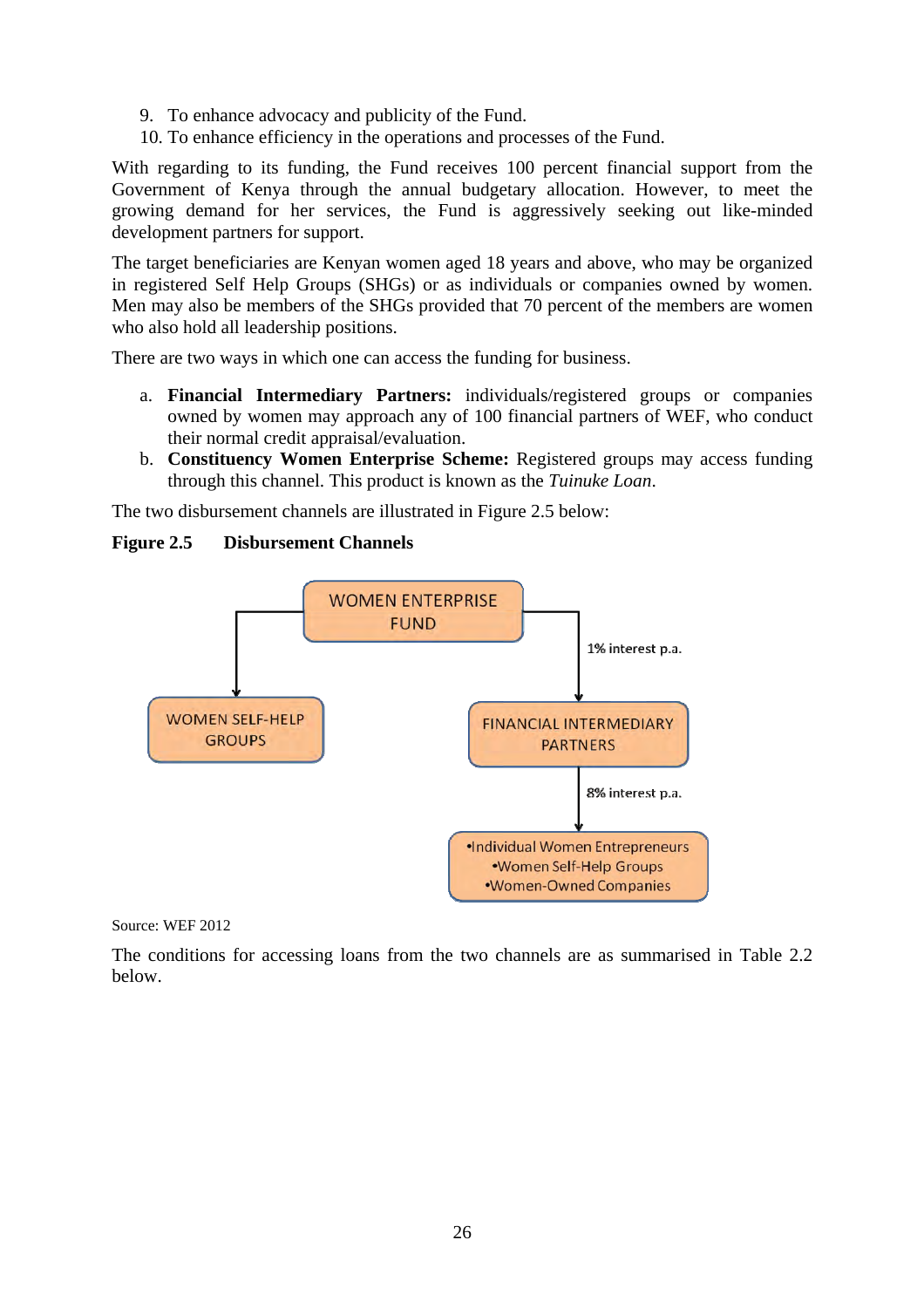9. To enhance advocacy and publicity of the Fund.
10. To enhance efficiency in the operations and processes of the Fund.

With regarding to its funding, the Fund receives 100 percent financial support from the Government of Kenya through the annual budgetary allocation. However, to meet the growing demand for her services, the Fund is aggressively seeking out like-minded development partners for support.

The target beneficiaries are Kenyan women aged 18 years and above, who may be organized in registered Self Help Groups (SHGs) or as individuals or companies owned by women. Men may also be members of the SHGs provided that 70 percent of the members are women who also hold all leadership positions.

There are two ways in which one can access the funding for business.

a. **Financial Intermediary Partners:** individuals/registered groups or companies owned by women may approach any of 100 financial partners of WEF, who conduct their normal credit appraisal/evaluation.
b. **Constituency Women Enterprise Scheme:** Registered groups may access funding through this channel. This product is known as the *Tuinuke Loan*.

The two disbursement channels are illustrated in Figure 2.5 below:

**Figure 2.5 Disbursement Channels**

WOMEN ENTERPRISE FUND

WOMEN SELF-HELP GROUPS

1% interest p.a.

FINANCIAL INTERMEDIARY PARTNERS

8% interest p.a.

- Individual Women Entrepreneurs
- Women Self-Help Groups
- Women-Owned Companies

Source: WEF 2012

The conditions for accessing loans from the two channels are as summarised in Table 2.2 below.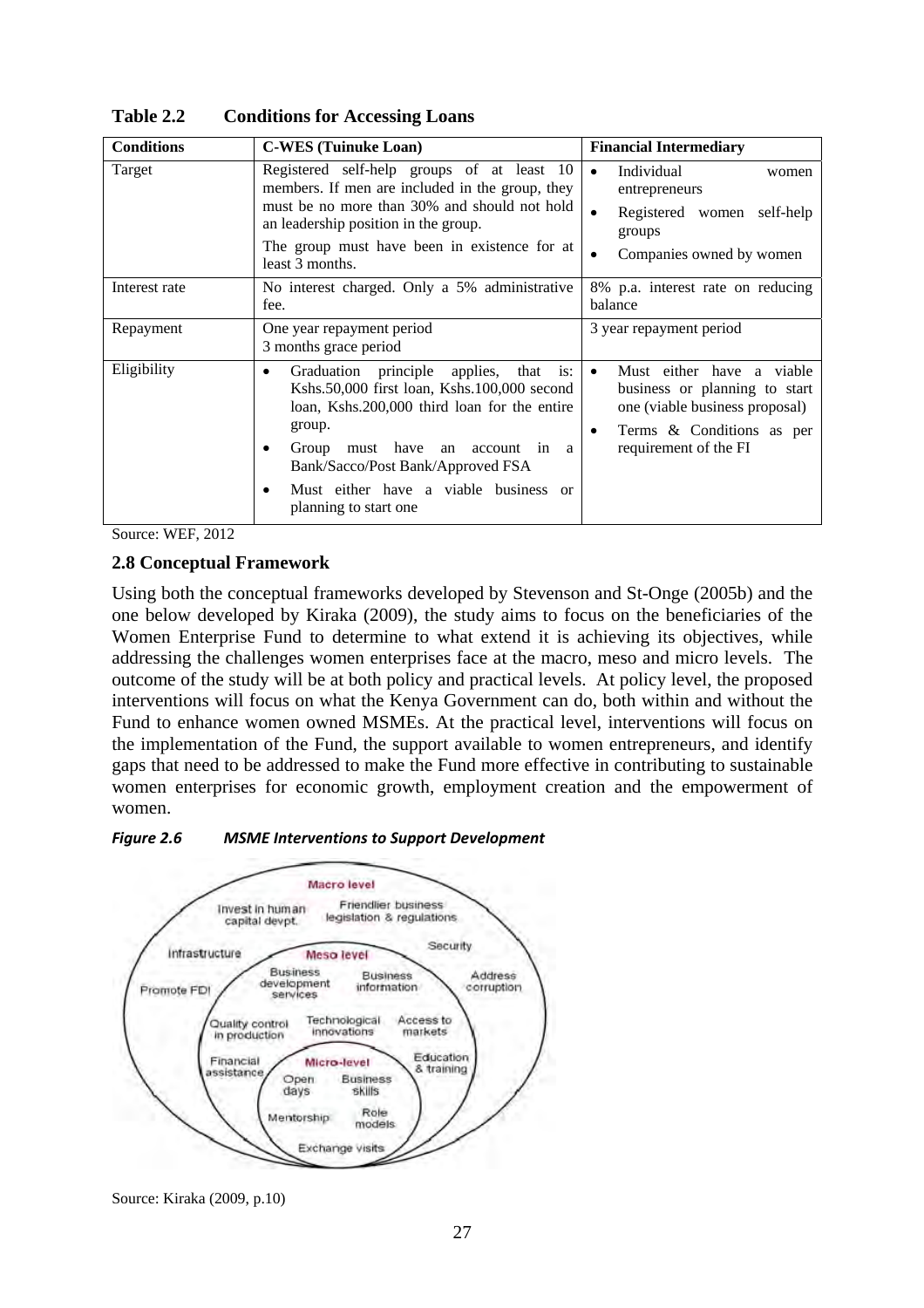**Table 2.2 Conditions for Accessing Loans**

| Conditions | C-WES (Tuinuke Loan) | Financial Intermediary |
|---|---|---|
| Target | Registered self-help groups of at least 10 members. If men are included in the group, they must be no more than 30% and should not hold an leadership position in the group.<br>The group must have been in existence for at least 3 months. | • Individual women entrepreneurs<br>• Registered women self-help groups<br>• Companies owned by women |
| Interest rate | No interest charged. Only a 5% administrative fee. | 8% p.a. interest rate on reducing balance |
| Repayment | One year repayment period<br>3 months grace period | 3 year repayment period |
| Eligibility | • Graduation principle applies, that is: Kshs.50,000 first loan, Kshs.100,000 second loan, Kshs.200,000 third loan for the entire group.<br>• Group must have an account in a Bank/Sacco/Post Bank/Approved FSA<br>• Must either have a viable business or planning to start one | • Must either have a viable business or planning to start one (viable business proposal)<br>• Terms & Conditions as per requirement of the FI |

Source: WEF, 2012

## 2.8 Conceptual Framework

Using both the conceptual frameworks developed by Stevenson and St-Onge (2005b) and the one below developed by Kiraka (2009), the study aims to focus on the beneficiaries of the Women Enterprise Fund to determine to what extend it is achieving its objectives, while addressing the challenges women enterprises face at the macro, meso and micro levels. The outcome of the study will be at both policy and practical levels. At policy level, the proposed interventions will focus on what the Kenya Government can do, both within and without the Fund to enhance women owned MSMEs. At the practical level, interventions will focus on the implementation of the Fund, the support available to women entrepreneurs, and identify gaps that need to be addressed to make the Fund more effective in contributing to sustainable women enterprises for economic growth, employment creation and the empowerment of women.

***Figure 2.6 MSME Interventions to Support Development***

Source: Kiraka (2009, p.10)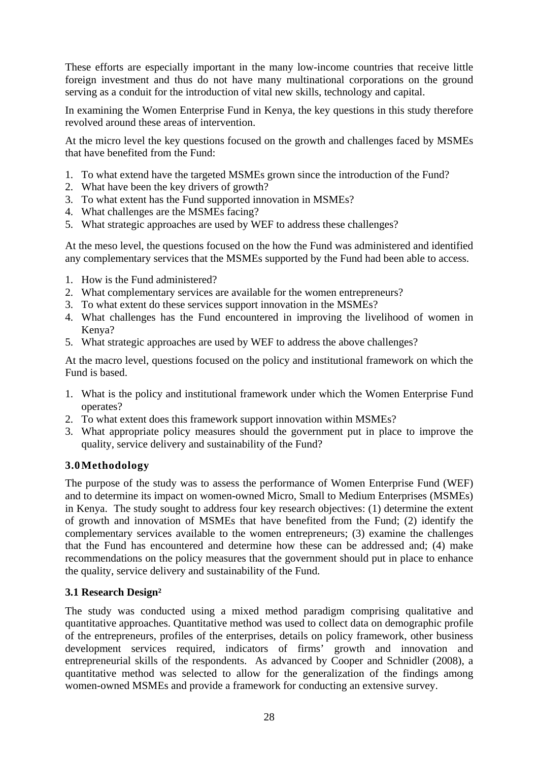These efforts are especially important in the many low-income countries that receive little foreign investment and thus do not have many multinational corporations on the ground serving as a conduit for the introduction of vital new skills, technology and capital.

In examining the Women Enterprise Fund in Kenya, the key questions in this study therefore revolved around these areas of intervention.

At the micro level the key questions focused on the growth and challenges faced by MSMEs that have benefited from the Fund:

1. To what extend have the targeted MSMEs grown since the introduction of the Fund?
2. What have been the key drivers of growth?
3. To what extent has the Fund supported innovation in MSMEs?
4. What challenges are the MSMEs facing?
5. What strategic approaches are used by WEF to address these challenges?

At the meso level, the questions focused on the how the Fund was administered and identified any complementary services that the MSMEs supported by the Fund had been able to access.

1. How is the Fund administered?
2. What complementary services are available for the women entrepreneurs?
3. To what extent do these services support innovation in the MSMEs?
4. What challenges has the Fund encountered in improving the livelihood of women in Kenya?
5. What strategic approaches are used by WEF to address the above challenges?

At the macro level, questions focused on the policy and institutional framework on which the Fund is based.

1. What is the policy and institutional framework under which the Women Enterprise Fund operates?
2. To what extent does this framework support innovation within MSMEs?
3. What appropriate policy measures should the government put in place to improve the quality, service delivery and sustainability of the Fund?

## 3.0 Methodology

The purpose of the study was to assess the performance of Women Enterprise Fund (WEF) and to determine its impact on women-owned Micro, Small to Medium Enterprises (MSMEs) in Kenya. The study sought to address four key research objectives: (1) determine the extent of growth and innovation of MSMEs that have benefited from the Fund; (2) identify the complementary services available to the women entrepreneurs; (3) examine the challenges that the Fund has encountered and determine how these can be addressed and; (4) make recommendations on the policy measures that the government should put in place to enhance the quality, service delivery and sustainability of the Fund.

### 3.1 Research Design[2]

The study was conducted using a mixed method paradigm comprising qualitative and quantitative approaches. Quantitative method was used to collect data on demographic profile of the entrepreneurs, profiles of the enterprises, details on policy framework, other business development services required, indicators of firms' growth and innovation and entrepreneurial skills of the respondents. As advanced by Cooper and Schnidler (2008), a quantitative method was selected to allow for the generalization of the findings among women-owned MSMEs and provide a framework for conducting an extensive survey.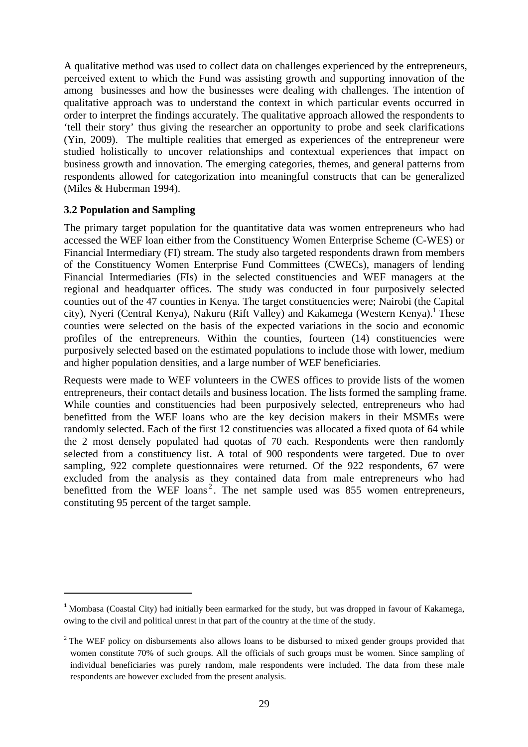A qualitative method was used to collect data on challenges experienced by the entrepreneurs, perceived extent to which the Fund was assisting growth and supporting innovation of the among businesses and how the businesses were dealing with challenges. The intention of qualitative approach was to understand the context in which particular events occurred in order to interpret the findings accurately. The qualitative approach allowed the respondents to 'tell their story' thus giving the researcher an opportunity to probe and seek clarifications (Yin, 2009). The multiple realities that emerged as experiences of the entrepreneur were studied holistically to uncover relationships and contextual experiences that impact on business growth and innovation. The emerging categories, themes, and general patterns from respondents allowed for categorization into meaningful constructs that can be generalized (Miles & Huberman 1994).

### 3.2 Population and Sampling

The primary target population for the quantitative data was women entrepreneurs who had accessed the WEF loan either from the Constituency Women Enterprise Scheme (C-WES) or Financial Intermediary (FI) stream. The study also targeted respondents drawn from members of the Constituency Women Enterprise Fund Committees (CWECs), managers of lending Financial Intermediaries (FIs) in the selected constituencies and WEF managers at the regional and headquarter offices. The study was conducted in four purposively selected counties out of the 47 counties in Kenya. The target constituencies were; Nairobi (the Capital city), Nyeri (Central Kenya), Nakuru (Rift Valley) and Kakamega (Western Kenya).[1] These counties were selected on the basis of the expected variations in the socio and economic profiles of the entrepreneurs. Within the counties, fourteen (14) constituencies were purposively selected based on the estimated populations to include those with lower, medium and higher population densities, and a large number of WEF beneficiaries.

Requests were made to WEF volunteers in the CWES offices to provide lists of the women entrepreneurs, their contact details and business location. The lists formed the sampling frame. While counties and constituencies had been purposively selected, entrepreneurs who had benefitted from the WEF loans who are the key decision makers in their MSMEs were randomly selected. Each of the first 12 constituencies was allocated a fixed quota of 64 while the 2 most densely populated had quotas of 70 each. Respondents were then randomly selected from a constituency list. A total of 900 respondents were targeted. Due to over sampling, 922 complete questionnaires were returned. Of the 922 respondents, 67 were excluded from the analysis as they contained data from male entrepreneurs who had benefitted from the WEF loans[2]. The net sample used was 855 women entrepreneurs, constituting 95 percent of the target sample.

---

[1] Mombasa (Coastal City) had initially been earmarked for the study, but was dropped in favour of Kakamega, owing to the civil and political unrest in that part of the country at the time of the study.

[2] The WEF policy on disbursements also allows loans to be disbursed to mixed gender groups provided that women constitute 70% of such groups. All the officials of such groups must be women. Since sampling of individual beneficiaries was purely random, male respondents were included. The data from these male respondents are however excluded from the present analysis.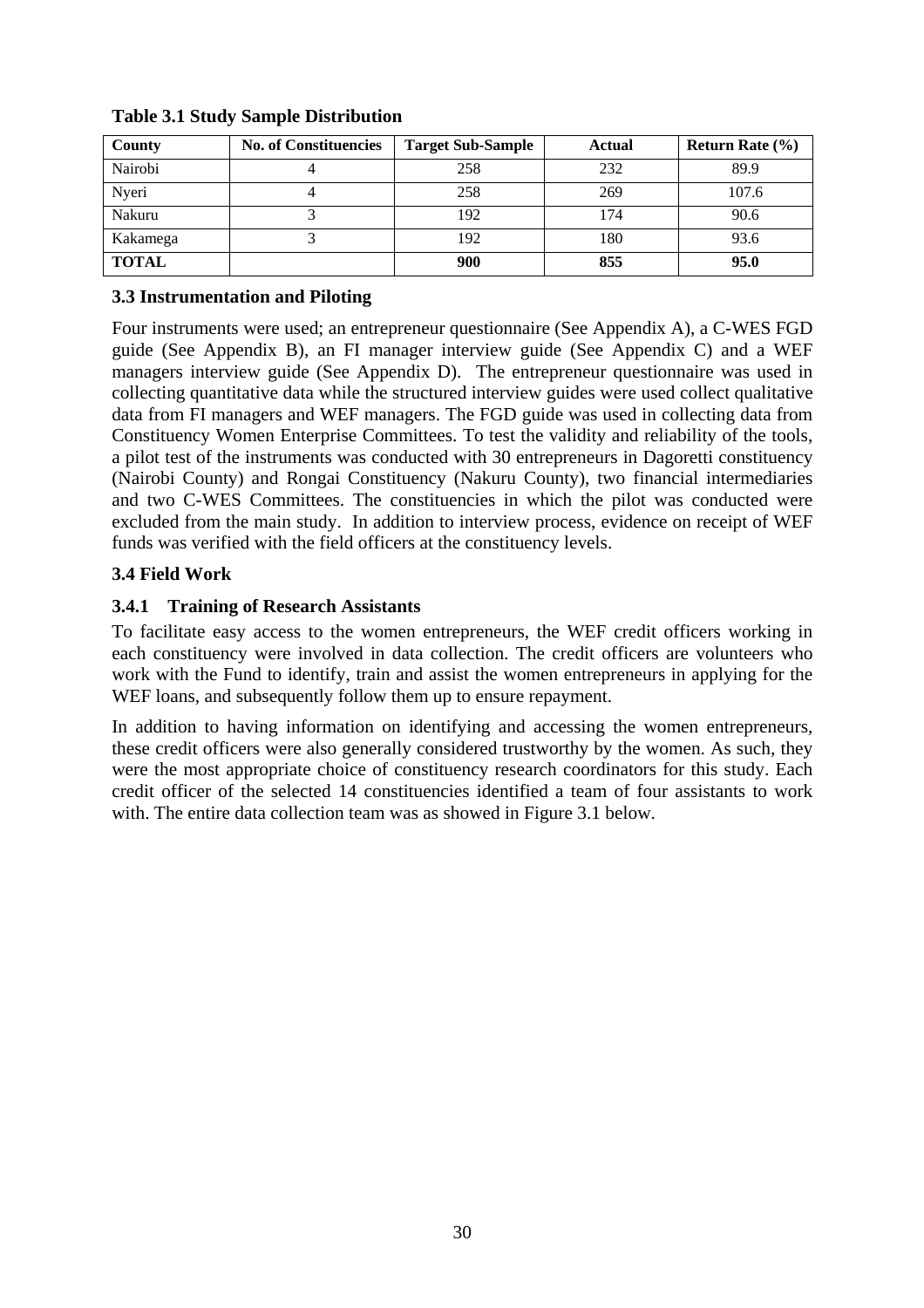**Table 3.1 Study Sample Distribution**

| County | No. of Constituencies | Target Sub-Sample | Actual | Return Rate (%) |
|---|---|---|---|---|
| Nairobi | 4 | 258 | 232 | 89.9 |
| Nyeri | 4 | 258 | 269 | 107.6 |
| Nakuru | 3 | 192 | 174 | 90.6 |
| Kakamega | 3 | 192 | 180 | 93.6 |
| **TOTAL** | | **900** | **855** | **95.0** |

### 3.3 Instrumentation and Piloting

Four instruments were used; an entrepreneur questionnaire (See Appendix A), a C-WES FGD guide (See Appendix B), an FI manager interview guide (See Appendix C) and a WEF managers interview guide (See Appendix D). The entrepreneur questionnaire was used in collecting quantitative data while the structured interview guides were used collect qualitative data from FI managers and WEF managers. The FGD guide was used in collecting data from Constituency Women Enterprise Committees. To test the validity and reliability of the tools, a pilot test of the instruments was conducted with 30 entrepreneurs in Dagoretti constituency (Nairobi County) and Rongai Constituency (Nakuru County), two financial intermediaries and two C-WES Committees. The constituencies in which the pilot was conducted were excluded from the main study. In addition to interview process, evidence on receipt of WEF funds was verified with the field officers at the constituency levels.

### 3.4 Field Work

#### 3.4.1 Training of Research Assistants

To facilitate easy access to the women entrepreneurs, the WEF credit officers working in each constituency were involved in data collection. The credit officers are volunteers who work with the Fund to identify, train and assist the women entrepreneurs in applying for the WEF loans, and subsequently follow them up to ensure repayment.

In addition to having information on identifying and accessing the women entrepreneurs, these credit officers were also generally considered trustworthy by the women. As such, they were the most appropriate choice of constituency research coordinators for this study. Each credit officer of the selected 14 constituencies identified a team of four assistants to work with. The entire data collection team was as showed in Figure 3.1 below.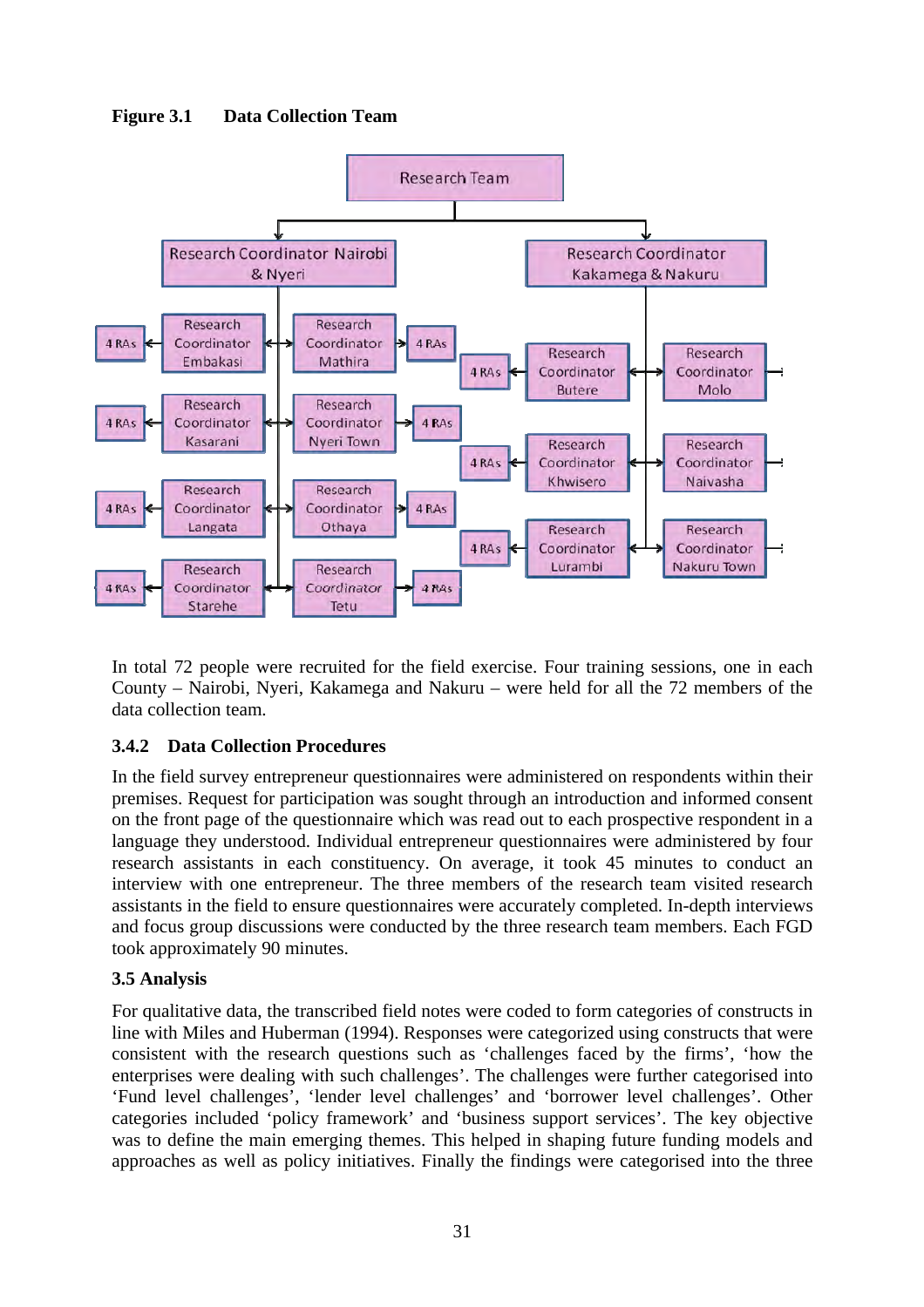**Figure 3.1 Data Collection Team**

- Research Team
  - Research Coordinator Nairobi & Nyeri
    - Research Coordinator Embakasi → 4 RAs
    - Research Coordinator Kasarani → 4 RAs
    - Research Coordinator Langata → 4 RAs
    - Research Coordinator Starehe → 4 RAs
    - Research Coordinator Mathira → 4 RAs
    - Research Coordinator Nyeri Town → 4 RAs
    - Research Coordinator Othaya → 4 RAs
    - Research Coordinator Tetu → 4 RAs
  - Research Coordinator Kakamega & Nakuru
    - Research Coordinator Butere → 4 RAs
    - Research Coordinator Khwisero → 4 RAs
    - Research Coordinator Lurambi → 4 RAs
    - Research Coordinator Molo
    - Research Coordinator Naivasha
    - Research Coordinator Nakuru Town

In total 72 people were recruited for the field exercise. Four training sessions, one in each County – Nairobi, Nyeri, Kakamega and Nakuru – were held for all the 72 members of the data collection team.

### 3.4.2 Data Collection Procedures

In the field survey entrepreneur questionnaires were administered on respondents within their premises. Request for participation was sought through an introduction and informed consent on the front page of the questionnaire which was read out to each prospective respondent in a language they understood. Individual entrepreneur questionnaires were administered by four research assistants in each constituency. On average, it took 45 minutes to conduct an interview with one entrepreneur. The three members of the research team visited research assistants in the field to ensure questionnaires were accurately completed. In-depth interviews and focus group discussions were conducted by the three research team members. Each FGD took approximately 90 minutes.

### 3.5 Analysis

For qualitative data, the transcribed field notes were coded to form categories of constructs in line with Miles and Huberman (1994). Responses were categorized using constructs that were consistent with the research questions such as 'challenges faced by the firms', 'how the enterprises were dealing with such challenges'. The challenges were further categorised into 'Fund level challenges', 'lender level challenges' and 'borrower level challenges'. Other categories included 'policy framework' and 'business support services'. The key objective was to define the main emerging themes. This helped in shaping future funding models and approaches as well as policy initiatives. Finally the findings were categorised into the three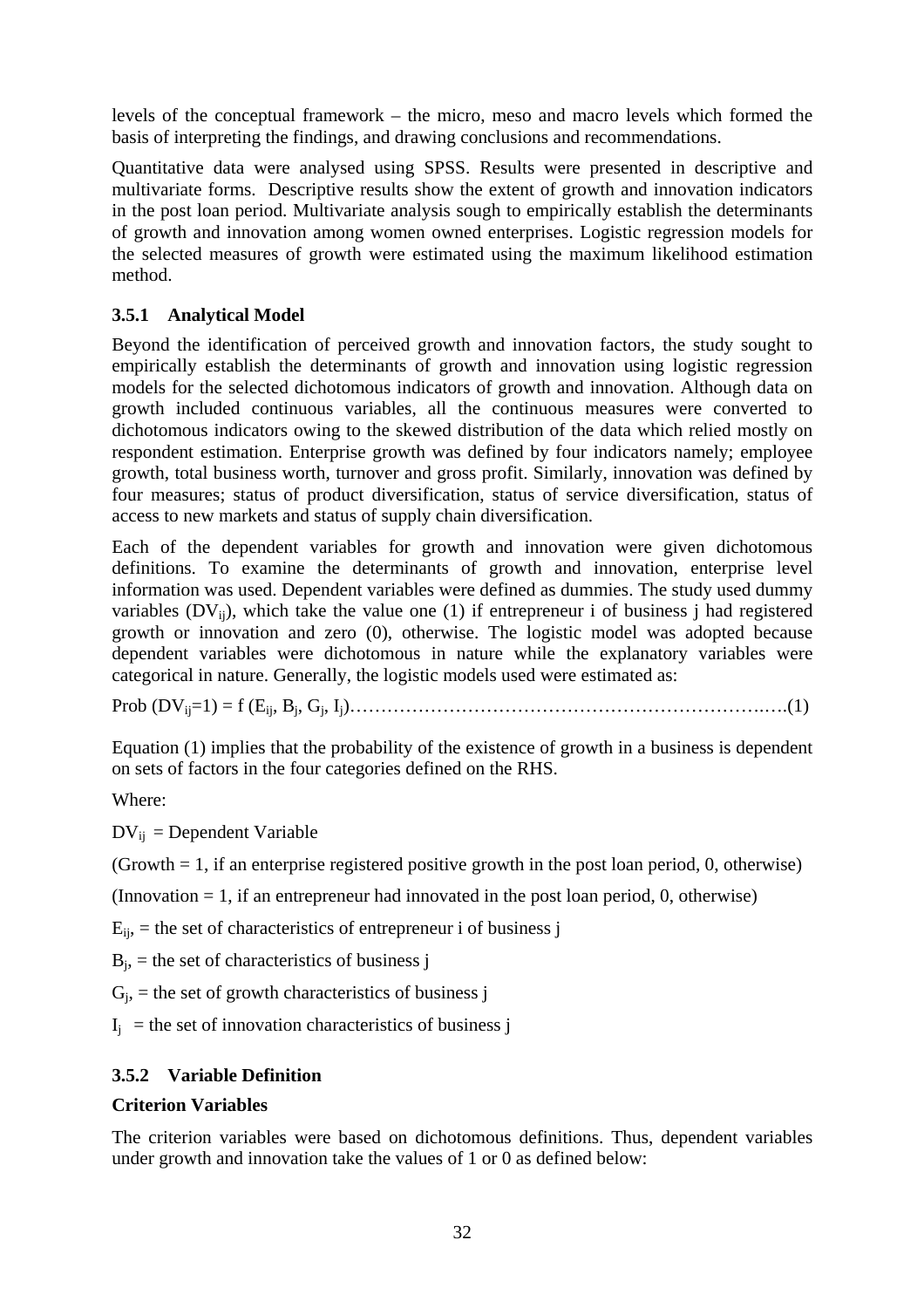levels of the conceptual framework – the micro, meso and macro levels which formed the basis of interpreting the findings, and drawing conclusions and recommendations.

Quantitative data were analysed using SPSS. Results were presented in descriptive and multivariate forms. Descriptive results show the extent of growth and innovation indicators in the post loan period. Multivariate analysis sough to empirically establish the determinants of growth and innovation among women owned enterprises. Logistic regression models for the selected measures of growth were estimated using the maximum likelihood estimation method.

### 3.5.1 Analytical Model

Beyond the identification of perceived growth and innovation factors, the study sought to empirically establish the determinants of growth and innovation using logistic regression models for the selected dichotomous indicators of growth and innovation. Although data on growth included continuous variables, all the continuous measures were converted to dichotomous indicators owing to the skewed distribution of the data which relied mostly on respondent estimation. Enterprise growth was defined by four indicators namely; employee growth, total business worth, turnover and gross profit. Similarly, innovation was defined by four measures; status of product diversification, status of service diversification, status of access to new markets and status of supply chain diversification.

Each of the dependent variables for growth and innovation were given dichotomous definitions. To examine the determinants of growth and innovation, enterprise level information was used. Dependent variables were defined as dummies. The study used dummy variables ($DV_{ij}$), which take the value one (1) if entrepreneur i of business j had registered growth or innovation and zero (0), otherwise. The logistic model was adopted because dependent variables were dichotomous in nature while the explanatory variables were categorical in nature. Generally, the logistic models used were estimated as:

$$\text{Prob}\,(DV_{ij}=1) = f\,(E_{ij}, B_j, G_j, I_j) \quad \text{......(1)}$$

Equation (1) implies that the probability of the existence of growth in a business is dependent on sets of factors in the four categories defined on the RHS.

Where:

$DV_{ij}$ = Dependent Variable

(Growth = 1, if an enterprise registered positive growth in the post loan period, 0, otherwise)

(Innovation = 1, if an entrepreneur had innovated in the post loan period, 0, otherwise)

$E_{ij}$, = the set of characteristics of entrepreneur i of business j

$B_j$, = the set of characteristics of business j

$G_j$, = the set of growth characteristics of business j

$I_j$ = the set of innovation characteristics of business j

### 3.5.2 Variable Definition

**Criterion Variables**

The criterion variables were based on dichotomous definitions. Thus, dependent variables under growth and innovation take the values of 1 or 0 as defined below: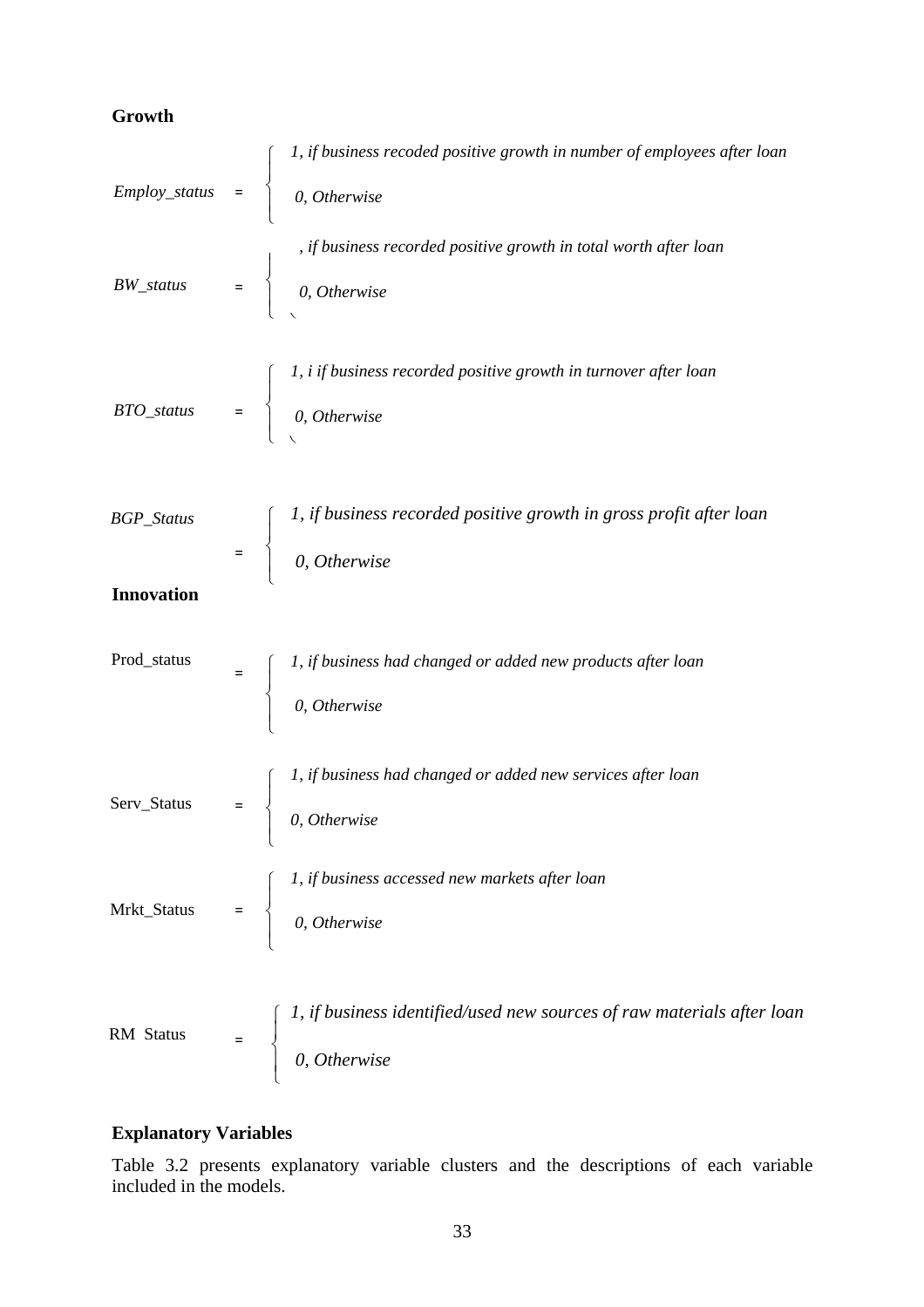**Growth**

$$
Employ\_status = \begin{cases} \textit{1, if business recoded positive growth in number of employees after loan} \\ \textit{0, Otherwise} \end{cases}
$$

$$
BW\_status = \begin{cases} \textit{, if business recorded positive growth in total worth after loan} \\ \textit{0, Otherwise} \end{cases}
$$

$$
BTO\_status = \begin{cases} \textit{1, i if business recorded positive growth in turnover after loan} \\ \textit{0, Otherwise} \end{cases}
$$

$$
BGP\_Status = \begin{cases} \textit{1, if business recorded positive growth in gross profit after loan} \\ \textit{0, Otherwise} \end{cases}
$$

**Innovation**

$$
\text{Prod\_status} = \begin{cases} \textit{1, if business had changed or added new products after loan} \\ \textit{0, Otherwise} \end{cases}
$$

$$
\text{Serv\_Status} = \begin{cases} \textit{1, if business had changed or added new services after loan} \\ \textit{0, Otherwise} \end{cases}
$$

$$
\text{Mrkt\_Status} = \begin{cases} \textit{1, if business accessed new markets after loan} \\ \textit{0, Otherwise} \end{cases}
$$

$$
\text{RM Status} = \begin{cases} \textit{1, if business identified/used new sources of raw materials after loan} \\ \textit{0, Otherwise} \end{cases}
$$

**Explanatory Variables**

Table 3.2 presents explanatory variable clusters and the descriptions of each variable included in the models.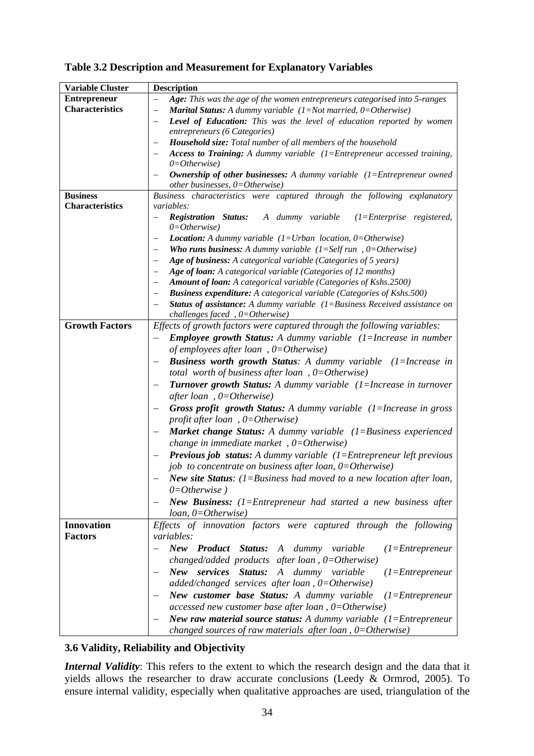**Table 3.2 Description and Measurement for Explanatory Variables**

| Variable Cluster | Description |
|---|---|
| **Entrepreneur Characteristics** | – ***Age:*** *This was the age of the women entrepreneurs categorised into 5-ranges*<br>– ***Marital Status:*** *A dummy variable (1=Not married, 0=Otherwise)*<br>– ***Level of Education:*** *This was the level of education reported by women entrepreneurs (6 Categories)*<br>– ***Household size:*** *Total number of all members of the household*<br>– ***Access to Training:*** *A dummy variable (1=Entrepreneur accessed training, 0=Otherwise)*<br>– ***Ownership of other businesses:*** *A dummy variable (1=Entrepreneur owned other businesses, 0=Otherwise)* |
| **Business Characteristics** | *Business characteristics were captured through the following explanatory variables:*<br>– ***Registration Status:*** *A dummy variable (1=Enterprise registered, 0=Otherwise)*<br>– ***Location:*** *A dummy variable (1=Urban location, 0=Otherwise)*<br>– ***Who runs business:*** *A dummy variable (1=Self run , 0=Otherwise)*<br>– ***Age of business:*** *A categorical variable (Categories of 5 years)*<br>– ***Age of loan:*** *A categorical variable (Categories of 12 months)*<br>– ***Amount of loan:*** *A categorical variable (Categories of Kshs.2500)*<br>– ***Business expenditure:*** *A categorical variable (Categories of Kshs.500)*<br>– ***Status of assistance:*** *A dummy variable (1=Business Received assistance on challenges faced , 0=Otherwise)* |
| **Growth Factors** | *Effects of growth factors were captured through the following variables:*<br>– ***Employee growth Status:*** *A dummy variable (1=Increase in number of employees after loan , 0=Otherwise)*<br>– ***Business worth growth Status****: A dummy variable (1=Increase in total worth of business after loan , 0=Otherwise)*<br>– ***Turnover growth Status:*** *A dummy variable (1=Increase in turnover after loan , 0=Otherwise)*<br>– ***Gross profit growth Status:*** *A dummy variable (1=Increase in gross profit after loan , 0=Otherwise)*<br>– ***Market change Status:*** *A dummy variable (1=Business experienced change in immediate market , 0=Otherwise)*<br>– ***Previous job status:*** *A dummy variable (1=Entrepreneur left previous job to concentrate on business after loan, 0=Otherwise)*<br>– ***New site Status****: (1=Business had moved to a new location after loan, 0=Otherwise )*<br>– ***New Business:*** *(1=Entrepreneur had started a new business after loan, 0=Otherwise)* |
| **Innovation Factors** | *Effects of innovation factors were captured through the following variables:*<br>– ***New Product Status:*** *A dummy variable (1=Entrepreneur changed/added products after loan , 0=Otherwise)*<br>– ***New services Status:*** *A dummy variable (1=Entrepreneur added/changed services after loan , 0=Otherwise)*<br>– ***New customer base Status:*** *A dummy variable (1=Entrepreneur accessed new customer base after loan , 0=Otherwise)*<br>– ***New raw material source status:*** *A dummy variable (1=Entrepreneur changed sources of raw materials after loan , 0=Otherwise)* |

### 3.6 Validity, Reliability and Objectivity

***Internal Validity***: This refers to the extent to which the research design and the data that it yields allows the researcher to draw accurate conclusions (Leedy & Ormrod, 2005). To ensure internal validity, especially when qualitative approaches are used, triangulation of the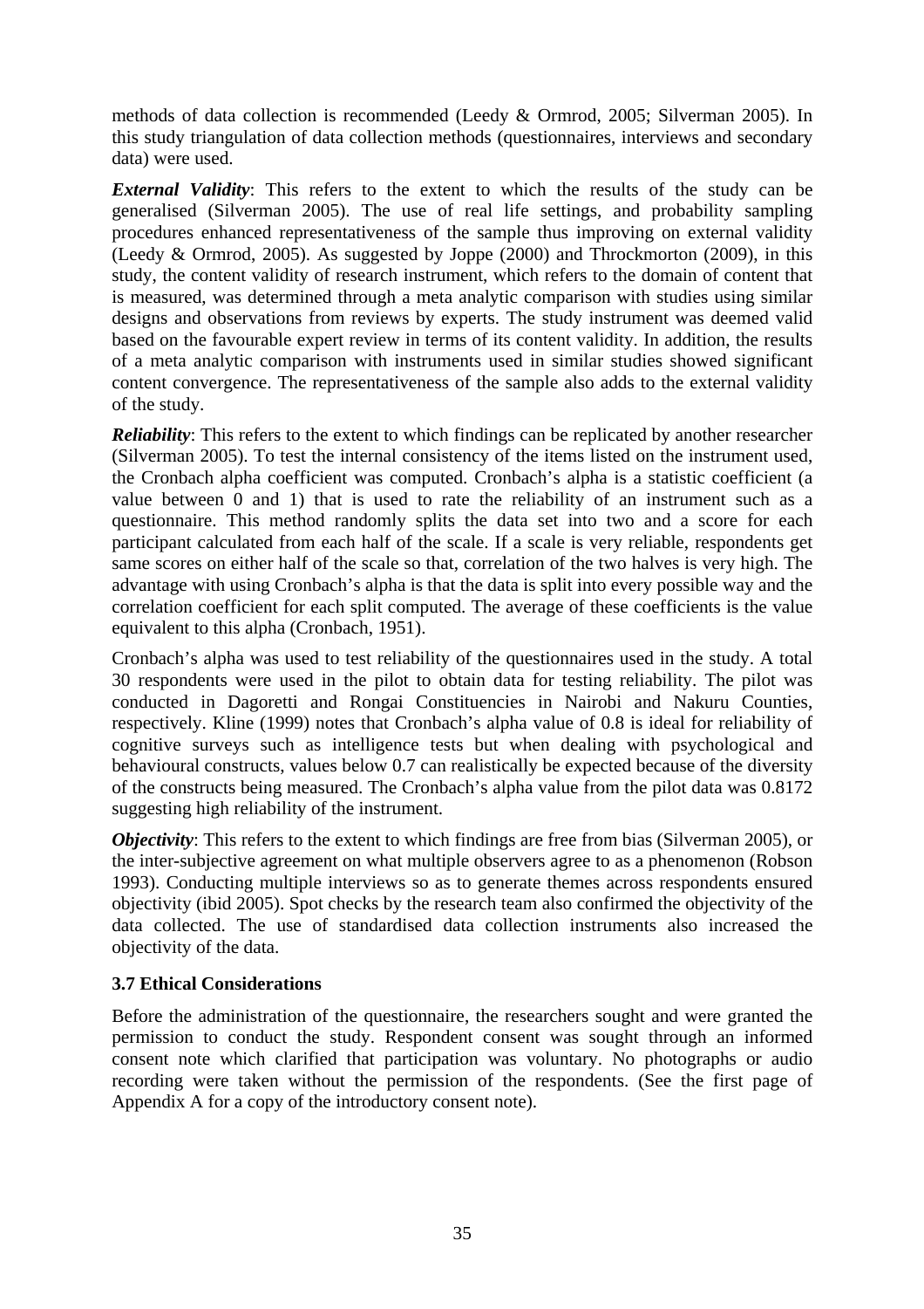methods of data collection is recommended (Leedy & Ormrod, 2005; Silverman 2005). In this study triangulation of data collection methods (questionnaires, interviews and secondary data) were used.

***External Validity***: This refers to the extent to which the results of the study can be generalised (Silverman 2005). The use of real life settings, and probability sampling procedures enhanced representativeness of the sample thus improving on external validity (Leedy & Ormrod, 2005). As suggested by Joppe (2000) and Throckmorton (2009), in this study, the content validity of research instrument, which refers to the domain of content that is measured, was determined through a meta analytic comparison with studies using similar designs and observations from reviews by experts. The study instrument was deemed valid based on the favourable expert review in terms of its content validity. In addition, the results of a meta analytic comparison with instruments used in similar studies showed significant content convergence. The representativeness of the sample also adds to the external validity of the study.

***Reliability***: This refers to the extent to which findings can be replicated by another researcher (Silverman 2005). To test the internal consistency of the items listed on the instrument used, the Cronbach alpha coefficient was computed. Cronbach's alpha is a statistic coefficient (a value between 0 and 1) that is used to rate the reliability of an instrument such as a questionnaire. This method randomly splits the data set into two and a score for each participant calculated from each half of the scale. If a scale is very reliable, respondents get same scores on either half of the scale so that, correlation of the two halves is very high. The advantage with using Cronbach's alpha is that the data is split into every possible way and the correlation coefficient for each split computed. The average of these coefficients is the value equivalent to this alpha (Cronbach, 1951).

Cronbach's alpha was used to test reliability of the questionnaires used in the study. A total 30 respondents were used in the pilot to obtain data for testing reliability. The pilot was conducted in Dagoretti and Rongai Constituencies in Nairobi and Nakuru Counties, respectively. Kline (1999) notes that Cronbach's alpha value of 0.8 is ideal for reliability of cognitive surveys such as intelligence tests but when dealing with psychological and behavioural constructs, values below 0.7 can realistically be expected because of the diversity of the constructs being measured. The Cronbach's alpha value from the pilot data was 0.8172 suggesting high reliability of the instrument.

***Objectivity***: This refers to the extent to which findings are free from bias (Silverman 2005), or the inter-subjective agreement on what multiple observers agree to as a phenomenon (Robson 1993). Conducting multiple interviews so as to generate themes across respondents ensured objectivity (ibid 2005). Spot checks by the research team also confirmed the objectivity of the data collected. The use of standardised data collection instruments also increased the objectivity of the data.

### 3.7 Ethical Considerations

Before the administration of the questionnaire, the researchers sought and were granted the permission to conduct the study. Respondent consent was sought through an informed consent note which clarified that participation was voluntary. No photographs or audio recording were taken without the permission of the respondents. (See the first page of Appendix A for a copy of the introductory consent note).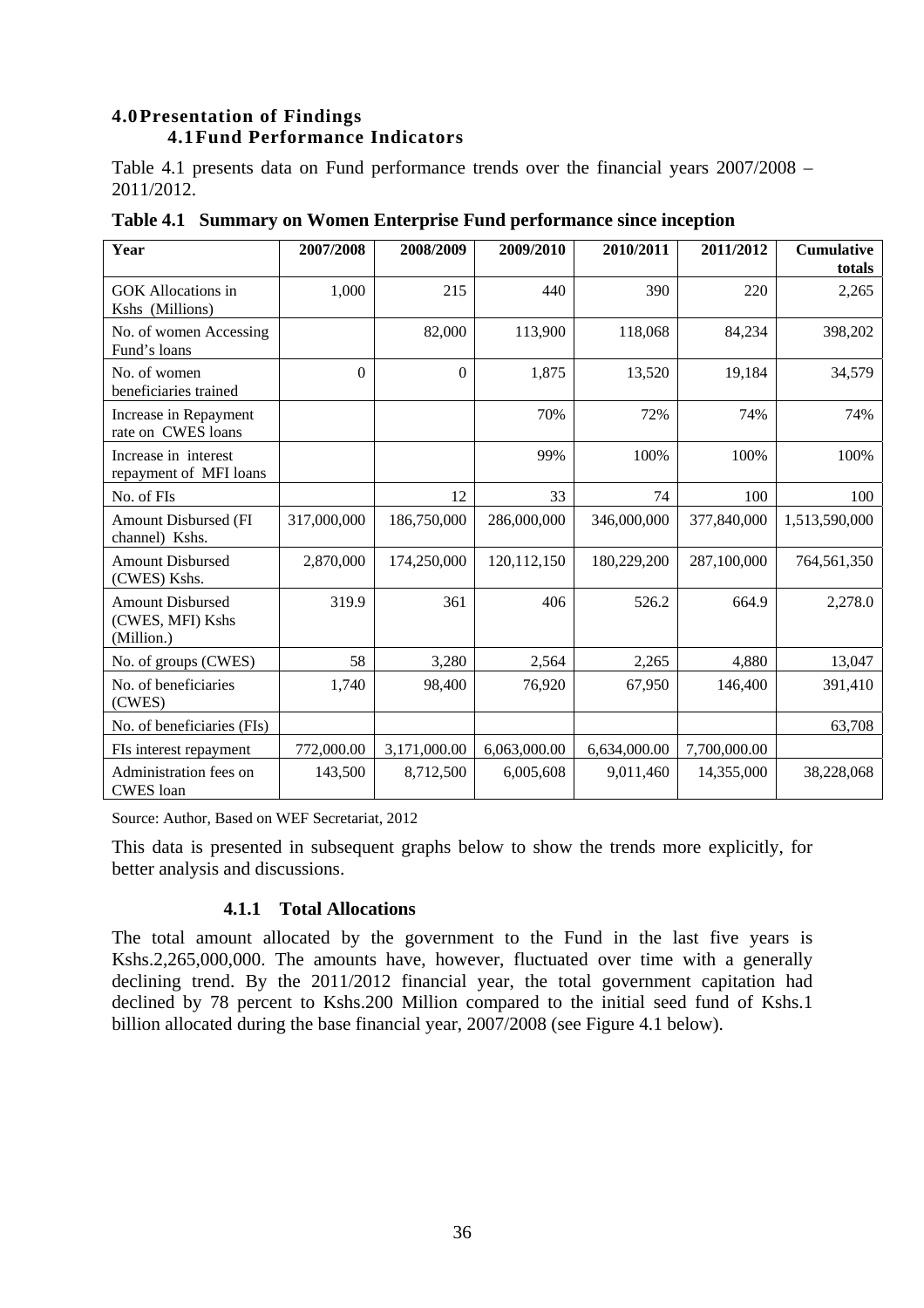## 4.0 Presentation of Findings

### 4.1 Fund Performance Indicators

Table 4.1 presents data on Fund performance trends over the financial years 2007/2008 – 2011/2012.

**Table 4.1 Summary on Women Enterprise Fund performance since inception**

| Year | 2007/2008 | 2008/2009 | 2009/2010 | 2010/2011 | 2011/2012 | Cumulative totals |
|---|---|---|---|---|---|---|
| GOK Allocations in Kshs (Millions) | 1,000 | 215 | 440 | 390 | 220 | 2,265 |
| No. of women Accessing Fund's loans | | 82,000 | 113,900 | 118,068 | 84,234 | 398,202 |
| No. of women beneficiaries trained | 0 | 0 | 1,875 | 13,520 | 19,184 | 34,579 |
| Increase in Repayment rate on CWES loans | | | 70% | 72% | 74% | 74% |
| Increase in interest repayment of MFI loans | | | 99% | 100% | 100% | 100% |
| No. of FIs | | 12 | 33 | 74 | 100 | 100 |
| Amount Disbursed (FI channel) Kshs. | 317,000,000 | 186,750,000 | 286,000,000 | 346,000,000 | 377,840,000 | 1,513,590,000 |
| Amount Disbursed (CWES) Kshs. | 2,870,000 | 174,250,000 | 120,112,150 | 180,229,200 | 287,100,000 | 764,561,350 |
| Amount Disbursed (CWES, MFI) Kshs (Million.) | 319.9 | 361 | 406 | 526.2 | 664.9 | 2,278.0 |
| No. of groups (CWES) | 58 | 3,280 | 2,564 | 2,265 | 4,880 | 13,047 |
| No. of beneficiaries (CWES) | 1,740 | 98,400 | 76,920 | 67,950 | 146,400 | 391,410 |
| No. of beneficiaries (FIs) | | | | | | 63,708 |
| FIs interest repayment | 772,000.00 | 3,171,000.00 | 6,063,000.00 | 6,634,000.00 | 7,700,000.00 | |
| Administration fees on CWES loan | 143,500 | 8,712,500 | 6,005,608 | 9,011,460 | 14,355,000 | 38,228,068 |

Source: Author, Based on WEF Secretariat, 2012

This data is presented in subsequent graphs below to show the trends more explicitly, for better analysis and discussions.

#### 4.1.1 Total Allocations

The total amount allocated by the government to the Fund in the last five years is Kshs.2,265,000,000. The amounts have, however, fluctuated over time with a generally declining trend. By the 2011/2012 financial year, the total government capitation had declined by 78 percent to Kshs.200 Million compared to the initial seed fund of Kshs.1 billion allocated during the base financial year, 2007/2008 (see Figure 4.1 below).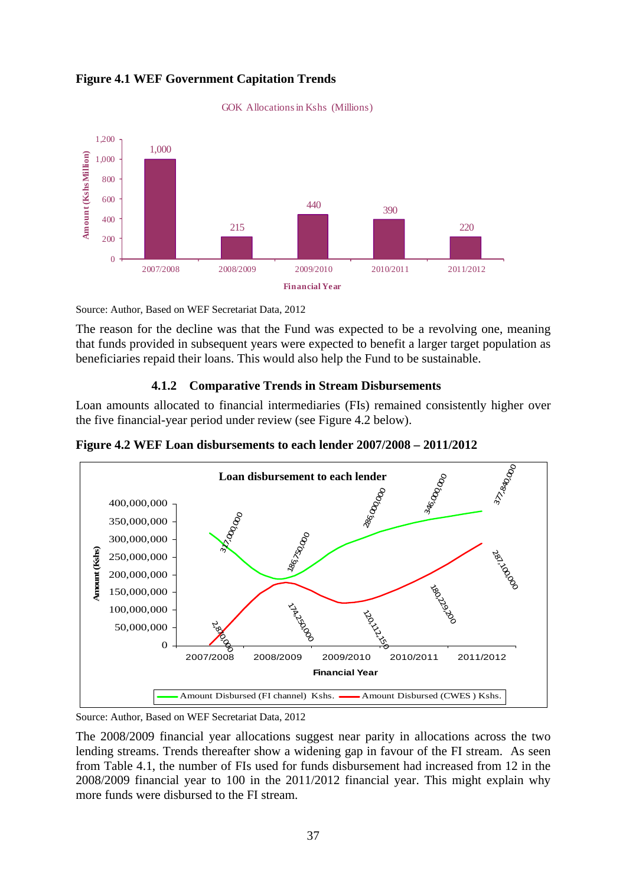**Figure 4.1 WEF Government Capitation Trends**

Source: Author, Based on WEF Secretariat Data, 2012

The reason for the decline was that the Fund was expected to be a revolving one, meaning that funds provided in subsequent years were expected to benefit a larger target population as beneficiaries repaid their loans. This would also help the Fund to be sustainable.

### 4.1.2 Comparative Trends in Stream Disbursements

Loan amounts allocated to financial intermediaries (FIs) remained consistently higher over the five financial-year period under review (see Figure 4.2 below).

**Figure 4.2 WEF Loan disbursements to each lender 2007/2008 – 2011/2012**

Source: Author, Based on WEF Secretariat Data, 2012

The 2008/2009 financial year allocations suggest near parity in allocations across the two lending streams. Trends thereafter show a widening gap in favour of the FI stream. As seen from Table 4.1, the number of FIs used for funds disbursement had increased from 12 in the 2008/2009 financial year to 100 in the 2011/2012 financial year. This might explain why more funds were disbursed to the FI stream.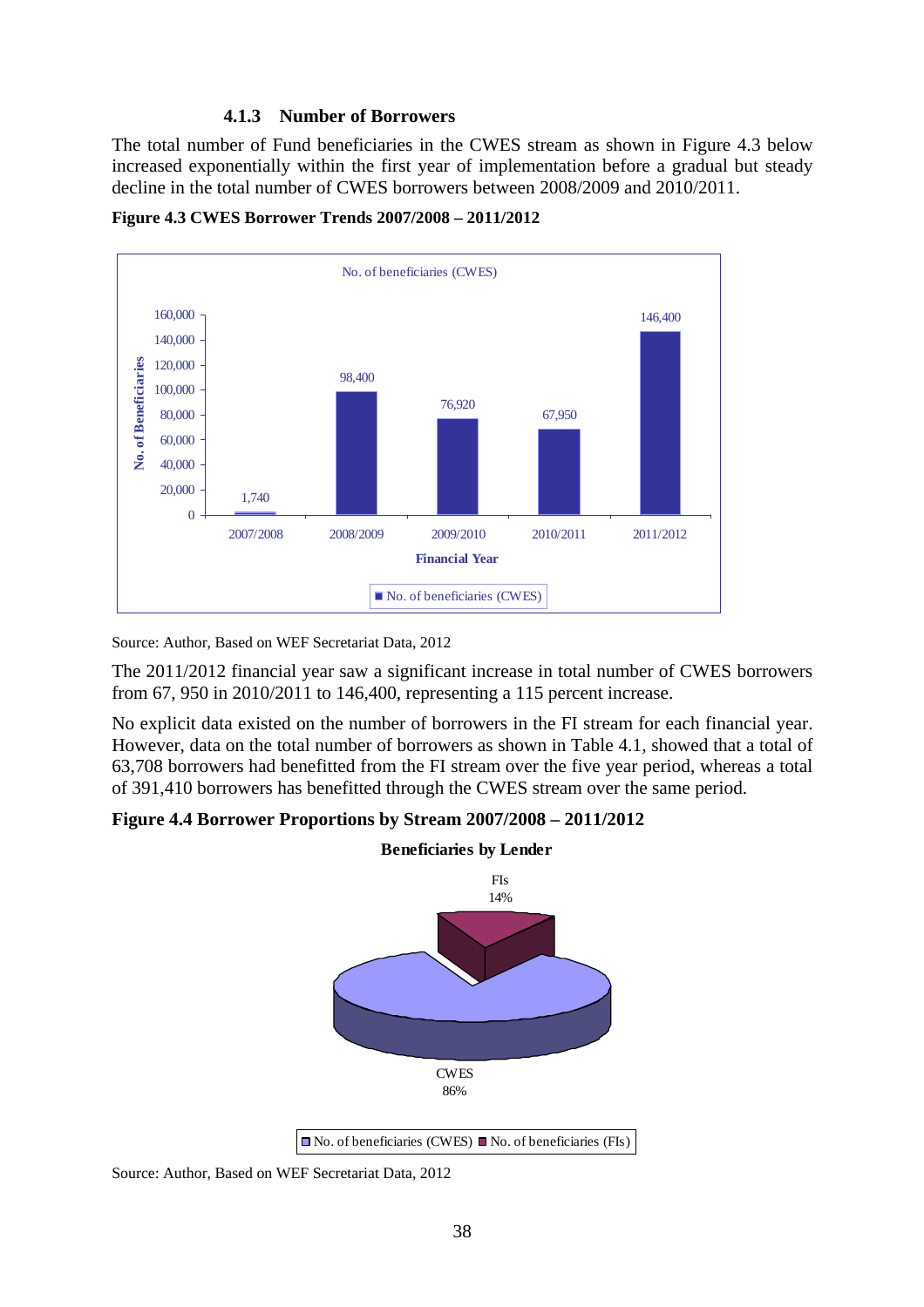### 4.1.3 Number of Borrowers

The total number of Fund beneficiaries in the CWES stream as shown in Figure 4.3 below increased exponentially within the first year of implementation before a gradual but steady decline in the total number of CWES borrowers between 2008/2009 and 2010/2011.

**Figure 4.3 CWES Borrower Trends 2007/2008 – 2011/2012**

Source: Author, Based on WEF Secretariat Data, 2012

The 2011/2012 financial year saw a significant increase in total number of CWES borrowers from 67, 950 in 2010/2011 to 146,400, representing a 115 percent increase.

No explicit data existed on the number of borrowers in the FI stream for each financial year. However, data on the total number of borrowers as shown in Table 4.1, showed that a total of 63,708 borrowers had benefitted from the FI stream over the five year period, whereas a total of 391,410 borrowers has benefitted through the CWES stream over the same period.

**Figure 4.4 Borrower Proportions by Stream 2007/2008 – 2011/2012**

Source: Author, Based on WEF Secretariat Data, 2012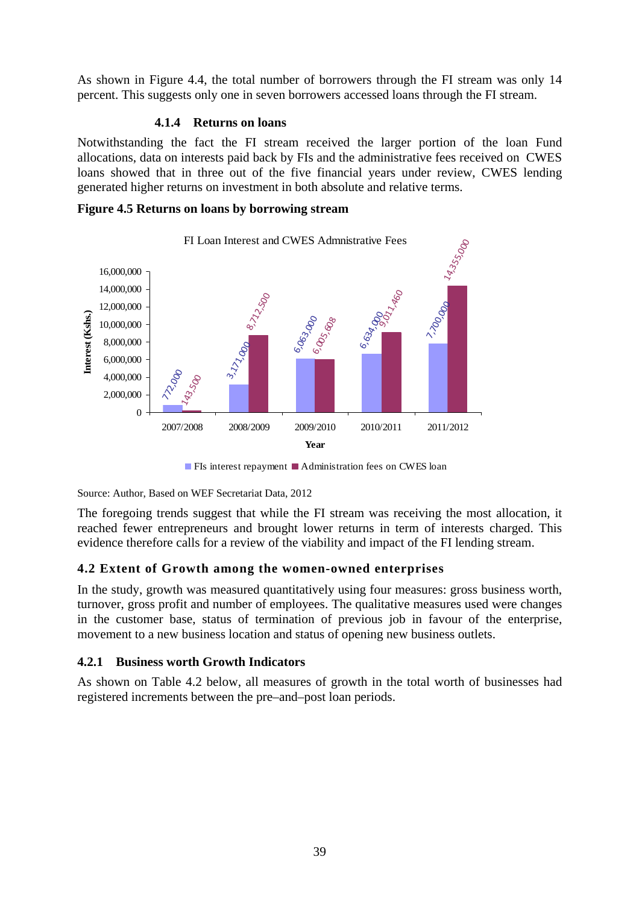As shown in Figure 4.4, the total number of borrowers through the FI stream was only 14 percent. This suggests only one in seven borrowers accessed loans through the FI stream.

#### 4.1.4 Returns on loans

Notwithstanding the fact the FI stream received the larger portion of the loan Fund allocations, data on interests paid back by FIs and the administrative fees received on CWES loans showed that in three out of the five financial years under review, CWES lending generated higher returns on investment in both absolute and relative terms.

**Figure 4.5 Returns on loans by borrowing stream**

FI Loan Interest and CWES Admnistrative Fees

| Year | FIs interest repayment | Administration fees on CWES loan |
|---|---|---|
| 2007/2008 | 772,000 | 143,500 |
| 2008/2009 | 3,171,000 | 8,712,500 |
| 2009/2010 | 6,063,000 | 6,005,608 |
| 2010/2011 | 6,634,000 | 9,011,460 |
| 2011/2012 | 7,700,000 | 14,355,000 |

Source: Author, Based on WEF Secretariat Data, 2012

The foregoing trends suggest that while the FI stream was receiving the most allocation, it reached fewer entrepreneurs and brought lower returns in term of interests charged. This evidence therefore calls for a review of the viability and impact of the FI lending stream.

### 4.2 Extent of Growth among the women-owned enterprises

In the study, growth was measured quantitatively using four measures: gross business worth, turnover, gross profit and number of employees. The qualitative measures used were changes in the customer base, status of termination of previous job in favour of the enterprise, movement to a new business location and status of opening new business outlets.

#### 4.2.1 Business worth Growth Indicators

As shown on Table 4.2 below, all measures of growth in the total worth of businesses had registered increments between the pre–and–post loan periods.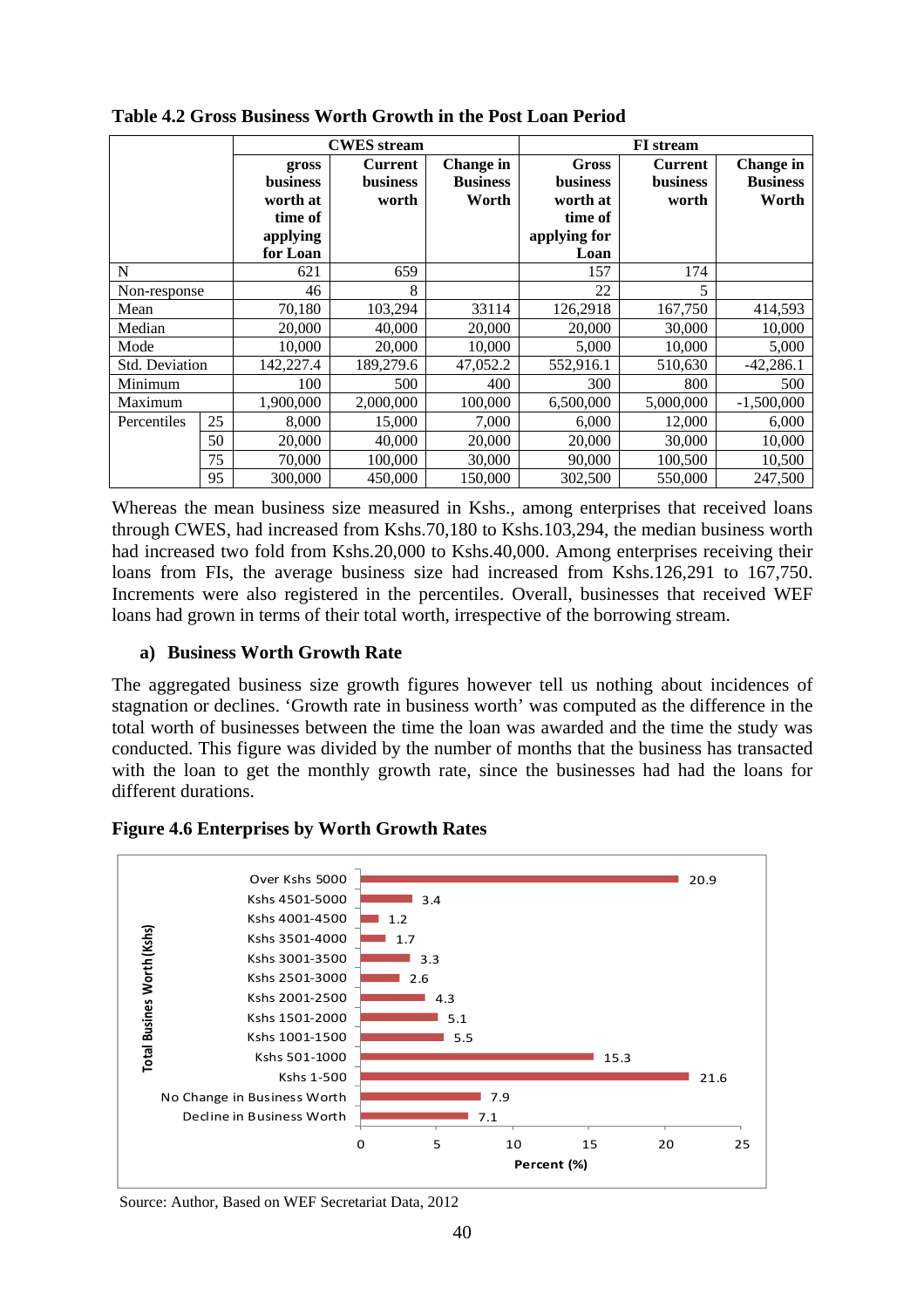**Table 4.2 Gross Business Worth Growth in the Post Loan Period**

| | | CWES stream | | | FI stream | | |
|---|---|---|---|---|---|---|---|
| | | gross business worth at time of applying for Loan | Current business worth | Change in Business Worth | Gross business worth at time of applying for Loan | Current business worth | Change in Business Worth |
| N | | 621 | 659 | | 157 | 174 | |
| Non-response | | 46 | 8 | | 22 | 5 | |
| Mean | | 70,180 | 103,294 | 33114 | 126,2918 | 167,750 | 414,593 |
| Median | | 20,000 | 40,000 | 20,000 | 20,000 | 30,000 | 10,000 |
| Mode | | 10,000 | 20,000 | 10,000 | 5,000 | 10,000 | 5,000 |
| Std. Deviation | | 142,227.4 | 189,279.6 | 47,052.2 | 552,916.1 | 510,630 | -42,286.1 |
| Minimum | | 100 | 500 | 400 | 300 | 800 | 500 |
| Maximum | | 1,900,000 | 2,000,000 | 100,000 | 6,500,000 | 5,000,000 | -1,500,000 |
| Percentiles | 25 | 8,000 | 15,000 | 7,000 | 6,000 | 12,000 | 6,000 |
| | 50 | 20,000 | 40,000 | 20,000 | 20,000 | 30,000 | 10,000 |
| | 75 | 70,000 | 100,000 | 30,000 | 90,000 | 100,500 | 10,500 |
| | 95 | 300,000 | 450,000 | 150,000 | 302,500 | 550,000 | 247,500 |

Whereas the mean business size measured in Kshs., among enterprises that received loans through CWES, had increased from Kshs.70,180 to Kshs.103,294, the median business worth had increased two fold from Kshs.20,000 to Kshs.40,000. Among enterprises receiving their loans from FIs, the average business size had increased from Kshs.126,291 to 167,750. Increments were also registered in the percentiles. Overall, businesses that received WEF loans had grown in terms of their total worth, irrespective of the borrowing stream.

### a) Business Worth Growth Rate

The aggregated business size growth figures however tell us nothing about incidences of stagnation or declines. 'Growth rate in business worth' was computed as the difference in the total worth of businesses between the time the loan was awarded and the time the study was conducted. This figure was divided by the number of months that the business has transacted with the loan to get the monthly growth rate, since the businesses had had the loans for different durations.

**Figure 4.6 Enterprises by Worth Growth Rates**

| Total Busines Worth (Kshs) | Percent (%) |
|---|---|
| Over Kshs 5000 | 20.9 |
| Kshs 4501-5000 | 3.4 |
| Kshs 4001-4500 | 1.2 |
| Kshs 3501-4000 | 1.7 |
| Kshs 3001-3500 | 3.3 |
| Kshs 2501-3000 | 2.6 |
| Kshs 2001-2500 | 4.3 |
| Kshs 1501-2000 | 5.1 |
| Kshs 1001-1500 | 5.5 |
| Kshs 501-1000 | 15.3 |
| Kshs 1-500 | 21.6 |
| No Change in Business Worth | 7.9 |
| Decline in Business Worth | 7.1 |

Source: Author, Based on WEF Secretariat Data, 2012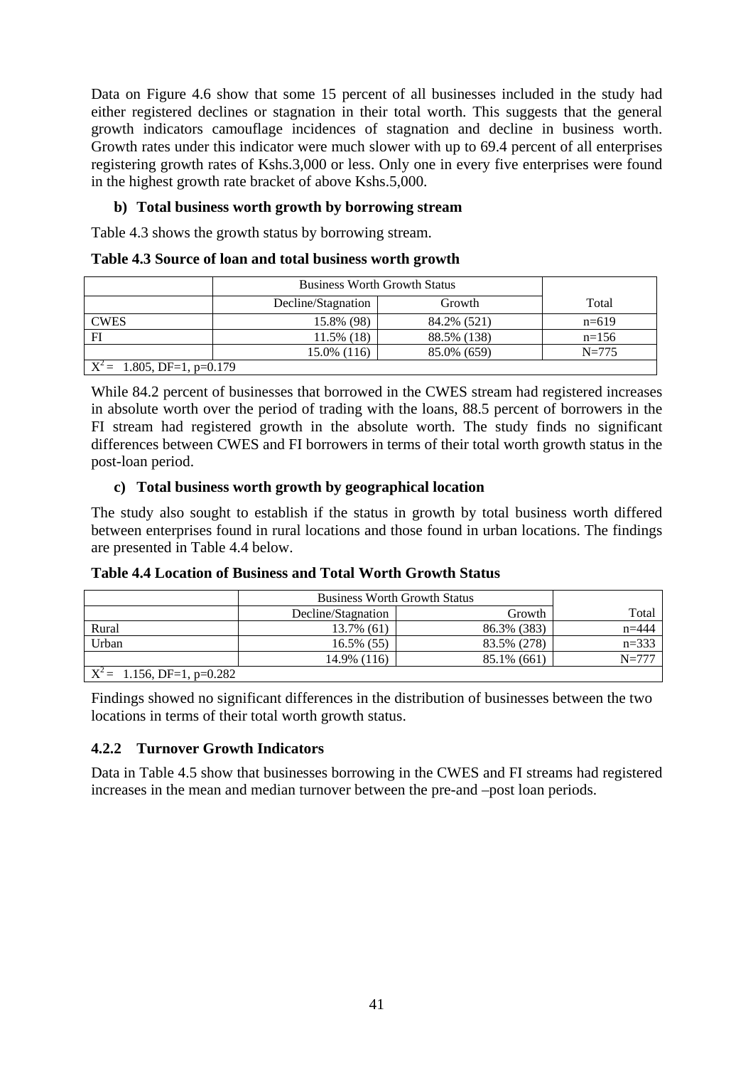Data on Figure 4.6 show that some 15 percent of all businesses included in the study had either registered declines or stagnation in their total worth. This suggests that the general growth indicators camouflage incidences of stagnation and decline in business worth. Growth rates under this indicator were much slower with up to 69.4 percent of all enterprises registering growth rates of Kshs.3,000 or less. Only one in every five enterprises were found in the highest growth rate bracket of above Kshs.5,000.

**b) Total business worth growth by borrowing stream**

Table 4.3 shows the growth status by borrowing stream.

**Table 4.3 Source of loan and total business worth growth**

| | Business Worth Growth Status | | |
|---|---|---|---|
| | Decline/Stagnation | Growth | Total |
| CWES | 15.8% (98) | 84.2% (521) | n=619 |
| FI | 11.5% (18) | 88.5% (138) | n=156 |
| | 15.0% (116) | 85.0% (659) | N=775 |
| $X^2 =$ 1.805, DF=1, p=0.179 | | | |

While 84.2 percent of businesses that borrowed in the CWES stream had registered increases in absolute worth over the period of trading with the loans, 88.5 percent of borrowers in the FI stream had registered growth in the absolute worth. The study finds no significant differences between CWES and FI borrowers in terms of their total worth growth status in the post-loan period.

**c) Total business worth growth by geographical location**

The study also sought to establish if the status in growth by total business worth differed between enterprises found in rural locations and those found in urban locations. The findings are presented in Table 4.4 below.

**Table 4.4 Location of Business and Total Worth Growth Status**

| | Business Worth Growth Status | | |
|---|---|---|---|
| | Decline/Stagnation | Growth | Total |
| Rural | 13.7% (61) | 86.3% (383) | n=444 |
| Urban | 16.5% (55) | 83.5% (278) | n=333 |
| | 14.9% (116) | 85.1% (661) | N=777 |
| $X^2 =$ 1.156, DF=1, p=0.282 | | | |

Findings showed no significant differences in the distribution of businesses between the two locations in terms of their total worth growth status.

### 4.2.2 Turnover Growth Indicators

Data in Table 4.5 show that businesses borrowing in the CWES and FI streams had registered increases in the mean and median turnover between the pre-and –post loan periods.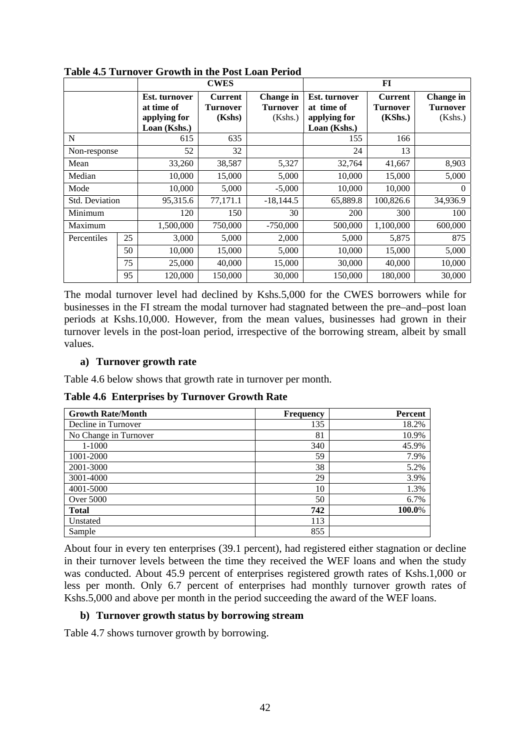**Table 4.5 Turnover Growth in the Post Loan Period**

| | | CWES | | | FI | | |
|---|---|---|---|---|---|---|---|
| | | **Est. turnover at time of applying for Loan (Kshs.)** | **Current Turnover (Kshs)** | **Change in Turnover** (Kshs.) | **Est. turnover at time of applying for Loan (Kshs.)** | **Current Turnover (KShs.)** | **Change in Turnover** (Kshs.) |
| N | | 615 | 635 | | 155 | 166 | |
| Non-response | | 52 | 32 | | 24 | 13 | |
| Mean | | 33,260 | 38,587 | 5,327 | 32,764 | 41,667 | 8,903 |
| Median | | 10,000 | 15,000 | 5,000 | 10,000 | 15,000 | 5,000 |
| Mode | | 10,000 | 5,000 | -5,000 | 10,000 | 10,000 | 0 |
| Std. Deviation | | 95,315.6 | 77,171.1 | -18,144.5 | 65,889.8 | 100,826.6 | 34,936.9 |
| Minimum | | 120 | 150 | 30 | 200 | 300 | 100 |
| Maximum | | 1,500,000 | 750,000 | -750,000 | 500,000 | 1,100,000 | 600,000 |
| Percentiles | 25 | 3,000 | 5,000 | 2,000 | 5,000 | 5,875 | 875 |
| | 50 | 10,000 | 15,000 | 5,000 | 10,000 | 15,000 | 5,000 |
| | 75 | 25,000 | 40,000 | 15,000 | 30,000 | 40,000 | 10,000 |
| | 95 | 120,000 | 150,000 | 30,000 | 150,000 | 180,000 | 30,000 |

The modal turnover level had declined by Kshs.5,000 for the CWES borrowers while for businesses in the FI stream the modal turnover had stagnated between the pre–and–post loan periods at Kshs.10,000. However, from the mean values, businesses had grown in their turnover levels in the post-loan period, irrespective of the borrowing stream, albeit by small values.

### a) Turnover growth rate

Table 4.6 below shows that growth rate in turnover per month.

**Table 4.6 Enterprises by Turnover Growth Rate**

| Growth Rate/Month | Frequency | Percent |
|---|---|---|
| Decline in Turnover | 135 | 18.2% |
| No Change in Turnover | 81 | 10.9% |
| 1-1000 | 340 | 45.9% |
| 1001-2000 | 59 | 7.9% |
| 2001-3000 | 38 | 5.2% |
| 3001-4000 | 29 | 3.9% |
| 4001-5000 | 10 | 1.3% |
| Over 5000 | 50 | 6.7% |
| **Total** | **742** | **100.0%** |
| Unstated | 113 | |
| Sample | 855 | |

About four in every ten enterprises (39.1 percent), had registered either stagnation or decline in their turnover levels between the time they received the WEF loans and when the study was conducted. About 45.9 percent of enterprises registered growth rates of Kshs.1,000 or less per month. Only 6.7 percent of enterprises had monthly turnover growth rates of Kshs.5,000 and above per month in the period succeeding the award of the WEF loans.

### b) Turnover growth status by borrowing stream

Table 4.7 shows turnover growth by borrowing.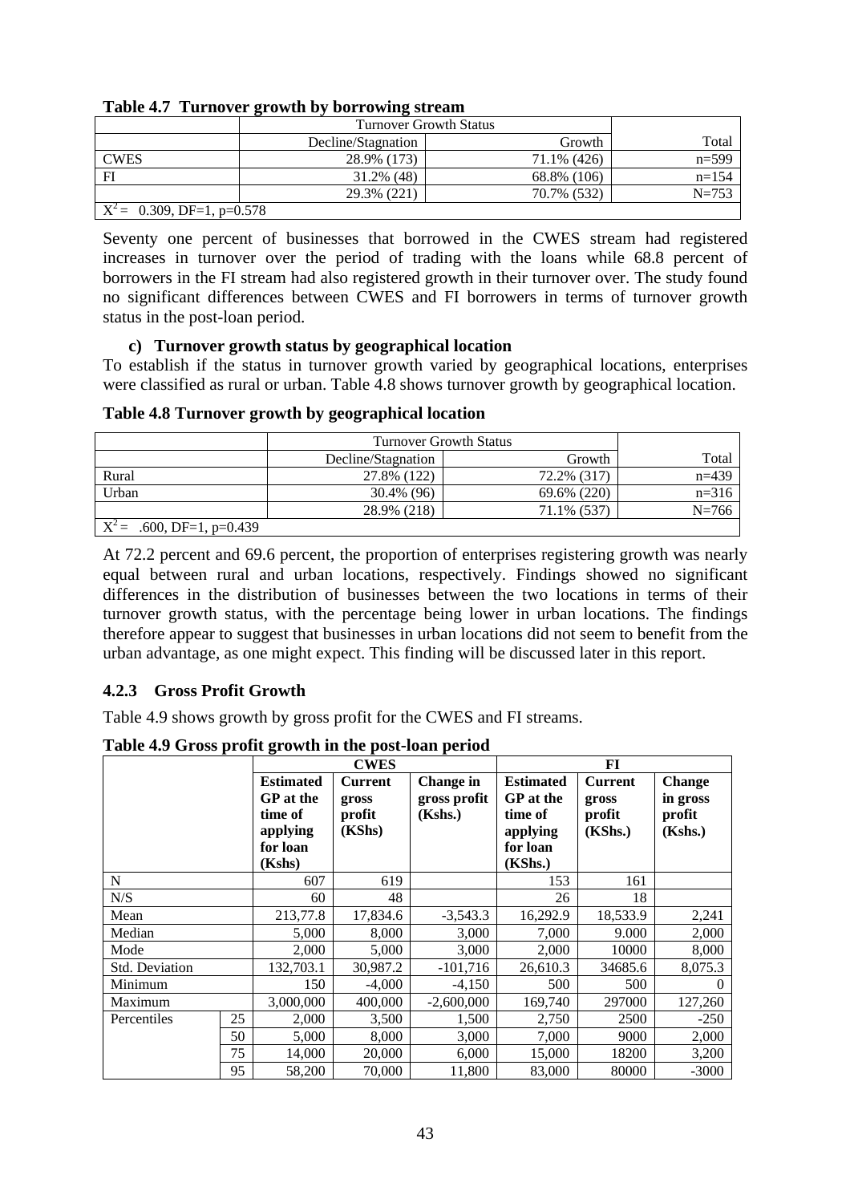**Table 4.7 Turnover growth by borrowing stream**

| | Turnover Growth Status | | |
|---|---|---|---|
| | Decline/Stagnation | Growth | Total |
| CWES | 28.9% (173) | 71.1% (426) | n=599 |
| FI | 31.2% (48) | 68.8% (106) | n=154 |
| | 29.3% (221) | 70.7% (532) | N=753 |
| $X^2 =$ 0.309, DF=1, p=0.578 | | | |

Seventy one percent of businesses that borrowed in the CWES stream had registered increases in turnover over the period of trading with the loans while 68.8 percent of borrowers in the FI stream had also registered growth in their turnover over. The study found no significant differences between CWES and FI borrowers in terms of turnover growth status in the post-loan period.

#### c) Turnover growth status by geographical location

To establish if the status in turnover growth varied by geographical locations, enterprises were classified as rural or urban. Table 4.8 shows turnover growth by geographical location.

**Table 4.8 Turnover growth by geographical location**

| | Turnover Growth Status | | |
|---|---|---|---|
| | Decline/Stagnation | Growth | Total |
| Rural | 27.8% (122) | 72.2% (317) | n=439 |
| Urban | 30.4% (96) | 69.6% (220) | n=316 |
| | 28.9% (218) | 71.1% (537) | N=766 |
| $X^2 =$ .600, DF=1, p=0.439 | | | |

At 72.2 percent and 69.6 percent, the proportion of enterprises registering growth was nearly equal between rural and urban locations, respectively. Findings showed no significant differences in the distribution of businesses between the two locations in terms of their turnover growth status, with the percentage being lower in urban locations. The findings therefore appear to suggest that businesses in urban locations did not seem to benefit from the urban advantage, as one might expect. This finding will be discussed later in this report.

### 4.2.3 Gross Profit Growth

Table 4.9 shows growth by gross profit for the CWES and FI streams.

**Table 4.9 Gross profit growth in the post-loan period**

| | | CWES | | | FI | | |
|---|---|---|---|---|---|---|---|
| | | **Estimated GP at the time of applying for loan (Kshs)** | **Current gross profit (KShs)** | **Change in gross profit (Kshs.)** | **Estimated GP at the time of applying for loan (KShs.)** | **Current gross profit (KShs.)** | **Change in gross profit (Kshs.)** |
| N | | 607 | 619 | | 153 | 161 | |
| N/S | | 60 | 48 | | 26 | 18 | |
| Mean | | 213,77.8 | 17,834.6 | -3,543.3 | 16,292.9 | 18,533.9 | 2,241 |
| Median | | 5,000 | 8,000 | 3,000 | 7,000 | 9.000 | 2,000 |
| Mode | | 2,000 | 5,000 | 3,000 | 2,000 | 10000 | 8,000 |
| Std. Deviation | | 132,703.1 | 30,987.2 | -101,716 | 26,610.3 | 34685.6 | 8,075.3 |
| Minimum | | 150 | -4,000 | -4,150 | 500 | 500 | 0 |
| Maximum | | 3,000,000 | 400,000 | -2,600,000 | 169,740 | 297000 | 127,260 |
| Percentiles | 25 | 2,000 | 3,500 | 1,500 | 2,750 | 2500 | -250 |
| | 50 | 5,000 | 8,000 | 3,000 | 7,000 | 9000 | 2,000 |
| | 75 | 14,000 | 20,000 | 6,000 | 15,000 | 18200 | 3,200 |
| | 95 | 58,200 | 70,000 | 11,800 | 83,000 | 80000 | -3000 |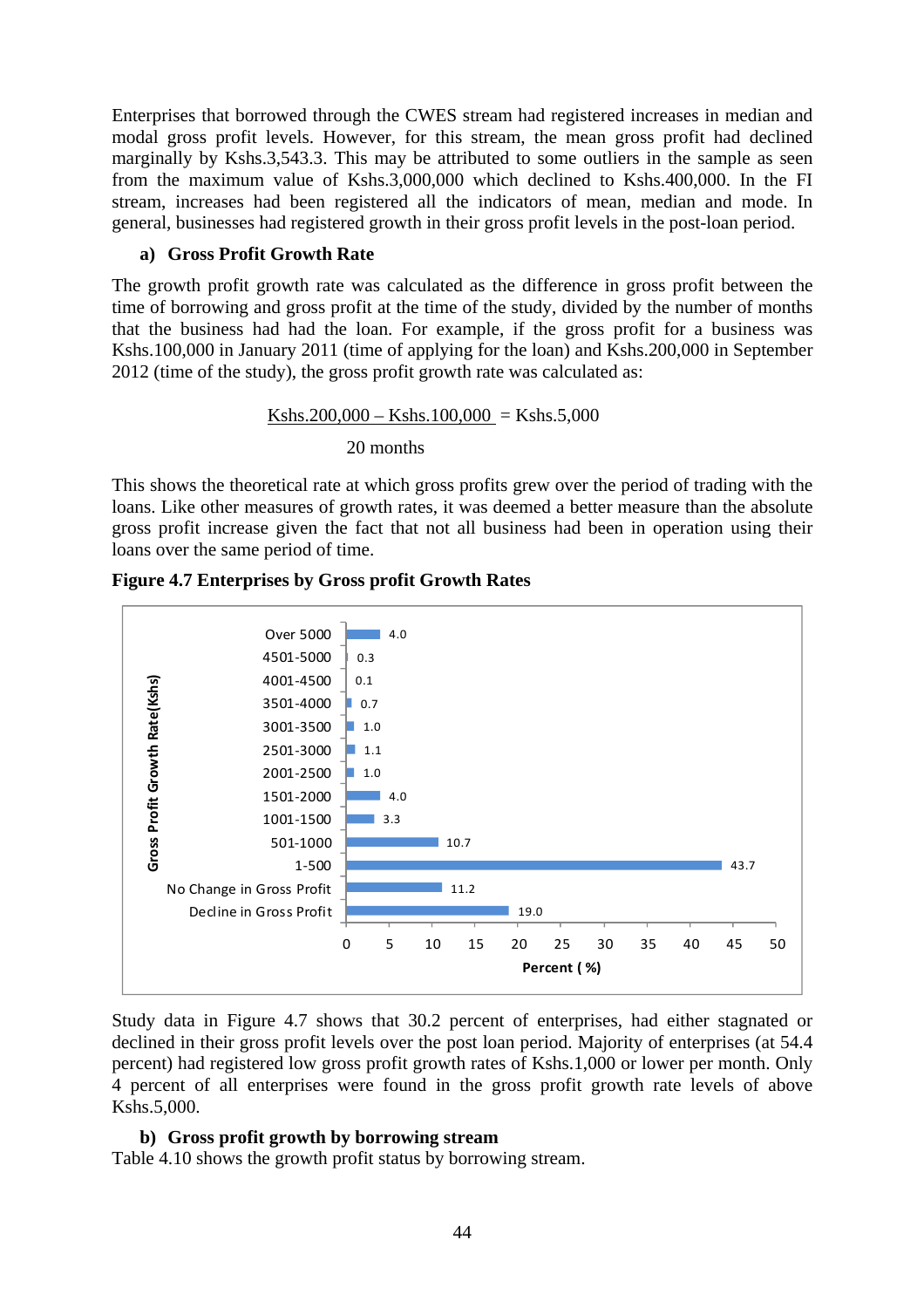Enterprises that borrowed through the CWES stream had registered increases in median and modal gross profit levels. However, for this stream, the mean gross profit had declined marginally by Kshs.3,543.3. This may be attributed to some outliers in the sample as seen from the maximum value of Kshs.3,000,000 which declined to Kshs.400,000. In the FI stream, increases had been registered all the indicators of mean, median and mode. In general, businesses had registered growth in their gross profit levels in the post-loan period.

### a) Gross Profit Growth Rate

The growth profit growth rate was calculated as the difference in gross profit between the time of borrowing and gross profit at the time of the study, divided by the number of months that the business had had the loan. For example, if the gross profit for a business was Kshs.100,000 in January 2011 (time of applying for the loan) and Kshs.200,000 in September 2012 (time of the study), the gross profit growth rate was calculated as:

$$\frac{\text{Kshs.}200{,}000 - \text{Kshs.}100{,}000}{20 \text{ months}} = \text{Kshs.}5{,}000$$

This shows the theoretical rate at which gross profits grew over the period of trading with the loans. Like other measures of growth rates, it was deemed a better measure than the absolute gross profit increase given the fact that not all business had been in operation using their loans over the same period of time.

**Figure 4.7 Enterprises by Gross profit Growth Rates**

| Gross Profit Growth Rate (Kshs) | Percent (%) |
|---|---|
| Over 5000 | 4.0 |
| 4501-5000 | 0.3 |
| 4001-4500 | 0.1 |
| 3501-4000 | 0.7 |
| 3001-3500 | 1.0 |
| 2501-3000 | 1.1 |
| 2001-2500 | 1.0 |
| 1501-2000 | 4.0 |
| 1001-1500 | 3.3 |
| 501-1000 | 10.7 |
| 1-500 | 43.7 |
| No Change in Gross Profit | 11.2 |
| Decline in Gross Profit | 19.0 |

Study data in Figure 4.7 shows that 30.2 percent of enterprises, had either stagnated or declined in their gross profit levels over the post loan period. Majority of enterprises (at 54.4 percent) had registered low gross profit growth rates of Kshs.1,000 or lower per month. Only 4 percent of all enterprises were found in the gross profit growth rate levels of above Kshs.5,000.

### b) Gross profit growth by borrowing stream

Table 4.10 shows the growth profit status by borrowing stream.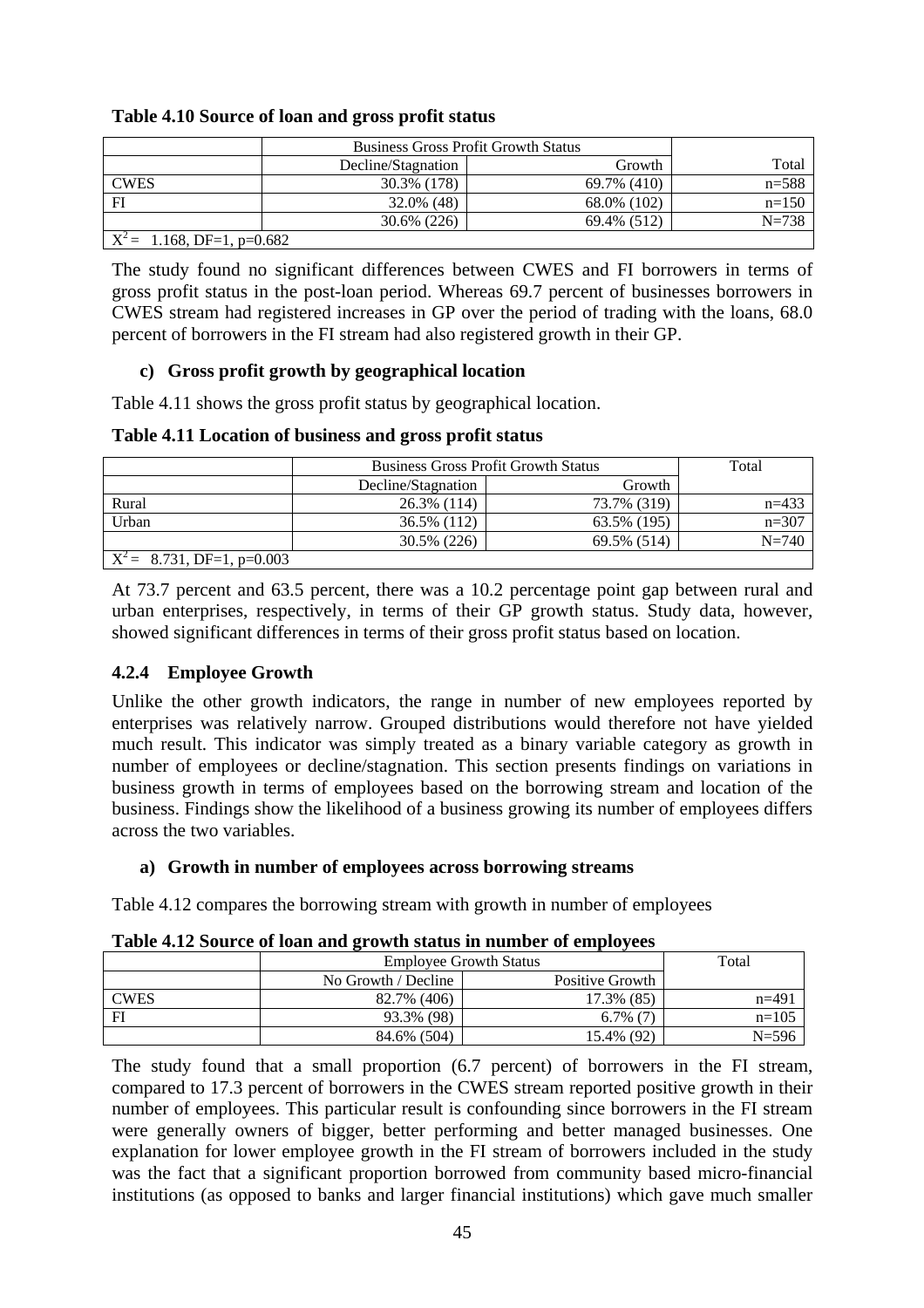**Table 4.10 Source of loan and gross profit status**

| | Business Gross Profit Growth Status | | |
|---|---|---|---|
| | Decline/Stagnation | Growth | Total |
| CWES | 30.3% (178) | 69.7% (410) | n=588 |
| FI | 32.0% (48) | 68.0% (102) | n=150 |
| | 30.6% (226) | 69.4% (512) | N=738 |
| $X^2$ = 1.168, DF=1, p=0.682 | | | |

The study found no significant differences between CWES and FI borrowers in terms of gross profit status in the post-loan period. Whereas 69.7 percent of businesses borrowers in CWES stream had registered increases in GP over the period of trading with the loans, 68.0 percent of borrowers in the FI stream had also registered growth in their GP.

**c) Gross profit growth by geographical location**

Table 4.11 shows the gross profit status by geographical location.

**Table 4.11 Location of business and gross profit status**

| | Business Gross Profit Growth Status | | Total |
|---|---|---|---|
| | Decline/Stagnation | Growth | |
| Rural | 26.3% (114) | 73.7% (319) | n=433 |
| Urban | 36.5% (112) | 63.5% (195) | n=307 |
| | 30.5% (226) | 69.5% (514) | N=740 |
| $X^2$ = 8.731, DF=1, p=0.003 | | | |

At 73.7 percent and 63.5 percent, there was a 10.2 percentage point gap between rural and urban enterprises, respectively, in terms of their GP growth status. Study data, however, showed significant differences in terms of their gross profit status based on location.

### 4.2.4 Employee Growth

Unlike the other growth indicators, the range in number of new employees reported by enterprises was relatively narrow. Grouped distributions would therefore not have yielded much result. This indicator was simply treated as a binary variable category as growth in number of employees or decline/stagnation. This section presents findings on variations in business growth in terms of employees based on the borrowing stream and location of the business. Findings show the likelihood of a business growing its number of employees differs across the two variables.

**a) Growth in number of employees across borrowing streams**

Table 4.12 compares the borrowing stream with growth in number of employees

**Table 4.12 Source of loan and growth status in number of employees**

| | Employee Growth Status | | Total |
|---|---|---|---|
| | No Growth / Decline | Positive Growth | |
| CWES | 82.7% (406) | 17.3% (85) | n=491 |
| FI | 93.3% (98) | 6.7% (7) | n=105 |
| | 84.6% (504) | 15.4% (92) | N=596 |

The study found that a small proportion (6.7 percent) of borrowers in the FI stream, compared to 17.3 percent of borrowers in the CWES stream reported positive growth in their number of employees. This particular result is confounding since borrowers in the FI stream were generally owners of bigger, better performing and better managed businesses. One explanation for lower employee growth in the FI stream of borrowers included in the study was the fact that a significant proportion borrowed from community based micro-financial institutions (as opposed to banks and larger financial institutions) which gave much smaller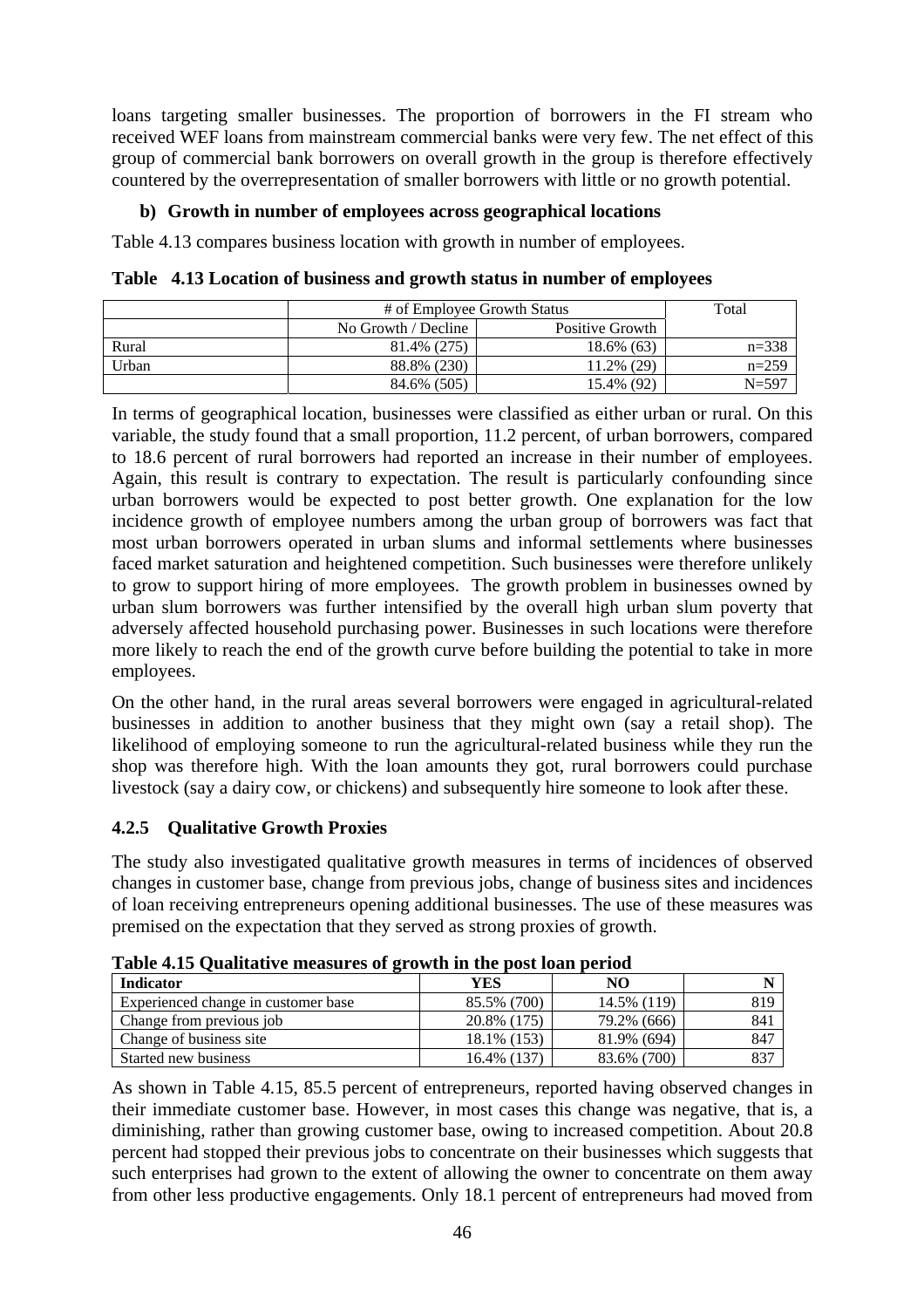loans targeting smaller businesses. The proportion of borrowers in the FI stream who received WEF loans from mainstream commercial banks were very few. The net effect of this group of commercial bank borrowers on overall growth in the group is therefore effectively countered by the overrepresentation of smaller borrowers with little or no growth potential.

**b) Growth in number of employees across geographical locations**

Table 4.13 compares business location with growth in number of employees.

**Table 4.13 Location of business and growth status in number of employees**

| | # of Employee Growth Status | | Total |
|---|---|---|---|
| | No Growth / Decline | Positive Growth | |
| Rural | 81.4% (275) | 18.6% (63) | n=338 |
| Urban | 88.8% (230) | 11.2% (29) | n=259 |
| | 84.6% (505) | 15.4% (92) | N=597 |

In terms of geographical location, businesses were classified as either urban or rural. On this variable, the study found that a small proportion, 11.2 percent, of urban borrowers, compared to 18.6 percent of rural borrowers had reported an increase in their number of employees. Again, this result is contrary to expectation. The result is particularly confounding since urban borrowers would be expected to post better growth. One explanation for the low incidence growth of employee numbers among the urban group of borrowers was fact that most urban borrowers operated in urban slums and informal settlements where businesses faced market saturation and heightened competition. Such businesses were therefore unlikely to grow to support hiring of more employees. The growth problem in businesses owned by urban slum borrowers was further intensified by the overall high urban slum poverty that adversely affected household purchasing power. Businesses in such locations were therefore more likely to reach the end of the growth curve before building the potential to take in more employees.

On the other hand, in the rural areas several borrowers were engaged in agricultural-related businesses in addition to another business that they might own (say a retail shop). The likelihood of employing someone to run the agricultural-related business while they run the shop was therefore high. With the loan amounts they got, rural borrowers could purchase livestock (say a dairy cow, or chickens) and subsequently hire someone to look after these.

### 4.2.5 Qualitative Growth Proxies

The study also investigated qualitative growth measures in terms of incidences of observed changes in customer base, change from previous jobs, change of business sites and incidences of loan receiving entrepreneurs opening additional businesses. The use of these measures was premised on the expectation that they served as strong proxies of growth.

**Table 4.15 Qualitative measures of growth in the post loan period**

| Indicator | YES | NO | N |
|---|---|---|---|
| Experienced change in customer base | 85.5% (700) | 14.5% (119) | 819 |
| Change from previous job | 20.8% (175) | 79.2% (666) | 841 |
| Change of business site | 18.1% (153) | 81.9% (694) | 847 |
| Started new business | 16.4% (137) | 83.6% (700) | 837 |

As shown in Table 4.15, 85.5 percent of entrepreneurs, reported having observed changes in their immediate customer base. However, in most cases this change was negative, that is, a diminishing, rather than growing customer base, owing to increased competition. About 20.8 percent had stopped their previous jobs to concentrate on their businesses which suggests that such enterprises had grown to the extent of allowing the owner to concentrate on them away from other less productive engagements. Only 18.1 percent of entrepreneurs had moved from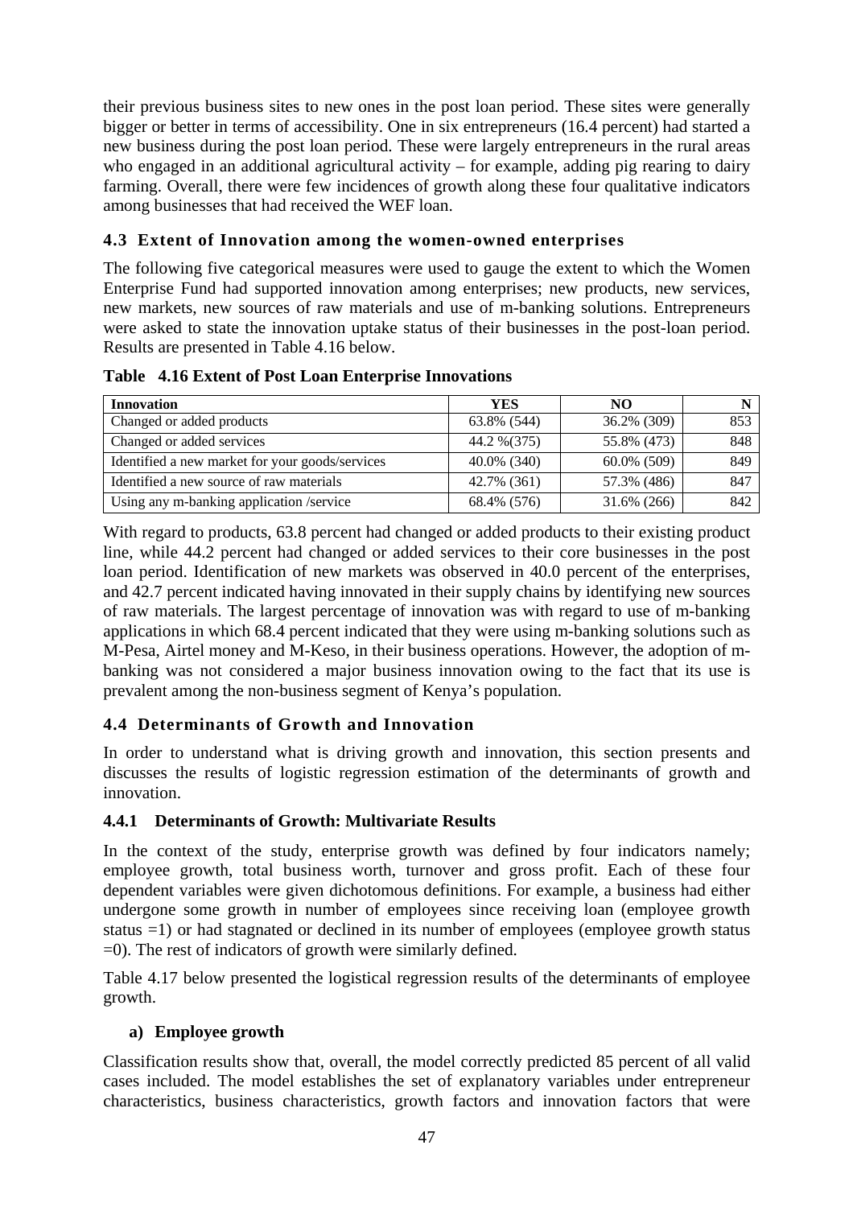their previous business sites to new ones in the post loan period. These sites were generally bigger or better in terms of accessibility. One in six entrepreneurs (16.4 percent) had started a new business during the post loan period. These were largely entrepreneurs in the rural areas who engaged in an additional agricultural activity – for example, adding pig rearing to dairy farming. Overall, there were few incidences of growth along these four qualitative indicators among businesses that had received the WEF loan.

### 4.3 Extent of Innovation among the women-owned enterprises

The following five categorical measures were used to gauge the extent to which the Women Enterprise Fund had supported innovation among enterprises; new products, new services, new markets, new sources of raw materials and use of m-banking solutions. Entrepreneurs were asked to state the innovation uptake status of their businesses in the post-loan period. Results are presented in Table 4.16 below.

**Table 4.16 Extent of Post Loan Enterprise Innovations**

| Innovation | YES | NO | N |
|---|---|---|---|
| Changed or added products | 63.8% (544) | 36.2% (309) | 853 |
| Changed or added services | 44.2 %(375) | 55.8% (473) | 848 |
| Identified a new market for your goods/services | 40.0% (340) | 60.0% (509) | 849 |
| Identified a new source of raw materials | 42.7% (361) | 57.3% (486) | 847 |
| Using any m-banking application /service | 68.4% (576) | 31.6% (266) | 842 |

With regard to products, 63.8 percent had changed or added products to their existing product line, while 44.2 percent had changed or added services to their core businesses in the post loan period. Identification of new markets was observed in 40.0 percent of the enterprises, and 42.7 percent indicated having innovated in their supply chains by identifying new sources of raw materials. The largest percentage of innovation was with regard to use of m-banking applications in which 68.4 percent indicated that they were using m-banking solutions such as M-Pesa, Airtel money and M-Keso, in their business operations. However, the adoption of m-banking was not considered a major business innovation owing to the fact that its use is prevalent among the non-business segment of Kenya's population.

### 4.4 Determinants of Growth and Innovation

In order to understand what is driving growth and innovation, this section presents and discusses the results of logistic regression estimation of the determinants of growth and innovation.

#### 4.4.1 Determinants of Growth: Multivariate Results

In the context of the study, enterprise growth was defined by four indicators namely; employee growth, total business worth, turnover and gross profit. Each of these four dependent variables were given dichotomous definitions. For example, a business had either undergone some growth in number of employees since receiving loan (employee growth status =1) or had stagnated or declined in its number of employees (employee growth status =0). The rest of indicators of growth were similarly defined.

Table 4.17 below presented the logistical regression results of the determinants of employee growth.

**a) Employee growth**

Classification results show that, overall, the model correctly predicted 85 percent of all valid cases included. The model establishes the set of explanatory variables under entrepreneur characteristics, business characteristics, growth factors and innovation factors that were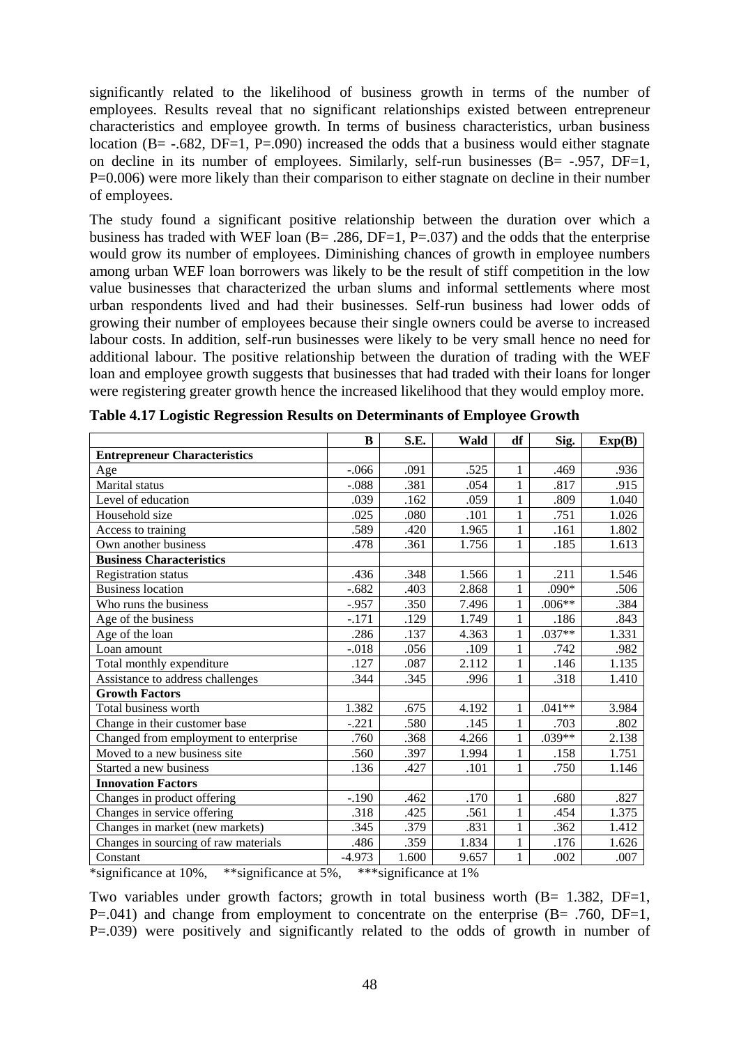significantly related to the likelihood of business growth in terms of the number of employees. Results reveal that no significant relationships existed between entrepreneur characteristics and employee growth. In terms of business characteristics, urban business location (B= -.682, DF=1, P=.090) increased the odds that a business would either stagnate on decline in its number of employees. Similarly, self-run businesses (B= -.957, DF=1, P=0.006) were more likely than their comparison to either stagnate on decline in their number of employees.

The study found a significant positive relationship between the duration over which a business has traded with WEF loan (B= .286, DF=1, P=.037) and the odds that the enterprise would grow its number of employees. Diminishing chances of growth in employee numbers among urban WEF loan borrowers was likely to be the result of stiff competition in the low value businesses that characterized the urban slums and informal settlements where most urban respondents lived and had their businesses. Self-run business had lower odds of growing their number of employees because their single owners could be averse to increased labour costs. In addition, self-run businesses were likely to be very small hence no need for additional labour. The positive relationship between the duration of trading with the WEF loan and employee growth suggests that businesses that had traded with their loans for longer were registering greater growth hence the increased likelihood that they would employ more.

**Table 4.17 Logistic Regression Results on Determinants of Employee Growth**

| | B | S.E. | Wald | df | Sig. | Exp(B) |
|---|---|---|---|---|---|---|
| **Entrepreneur Characteristics** | | | | | | |
| Age | -.066 | .091 | .525 | 1 | .469 | .936 |
| Marital status | -.088 | .381 | .054 | 1 | .817 | .915 |
| Level of education | .039 | .162 | .059 | 1 | .809 | 1.040 |
| Household size | .025 | .080 | .101 | 1 | .751 | 1.026 |
| Access to training | .589 | .420 | 1.965 | 1 | .161 | 1.802 |
| Own another business | .478 | .361 | 1.756 | 1 | .185 | 1.613 |
| **Business Characteristics** | | | | | | |
| Registration status | .436 | .348 | 1.566 | 1 | .211 | 1.546 |
| Business location | -.682 | .403 | 2.868 | 1 | .090* | .506 |
| Who runs the business | -.957 | .350 | 7.496 | 1 | .006** | .384 |
| Age of the business | -.171 | .129 | 1.749 | 1 | .186 | .843 |
| Age of the loan | .286 | .137 | 4.363 | 1 | .037** | 1.331 |
| Loan amount | -.018 | .056 | .109 | 1 | .742 | .982 |
| Total monthly expenditure | .127 | .087 | 2.112 | 1 | .146 | 1.135 |
| Assistance to address challenges | .344 | .345 | .996 | 1 | .318 | 1.410 |
| **Growth Factors** | | | | | | |
| Total business worth | 1.382 | .675 | 4.192 | 1 | .041** | 3.984 |
| Change in their customer base | -.221 | .580 | .145 | 1 | .703 | .802 |
| Changed from employment to enterprise | .760 | .368 | 4.266 | 1 | .039** | 2.138 |
| Moved to a new business site | .560 | .397 | 1.994 | 1 | .158 | 1.751 |
| Started a new business | .136 | .427 | .101 | 1 | .750 | 1.146 |
| **Innovation Factors** | | | | | | |
| Changes in product offering | -.190 | .462 | .170 | 1 | .680 | .827 |
| Changes in service offering | .318 | .425 | .561 | 1 | .454 | 1.375 |
| Changes in market (new markets) | .345 | .379 | .831 | 1 | .362 | 1.412 |
| Changes in sourcing of raw materials | .486 | .359 | 1.834 | 1 | .176 | 1.626 |
| Constant | -4.973 | 1.600 | 9.657 | 1 | .002 | .007 |

*significance at 10%, **significance at 5%, ***significance at 1%

Two variables under growth factors; growth in total business worth (B= 1.382, DF=1, P=.041) and change from employment to concentrate on the enterprise (B= .760, DF=1, P=.039) were positively and significantly related to the odds of growth in number of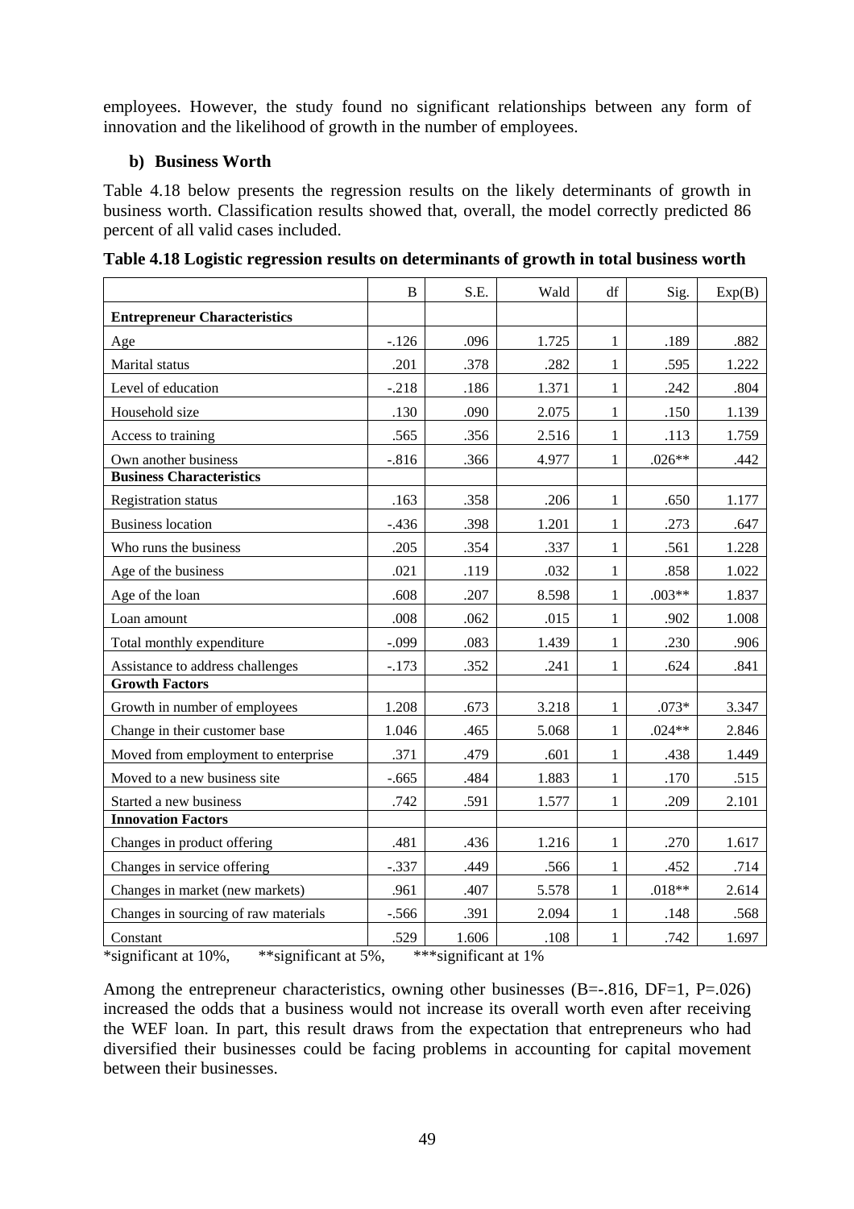employees. However, the study found no significant relationships between any form of innovation and the likelihood of growth in the number of employees.

### b) Business Worth

Table 4.18 below presents the regression results on the likely determinants of growth in business worth. Classification results showed that, overall, the model correctly predicted 86 percent of all valid cases included.

**Table 4.18 Logistic regression results on determinants of growth in total business worth**

| | B | S.E. | Wald | df | Sig. | Exp(B) |
|---|---|---|---|---|---|---|
| **Entrepreneur Characteristics** | | | | | | |
| Age | -.126 | .096 | 1.725 | 1 | .189 | .882 |
| Marital status | .201 | .378 | .282 | 1 | .595 | 1.222 |
| Level of education | -.218 | .186 | 1.371 | 1 | .242 | .804 |
| Household size | .130 | .090 | 2.075 | 1 | .150 | 1.139 |
| Access to training | .565 | .356 | 2.516 | 1 | .113 | 1.759 |
| Own another business | -.816 | .366 | 4.977 | 1 | .026** | .442 |
| **Business Characteristics** | | | | | | |
| Registration status | .163 | .358 | .206 | 1 | .650 | 1.177 |
| Business location | -.436 | .398 | 1.201 | 1 | .273 | .647 |
| Who runs the business | .205 | .354 | .337 | 1 | .561 | 1.228 |
| Age of the business | .021 | .119 | .032 | 1 | .858 | 1.022 |
| Age of the loan | .608 | .207 | 8.598 | 1 | .003** | 1.837 |
| Loan amount | .008 | .062 | .015 | 1 | .902 | 1.008 |
| Total monthly expenditure | -.099 | .083 | 1.439 | 1 | .230 | .906 |
| Assistance to address challenges | -.173 | .352 | .241 | 1 | .624 | .841 |
| **Growth Factors** | | | | | | |
| Growth in number of employees | 1.208 | .673 | 3.218 | 1 | .073* | 3.347 |
| Change in their customer base | 1.046 | .465 | 5.068 | 1 | .024** | 2.846 |
| Moved from employment to enterprise | .371 | .479 | .601 | 1 | .438 | 1.449 |
| Moved to a new business site | -.665 | .484 | 1.883 | 1 | .170 | .515 |
| Started a new business | .742 | .591 | 1.577 | 1 | .209 | 2.101 |
| **Innovation Factors** | | | | | | |
| Changes in product offering | .481 | .436 | 1.216 | 1 | .270 | 1.617 |
| Changes in service offering | -.337 | .449 | .566 | 1 | .452 | .714 |
| Changes in market (new markets) | .961 | .407 | 5.578 | 1 | .018** | 2.614 |
| Changes in sourcing of raw materials | -.566 | .391 | 2.094 | 1 | .148 | .568 |
| Constant | .529 | 1.606 | .108 | 1 | .742 | 1.697 |

*significant at 10%, **significant at 5%, ***significant at 1%

Among the entrepreneur characteristics, owning other businesses (B=-.816, DF=1, P=.026) increased the odds that a business would not increase its overall worth even after receiving the WEF loan. In part, this result draws from the expectation that entrepreneurs who had diversified their businesses could be facing problems in accounting for capital movement between their businesses.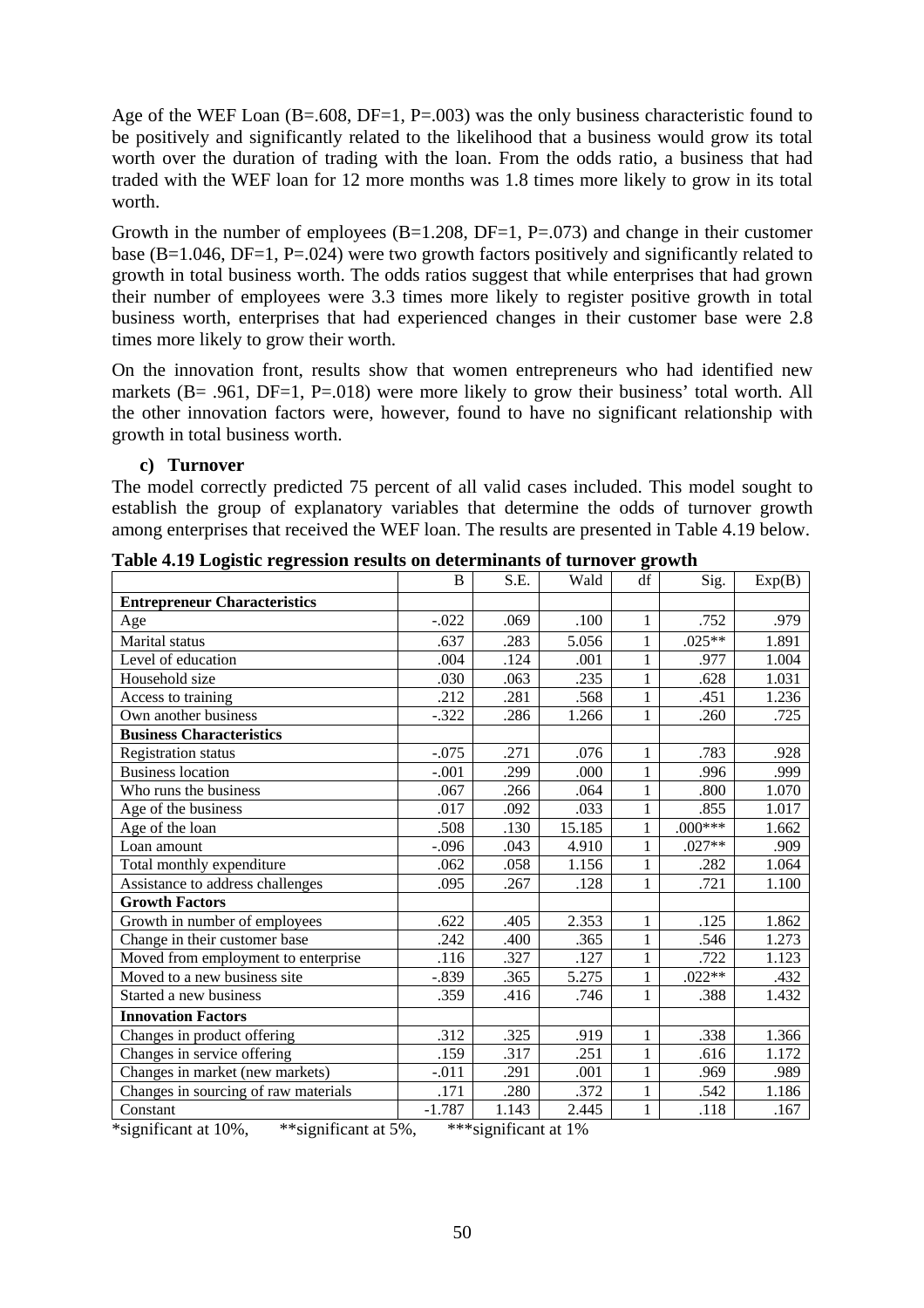Age of the WEF Loan (B=.608, DF=1, P=.003) was the only business characteristic found to be positively and significantly related to the likelihood that a business would grow its total worth over the duration of trading with the loan. From the odds ratio, a business that had traded with the WEF loan for 12 more months was 1.8 times more likely to grow in its total worth.

Growth in the number of employees (B=1.208, DF=1, P=.073) and change in their customer base (B=1.046, DF=1, P=.024) were two growth factors positively and significantly related to growth in total business worth. The odds ratios suggest that while enterprises that had grown their number of employees were 3.3 times more likely to register positive growth in total business worth, enterprises that had experienced changes in their customer base were 2.8 times more likely to grow their worth.

On the innovation front, results show that women entrepreneurs who had identified new markets (B= .961, DF=1, P=.018) were more likely to grow their business' total worth. All the other innovation factors were, however, found to have no significant relationship with growth in total business worth.

#### c) Turnover

The model correctly predicted 75 percent of all valid cases included. This model sought to establish the group of explanatory variables that determine the odds of turnover growth among enterprises that received the WEF loan. The results are presented in Table 4.19 below.

**Table 4.19 Logistic regression results on determinants of turnover growth**

| | B | S.E. | Wald | df | Sig. | Exp(B) |
|---|---|---|---|---|---|---|
| **Entrepreneur Characteristics** | | | | | | |
| Age | -.022 | .069 | .100 | 1 | .752 | .979 |
| Marital status | .637 | .283 | 5.056 | 1 | .025** | 1.891 |
| Level of education | .004 | .124 | .001 | 1 | .977 | 1.004 |
| Household size | .030 | .063 | .235 | 1 | .628 | 1.031 |
| Access to training | .212 | .281 | .568 | 1 | .451 | 1.236 |
| Own another business | -.322 | .286 | 1.266 | 1 | .260 | .725 |
| **Business Characteristics** | | | | | | |
| Registration status | -.075 | .271 | .076 | 1 | .783 | .928 |
| Business location | -.001 | .299 | .000 | 1 | .996 | .999 |
| Who runs the business | .067 | .266 | .064 | 1 | .800 | 1.070 |
| Age of the business | .017 | .092 | .033 | 1 | .855 | 1.017 |
| Age of the loan | .508 | .130 | 15.185 | 1 | .000*** | 1.662 |
| Loan amount | -.096 | .043 | 4.910 | 1 | .027** | .909 |
| Total monthly expenditure | .062 | .058 | 1.156 | 1 | .282 | 1.064 |
| Assistance to address challenges | .095 | .267 | .128 | 1 | .721 | 1.100 |
| **Growth Factors** | | | | | | |
| Growth in number of employees | .622 | .405 | 2.353 | 1 | .125 | 1.862 |
| Change in their customer base | .242 | .400 | .365 | 1 | .546 | 1.273 |
| Moved from employment to enterprise | .116 | .327 | .127 | 1 | .722 | 1.123 |
| Moved to a new business site | -.839 | .365 | 5.275 | 1 | .022** | .432 |
| Started a new business | .359 | .416 | .746 | 1 | .388 | 1.432 |
| **Innovation Factors** | | | | | | |
| Changes in product offering | .312 | .325 | .919 | 1 | .338 | 1.366 |
| Changes in service offering | .159 | .317 | .251 | 1 | .616 | 1.172 |
| Changes in market (new markets) | -.011 | .291 | .001 | 1 | .969 | .989 |
| Changes in sourcing of raw materials | .171 | .280 | .372 | 1 | .542 | 1.186 |
| Constant | -1.787 | 1.143 | 2.445 | 1 | .118 | .167 |

*significant at 10%, **significant at 5%, ***significant at 1%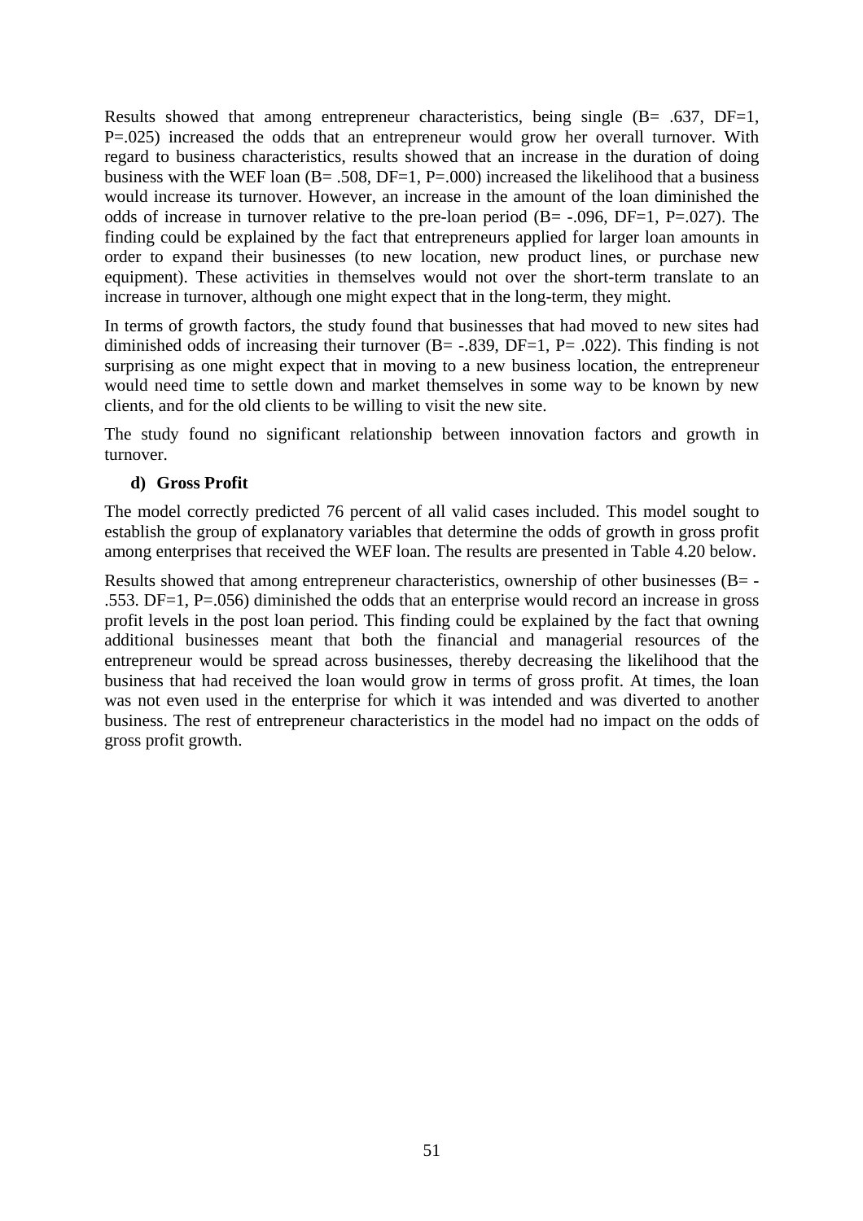Results showed that among entrepreneur characteristics, being single (B= .637, DF=1, P=.025) increased the odds that an entrepreneur would grow her overall turnover. With regard to business characteristics, results showed that an increase in the duration of doing business with the WEF loan (B= .508, DF=1, P=.000) increased the likelihood that a business would increase its turnover. However, an increase in the amount of the loan diminished the odds of increase in turnover relative to the pre-loan period (B= -.096, DF=1, P=.027). The finding could be explained by the fact that entrepreneurs applied for larger loan amounts in order to expand their businesses (to new location, new product lines, or purchase new equipment). These activities in themselves would not over the short-term translate to an increase in turnover, although one might expect that in the long-term, they might.

In terms of growth factors, the study found that businesses that had moved to new sites had diminished odds of increasing their turnover (B= -.839, DF=1, P= .022). This finding is not surprising as one might expect that in moving to a new business location, the entrepreneur would need time to settle down and market themselves in some way to be known by new clients, and for the old clients to be willing to visit the new site.

The study found no significant relationship between innovation factors and growth in turnover.

**d) Gross Profit**

The model correctly predicted 76 percent of all valid cases included. This model sought to establish the group of explanatory variables that determine the odds of growth in gross profit among enterprises that received the WEF loan. The results are presented in Table 4.20 below.

Results showed that among entrepreneur characteristics, ownership of other businesses (B= -.553. DF=1, P=.056) diminished the odds that an enterprise would record an increase in gross profit levels in the post loan period. This finding could be explained by the fact that owning additional businesses meant that both the financial and managerial resources of the entrepreneur would be spread across businesses, thereby decreasing the likelihood that the business that had received the loan would grow in terms of gross profit. At times, the loan was not even used in the enterprise for which it was intended and was diverted to another business. The rest of entrepreneur characteristics in the model had no impact on the odds of gross profit growth.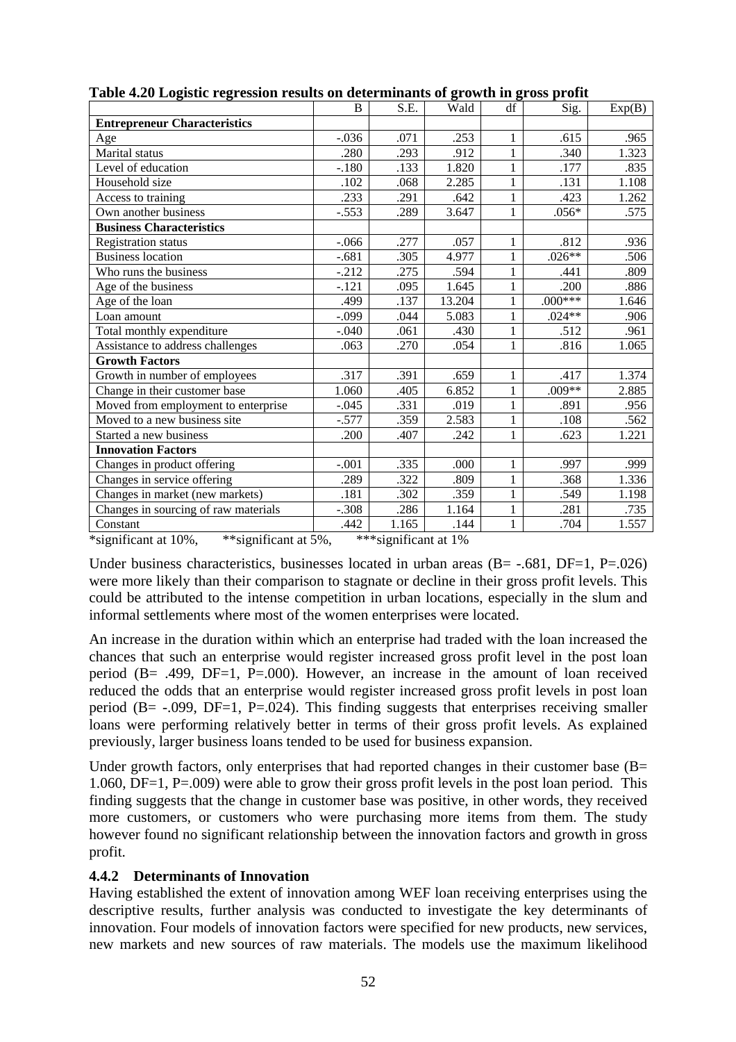**Table 4.20 Logistic regression results on determinants of growth in gross profit**

| | B | S.E. | Wald | df | Sig. | Exp(B) |
|---|---|---|---|---|---|---|
| **Entrepreneur Characteristics** | | | | | | |
| Age | -.036 | .071 | .253 | 1 | .615 | .965 |
| Marital status | .280 | .293 | .912 | 1 | .340 | 1.323 |
| Level of education | -.180 | .133 | 1.820 | 1 | .177 | .835 |
| Household size | .102 | .068 | 2.285 | 1 | .131 | 1.108 |
| Access to training | .233 | .291 | .642 | 1 | .423 | 1.262 |
| Own another business | -.553 | .289 | 3.647 | 1 | .056* | .575 |
| **Business Characteristics** | | | | | | |
| Registration status | -.066 | .277 | .057 | 1 | .812 | .936 |
| Business location | -.681 | .305 | 4.977 | 1 | .026** | .506 |
| Who runs the business | -.212 | .275 | .594 | 1 | .441 | .809 |
| Age of the business | -.121 | .095 | 1.645 | 1 | .200 | .886 |
| Age of the loan | .499 | .137 | 13.204 | 1 | .000*** | 1.646 |
| Loan amount | -.099 | .044 | 5.083 | 1 | .024** | .906 |
| Total monthly expenditure | -.040 | .061 | .430 | 1 | .512 | .961 |
| Assistance to address challenges | .063 | .270 | .054 | 1 | .816 | 1.065 |
| **Growth Factors** | | | | | | |
| Growth in number of employees | .317 | .391 | .659 | 1 | .417 | 1.374 |
| Change in their customer base | 1.060 | .405 | 6.852 | 1 | .009** | 2.885 |
| Moved from employment to enterprise | -.045 | .331 | .019 | 1 | .891 | .956 |
| Moved to a new business site | -.577 | .359 | 2.583 | 1 | .108 | .562 |
| Started a new business | .200 | .407 | .242 | 1 | .623 | 1.221 |
| **Innovation Factors** | | | | | | |
| Changes in product offering | -.001 | .335 | .000 | 1 | .997 | .999 |
| Changes in service offering | .289 | .322 | .809 | 1 | .368 | 1.336 |
| Changes in market (new markets) | .181 | .302 | .359 | 1 | .549 | 1.198 |
| Changes in sourcing of raw materials | -.308 | .286 | 1.164 | 1 | .281 | .735 |
| Constant | .442 | 1.165 | .144 | 1 | .704 | 1.557 |

*significant at 10%,    **significant at 5%,    ***significant at 1%

Under business characteristics, businesses located in urban areas (B= -.681, DF=1, P=.026) were more likely than their comparison to stagnate or decline in their gross profit levels. This could be attributed to the intense competition in urban locations, especially in the slum and informal settlements where most of the women enterprises were located.

An increase in the duration within which an enterprise had traded with the loan increased the chances that such an enterprise would register increased gross profit level in the post loan period (B= .499, DF=1, P=.000). However, an increase in the amount of loan received reduced the odds that an enterprise would register increased gross profit levels in post loan period (B= -.099, DF=1, P=.024). This finding suggests that enterprises receiving smaller loans were performing relatively better in terms of their gross profit levels. As explained previously, larger business loans tended to be used for business expansion.

Under growth factors, only enterprises that had reported changes in their customer base (B= 1.060, DF=1, P=.009) were able to grow their gross profit levels in the post loan period. This finding suggests that the change in customer base was positive, in other words, they received more customers, or customers who were purchasing more items from them. The study however found no significant relationship between the innovation factors and growth in gross profit.

### 4.4.2 Determinants of Innovation

Having established the extent of innovation among WEF loan receiving enterprises using the descriptive results, further analysis was conducted to investigate the key determinants of innovation. Four models of innovation factors were specified for new products, new services, new markets and new sources of raw materials. The models use the maximum likelihood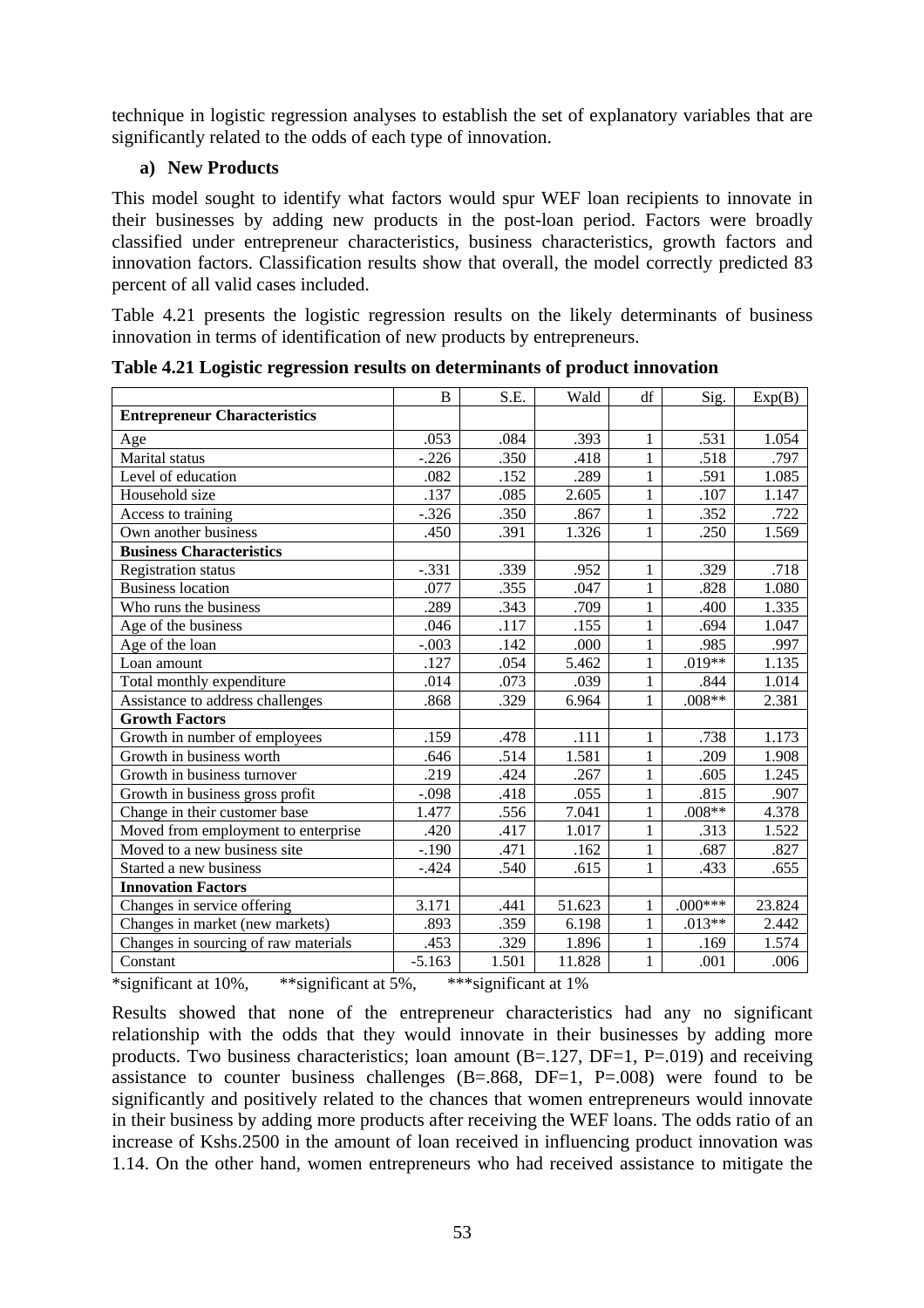technique in logistic regression analyses to establish the set of explanatory variables that are significantly related to the odds of each type of innovation.

**a) New Products**

This model sought to identify what factors would spur WEF loan recipients to innovate in their businesses by adding new products in the post-loan period. Factors were broadly classified under entrepreneur characteristics, business characteristics, growth factors and innovation factors. Classification results show that overall, the model correctly predicted 83 percent of all valid cases included.

Table 4.21 presents the logistic regression results on the likely determinants of business innovation in terms of identification of new products by entrepreneurs.

**Table 4.21 Logistic regression results on determinants of product innovation**

| | B | S.E. | Wald | df | Sig. | Exp(B) |
|---|---|---|---|---|---|---|
| **Entrepreneur Characteristics** | | | | | | |
| Age | .053 | .084 | .393 | 1 | .531 | 1.054 |
| Marital status | -.226 | .350 | .418 | 1 | .518 | .797 |
| Level of education | .082 | .152 | .289 | 1 | .591 | 1.085 |
| Household size | .137 | .085 | 2.605 | 1 | .107 | 1.147 |
| Access to training | -.326 | .350 | .867 | 1 | .352 | .722 |
| Own another business | .450 | .391 | 1.326 | 1 | .250 | 1.569 |
| **Business Characteristics** | | | | | | |
| Registration status | -.331 | .339 | .952 | 1 | .329 | .718 |
| Business location | .077 | .355 | .047 | 1 | .828 | 1.080 |
| Who runs the business | .289 | .343 | .709 | 1 | .400 | 1.335 |
| Age of the business | .046 | .117 | .155 | 1 | .694 | 1.047 |
| Age of the loan | -.003 | .142 | .000 | 1 | .985 | .997 |
| Loan amount | .127 | .054 | 5.462 | 1 | .019** | 1.135 |
| Total monthly expenditure | .014 | .073 | .039 | 1 | .844 | 1.014 |
| Assistance to address challenges | .868 | .329 | 6.964 | 1 | .008** | 2.381 |
| **Growth Factors** | | | | | | |
| Growth in number of employees | .159 | .478 | .111 | 1 | .738 | 1.173 |
| Growth in business worth | .646 | .514 | 1.581 | 1 | .209 | 1.908 |
| Growth in business turnover | .219 | .424 | .267 | 1 | .605 | 1.245 |
| Growth in business gross profit | -.098 | .418 | .055 | 1 | .815 | .907 |
| Change in their customer base | 1.477 | .556 | 7.041 | 1 | .008** | 4.378 |
| Moved from employment to enterprise | .420 | .417 | 1.017 | 1 | .313 | 1.522 |
| Moved to a new business site | -.190 | .471 | .162 | 1 | .687 | .827 |
| Started a new business | -.424 | .540 | .615 | 1 | .433 | .655 |
| **Innovation Factors** | | | | | | |
| Changes in service offering | 3.171 | .441 | 51.623 | 1 | .000*** | 23.824 |
| Changes in market (new markets) | .893 | .359 | 6.198 | 1 | .013** | 2.442 |
| Changes in sourcing of raw materials | .453 | .329 | 1.896 | 1 | .169 | 1.574 |
| Constant | -5.163 | 1.501 | 11.828 | 1 | .001 | .006 |

*significant at 10%, **significant at 5%, ***significant at 1%

Results showed that none of the entrepreneur characteristics had any no significant relationship with the odds that they would innovate in their businesses by adding more products. Two business characteristics; loan amount (B=.127, DF=1, P=.019) and receiving assistance to counter business challenges (B=.868, DF=1, P=.008) were found to be significantly and positively related to the chances that women entrepreneurs would innovate in their business by adding more products after receiving the WEF loans. The odds ratio of an increase of Kshs.2500 in the amount of loan received in influencing product innovation was 1.14. On the other hand, women entrepreneurs who had received assistance to mitigate the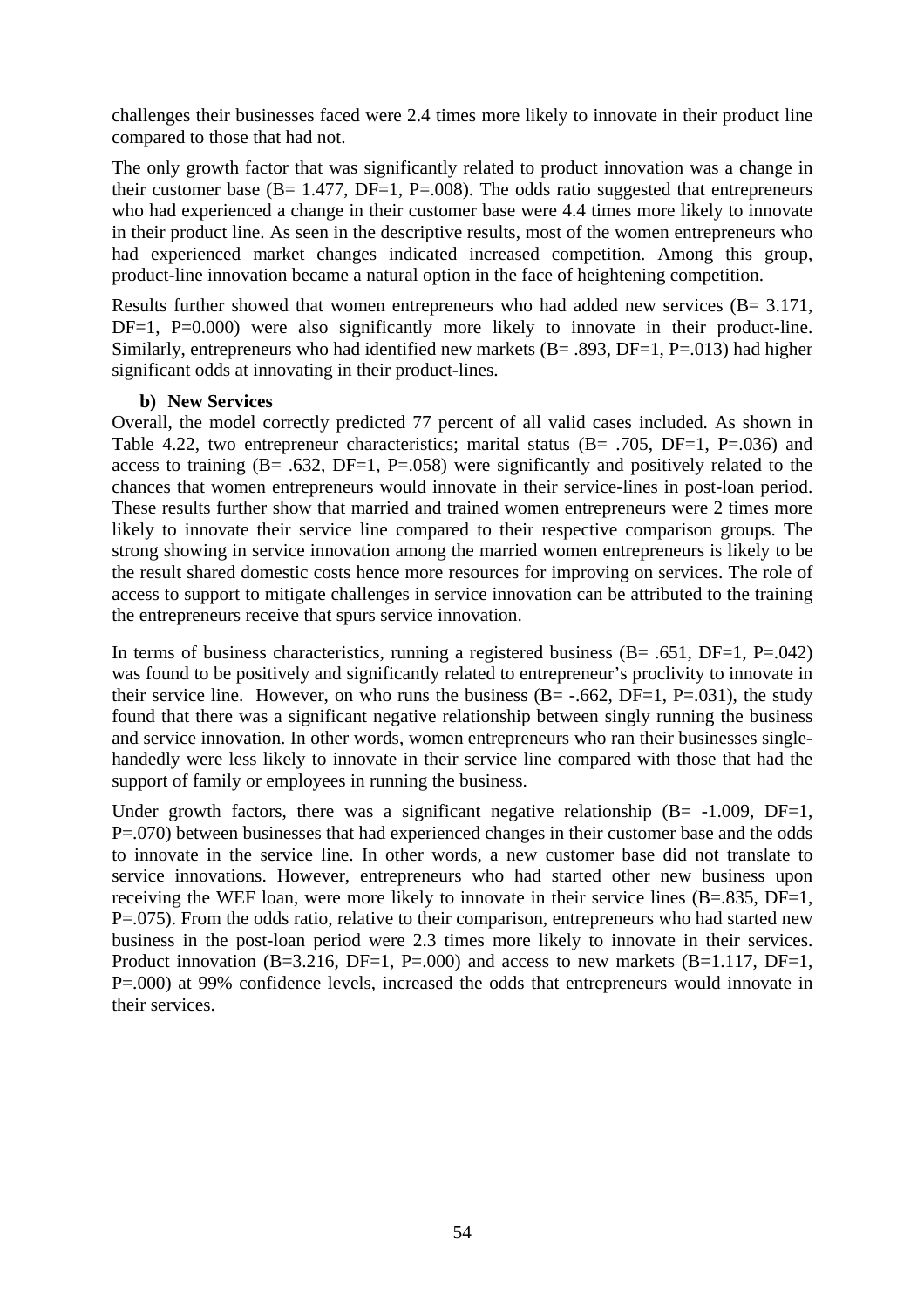challenges their businesses faced were 2.4 times more likely to innovate in their product line compared to those that had not.

The only growth factor that was significantly related to product innovation was a change in their customer base (B= 1.477, DF=1, P=.008). The odds ratio suggested that entrepreneurs who had experienced a change in their customer base were 4.4 times more likely to innovate in their product line. As seen in the descriptive results, most of the women entrepreneurs who had experienced market changes indicated increased competition. Among this group, product-line innovation became a natural option in the face of heightening competition.

Results further showed that women entrepreneurs who had added new services (B= 3.171, DF=1, P=0.000) were also significantly more likely to innovate in their product-line. Similarly, entrepreneurs who had identified new markets (B= .893, DF=1, P=.013) had higher significant odds at innovating in their product-lines.

**b) New Services**

Overall, the model correctly predicted 77 percent of all valid cases included. As shown in Table 4.22, two entrepreneur characteristics; marital status (B= .705, DF=1, P=.036) and access to training (B= .632, DF=1, P=.058) were significantly and positively related to the chances that women entrepreneurs would innovate in their service-lines in post-loan period. These results further show that married and trained women entrepreneurs were 2 times more likely to innovate their service line compared to their respective comparison groups. The strong showing in service innovation among the married women entrepreneurs is likely to be the result shared domestic costs hence more resources for improving on services. The role of access to support to mitigate challenges in service innovation can be attributed to the training the entrepreneurs receive that spurs service innovation.

In terms of business characteristics, running a registered business (B= .651, DF=1, P=.042) was found to be positively and significantly related to entrepreneur's proclivity to innovate in their service line. However, on who runs the business (B= -.662, DF=1, P=.031), the study found that there was a significant negative relationship between singly running the business and service innovation. In other words, women entrepreneurs who ran their businesses single-handedly were less likely to innovate in their service line compared with those that had the support of family or employees in running the business.

Under growth factors, there was a significant negative relationship (B= -1.009, DF=1, P=.070) between businesses that had experienced changes in their customer base and the odds to innovate in the service line. In other words, a new customer base did not translate to service innovations. However, entrepreneurs who had started other new business upon receiving the WEF loan, were more likely to innovate in their service lines (B=.835, DF=1, P=.075). From the odds ratio, relative to their comparison, entrepreneurs who had started new business in the post-loan period were 2.3 times more likely to innovate in their services. Product innovation (B=3.216, DF=1, P=.000) and access to new markets (B=1.117, DF=1, P=.000) at 99% confidence levels, increased the odds that entrepreneurs would innovate in their services.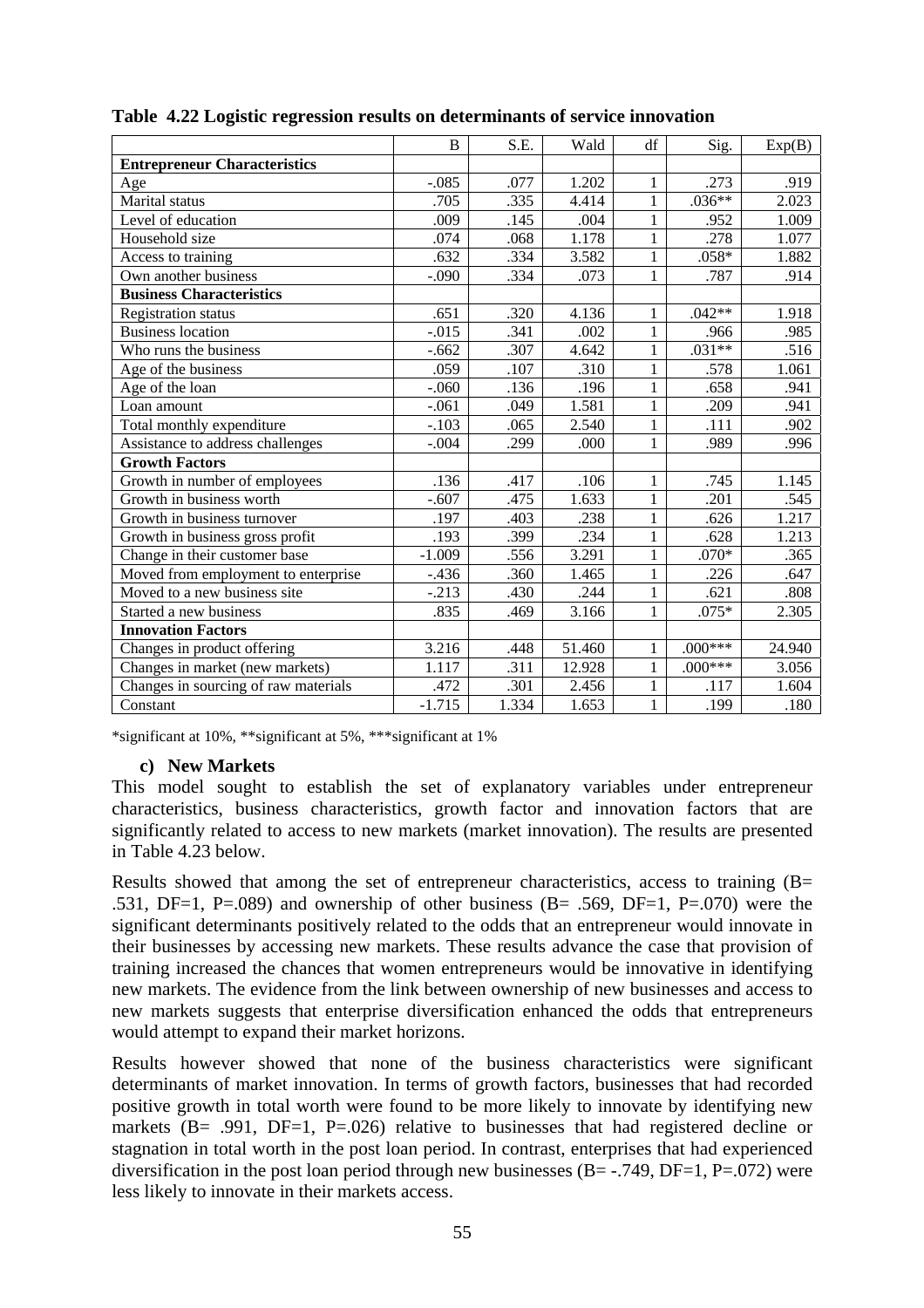**Table 4.22 Logistic regression results on determinants of service innovation**

| | B | S.E. | Wald | df | Sig. | Exp(B) |
|---|---|---|---|---|---|---|
| **Entrepreneur Characteristics** | | | | | | |
| Age | -.085 | .077 | 1.202 | 1 | .273 | .919 |
| Marital status | .705 | .335 | 4.414 | 1 | .036** | 2.023 |
| Level of education | .009 | .145 | .004 | 1 | .952 | 1.009 |
| Household size | .074 | .068 | 1.178 | 1 | .278 | 1.077 |
| Access to training | .632 | .334 | 3.582 | 1 | .058* | 1.882 |
| Own another business | -.090 | .334 | .073 | 1 | .787 | .914 |
| **Business Characteristics** | | | | | | |
| Registration status | .651 | .320 | 4.136 | 1 | .042** | 1.918 |
| Business location | -.015 | .341 | .002 | 1 | .966 | .985 |
| Who runs the business | -.662 | .307 | 4.642 | 1 | .031** | .516 |
| Age of the business | .059 | .107 | .310 | 1 | .578 | 1.061 |
| Age of the loan | -.060 | .136 | .196 | 1 | .658 | .941 |
| Loan amount | -.061 | .049 | 1.581 | 1 | .209 | .941 |
| Total monthly expenditure | -.103 | .065 | 2.540 | 1 | .111 | .902 |
| Assistance to address challenges | -.004 | .299 | .000 | 1 | .989 | .996 |
| **Growth Factors** | | | | | | |
| Growth in number of employees | .136 | .417 | .106 | 1 | .745 | 1.145 |
| Growth in business worth | -.607 | .475 | 1.633 | 1 | .201 | .545 |
| Growth in business turnover | .197 | .403 | .238 | 1 | .626 | 1.217 |
| Growth in business gross profit | .193 | .399 | .234 | 1 | .628 | 1.213 |
| Change in their customer base | -1.009 | .556 | 3.291 | 1 | .070* | .365 |
| Moved from employment to enterprise | -.436 | .360 | 1.465 | 1 | .226 | .647 |
| Moved to a new business site | -.213 | .430 | .244 | 1 | .621 | .808 |
| Started a new business | .835 | .469 | 3.166 | 1 | .075* | 2.305 |
| **Innovation Factors** | | | | | | |
| Changes in product offering | 3.216 | .448 | 51.460 | 1 | .000*** | 24.940 |
| Changes in market (new markets) | 1.117 | .311 | 12.928 | 1 | .000*** | 3.056 |
| Changes in sourcing of raw materials | .472 | .301 | 2.456 | 1 | .117 | 1.604 |
| Constant | -1.715 | 1.334 | 1.653 | 1 | .199 | .180 |

*significant at 10%, **significant at 5%, ***significant at 1%

#### c) New Markets

This model sought to establish the set of explanatory variables under entrepreneur characteristics, business characteristics, growth factor and innovation factors that are significantly related to access to new markets (market innovation). The results are presented in Table 4.23 below.

Results showed that among the set of entrepreneur characteristics, access to training (B= .531, DF=1, P=.089) and ownership of other business (B= .569, DF=1, P=.070) were the significant determinants positively related to the odds that an entrepreneur would innovate in their businesses by accessing new markets. These results advance the case that provision of training increased the chances that women entrepreneurs would be innovative in identifying new markets. The evidence from the link between ownership of new businesses and access to new markets suggests that enterprise diversification enhanced the odds that entrepreneurs would attempt to expand their market horizons.

Results however showed that none of the business characteristics were significant determinants of market innovation. In terms of growth factors, businesses that had recorded positive growth in total worth were found to be more likely to innovate by identifying new markets (B= .991, DF=1, P=.026) relative to businesses that had registered decline or stagnation in total worth in the post loan period. In contrast, enterprises that had experienced diversification in the post loan period through new businesses (B= -.749, DF=1, P=.072) were less likely to innovate in their markets access.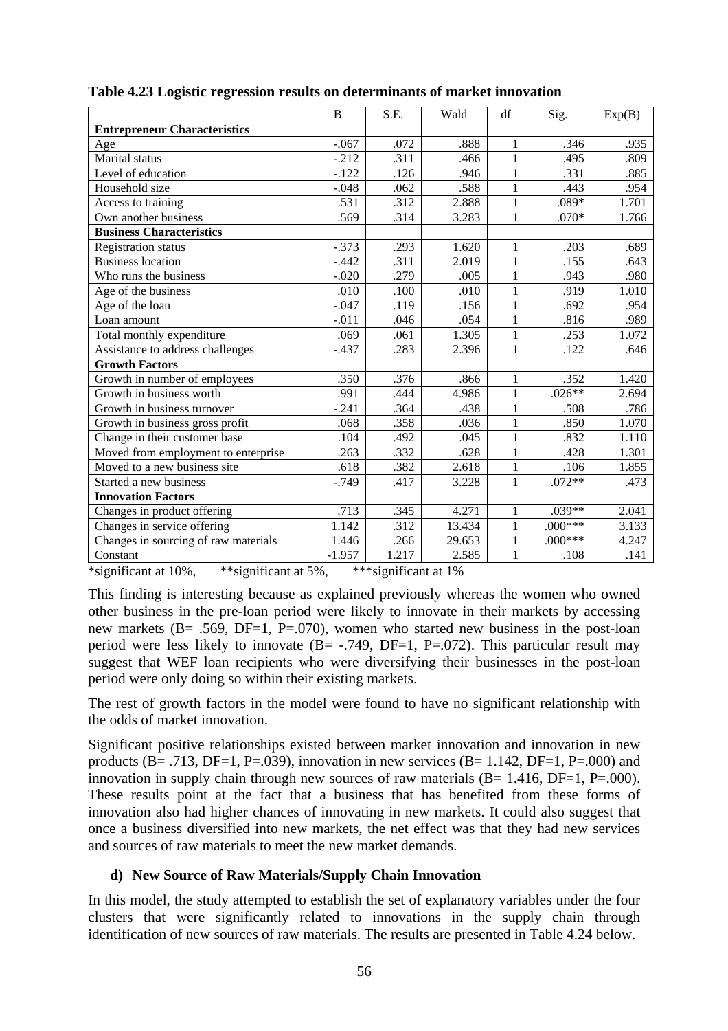**Table 4.23 Logistic regression results on determinants of market innovation**

| | B | S.E. | Wald | df | Sig. | Exp(B) |
|---|---|---|---|---|---|---|
| **Entrepreneur Characteristics** | | | | | | |
| Age | -.067 | .072 | .888 | 1 | .346 | .935 |
| Marital status | -.212 | .311 | .466 | 1 | .495 | .809 |
| Level of education | -.122 | .126 | .946 | 1 | .331 | .885 |
| Household size | -.048 | .062 | .588 | 1 | .443 | .954 |
| Access to training | .531 | .312 | 2.888 | 1 | .089* | 1.701 |
| Own another business | .569 | .314 | 3.283 | 1 | .070* | 1.766 |
| **Business Characteristics** | | | | | | |
| Registration status | -.373 | .293 | 1.620 | 1 | .203 | .689 |
| Business location | -.442 | .311 | 2.019 | 1 | .155 | .643 |
| Who runs the business | -.020 | .279 | .005 | 1 | .943 | .980 |
| Age of the business | .010 | .100 | .010 | 1 | .919 | 1.010 |
| Age of the loan | -.047 | .119 | .156 | 1 | .692 | .954 |
| Loan amount | -.011 | .046 | .054 | 1 | .816 | .989 |
| Total monthly expenditure | .069 | .061 | 1.305 | 1 | .253 | 1.072 |
| Assistance to address challenges | -.437 | .283 | 2.396 | 1 | .122 | .646 |
| **Growth Factors** | | | | | | |
| Growth in number of employees | .350 | .376 | .866 | 1 | .352 | 1.420 |
| Growth in business worth | .991 | .444 | 4.986 | 1 | .026** | 2.694 |
| Growth in business turnover | -.241 | .364 | .438 | 1 | .508 | .786 |
| Growth in business gross profit | .068 | .358 | .036 | 1 | .850 | 1.070 |
| Change in their customer base | .104 | .492 | .045 | 1 | .832 | 1.110 |
| Moved from employment to enterprise | .263 | .332 | .628 | 1 | .428 | 1.301 |
| Moved to a new business site | .618 | .382 | 2.618 | 1 | .106 | 1.855 |
| Started a new business | -.749 | .417 | 3.228 | 1 | .072** | .473 |
| **Innovation Factors** | | | | | | |
| Changes in product offering | .713 | .345 | 4.271 | 1 | .039** | 2.041 |
| Changes in service offering | 1.142 | .312 | 13.434 | 1 | .000*** | 3.133 |
| Changes in sourcing of raw materials | 1.446 | .266 | 29.653 | 1 | .000*** | 4.247 |
| Constant | -1.957 | 1.217 | 2.585 | 1 | .108 | .141 |

*significant at 10%, **significant at 5%, ***significant at 1%

This finding is interesting because as explained previously whereas the women who owned other business in the pre-loan period were likely to innovate in their markets by accessing new markets (B= .569, DF=1, P=.070), women who started new business in the post-loan period were less likely to innovate (B= -.749, DF=1, P=.072). This particular result may suggest that WEF loan recipients who were diversifying their businesses in the post-loan period were only doing so within their existing markets.

The rest of growth factors in the model were found to have no significant relationship with the odds of market innovation.

Significant positive relationships existed between market innovation and innovation in new products (B= .713, DF=1, P=.039), innovation in new services (B= 1.142, DF=1, P=.000) and innovation in supply chain through new sources of raw materials (B= 1.416, DF=1, P=.000). These results point at the fact that a business that has benefited from these forms of innovation also had higher chances of innovating in new markets. It could also suggest that once a business diversified into new markets, the net effect was that they had new services and sources of raw materials to meet the new market demands.

**d) New Source of Raw Materials/Supply Chain Innovation**

In this model, the study attempted to establish the set of explanatory variables under the four clusters that were significantly related to innovations in the supply chain through identification of new sources of raw materials. The results are presented in Table 4.24 below.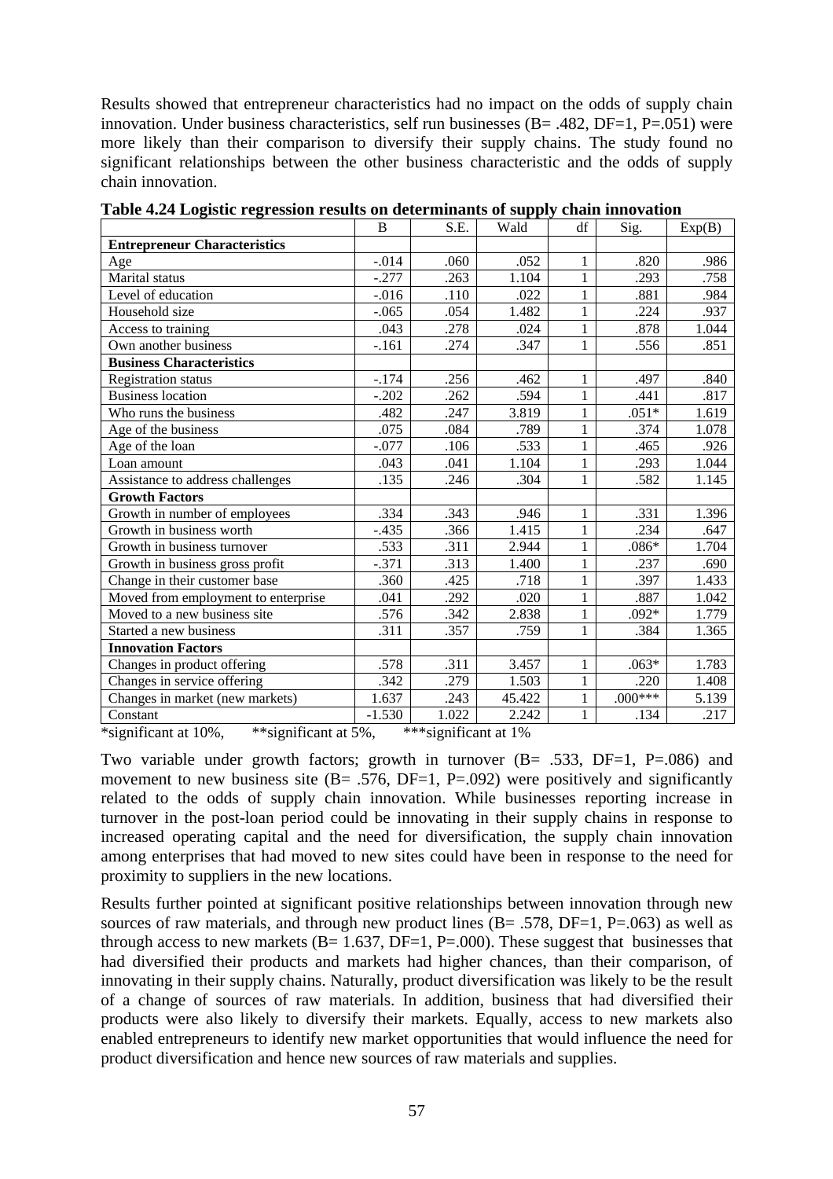Results showed that entrepreneur characteristics had no impact on the odds of supply chain innovation. Under business characteristics, self run businesses (B= .482, DF=1, P=.051) were more likely than their comparison to diversify their supply chains. The study found no significant relationships between the other business characteristic and the odds of supply chain innovation.

**Table 4.24 Logistic regression results on determinants of supply chain innovation**

| | B | S.E. | Wald | df | Sig. | Exp(B) |
|---|---|---|---|---|---|---|
| **Entrepreneur Characteristics** | | | | | | |
| Age | -.014 | .060 | .052 | 1 | .820 | .986 |
| Marital status | -.277 | .263 | 1.104 | 1 | .293 | .758 |
| Level of education | -.016 | .110 | .022 | 1 | .881 | .984 |
| Household size | -.065 | .054 | 1.482 | 1 | .224 | .937 |
| Access to training | .043 | .278 | .024 | 1 | .878 | 1.044 |
| Own another business | -.161 | .274 | .347 | 1 | .556 | .851 |
| **Business Characteristics** | | | | | | |
| Registration status | -.174 | .256 | .462 | 1 | .497 | .840 |
| Business location | -.202 | .262 | .594 | 1 | .441 | .817 |
| Who runs the business | .482 | .247 | 3.819 | 1 | .051* | 1.619 |
| Age of the business | .075 | .084 | .789 | 1 | .374 | 1.078 |
| Age of the loan | -.077 | .106 | .533 | 1 | .465 | .926 |
| Loan amount | .043 | .041 | 1.104 | 1 | .293 | 1.044 |
| Assistance to address challenges | .135 | .246 | .304 | 1 | .582 | 1.145 |
| **Growth Factors** | | | | | | |
| Growth in number of employees | .334 | .343 | .946 | 1 | .331 | 1.396 |
| Growth in business worth | -.435 | .366 | 1.415 | 1 | .234 | .647 |
| Growth in business turnover | .533 | .311 | 2.944 | 1 | .086* | 1.704 |
| Growth in business gross profit | -.371 | .313 | 1.400 | 1 | .237 | .690 |
| Change in their customer base | .360 | .425 | .718 | 1 | .397 | 1.433 |
| Moved from employment to enterprise | .041 | .292 | .020 | 1 | .887 | 1.042 |
| Moved to a new business site | .576 | .342 | 2.838 | 1 | .092* | 1.779 |
| Started a new business | .311 | .357 | .759 | 1 | .384 | 1.365 |
| **Innovation Factors** | | | | | | |
| Changes in product offering | .578 | .311 | 3.457 | 1 | .063* | 1.783 |
| Changes in service offering | .342 | .279 | 1.503 | 1 | .220 | 1.408 |
| Changes in market (new markets) | 1.637 | .243 | 45.422 | 1 | .000*** | 5.139 |
| Constant | -1.530 | 1.022 | 2.242 | 1 | .134 | .217 |

*significant at 10%, **significant at 5%, ***significant at 1%

Two variable under growth factors; growth in turnover (B= .533, DF=1, P=.086) and movement to new business site (B= .576, DF=1, P=.092) were positively and significantly related to the odds of supply chain innovation. While businesses reporting increase in turnover in the post-loan period could be innovating in their supply chains in response to increased operating capital and the need for diversification, the supply chain innovation among enterprises that had moved to new sites could have been in response to the need for proximity to suppliers in the new locations.

Results further pointed at significant positive relationships between innovation through new sources of raw materials, and through new product lines (B= .578, DF=1, P=.063) as well as through access to new markets (B= 1.637, DF=1, P=.000). These suggest that businesses that had diversified their products and markets had higher chances, than their comparison, of innovating in their supply chains. Naturally, product diversification was likely to be the result of a change of sources of raw materials. In addition, business that had diversified their products were also likely to diversify their markets. Equally, access to new markets also enabled entrepreneurs to identify new market opportunities that would influence the need for product diversification and hence new sources of raw materials and supplies.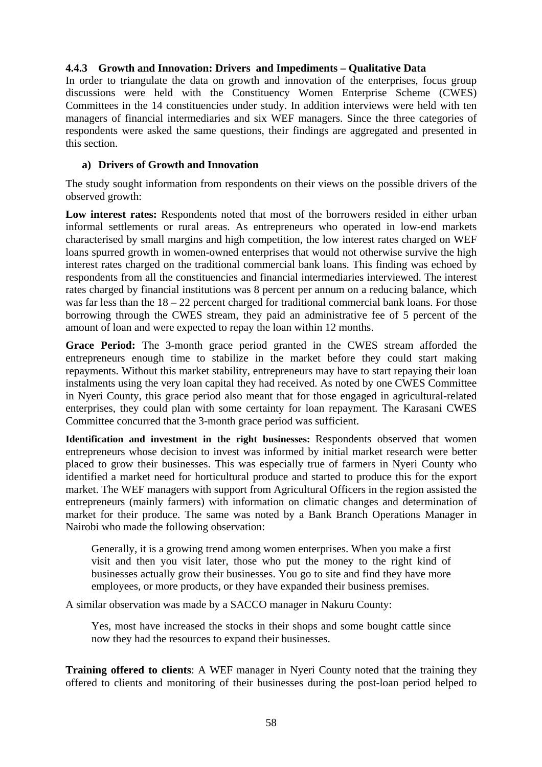### 4.4.3 Growth and Innovation: Drivers and Impediments – Qualitative Data

In order to triangulate the data on growth and innovation of the enterprises, focus group discussions were held with the Constituency Women Enterprise Scheme (CWES) Committees in the 14 constituencies under study. In addition interviews were held with ten managers of financial intermediaries and six WEF managers. Since the three categories of respondents were asked the same questions, their findings are aggregated and presented in this section.

#### a) Drivers of Growth and Innovation

The study sought information from respondents on their views on the possible drivers of the observed growth:

**Low interest rates:** Respondents noted that most of the borrowers resided in either urban informal settlements or rural areas. As entrepreneurs who operated in low-end markets characterised by small margins and high competition, the low interest rates charged on WEF loans spurred growth in women-owned enterprises that would not otherwise survive the high interest rates charged on the traditional commercial bank loans. This finding was echoed by respondents from all the constituencies and financial intermediaries interviewed. The interest rates charged by financial institutions was 8 percent per annum on a reducing balance, which was far less than the 18 – 22 percent charged for traditional commercial bank loans. For those borrowing through the CWES stream, they paid an administrative fee of 5 percent of the amount of loan and were expected to repay the loan within 12 months.

**Grace Period:** The 3-month grace period granted in the CWES stream afforded the entrepreneurs enough time to stabilize in the market before they could start making repayments. Without this market stability, entrepreneurs may have to start repaying their loan instalments using the very loan capital they had received. As noted by one CWES Committee in Nyeri County, this grace period also meant that for those engaged in agricultural-related enterprises, they could plan with some certainty for loan repayment. The Karasani CWES Committee concurred that the 3-month grace period was sufficient.

**Identification and investment in the right businesses:** Respondents observed that women entrepreneurs whose decision to invest was informed by initial market research were better placed to grow their businesses. This was especially true of farmers in Nyeri County who identified a market need for horticultural produce and started to produce this for the export market. The WEF managers with support from Agricultural Officers in the region assisted the entrepreneurs (mainly farmers) with information on climatic changes and determination of market for their produce. The same was noted by a Bank Branch Operations Manager in Nairobi who made the following observation:

> Generally, it is a growing trend among women enterprises. When you make a first visit and then you visit later, those who put the money to the right kind of businesses actually grow their businesses. You go to site and find they have more employees, or more products, or they have expanded their business premises.

A similar observation was made by a SACCO manager in Nakuru County:

> Yes, most have increased the stocks in their shops and some bought cattle since now they had the resources to expand their businesses.

**Training offered to clients**: A WEF manager in Nyeri County noted that the training they offered to clients and monitoring of their businesses during the post-loan period helped to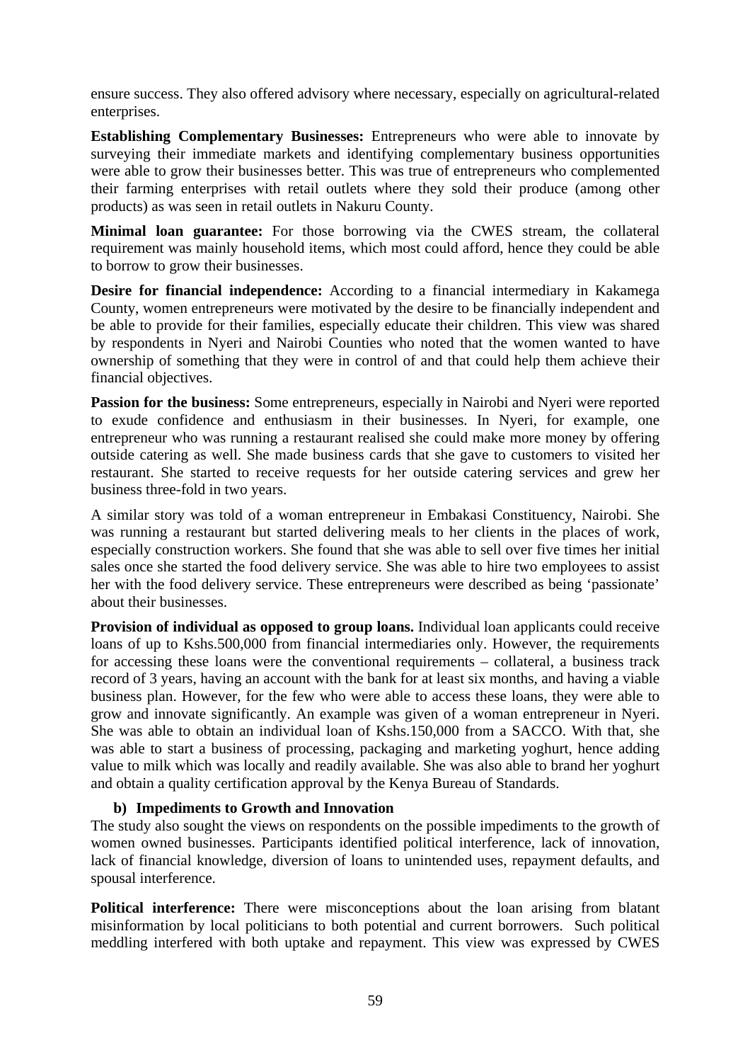ensure success. They also offered advisory where necessary, especially on agricultural-related enterprises.

**Establishing Complementary Businesses:** Entrepreneurs who were able to innovate by surveying their immediate markets and identifying complementary business opportunities were able to grow their businesses better. This was true of entrepreneurs who complemented their farming enterprises with retail outlets where they sold their produce (among other products) as was seen in retail outlets in Nakuru County.

**Minimal loan guarantee:** For those borrowing via the CWES stream, the collateral requirement was mainly household items, which most could afford, hence they could be able to borrow to grow their businesses.

**Desire for financial independence:** According to a financial intermediary in Kakamega County, women entrepreneurs were motivated by the desire to be financially independent and be able to provide for their families, especially educate their children. This view was shared by respondents in Nyeri and Nairobi Counties who noted that the women wanted to have ownership of something that they were in control of and that could help them achieve their financial objectives.

**Passion for the business:** Some entrepreneurs, especially in Nairobi and Nyeri were reported to exude confidence and enthusiasm in their businesses. In Nyeri, for example, one entrepreneur who was running a restaurant realised she could make more money by offering outside catering as well. She made business cards that she gave to customers to visited her restaurant. She started to receive requests for her outside catering services and grew her business three-fold in two years.

A similar story was told of a woman entrepreneur in Embakasi Constituency, Nairobi. She was running a restaurant but started delivering meals to her clients in the places of work, especially construction workers. She found that she was able to sell over five times her initial sales once she started the food delivery service. She was able to hire two employees to assist her with the food delivery service. These entrepreneurs were described as being 'passionate' about their businesses.

**Provision of individual as opposed to group loans.** Individual loan applicants could receive loans of up to Kshs.500,000 from financial intermediaries only. However, the requirements for accessing these loans were the conventional requirements – collateral, a business track record of 3 years, having an account with the bank for at least six months, and having a viable business plan. However, for the few who were able to access these loans, they were able to grow and innovate significantly. An example was given of a woman entrepreneur in Nyeri. She was able to obtain an individual loan of Kshs.150,000 from a SACCO. With that, she was able to start a business of processing, packaging and marketing yoghurt, hence adding value to milk which was locally and readily available. She was also able to brand her yoghurt and obtain a quality certification approval by the Kenya Bureau of Standards.

#### b) Impediments to Growth and Innovation

The study also sought the views on respondents on the possible impediments to the growth of women owned businesses. Participants identified political interference, lack of innovation, lack of financial knowledge, diversion of loans to unintended uses, repayment defaults, and spousal interference.

**Political interference:** There were misconceptions about the loan arising from blatant misinformation by local politicians to both potential and current borrowers. Such political meddling interfered with both uptake and repayment. This view was expressed by CWES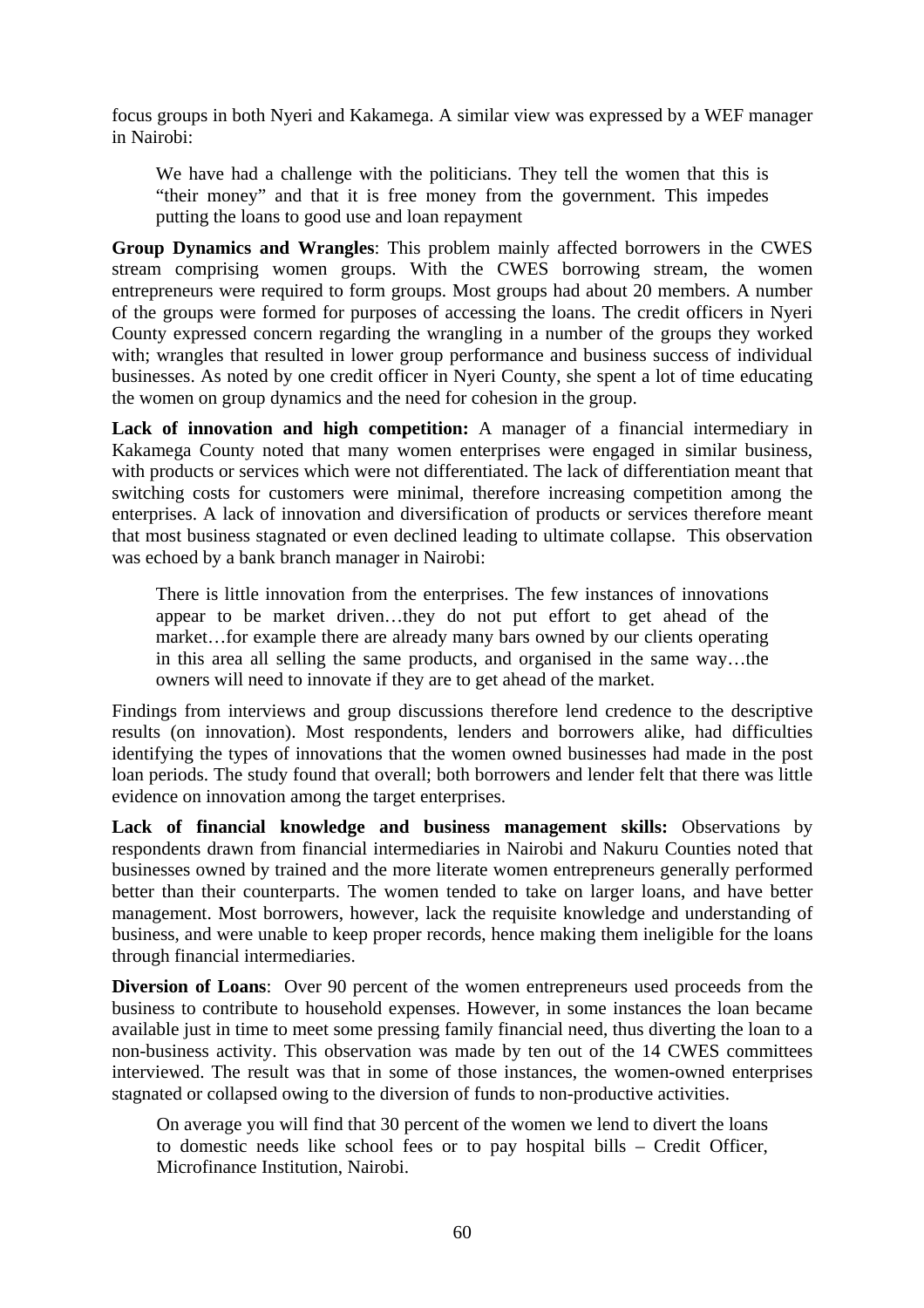focus groups in both Nyeri and Kakamega. A similar view was expressed by a WEF manager in Nairobi:

> We have had a challenge with the politicians. They tell the women that this is "their money" and that it is free money from the government. This impedes putting the loans to good use and loan repayment

**Group Dynamics and Wrangles**: This problem mainly affected borrowers in the CWES stream comprising women groups. With the CWES borrowing stream, the women entrepreneurs were required to form groups. Most groups had about 20 members. A number of the groups were formed for purposes of accessing the loans. The credit officers in Nyeri County expressed concern regarding the wrangling in a number of the groups they worked with; wrangles that resulted in lower group performance and business success of individual businesses. As noted by one credit officer in Nyeri County, she spent a lot of time educating the women on group dynamics and the need for cohesion in the group.

**Lack of innovation and high competition:** A manager of a financial intermediary in Kakamega County noted that many women enterprises were engaged in similar business, with products or services which were not differentiated. The lack of differentiation meant that switching costs for customers were minimal, therefore increasing competition among the enterprises. A lack of innovation and diversification of products or services therefore meant that most business stagnated or even declined leading to ultimate collapse. This observation was echoed by a bank branch manager in Nairobi:

> There is little innovation from the enterprises. The few instances of innovations appear to be market driven…they do not put effort to get ahead of the market…for example there are already many bars owned by our clients operating in this area all selling the same products, and organised in the same way…the owners will need to innovate if they are to get ahead of the market.

Findings from interviews and group discussions therefore lend credence to the descriptive results (on innovation). Most respondents, lenders and borrowers alike, had difficulties identifying the types of innovations that the women owned businesses had made in the post loan periods. The study found that overall; both borrowers and lender felt that there was little evidence on innovation among the target enterprises.

**Lack of financial knowledge and business management skills:** Observations by respondents drawn from financial intermediaries in Nairobi and Nakuru Counties noted that businesses owned by trained and the more literate women entrepreneurs generally performed better than their counterparts. The women tended to take on larger loans, and have better management. Most borrowers, however, lack the requisite knowledge and understanding of business, and were unable to keep proper records, hence making them ineligible for the loans through financial intermediaries.

**Diversion of Loans**: Over 90 percent of the women entrepreneurs used proceeds from the business to contribute to household expenses. However, in some instances the loan became available just in time to meet some pressing family financial need, thus diverting the loan to a non-business activity. This observation was made by ten out of the 14 CWES committees interviewed. The result was that in some of those instances, the women-owned enterprises stagnated or collapsed owing to the diversion of funds to non-productive activities.

> On average you will find that 30 percent of the women we lend to divert the loans to domestic needs like school fees or to pay hospital bills – Credit Officer, Microfinance Institution, Nairobi.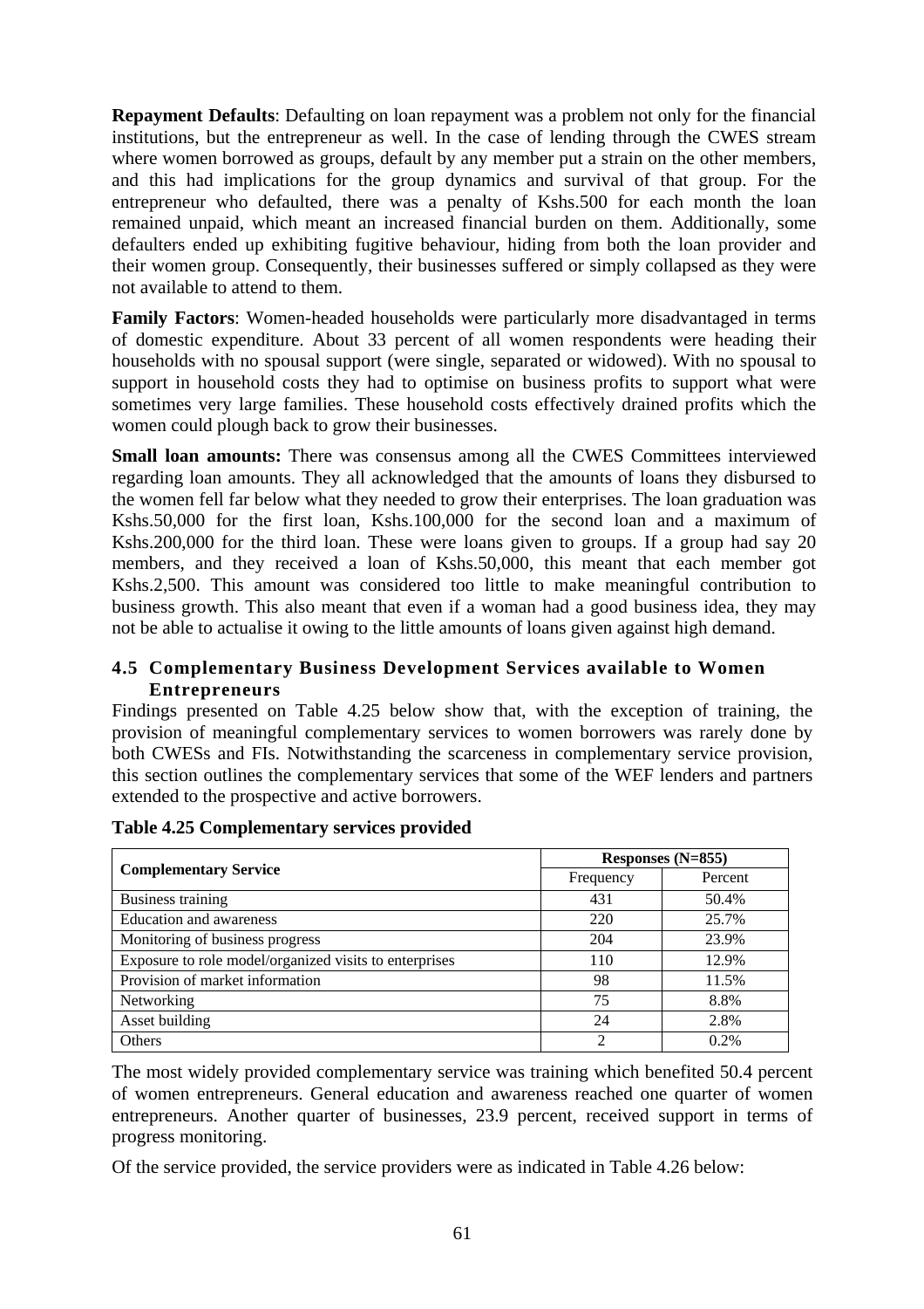**Repayment Defaults**: Defaulting on loan repayment was a problem not only for the financial institutions, but the entrepreneur as well. In the case of lending through the CWES stream where women borrowed as groups, default by any member put a strain on the other members, and this had implications for the group dynamics and survival of that group. For the entrepreneur who defaulted, there was a penalty of Kshs.500 for each month the loan remained unpaid, which meant an increased financial burden on them. Additionally, some defaulters ended up exhibiting fugitive behaviour, hiding from both the loan provider and their women group. Consequently, their businesses suffered or simply collapsed as they were not available to attend to them.

**Family Factors**: Women-headed households were particularly more disadvantaged in terms of domestic expenditure. About 33 percent of all women respondents were heading their households with no spousal support (were single, separated or widowed). With no spousal to support in household costs they had to optimise on business profits to support what were sometimes very large families. These household costs effectively drained profits which the women could plough back to grow their businesses.

**Small loan amounts:** There was consensus among all the CWES Committees interviewed regarding loan amounts. They all acknowledged that the amounts of loans they disbursed to the women fell far below what they needed to grow their enterprises. The loan graduation was Kshs.50,000 for the first loan, Kshs.100,000 for the second loan and a maximum of Kshs.200,000 for the third loan. These were loans given to groups. If a group had say 20 members, and they received a loan of Kshs.50,000, this meant that each member got Kshs.2,500. This amount was considered too little to make meaningful contribution to business growth. This also meant that even if a woman had a good business idea, they may not be able to actualise it owing to the little amounts of loans given against high demand.

### 4.5 Complementary Business Development Services available to Women Entrepreneurs

Findings presented on Table 4.25 below show that, with the exception of training, the provision of meaningful complementary services to women borrowers was rarely done by both CWESs and FIs. Notwithstanding the scarceness in complementary service provision, this section outlines the complementary services that some of the WEF lenders and partners extended to the prospective and active borrowers.

**Table 4.25 Complementary services provided**

| Complementary Service | Responses (N=855) | |
|---|---|---|
| | Frequency | Percent |
| Business training | 431 | 50.4% |
| Education and awareness | 220 | 25.7% |
| Monitoring of business progress | 204 | 23.9% |
| Exposure to role model/organized visits to enterprises | 110 | 12.9% |
| Provision of market information | 98 | 11.5% |
| Networking | 75 | 8.8% |
| Asset building | 24 | 2.8% |
| Others | 2 | 0.2% |

The most widely provided complementary service was training which benefited 50.4 percent of women entrepreneurs. General education and awareness reached one quarter of women entrepreneurs. Another quarter of businesses, 23.9 percent, received support in terms of progress monitoring.

Of the service provided, the service providers were as indicated in Table 4.26 below: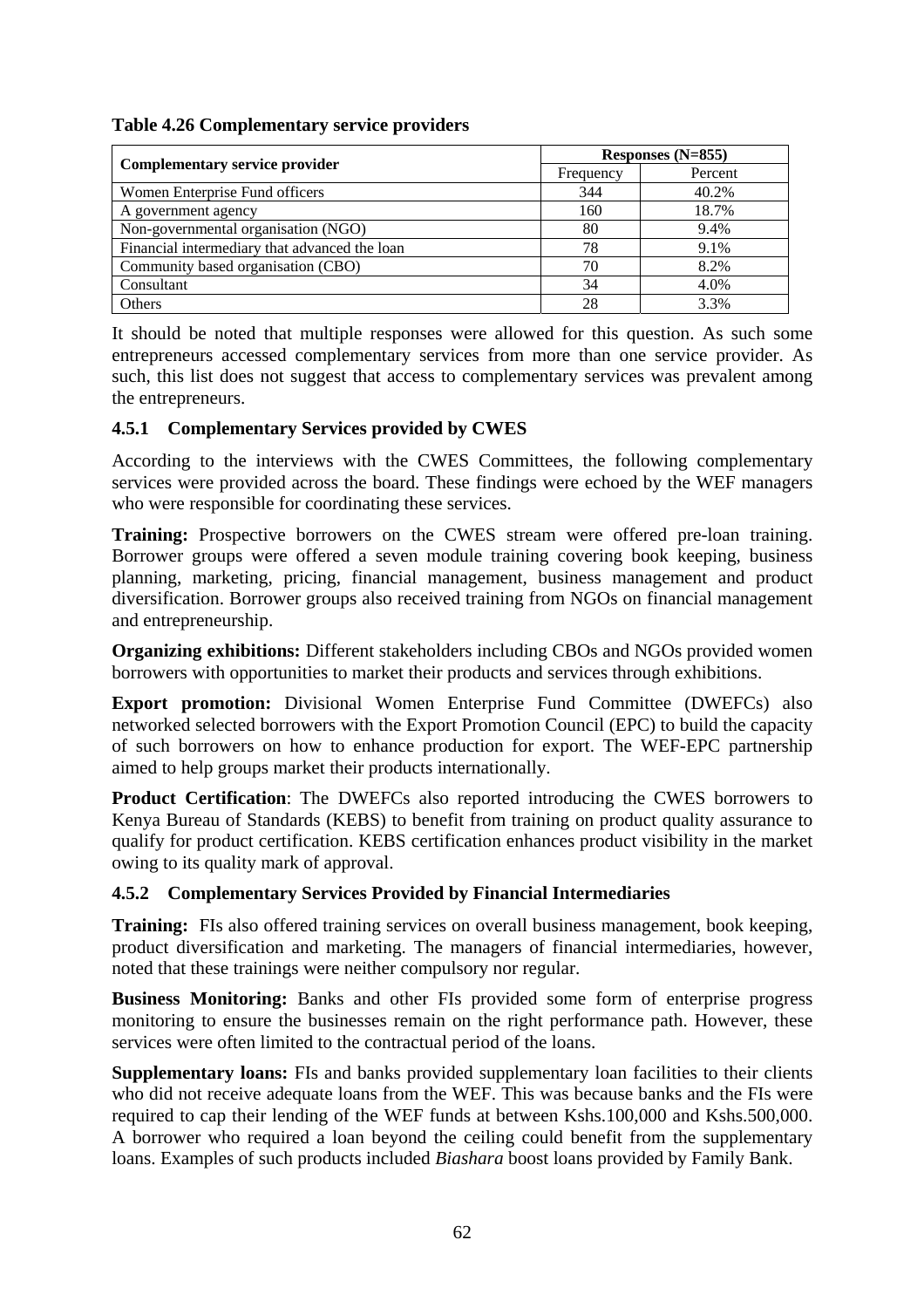**Table 4.26 Complementary service providers**

| Complementary service provider | Responses (N=855) | |
|---|---|---|
| | Frequency | Percent |
| Women Enterprise Fund officers | 344 | 40.2% |
| A government agency | 160 | 18.7% |
| Non-governmental organisation (NGO) | 80 | 9.4% |
| Financial intermediary that advanced the loan | 78 | 9.1% |
| Community based organisation (CBO) | 70 | 8.2% |
| Consultant | 34 | 4.0% |
| Others | 28 | 3.3% |

It should be noted that multiple responses were allowed for this question. As such some entrepreneurs accessed complementary services from more than one service provider. As such, this list does not suggest that access to complementary services was prevalent among the entrepreneurs.

### 4.5.1 Complementary Services provided by CWES

According to the interviews with the CWES Committees, the following complementary services were provided across the board. These findings were echoed by the WEF managers who were responsible for coordinating these services.

**Training:** Prospective borrowers on the CWES stream were offered pre-loan training. Borrower groups were offered a seven module training covering book keeping, business planning, marketing, pricing, financial management, business management and product diversification. Borrower groups also received training from NGOs on financial management and entrepreneurship.

**Organizing exhibitions:** Different stakeholders including CBOs and NGOs provided women borrowers with opportunities to market their products and services through exhibitions.

**Export promotion:** Divisional Women Enterprise Fund Committee (DWEFCs) also networked selected borrowers with the Export Promotion Council (EPC) to build the capacity of such borrowers on how to enhance production for export. The WEF-EPC partnership aimed to help groups market their products internationally.

**Product Certification**: The DWEFCs also reported introducing the CWES borrowers to Kenya Bureau of Standards (KEBS) to benefit from training on product quality assurance to qualify for product certification. KEBS certification enhances product visibility in the market owing to its quality mark of approval.

### 4.5.2 Complementary Services Provided by Financial Intermediaries

**Training:** FIs also offered training services on overall business management, book keeping, product diversification and marketing. The managers of financial intermediaries, however, noted that these trainings were neither compulsory nor regular.

**Business Monitoring:** Banks and other FIs provided some form of enterprise progress monitoring to ensure the businesses remain on the right performance path. However, these services were often limited to the contractual period of the loans.

**Supplementary loans:** FIs and banks provided supplementary loan facilities to their clients who did not receive adequate loans from the WEF. This was because banks and the FIs were required to cap their lending of the WEF funds at between Kshs.100,000 and Kshs.500,000. A borrower who required a loan beyond the ceiling could benefit from the supplementary loans. Examples of such products included *Biashara* boost loans provided by Family Bank.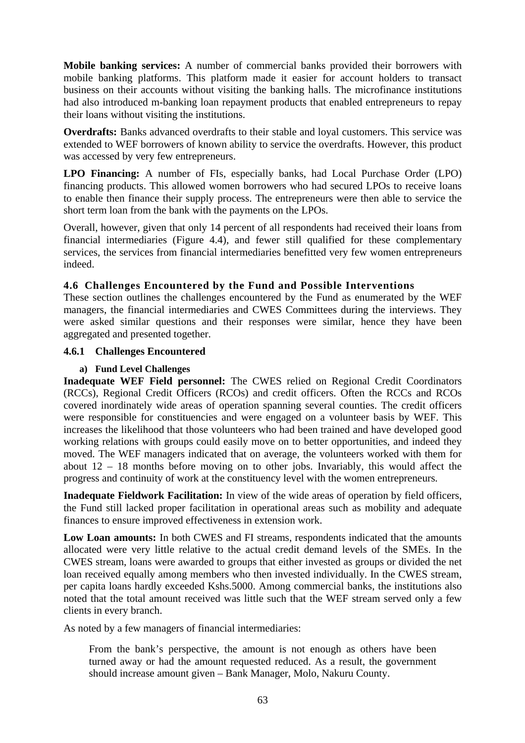**Mobile banking services:** A number of commercial banks provided their borrowers with mobile banking platforms. This platform made it easier for account holders to transact business on their accounts without visiting the banking halls. The microfinance institutions had also introduced m-banking loan repayment products that enabled entrepreneurs to repay their loans without visiting the institutions.

**Overdrafts:** Banks advanced overdrafts to their stable and loyal customers. This service was extended to WEF borrowers of known ability to service the overdrafts. However, this product was accessed by very few entrepreneurs.

**LPO Financing:** A number of FIs, especially banks, had Local Purchase Order (LPO) financing products. This allowed women borrowers who had secured LPOs to receive loans to enable then finance their supply process. The entrepreneurs were then able to service the short term loan from the bank with the payments on the LPOs.

Overall, however, given that only 14 percent of all respondents had received their loans from financial intermediaries (Figure 4.4), and fewer still qualified for these complementary services, the services from financial intermediaries benefitted very few women entrepreneurs indeed.

## 4.6 Challenges Encountered by the Fund and Possible Interventions

These section outlines the challenges encountered by the Fund as enumerated by the WEF managers, the financial intermediaries and CWES Committees during the interviews. They were asked similar questions and their responses were similar, hence they have been aggregated and presented together.

### 4.6.1 Challenges Encountered

#### a) Fund Level Challenges

**Inadequate WEF Field personnel:** The CWES relied on Regional Credit Coordinators (RCCs), Regional Credit Officers (RCOs) and credit officers. Often the RCCs and RCOs covered inordinately wide areas of operation spanning several counties. The credit officers were responsible for constituencies and were engaged on a volunteer basis by WEF. This increases the likelihood that those volunteers who had been trained and have developed good working relations with groups could easily move on to better opportunities, and indeed they moved. The WEF managers indicated that on average, the volunteers worked with them for about 12 – 18 months before moving on to other jobs. Invariably, this would affect the progress and continuity of work at the constituency level with the women entrepreneurs.

**Inadequate Fieldwork Facilitation:** In view of the wide areas of operation by field officers, the Fund still lacked proper facilitation in operational areas such as mobility and adequate finances to ensure improved effectiveness in extension work.

**Low Loan amounts:** In both CWES and FI streams, respondents indicated that the amounts allocated were very little relative to the actual credit demand levels of the SMEs. In the CWES stream, loans were awarded to groups that either invested as groups or divided the net loan received equally among members who then invested individually. In the CWES stream, per capita loans hardly exceeded Kshs.5000. Among commercial banks, the institutions also noted that the total amount received was little such that the WEF stream served only a few clients in every branch.

As noted by a few managers of financial intermediaries:

> From the bank's perspective, the amount is not enough as others have been turned away or had the amount requested reduced. As a result, the government should increase amount given – Bank Manager, Molo, Nakuru County.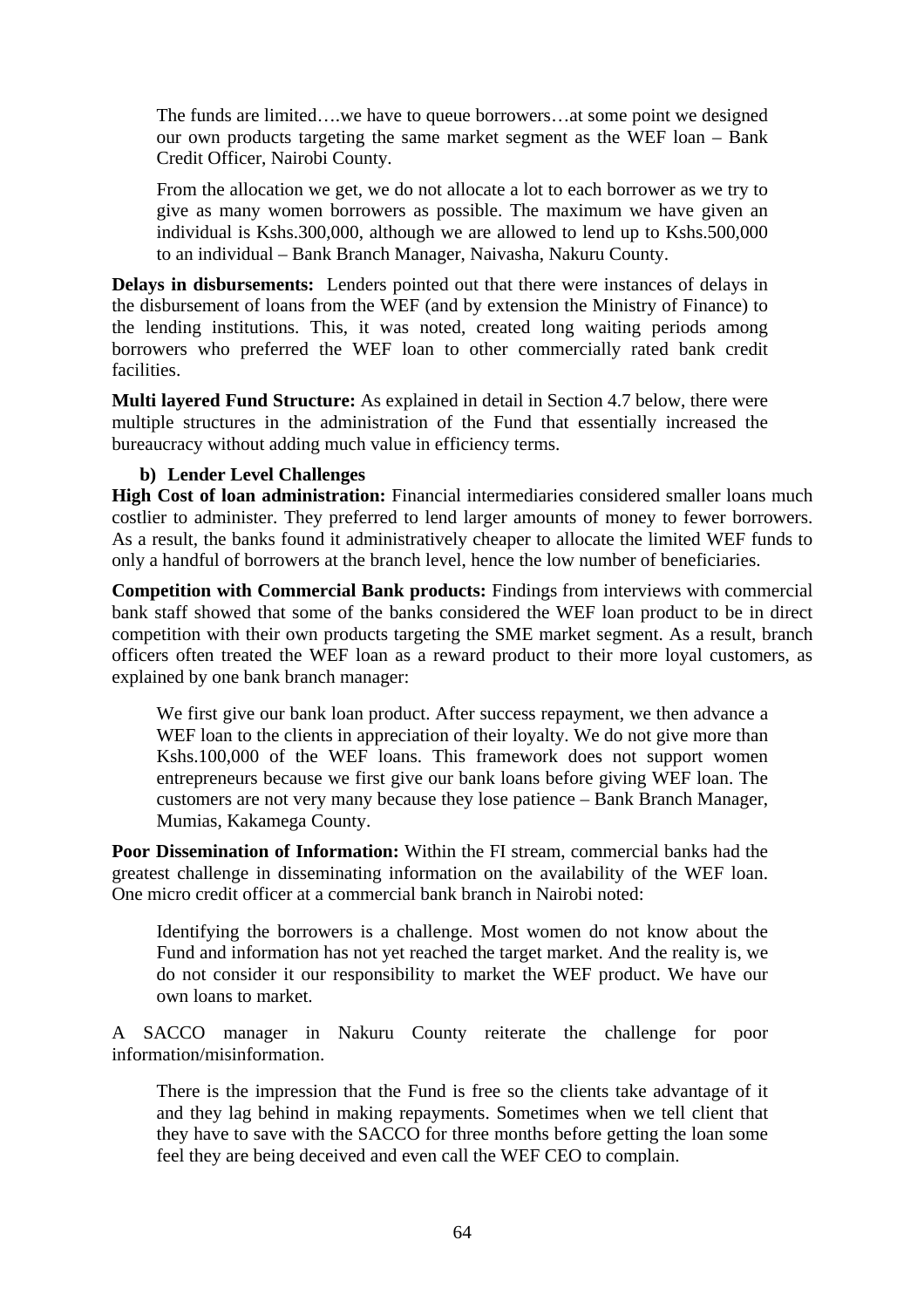> The funds are limited….we have to queue borrowers…at some point we designed our own products targeting the same market segment as the WEF loan – Bank Credit Officer, Nairobi County.

> From the allocation we get, we do not allocate a lot to each borrower as we try to give as many women borrowers as possible. The maximum we have given an individual is Kshs.300,000, although we are allowed to lend up to Kshs.500,000 to an individual – Bank Branch Manager, Naivasha, Nakuru County.

**Delays in disbursements:** Lenders pointed out that there were instances of delays in the disbursement of loans from the WEF (and by extension the Ministry of Finance) to the lending institutions. This, it was noted, created long waiting periods among borrowers who preferred the WEF loan to other commercially rated bank credit facilities.

**Multi layered Fund Structure:** As explained in detail in Section 4.7 below, there were multiple structures in the administration of the Fund that essentially increased the bureaucracy without adding much value in efficiency terms.

**b) Lender Level Challenges**

**High Cost of loan administration:** Financial intermediaries considered smaller loans much costlier to administer. They preferred to lend larger amounts of money to fewer borrowers. As a result, the banks found it administratively cheaper to allocate the limited WEF funds to only a handful of borrowers at the branch level, hence the low number of beneficiaries.

**Competition with Commercial Bank products:** Findings from interviews with commercial bank staff showed that some of the banks considered the WEF loan product to be in direct competition with their own products targeting the SME market segment. As a result, branch officers often treated the WEF loan as a reward product to their more loyal customers, as explained by one bank branch manager:

> We first give our bank loan product. After success repayment, we then advance a WEF loan to the clients in appreciation of their loyalty. We do not give more than Kshs.100,000 of the WEF loans. This framework does not support women entrepreneurs because we first give our bank loans before giving WEF loan. The customers are not very many because they lose patience – Bank Branch Manager, Mumias, Kakamega County.

**Poor Dissemination of Information:** Within the FI stream, commercial banks had the greatest challenge in disseminating information on the availability of the WEF loan. One micro credit officer at a commercial bank branch in Nairobi noted:

> Identifying the borrowers is a challenge. Most women do not know about the Fund and information has not yet reached the target market. And the reality is, we do not consider it our responsibility to market the WEF product. We have our own loans to market.

A SACCO manager in Nakuru County reiterate the challenge for poor information/misinformation.

> There is the impression that the Fund is free so the clients take advantage of it and they lag behind in making repayments. Sometimes when we tell client that they have to save with the SACCO for three months before getting the loan some feel they are being deceived and even call the WEF CEO to complain.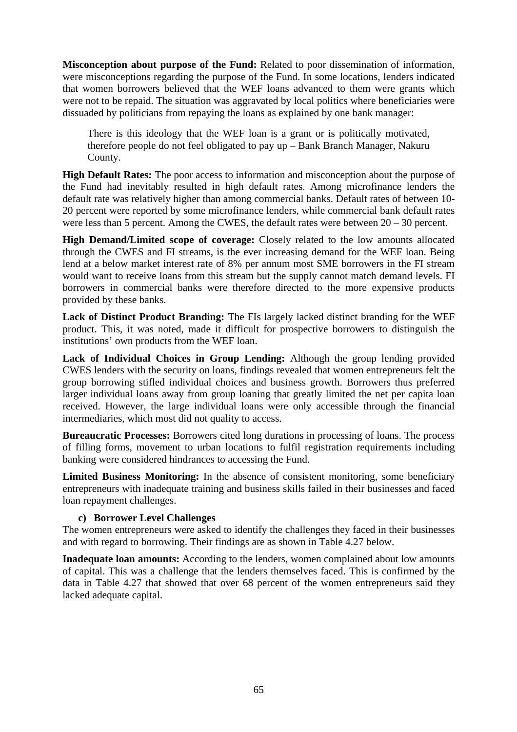**Misconception about purpose of the Fund:** Related to poor dissemination of information, were misconceptions regarding the purpose of the Fund. In some locations, lenders indicated that women borrowers believed that the WEF loans advanced to them were grants which were not to be repaid. The situation was aggravated by local politics where beneficiaries were dissuaded by politicians from repaying the loans as explained by one bank manager:

> There is this ideology that the WEF loan is a grant or is politically motivated, therefore people do not feel obligated to pay up – Bank Branch Manager, Nakuru County.

**High Default Rates:** The poor access to information and misconception about the purpose of the Fund had inevitably resulted in high default rates. Among microfinance lenders the default rate was relatively higher than among commercial banks. Default rates of between 10-20 percent were reported by some microfinance lenders, while commercial bank default rates were less than 5 percent. Among the CWES, the default rates were between 20 – 30 percent.

**High Demand/Limited scope of coverage:** Closely related to the low amounts allocated through the CWES and FI streams, is the ever increasing demand for the WEF loan. Being lend at a below market interest rate of 8% per annum most SME borrowers in the FI stream would want to receive loans from this stream but the supply cannot match demand levels. FI borrowers in commercial banks were therefore directed to the more expensive products provided by these banks.

**Lack of Distinct Product Branding:** The FIs largely lacked distinct branding for the WEF product. This, it was noted, made it difficult for prospective borrowers to distinguish the institutions' own products from the WEF loan.

**Lack of Individual Choices in Group Lending:** Although the group lending provided CWES lenders with the security on loans, findings revealed that women entrepreneurs felt the group borrowing stifled individual choices and business growth. Borrowers thus preferred larger individual loans away from group loaning that greatly limited the net per capita loan received. However, the large individual loans were only accessible through the financial intermediaries, which most did not quality to access.

**Bureaucratic Processes:** Borrowers cited long durations in processing of loans. The process of filling forms, movement to urban locations to fulfil registration requirements including banking were considered hindrances to accessing the Fund.

**Limited Business Monitoring:** In the absence of consistent monitoring, some beneficiary entrepreneurs with inadequate training and business skills failed in their businesses and faced loan repayment challenges.

#### c) Borrower Level Challenges

The women entrepreneurs were asked to identify the challenges they faced in their businesses and with regard to borrowing. Their findings are as shown in Table 4.27 below.

**Inadequate loan amounts:** According to the lenders, women complained about low amounts of capital. This was a challenge that the lenders themselves faced. This is confirmed by the data in Table 4.27 that showed that over 68 percent of the women entrepreneurs said they lacked adequate capital.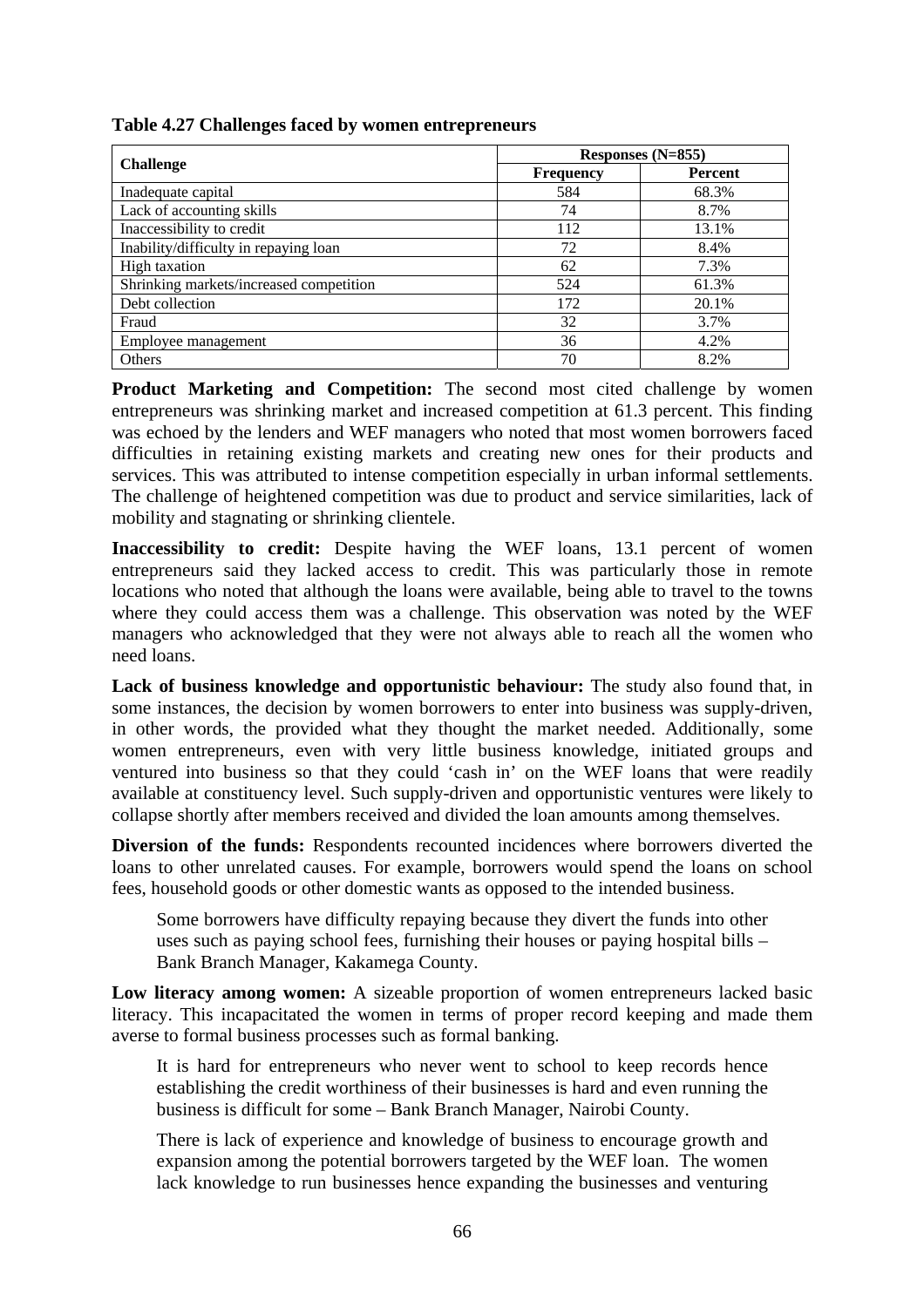**Table 4.27 Challenges faced by women entrepreneurs**

| Challenge | Responses (N=855) | |
|---|---|---|
| | Frequency | Percent |
| Inadequate capital | 584 | 68.3% |
| Lack of accounting skills | 74 | 8.7% |
| Inaccessibility to credit | 112 | 13.1% |
| Inability/difficulty in repaying loan | 72 | 8.4% |
| High taxation | 62 | 7.3% |
| Shrinking markets/increased competition | 524 | 61.3% |
| Debt collection | 172 | 20.1% |
| Fraud | 32 | 3.7% |
| Employee management | 36 | 4.2% |
| Others | 70 | 8.2% |

**Product Marketing and Competition:** The second most cited challenge by women entrepreneurs was shrinking market and increased competition at 61.3 percent. This finding was echoed by the lenders and WEF managers who noted that most women borrowers faced difficulties in retaining existing markets and creating new ones for their products and services. This was attributed to intense competition especially in urban informal settlements. The challenge of heightened competition was due to product and service similarities, lack of mobility and stagnating or shrinking clientele.

**Inaccessibility to credit:** Despite having the WEF loans, 13.1 percent of women entrepreneurs said they lacked access to credit. This was particularly those in remote locations who noted that although the loans were available, being able to travel to the towns where they could access them was a challenge. This observation was noted by the WEF managers who acknowledged that they were not always able to reach all the women who need loans.

**Lack of business knowledge and opportunistic behaviour:** The study also found that, in some instances, the decision by women borrowers to enter into business was supply-driven, in other words, the provided what they thought the market needed. Additionally, some women entrepreneurs, even with very little business knowledge, initiated groups and ventured into business so that they could 'cash in' on the WEF loans that were readily available at constituency level. Such supply-driven and opportunistic ventures were likely to collapse shortly after members received and divided the loan amounts among themselves.

**Diversion of the funds:** Respondents recounted incidences where borrowers diverted the loans to other unrelated causes. For example, borrowers would spend the loans on school fees, household goods or other domestic wants as opposed to the intended business.

> Some borrowers have difficulty repaying because they divert the funds into other uses such as paying school fees, furnishing their houses or paying hospital bills – Bank Branch Manager, Kakamega County.

**Low literacy among women:** A sizeable proportion of women entrepreneurs lacked basic literacy. This incapacitated the women in terms of proper record keeping and made them averse to formal business processes such as formal banking.

> It is hard for entrepreneurs who never went to school to keep records hence establishing the credit worthiness of their businesses is hard and even running the business is difficult for some – Bank Branch Manager, Nairobi County.

> There is lack of experience and knowledge of business to encourage growth and expansion among the potential borrowers targeted by the WEF loan. The women lack knowledge to run businesses hence expanding the businesses and venturing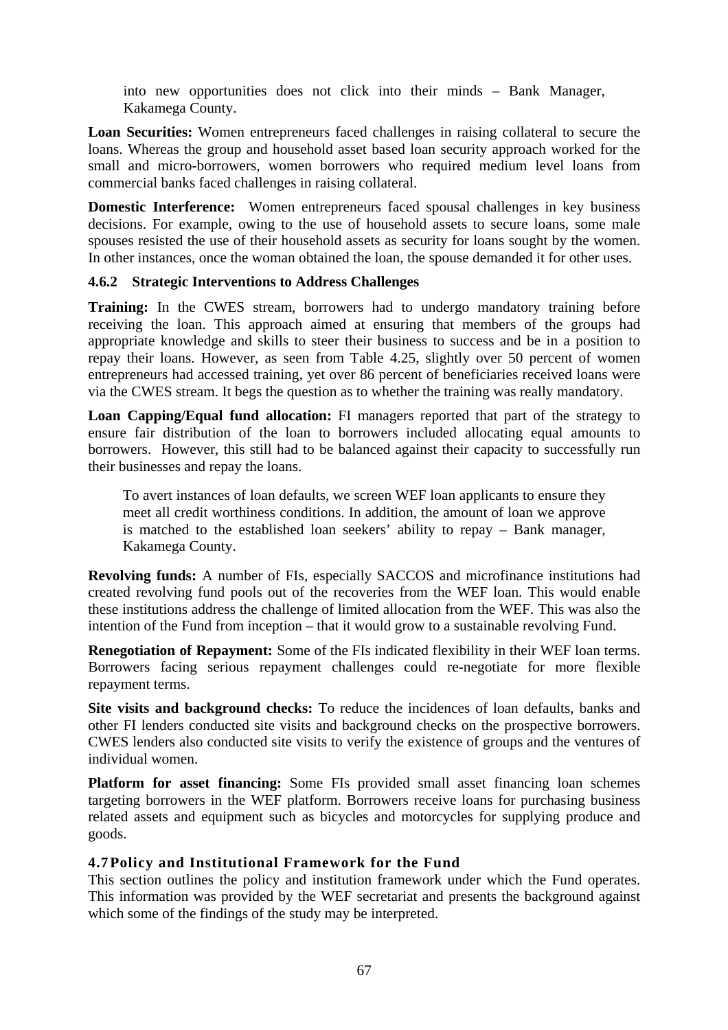> into new opportunities does not click into their minds – Bank Manager, Kakamega County.

**Loan Securities:** Women entrepreneurs faced challenges in raising collateral to secure the loans. Whereas the group and household asset based loan security approach worked for the small and micro-borrowers, women borrowers who required medium level loans from commercial banks faced challenges in raising collateral.

**Domestic Interference:** Women entrepreneurs faced spousal challenges in key business decisions. For example, owing to the use of household assets to secure loans, some male spouses resisted the use of their household assets as security for loans sought by the women. In other instances, once the woman obtained the loan, the spouse demanded it for other uses.

### 4.6.2 Strategic Interventions to Address Challenges

**Training:** In the CWES stream, borrowers had to undergo mandatory training before receiving the loan. This approach aimed at ensuring that members of the groups had appropriate knowledge and skills to steer their business to success and be in a position to repay their loans. However, as seen from Table 4.25, slightly over 50 percent of women entrepreneurs had accessed training, yet over 86 percent of beneficiaries received loans were via the CWES stream. It begs the question as to whether the training was really mandatory.

**Loan Capping/Equal fund allocation:** FI managers reported that part of the strategy to ensure fair distribution of the loan to borrowers included allocating equal amounts to borrowers. However, this still had to be balanced against their capacity to successfully run their businesses and repay the loans.

> To avert instances of loan defaults, we screen WEF loan applicants to ensure they meet all credit worthiness conditions. In addition, the amount of loan we approve is matched to the established loan seekers' ability to repay – Bank manager, Kakamega County.

**Revolving funds:** A number of FIs, especially SACCOS and microfinance institutions had created revolving fund pools out of the recoveries from the WEF loan. This would enable these institutions address the challenge of limited allocation from the WEF. This was also the intention of the Fund from inception – that it would grow to a sustainable revolving Fund.

**Renegotiation of Repayment:** Some of the FIs indicated flexibility in their WEF loan terms. Borrowers facing serious repayment challenges could re-negotiate for more flexible repayment terms.

**Site visits and background checks:** To reduce the incidences of loan defaults, banks and other FI lenders conducted site visits and background checks on the prospective borrowers. CWES lenders also conducted site visits to verify the existence of groups and the ventures of individual women.

**Platform for asset financing:** Some FIs provided small asset financing loan schemes targeting borrowers in the WEF platform. Borrowers receive loans for purchasing business related assets and equipment such as bicycles and motorcycles for supplying produce and goods.

## 4.7 Policy and Institutional Framework for the Fund

This section outlines the policy and institution framework under which the Fund operates. This information was provided by the WEF secretariat and presents the background against which some of the findings of the study may be interpreted.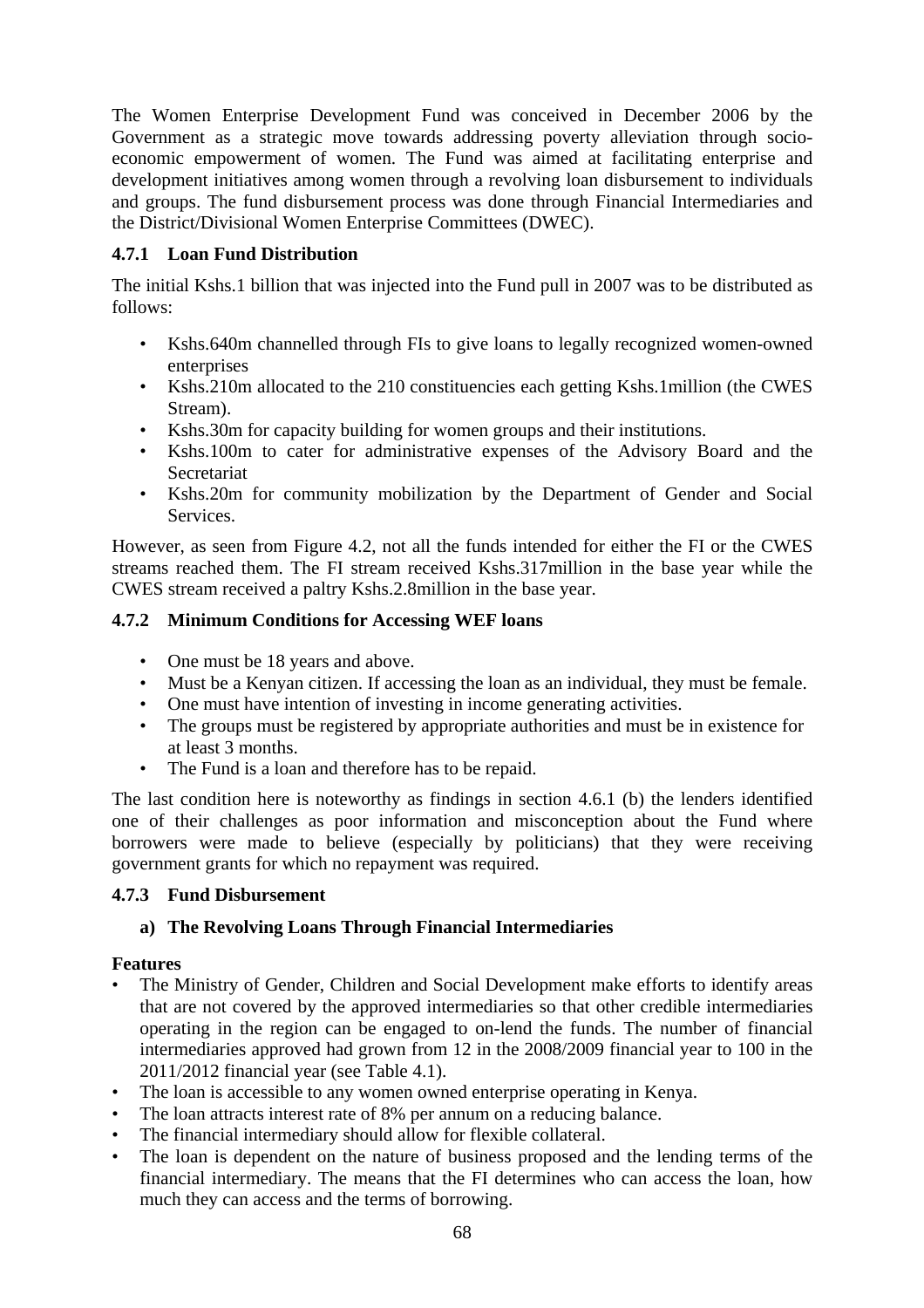The Women Enterprise Development Fund was conceived in December 2006 by the Government as a strategic move towards addressing poverty alleviation through socio-economic empowerment of women. The Fund was aimed at facilitating enterprise and development initiatives among women through a revolving loan disbursement to individuals and groups. The fund disbursement process was done through Financial Intermediaries and the District/Divisional Women Enterprise Committees (DWEC).

### 4.7.1 Loan Fund Distribution

The initial Kshs.1 billion that was injected into the Fund pull in 2007 was to be distributed as follows:

- Kshs.640m channelled through FIs to give loans to legally recognized women-owned enterprises
- Kshs.210m allocated to the 210 constituencies each getting Kshs.1million (the CWES Stream).
- Kshs.30m for capacity building for women groups and their institutions.
- Kshs.100m to cater for administrative expenses of the Advisory Board and the Secretariat
- Kshs.20m for community mobilization by the Department of Gender and Social Services.

However, as seen from Figure 4.2, not all the funds intended for either the FI or the CWES streams reached them. The FI stream received Kshs.317million in the base year while the CWES stream received a paltry Kshs.2.8million in the base year.

### 4.7.2 Minimum Conditions for Accessing WEF loans

- One must be 18 years and above.
- Must be a Kenyan citizen. If accessing the loan as an individual, they must be female.
- One must have intention of investing in income generating activities.
- The groups must be registered by appropriate authorities and must be in existence for at least 3 months.
- The Fund is a loan and therefore has to be repaid.

The last condition here is noteworthy as findings in section 4.6.1 (b) the lenders identified one of their challenges as poor information and misconception about the Fund where borrowers were made to believe (especially by politicians) that they were receiving government grants for which no repayment was required.

### 4.7.3 Fund Disbursement

#### a) The Revolving Loans Through Financial Intermediaries

**Features**

- The Ministry of Gender, Children and Social Development make efforts to identify areas that are not covered by the approved intermediaries so that other credible intermediaries operating in the region can be engaged to on-lend the funds. The number of financial intermediaries approved had grown from 12 in the 2008/2009 financial year to 100 in the 2011/2012 financial year (see Table 4.1).
- The loan is accessible to any women owned enterprise operating in Kenya.
- The loan attracts interest rate of 8% per annum on a reducing balance.
- The financial intermediary should allow for flexible collateral.
- The loan is dependent on the nature of business proposed and the lending terms of the financial intermediary. The means that the FI determines who can access the loan, how much they can access and the terms of borrowing.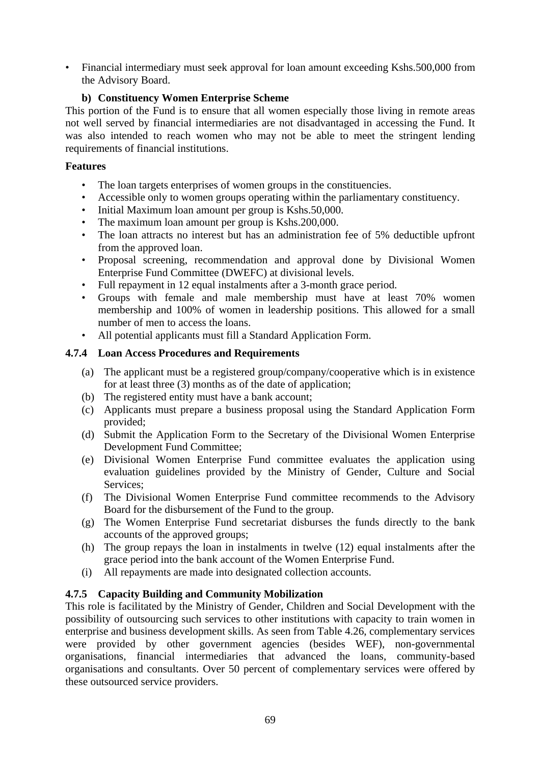- Financial intermediary must seek approval for loan amount exceeding Kshs.500,000 from the Advisory Board.

**b) Constituency Women Enterprise Scheme**

This portion of the Fund is to ensure that all women especially those living in remote areas not well served by financial intermediaries are not disadvantaged in accessing the Fund. It was also intended to reach women who may not be able to meet the stringent lending requirements of financial institutions.

**Features**

- The loan targets enterprises of women groups in the constituencies.
- Accessible only to women groups operating within the parliamentary constituency.
- Initial Maximum loan amount per group is Kshs.50,000.
- The maximum loan amount per group is Kshs.200,000.
- The loan attracts no interest but has an administration fee of 5% deductible upfront from the approved loan.
- Proposal screening, recommendation and approval done by Divisional Women Enterprise Fund Committee (DWEFC) at divisional levels.
- Full repayment in 12 equal instalments after a 3-month grace period.
- Groups with female and male membership must have at least 70% women membership and 100% of women in leadership positions. This allowed for a small number of men to access the loans.
- All potential applicants must fill a Standard Application Form.

### 4.7.4 Loan Access Procedures and Requirements

(a) The applicant must be a registered group/company/cooperative which is in existence for at least three (3) months as of the date of application;

(b) The registered entity must have a bank account;

(c) Applicants must prepare a business proposal using the Standard Application Form provided;

(d) Submit the Application Form to the Secretary of the Divisional Women Enterprise Development Fund Committee;

(e) Divisional Women Enterprise Fund committee evaluates the application using evaluation guidelines provided by the Ministry of Gender, Culture and Social Services;

(f) The Divisional Women Enterprise Fund committee recommends to the Advisory Board for the disbursement of the Fund to the group.

(g) The Women Enterprise Fund secretariat disburses the funds directly to the bank accounts of the approved groups;

(h) The group repays the loan in instalments in twelve (12) equal instalments after the grace period into the bank account of the Women Enterprise Fund.

(i) All repayments are made into designated collection accounts.

### 4.7.5 Capacity Building and Community Mobilization

This role is facilitated by the Ministry of Gender, Children and Social Development with the possibility of outsourcing such services to other institutions with capacity to train women in enterprise and business development skills. As seen from Table 4.26, complementary services were provided by other government agencies (besides WEF), non-governmental organisations, financial intermediaries that advanced the loans, community-based organisations and consultants. Over 50 percent of complementary services were offered by these outsourced service providers.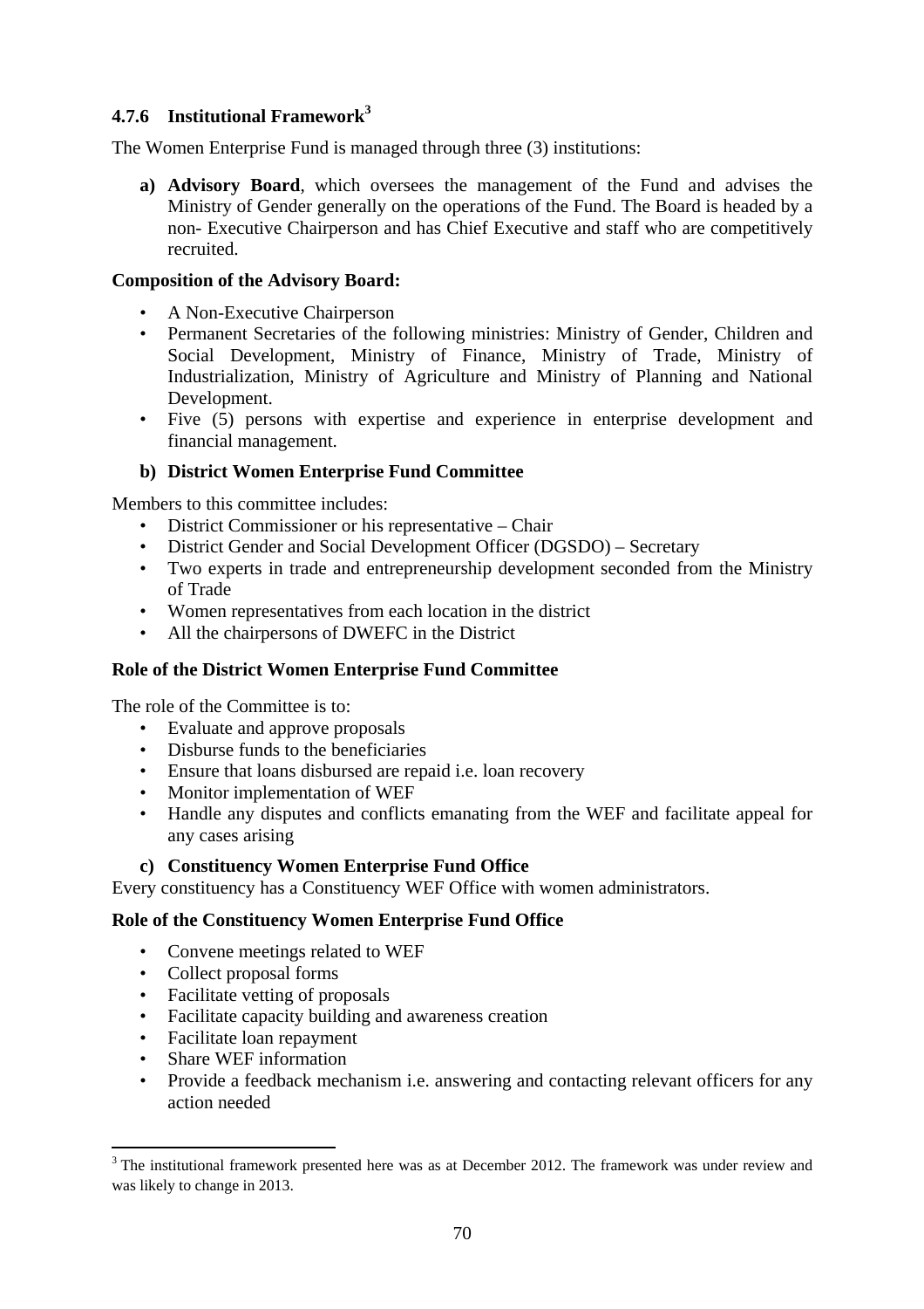#### 4.7.6 Institutional Framework[3]

The Women Enterprise Fund is managed through three (3) institutions:

a) **Advisory Board**, which oversees the management of the Fund and advises the Ministry of Gender generally on the operations of the Fund. The Board is headed by a non- Executive Chairperson and has Chief Executive and staff who are competitively recruited.

**Composition of the Advisory Board:**

- A Non-Executive Chairperson
- Permanent Secretaries of the following ministries: Ministry of Gender, Children and Social Development, Ministry of Finance, Ministry of Trade, Ministry of Industrialization, Ministry of Agriculture and Ministry of Planning and National Development.
- Five (5) persons with expertise and experience in enterprise development and financial management.

b) **District Women Enterprise Fund Committee**

Members to this committee includes:

- District Commissioner or his representative – Chair
- District Gender and Social Development Officer (DGSDO) – Secretary
- Two experts in trade and entrepreneurship development seconded from the Ministry of Trade
- Women representatives from each location in the district
- All the chairpersons of DWEFC in the District

**Role of the District Women Enterprise Fund Committee**

The role of the Committee is to:

- Evaluate and approve proposals
- Disburse funds to the beneficiaries
- Ensure that loans disbursed are repaid i.e. loan recovery
- Monitor implementation of WEF
- Handle any disputes and conflicts emanating from the WEF and facilitate appeal for any cases arising

c) **Constituency Women Enterprise Fund Office**

Every constituency has a Constituency WEF Office with women administrators.

**Role of the Constituency Women Enterprise Fund Office**

- Convene meetings related to WEF
- Collect proposal forms
- Facilitate vetting of proposals
- Facilitate capacity building and awareness creation
- Facilitate loan repayment
- Share WEF information
- Provide a feedback mechanism i.e. answering and contacting relevant officers for any action needed

---

[3] The institutional framework presented here was as at December 2012. The framework was under review and was likely to change in 2013.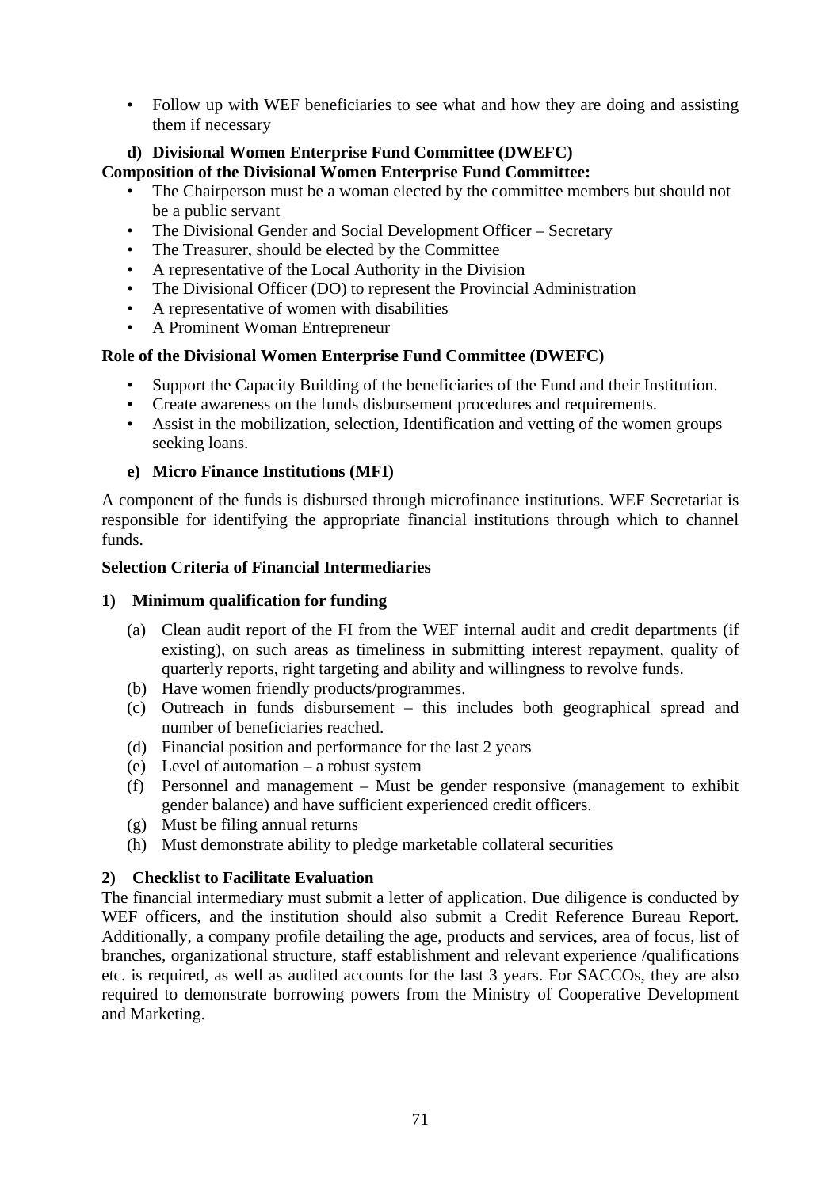- Follow up with WEF beneficiaries to see what and how they are doing and assisting them if necessary

**d) Divisional Women Enterprise Fund Committee (DWEFC)**

**Composition of the Divisional Women Enterprise Fund Committee:**

- The Chairperson must be a woman elected by the committee members but should not be a public servant
- The Divisional Gender and Social Development Officer – Secretary
- The Treasurer, should be elected by the Committee
- A representative of the Local Authority in the Division
- The Divisional Officer (DO) to represent the Provincial Administration
- A representative of women with disabilities
- A Prominent Woman Entrepreneur

**Role of the Divisional Women Enterprise Fund Committee (DWEFC)**

- Support the Capacity Building of the beneficiaries of the Fund and their Institution.
- Create awareness on the funds disbursement procedures and requirements.
- Assist in the mobilization, selection, Identification and vetting of the women groups seeking loans.

**e) Micro Finance Institutions (MFI)**

A component of the funds is disbursed through microfinance institutions. WEF Secretariat is responsible for identifying the appropriate financial institutions through which to channel funds.

**Selection Criteria of Financial Intermediaries**

**1) Minimum qualification for funding**

(a) Clean audit report of the FI from the WEF internal audit and credit departments (if existing), on such areas as timeliness in submitting interest repayment, quality of quarterly reports, right targeting and ability and willingness to revolve funds.
(b) Have women friendly products/programmes.
(c) Outreach in funds disbursement – this includes both geographical spread and number of beneficiaries reached.
(d) Financial position and performance for the last 2 years
(e) Level of automation – a robust system
(f) Personnel and management – Must be gender responsive (management to exhibit gender balance) and have sufficient experienced credit officers.
(g) Must be filing annual returns
(h) Must demonstrate ability to pledge marketable collateral securities

**2) Checklist to Facilitate Evaluation**

The financial intermediary must submit a letter of application. Due diligence is conducted by WEF officers, and the institution should also submit a Credit Reference Bureau Report. Additionally, a company profile detailing the age, products and services, area of focus, list of branches, organizational structure, staff establishment and relevant experience /qualifications etc. is required, as well as audited accounts for the last 3 years. For SACCOs, they are also required to demonstrate borrowing powers from the Ministry of Cooperative Development and Marketing.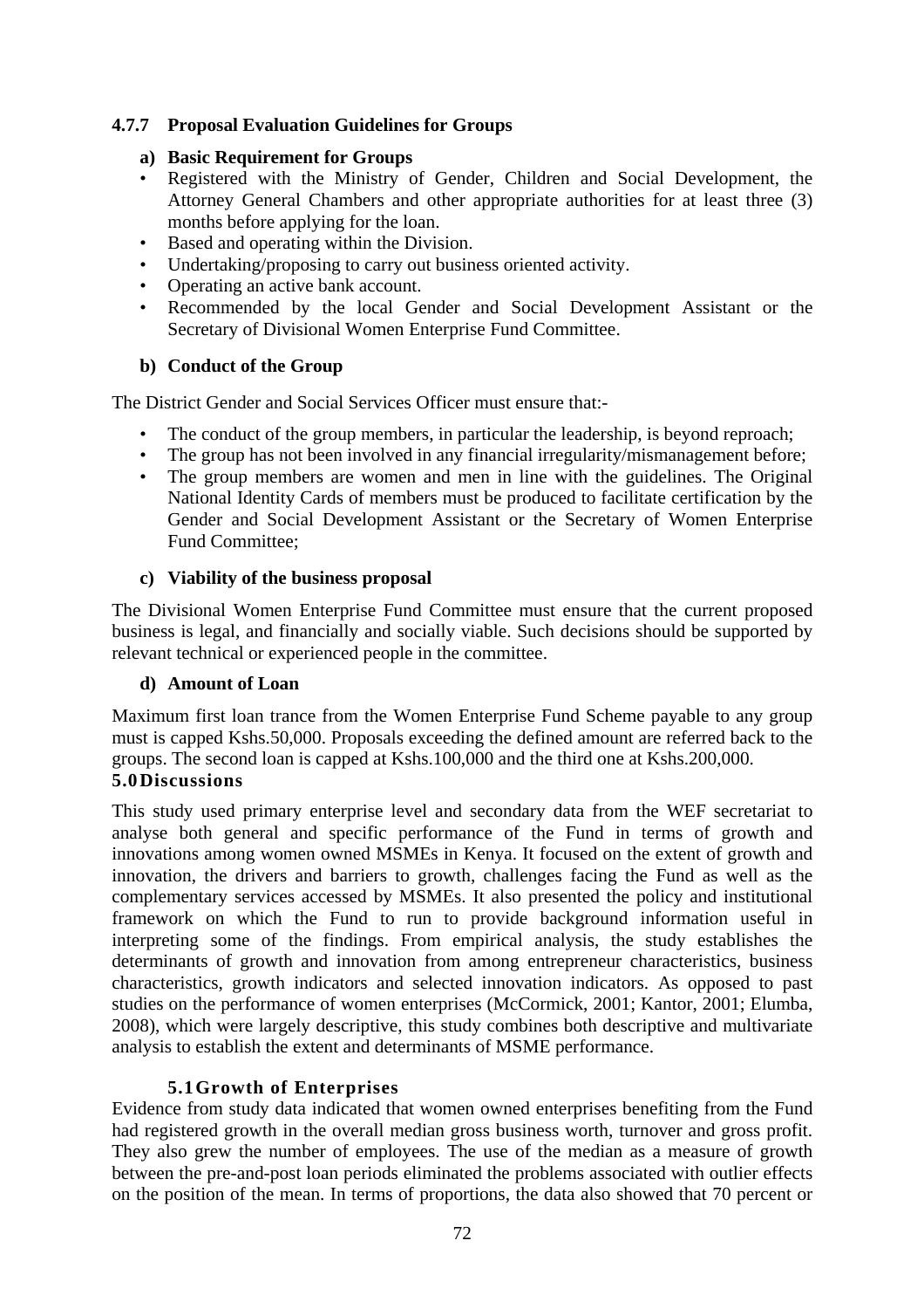#### 4.7.7 Proposal Evaluation Guidelines for Groups

**a) Basic Requirement for Groups**

- Registered with the Ministry of Gender, Children and Social Development, the Attorney General Chambers and other appropriate authorities for at least three (3) months before applying for the loan.
- Based and operating within the Division.
- Undertaking/proposing to carry out business oriented activity.
- Operating an active bank account.
- Recommended by the local Gender and Social Development Assistant or the Secretary of Divisional Women Enterprise Fund Committee.

**b) Conduct of the Group**

The District Gender and Social Services Officer must ensure that:-

- The conduct of the group members, in particular the leadership, is beyond reproach;
- The group has not been involved in any financial irregularity/mismanagement before;
- The group members are women and men in line with the guidelines. The Original National Identity Cards of members must be produced to facilitate certification by the Gender and Social Development Assistant or the Secretary of Women Enterprise Fund Committee;

**c) Viability of the business proposal**

The Divisional Women Enterprise Fund Committee must ensure that the current proposed business is legal, and financially and socially viable. Such decisions should be supported by relevant technical or experienced people in the committee.

**d) Amount of Loan**

Maximum first loan trance from the Women Enterprise Fund Scheme payable to any group must is capped Kshs.50,000. Proposals exceeding the defined amount are referred back to the groups. The second loan is capped at Kshs.100,000 and the third one at Kshs.200,000.

## 5.0 Discussions

This study used primary enterprise level and secondary data from the WEF secretariat to analyse both general and specific performance of the Fund in terms of growth and innovations among women owned MSMEs in Kenya. It focused on the extent of growth and innovation, the drivers and barriers to growth, challenges facing the Fund as well as the complementary services accessed by MSMEs. It also presented the policy and institutional framework on which the Fund to run to provide background information useful in interpreting some of the findings. From empirical analysis, the study establishes the determinants of growth and innovation from among entrepreneur characteristics, business characteristics, growth indicators and selected innovation indicators. As opposed to past studies on the performance of women enterprises (McCormick, 2001; Kantor, 2001; Elumba, 2008), which were largely descriptive, this study combines both descriptive and multivariate analysis to establish the extent and determinants of MSME performance.

### 5.1 Growth of Enterprises

Evidence from study data indicated that women owned enterprises benefiting from the Fund had registered growth in the overall median gross business worth, turnover and gross profit. They also grew the number of employees. The use of the median as a measure of growth between the pre-and-post loan periods eliminated the problems associated with outlier effects on the position of the mean. In terms of proportions, the data also showed that 70 percent or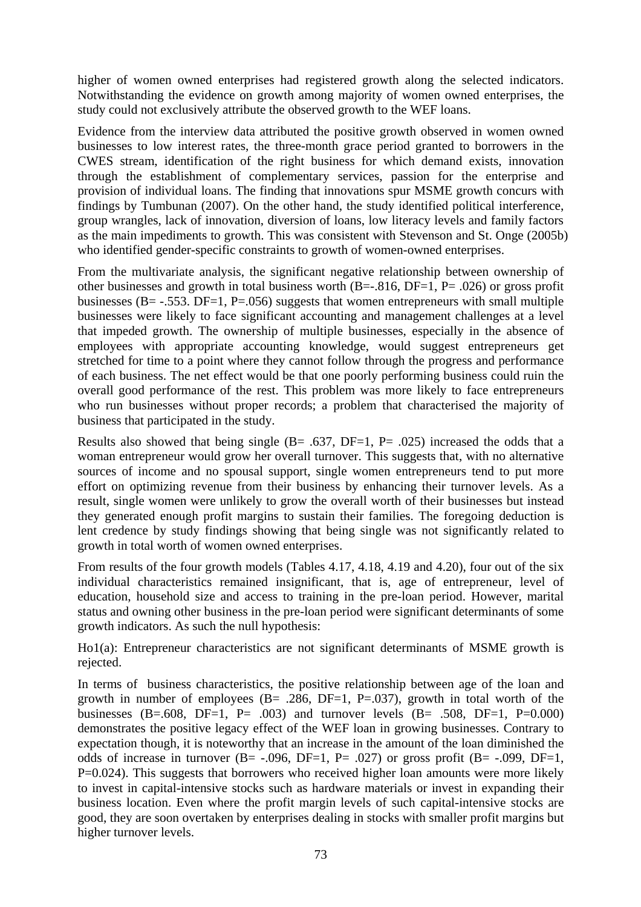higher of women owned enterprises had registered growth along the selected indicators. Notwithstanding the evidence on growth among majority of women owned enterprises, the study could not exclusively attribute the observed growth to the WEF loans.

Evidence from the interview data attributed the positive growth observed in women owned businesses to low interest rates, the three-month grace period granted to borrowers in the CWES stream, identification of the right business for which demand exists, innovation through the establishment of complementary services, passion for the enterprise and provision of individual loans. The finding that innovations spur MSME growth concurs with findings by Tumbunan (2007). On the other hand, the study identified political interference, group wrangles, lack of innovation, diversion of loans, low literacy levels and family factors as the main impediments to growth. This was consistent with Stevenson and St. Onge (2005b) who identified gender-specific constraints to growth of women-owned enterprises.

From the multivariate analysis, the significant negative relationship between ownership of other businesses and growth in total business worth (B=-.816, DF=1, P= .026) or gross profit businesses (B= -.553. DF=1, P=.056) suggests that women entrepreneurs with small multiple businesses were likely to face significant accounting and management challenges at a level that impeded growth. The ownership of multiple businesses, especially in the absence of employees with appropriate accounting knowledge, would suggest entrepreneurs get stretched for time to a point where they cannot follow through the progress and performance of each business. The net effect would be that one poorly performing business could ruin the overall good performance of the rest. This problem was more likely to face entrepreneurs who run businesses without proper records; a problem that characterised the majority of business that participated in the study.

Results also showed that being single (B= .637, DF=1, P= .025) increased the odds that a woman entrepreneur would grow her overall turnover. This suggests that, with no alternative sources of income and no spousal support, single women entrepreneurs tend to put more effort on optimizing revenue from their business by enhancing their turnover levels. As a result, single women were unlikely to grow the overall worth of their businesses but instead they generated enough profit margins to sustain their families. The foregoing deduction is lent credence by study findings showing that being single was not significantly related to growth in total worth of women owned enterprises.

From results of the four growth models (Tables 4.17, 4.18, 4.19 and 4.20), four out of the six individual characteristics remained insignificant, that is, age of entrepreneur, level of education, household size and access to training in the pre-loan period. However, marital status and owning other business in the pre-loan period were significant determinants of some growth indicators. As such the null hypothesis:

Ho1(a): Entrepreneur characteristics are not significant determinants of MSME growth is rejected.

In terms of business characteristics, the positive relationship between age of the loan and growth in number of employees (B= .286, DF=1, P=.037), growth in total worth of the businesses (B=.608, DF=1, P= .003) and turnover levels (B= .508, DF=1, P=0.000) demonstrates the positive legacy effect of the WEF loan in growing businesses. Contrary to expectation though, it is noteworthy that an increase in the amount of the loan diminished the odds of increase in turnover (B= -.096, DF=1, P= .027) or gross profit (B= -.099, DF=1, P=0.024). This suggests that borrowers who received higher loan amounts were more likely to invest in capital-intensive stocks such as hardware materials or invest in expanding their business location. Even where the profit margin levels of such capital-intensive stocks are good, they are soon overtaken by enterprises dealing in stocks with smaller profit margins but higher turnover levels.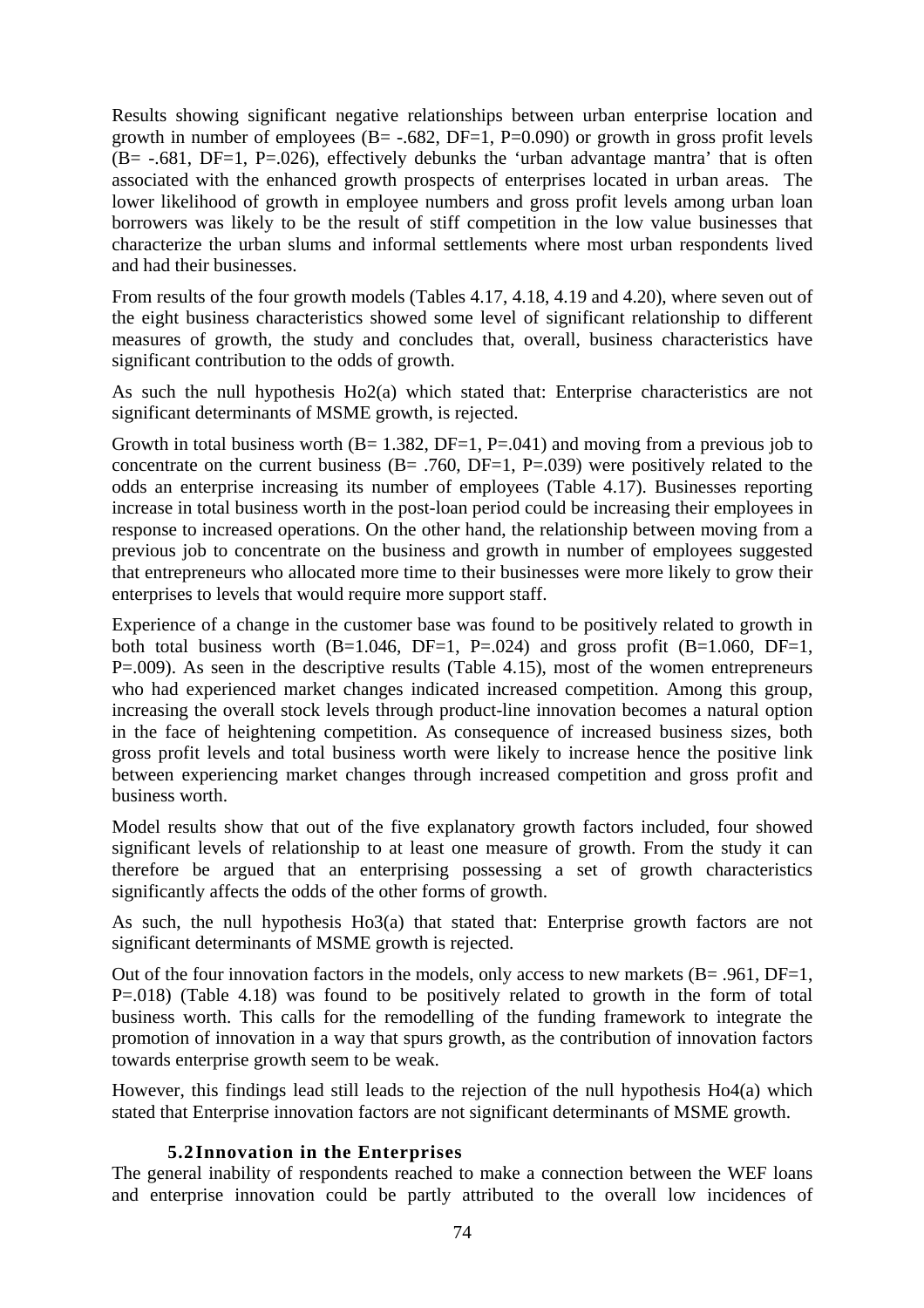Results showing significant negative relationships between urban enterprise location and growth in number of employees (B= -.682, DF=1, P=0.090) or growth in gross profit levels (B= -.681, DF=1, P=.026), effectively debunks the 'urban advantage mantra' that is often associated with the enhanced growth prospects of enterprises located in urban areas. The lower likelihood of growth in employee numbers and gross profit levels among urban loan borrowers was likely to be the result of stiff competition in the low value businesses that characterize the urban slums and informal settlements where most urban respondents lived and had their businesses.

From results of the four growth models (Tables 4.17, 4.18, 4.19 and 4.20), where seven out of the eight business characteristics showed some level of significant relationship to different measures of growth, the study and concludes that, overall, business characteristics have significant contribution to the odds of growth.

As such the null hypothesis Ho2(a) which stated that: Enterprise characteristics are not significant determinants of MSME growth, is rejected.

Growth in total business worth (B= 1.382, DF=1, P=.041) and moving from a previous job to concentrate on the current business (B= .760, DF=1, P=.039) were positively related to the odds an enterprise increasing its number of employees (Table 4.17). Businesses reporting increase in total business worth in the post-loan period could be increasing their employees in response to increased operations. On the other hand, the relationship between moving from a previous job to concentrate on the business and growth in number of employees suggested that entrepreneurs who allocated more time to their businesses were more likely to grow their enterprises to levels that would require more support staff.

Experience of a change in the customer base was found to be positively related to growth in both total business worth (B=1.046, DF=1, P=.024) and gross profit (B=1.060, DF=1, P=.009). As seen in the descriptive results (Table 4.15), most of the women entrepreneurs who had experienced market changes indicated increased competition. Among this group, increasing the overall stock levels through product-line innovation becomes a natural option in the face of heightening competition. As consequence of increased business sizes, both gross profit levels and total business worth were likely to increase hence the positive link between experiencing market changes through increased competition and gross profit and business worth.

Model results show that out of the five explanatory growth factors included, four showed significant levels of relationship to at least one measure of growth. From the study it can therefore be argued that an enterprising possessing a set of growth characteristics significantly affects the odds of the other forms of growth.

As such, the null hypothesis Ho3(a) that stated that: Enterprise growth factors are not significant determinants of MSME growth is rejected.

Out of the four innovation factors in the models, only access to new markets (B= .961, DF=1, P=.018) (Table 4.18) was found to be positively related to growth in the form of total business worth. This calls for the remodelling of the funding framework to integrate the promotion of innovation in a way that spurs growth, as the contribution of innovation factors towards enterprise growth seem to be weak.

However, this findings lead still leads to the rejection of the null hypothesis Ho4(a) which stated that Enterprise innovation factors are not significant determinants of MSME growth.

## 5.2 Innovation in the Enterprises

The general inability of respondents reached to make a connection between the WEF loans and enterprise innovation could be partly attributed to the overall low incidences of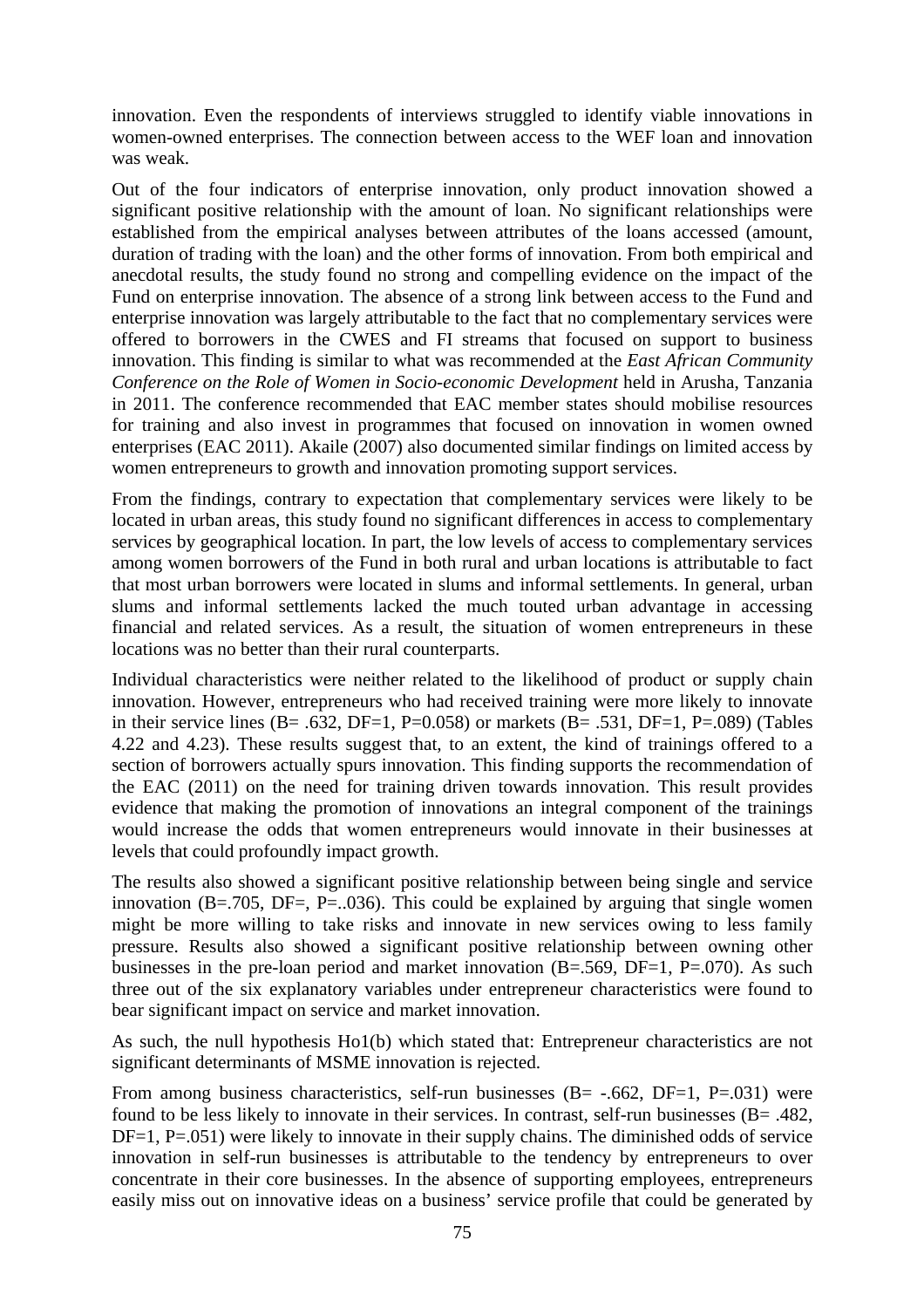innovation. Even the respondents of interviews struggled to identify viable innovations in women-owned enterprises. The connection between access to the WEF loan and innovation was weak.

Out of the four indicators of enterprise innovation, only product innovation showed a significant positive relationship with the amount of loan. No significant relationships were established from the empirical analyses between attributes of the loans accessed (amount, duration of trading with the loan) and the other forms of innovation. From both empirical and anecdotal results, the study found no strong and compelling evidence on the impact of the Fund on enterprise innovation. The absence of a strong link between access to the Fund and enterprise innovation was largely attributable to the fact that no complementary services were offered to borrowers in the CWES and FI streams that focused on support to business innovation. This finding is similar to what was recommended at the *East African Community Conference on the Role of Women in Socio-economic Development* held in Arusha, Tanzania in 2011. The conference recommended that EAC member states should mobilise resources for training and also invest in programmes that focused on innovation in women owned enterprises (EAC 2011). Akaile (2007) also documented similar findings on limited access by women entrepreneurs to growth and innovation promoting support services.

From the findings, contrary to expectation that complementary services were likely to be located in urban areas, this study found no significant differences in access to complementary services by geographical location. In part, the low levels of access to complementary services among women borrowers of the Fund in both rural and urban locations is attributable to fact that most urban borrowers were located in slums and informal settlements. In general, urban slums and informal settlements lacked the much touted urban advantage in accessing financial and related services. As a result, the situation of women entrepreneurs in these locations was no better than their rural counterparts.

Individual characteristics were neither related to the likelihood of product or supply chain innovation. However, entrepreneurs who had received training were more likely to innovate in their service lines (B= .632, DF=1, P=0.058) or markets (B= .531, DF=1, P=.089) (Tables 4.22 and 4.23). These results suggest that, to an extent, the kind of trainings offered to a section of borrowers actually spurs innovation. This finding supports the recommendation of the EAC (2011) on the need for training driven towards innovation. This result provides evidence that making the promotion of innovations an integral component of the trainings would increase the odds that women entrepreneurs would innovate in their businesses at levels that could profoundly impact growth.

The results also showed a significant positive relationship between being single and service innovation (B=.705, DF=, P=..036). This could be explained by arguing that single women might be more willing to take risks and innovate in new services owing to less family pressure. Results also showed a significant positive relationship between owning other businesses in the pre-loan period and market innovation (B=.569, DF=1, P=.070). As such three out of the six explanatory variables under entrepreneur characteristics were found to bear significant impact on service and market innovation.

As such, the null hypothesis Ho1(b) which stated that: Entrepreneur characteristics are not significant determinants of MSME innovation is rejected.

From among business characteristics, self-run businesses (B= -.662, DF=1, P=.031) were found to be less likely to innovate in their services. In contrast, self-run businesses (B= .482, DF=1, P=.051) were likely to innovate in their supply chains. The diminished odds of service innovation in self-run businesses is attributable to the tendency by entrepreneurs to over concentrate in their core businesses. In the absence of supporting employees, entrepreneurs easily miss out on innovative ideas on a business' service profile that could be generated by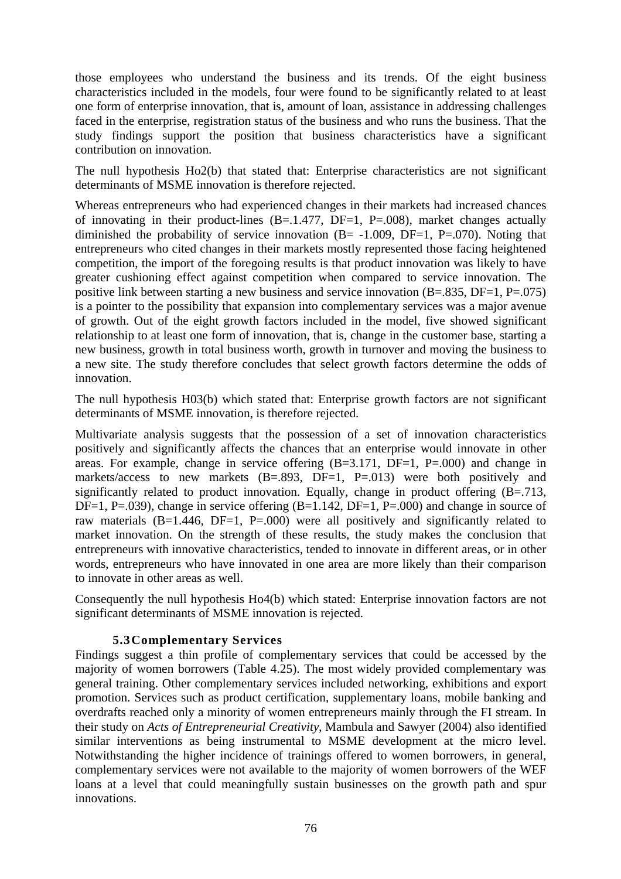those employees who understand the business and its trends. Of the eight business characteristics included in the models, four were found to be significantly related to at least one form of enterprise innovation, that is, amount of loan, assistance in addressing challenges faced in the enterprise, registration status of the business and who runs the business. That the study findings support the position that business characteristics have a significant contribution on innovation.

The null hypothesis Ho2(b) that stated that: Enterprise characteristics are not significant determinants of MSME innovation is therefore rejected.

Whereas entrepreneurs who had experienced changes in their markets had increased chances of innovating in their product-lines (B=.1.477, DF=1, P=.008), market changes actually diminished the probability of service innovation (B= -1.009, DF=1, P=.070). Noting that entrepreneurs who cited changes in their markets mostly represented those facing heightened competition, the import of the foregoing results is that product innovation was likely to have greater cushioning effect against competition when compared to service innovation. The positive link between starting a new business and service innovation (B=.835, DF=1, P=.075) is a pointer to the possibility that expansion into complementary services was a major avenue of growth. Out of the eight growth factors included in the model, five showed significant relationship to at least one form of innovation, that is, change in the customer base, starting a new business, growth in total business worth, growth in turnover and moving the business to a new site. The study therefore concludes that select growth factors determine the odds of innovation.

The null hypothesis H03(b) which stated that: Enterprise growth factors are not significant determinants of MSME innovation, is therefore rejected.

Multivariate analysis suggests that the possession of a set of innovation characteristics positively and significantly affects the chances that an enterprise would innovate in other areas. For example, change in service offering (B=3.171, DF=1, P=.000) and change in markets/access to new markets (B=.893, DF=1, P=.013) were both positively and significantly related to product innovation. Equally, change in product offering (B=.713, DF=1, P=.039), change in service offering (B=1.142, DF=1, P=.000) and change in source of raw materials (B=1.446, DF=1, P=.000) were all positively and significantly related to market innovation. On the strength of these results, the study makes the conclusion that entrepreneurs with innovative characteristics, tended to innovate in different areas, or in other words, entrepreneurs who have innovated in one area are more likely than their comparison to innovate in other areas as well.

Consequently the null hypothesis Ho4(b) which stated: Enterprise innovation factors are not significant determinants of MSME innovation is rejected.

### 5.3 Complementary Services

Findings suggest a thin profile of complementary services that could be accessed by the majority of women borrowers (Table 4.25). The most widely provided complementary was general training. Other complementary services included networking, exhibitions and export promotion. Services such as product certification, supplementary loans, mobile banking and overdrafts reached only a minority of women entrepreneurs mainly through the FI stream. In their study on *Acts of Entrepreneurial Creativity*, Mambula and Sawyer (2004) also identified similar interventions as being instrumental to MSME development at the micro level. Notwithstanding the higher incidence of trainings offered to women borrowers, in general, complementary services were not available to the majority of women borrowers of the WEF loans at a level that could meaningfully sustain businesses on the growth path and spur innovations.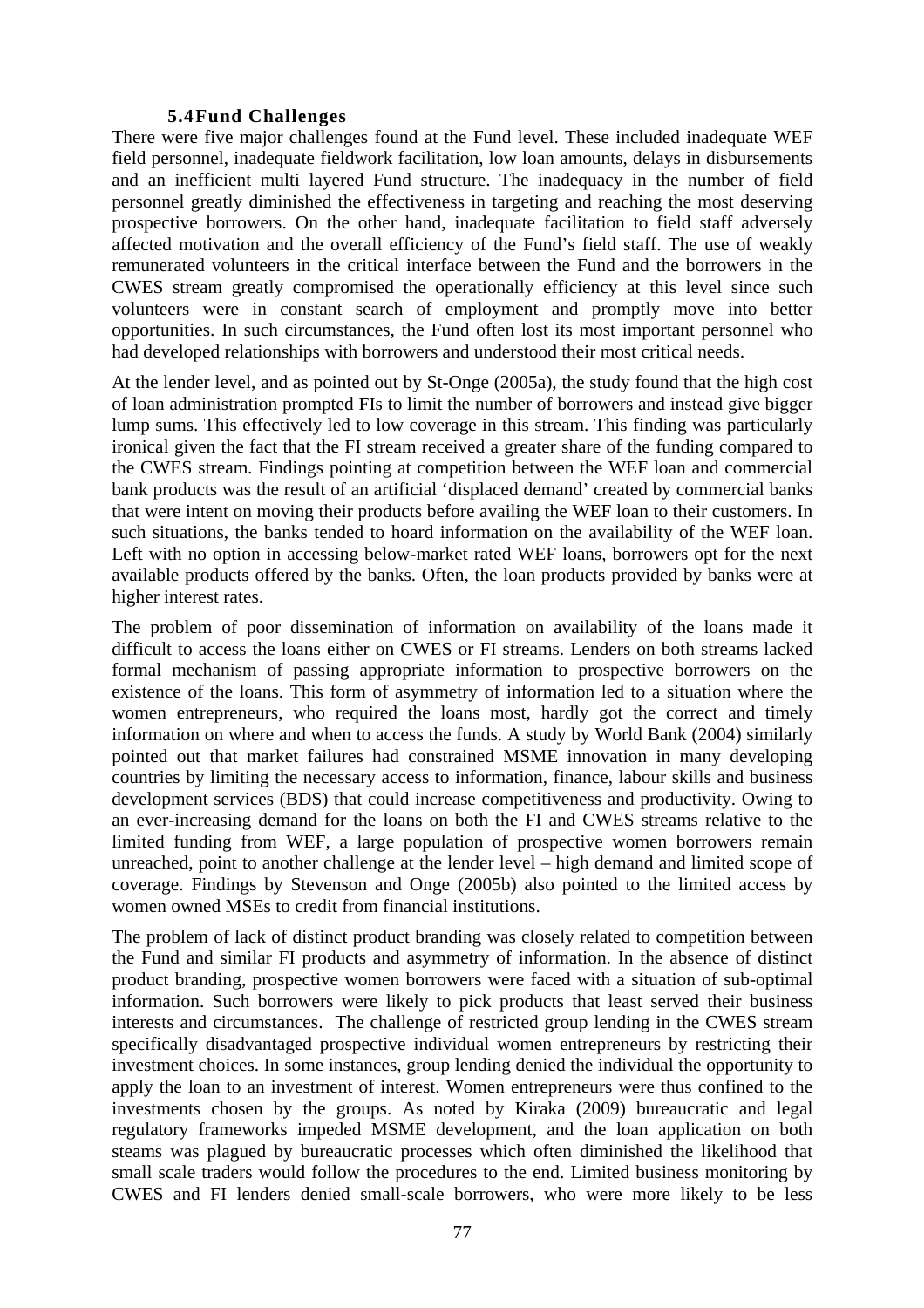### 5.4 Fund Challenges

There were five major challenges found at the Fund level. These included inadequate WEF field personnel, inadequate fieldwork facilitation, low loan amounts, delays in disbursements and an inefficient multi layered Fund structure. The inadequacy in the number of field personnel greatly diminished the effectiveness in targeting and reaching the most deserving prospective borrowers. On the other hand, inadequate facilitation to field staff adversely affected motivation and the overall efficiency of the Fund's field staff. The use of weakly remunerated volunteers in the critical interface between the Fund and the borrowers in the CWES stream greatly compromised the operationally efficiency at this level since such volunteers were in constant search of employment and promptly move into better opportunities. In such circumstances, the Fund often lost its most important personnel who had developed relationships with borrowers and understood their most critical needs.

At the lender level, and as pointed out by St-Onge (2005a), the study found that the high cost of loan administration prompted FIs to limit the number of borrowers and instead give bigger lump sums. This effectively led to low coverage in this stream. This finding was particularly ironical given the fact that the FI stream received a greater share of the funding compared to the CWES stream. Findings pointing at competition between the WEF loan and commercial bank products was the result of an artificial 'displaced demand' created by commercial banks that were intent on moving their products before availing the WEF loan to their customers. In such situations, the banks tended to hoard information on the availability of the WEF loan. Left with no option in accessing below-market rated WEF loans, borrowers opt for the next available products offered by the banks. Often, the loan products provided by banks were at higher interest rates.

The problem of poor dissemination of information on availability of the loans made it difficult to access the loans either on CWES or FI streams. Lenders on both streams lacked formal mechanism of passing appropriate information to prospective borrowers on the existence of the loans. This form of asymmetry of information led to a situation where the women entrepreneurs, who required the loans most, hardly got the correct and timely information on where and when to access the funds. A study by World Bank (2004) similarly pointed out that market failures had constrained MSME innovation in many developing countries by limiting the necessary access to information, finance, labour skills and business development services (BDS) that could increase competitiveness and productivity. Owing to an ever-increasing demand for the loans on both the FI and CWES streams relative to the limited funding from WEF, a large population of prospective women borrowers remain unreached, point to another challenge at the lender level – high demand and limited scope of coverage. Findings by Stevenson and Onge (2005b) also pointed to the limited access by women owned MSEs to credit from financial institutions.

The problem of lack of distinct product branding was closely related to competition between the Fund and similar FI products and asymmetry of information. In the absence of distinct product branding, prospective women borrowers were faced with a situation of sub-optimal information. Such borrowers were likely to pick products that least served their business interests and circumstances. The challenge of restricted group lending in the CWES stream specifically disadvantaged prospective individual women entrepreneurs by restricting their investment choices. In some instances, group lending denied the individual the opportunity to apply the loan to an investment of interest. Women entrepreneurs were thus confined to the investments chosen by the groups. As noted by Kiraka (2009) bureaucratic and legal regulatory frameworks impeded MSME development, and the loan application on both steams was plagued by bureaucratic processes which often diminished the likelihood that small scale traders would follow the procedures to the end. Limited business monitoring by CWES and FI lenders denied small-scale borrowers, who were more likely to be less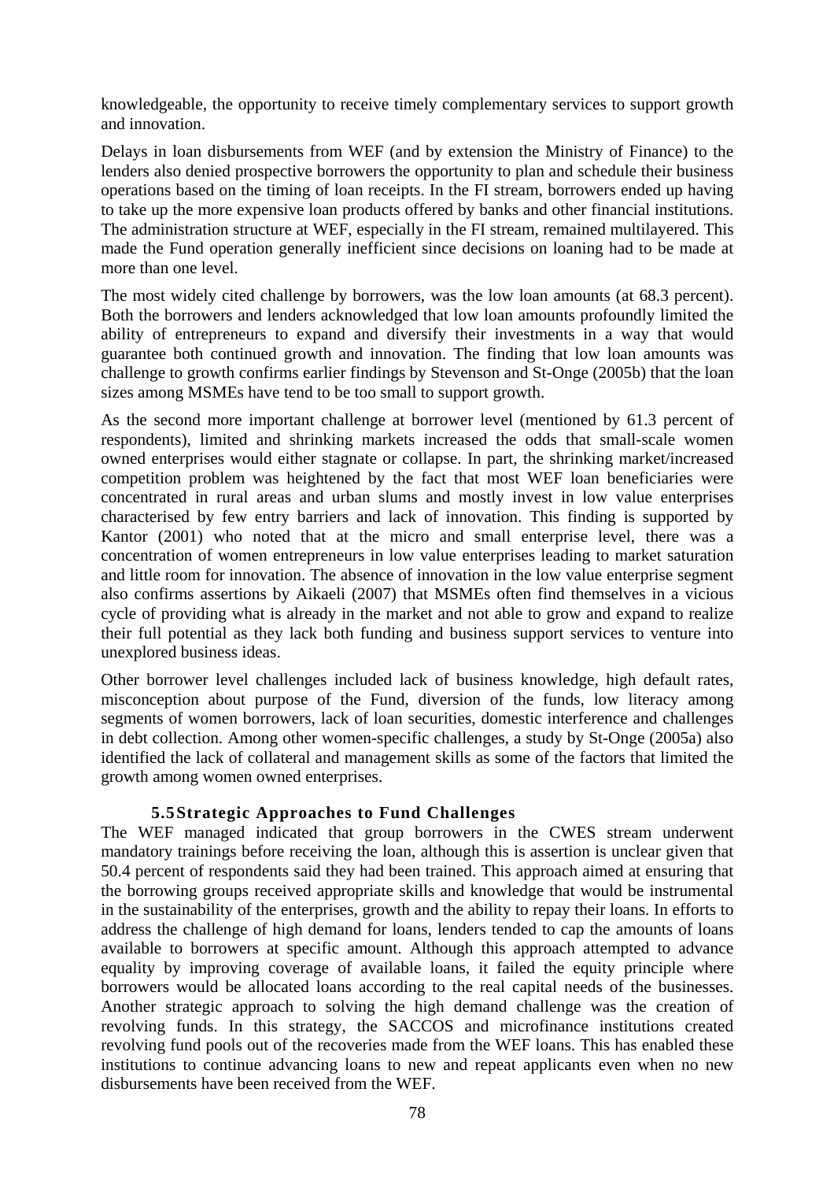knowledgeable, the opportunity to receive timely complementary services to support growth and innovation.

Delays in loan disbursements from WEF (and by extension the Ministry of Finance) to the lenders also denied prospective borrowers the opportunity to plan and schedule their business operations based on the timing of loan receipts. In the FI stream, borrowers ended up having to take up the more expensive loan products offered by banks and other financial institutions. The administration structure at WEF, especially in the FI stream, remained multilayered. This made the Fund operation generally inefficient since decisions on loaning had to be made at more than one level.

The most widely cited challenge by borrowers, was the low loan amounts (at 68.3 percent). Both the borrowers and lenders acknowledged that low loan amounts profoundly limited the ability of entrepreneurs to expand and diversify their investments in a way that would guarantee both continued growth and innovation. The finding that low loan amounts was challenge to growth confirms earlier findings by Stevenson and St-Onge (2005b) that the loan sizes among MSMEs have tend to be too small to support growth.

As the second more important challenge at borrower level (mentioned by 61.3 percent of respondents), limited and shrinking markets increased the odds that small-scale women owned enterprises would either stagnate or collapse. In part, the shrinking market/increased competition problem was heightened by the fact that most WEF loan beneficiaries were concentrated in rural areas and urban slums and mostly invest in low value enterprises characterised by few entry barriers and lack of innovation. This finding is supported by Kantor (2001) who noted that at the micro and small enterprise level, there was a concentration of women entrepreneurs in low value enterprises leading to market saturation and little room for innovation. The absence of innovation in the low value enterprise segment also confirms assertions by Aikaeli (2007) that MSMEs often find themselves in a vicious cycle of providing what is already in the market and not able to grow and expand to realize their full potential as they lack both funding and business support services to venture into unexplored business ideas.

Other borrower level challenges included lack of business knowledge, high default rates, misconception about purpose of the Fund, diversion of the funds, low literacy among segments of women borrowers, lack of loan securities, domestic interference and challenges in debt collection. Among other women-specific challenges, a study by St-Onge (2005a) also identified the lack of collateral and management skills as some of the factors that limited the growth among women owned enterprises.

### 5.5 Strategic Approaches to Fund Challenges

The WEF managed indicated that group borrowers in the CWES stream underwent mandatory trainings before receiving the loan, although this is assertion is unclear given that 50.4 percent of respondents said they had been trained. This approach aimed at ensuring that the borrowing groups received appropriate skills and knowledge that would be instrumental in the sustainability of the enterprises, growth and the ability to repay their loans. In efforts to address the challenge of high demand for loans, lenders tended to cap the amounts of loans available to borrowers at specific amount. Although this approach attempted to advance equality by improving coverage of available loans, it failed the equity principle where borrowers would be allocated loans according to the real capital needs of the businesses. Another strategic approach to solving the high demand challenge was the creation of revolving funds. In this strategy, the SACCOS and microfinance institutions created revolving fund pools out of the recoveries made from the WEF loans. This has enabled these institutions to continue advancing loans to new and repeat applicants even when no new disbursements have been received from the WEF.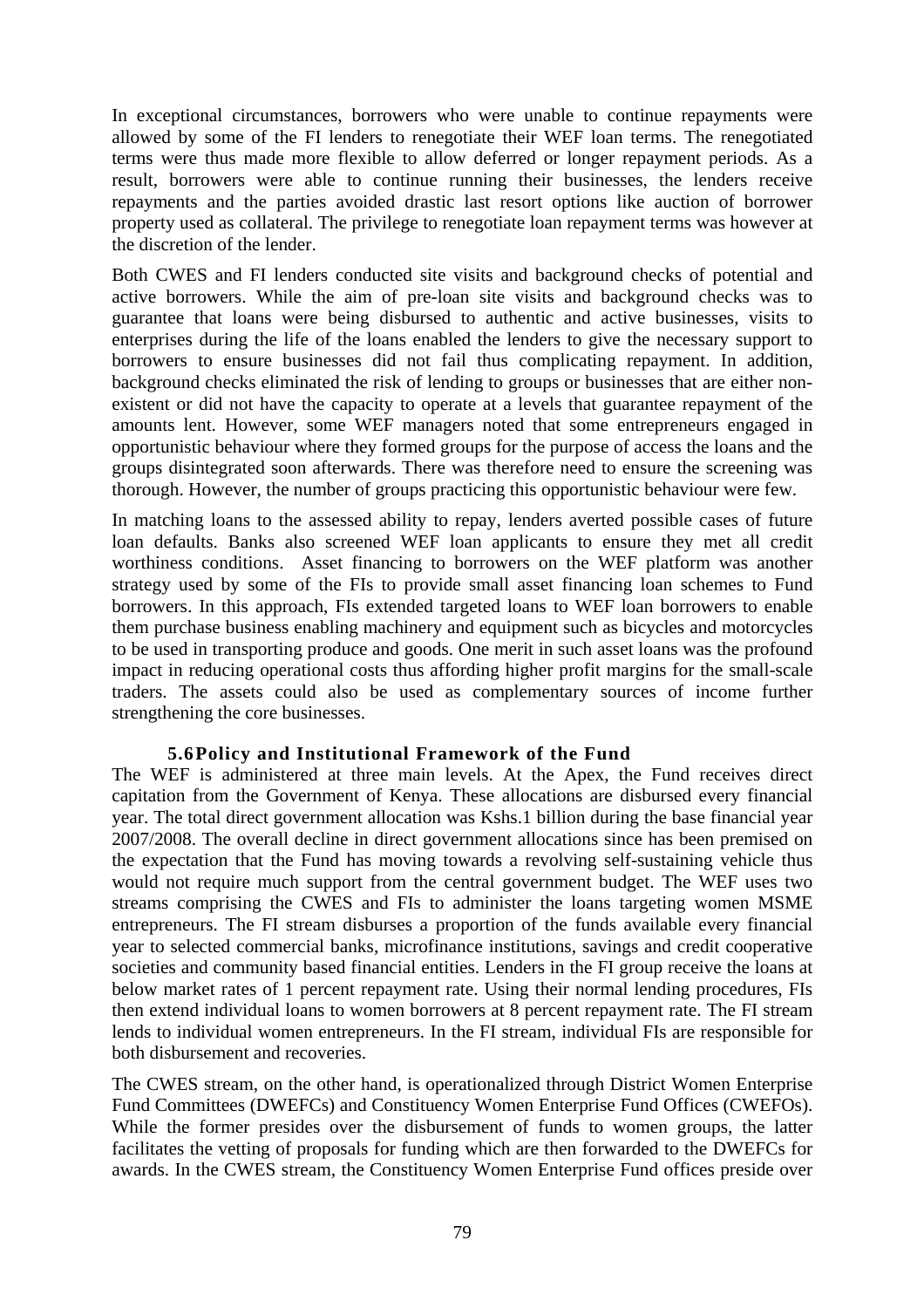In exceptional circumstances, borrowers who were unable to continue repayments were allowed by some of the FI lenders to renegotiate their WEF loan terms. The renegotiated terms were thus made more flexible to allow deferred or longer repayment periods. As a result, borrowers were able to continue running their businesses, the lenders receive repayments and the parties avoided drastic last resort options like auction of borrower property used as collateral. The privilege to renegotiate loan repayment terms was however at the discretion of the lender.

Both CWES and FI lenders conducted site visits and background checks of potential and active borrowers. While the aim of pre-loan site visits and background checks was to guarantee that loans were being disbursed to authentic and active businesses, visits to enterprises during the life of the loans enabled the lenders to give the necessary support to borrowers to ensure businesses did not fail thus complicating repayment. In addition, background checks eliminated the risk of lending to groups or businesses that are either non-existent or did not have the capacity to operate at a levels that guarantee repayment of the amounts lent. However, some WEF managers noted that some entrepreneurs engaged in opportunistic behaviour where they formed groups for the purpose of access the loans and the groups disintegrated soon afterwards. There was therefore need to ensure the screening was thorough. However, the number of groups practicing this opportunistic behaviour were few.

In matching loans to the assessed ability to repay, lenders averted possible cases of future loan defaults. Banks also screened WEF loan applicants to ensure they met all credit worthiness conditions. Asset financing to borrowers on the WEF platform was another strategy used by some of the FIs to provide small asset financing loan schemes to Fund borrowers. In this approach, FIs extended targeted loans to WEF loan borrowers to enable them purchase business enabling machinery and equipment such as bicycles and motorcycles to be used in transporting produce and goods. One merit in such asset loans was the profound impact in reducing operational costs thus affording higher profit margins for the small-scale traders. The assets could also be used as complementary sources of income further strengthening the core businesses.

### 5.6 Policy and Institutional Framework of the Fund

The WEF is administered at three main levels. At the Apex, the Fund receives direct capitation from the Government of Kenya. These allocations are disbursed every financial year. The total direct government allocation was Kshs.1 billion during the base financial year 2007/2008. The overall decline in direct government allocations since has been premised on the expectation that the Fund has moving towards a revolving self-sustaining vehicle thus would not require much support from the central government budget. The WEF uses two streams comprising the CWES and FIs to administer the loans targeting women MSME entrepreneurs. The FI stream disburses a proportion of the funds available every financial year to selected commercial banks, microfinance institutions, savings and credit cooperative societies and community based financial entities. Lenders in the FI group receive the loans at below market rates of 1 percent repayment rate. Using their normal lending procedures, FIs then extend individual loans to women borrowers at 8 percent repayment rate. The FI stream lends to individual women entrepreneurs. In the FI stream, individual FIs are responsible for both disbursement and recoveries.

The CWES stream, on the other hand, is operationalized through District Women Enterprise Fund Committees (DWEFCs) and Constituency Women Enterprise Fund Offices (CWEFOs). While the former presides over the disbursement of funds to women groups, the latter facilitates the vetting of proposals for funding which are then forwarded to the DWEFCs for awards. In the CWES stream, the Constituency Women Enterprise Fund offices preside over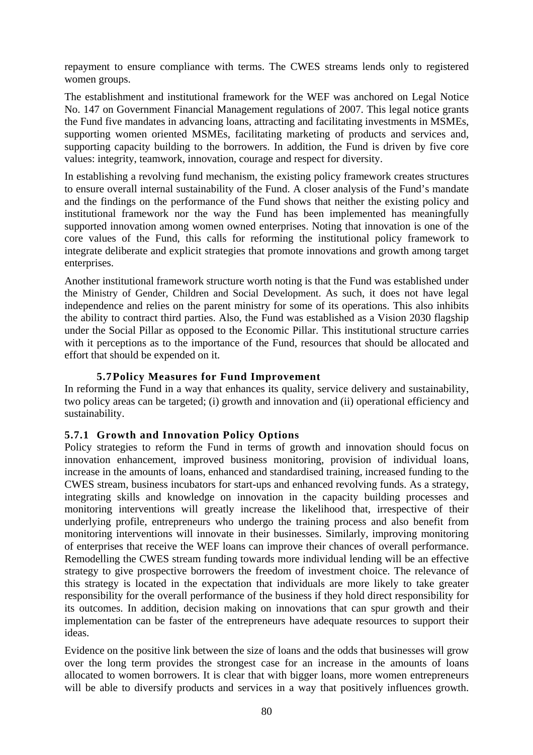repayment to ensure compliance with terms. The CWES streams lends only to registered women groups.

The establishment and institutional framework for the WEF was anchored on Legal Notice No. 147 on Government Financial Management regulations of 2007. This legal notice grants the Fund five mandates in advancing loans, attracting and facilitating investments in MSMEs, supporting women oriented MSMEs, facilitating marketing of products and services and, supporting capacity building to the borrowers. In addition, the Fund is driven by five core values: integrity, teamwork, innovation, courage and respect for diversity.

In establishing a revolving fund mechanism, the existing policy framework creates structures to ensure overall internal sustainability of the Fund. A closer analysis of the Fund's mandate and the findings on the performance of the Fund shows that neither the existing policy and institutional framework nor the way the Fund has been implemented has meaningfully supported innovation among women owned enterprises. Noting that innovation is one of the core values of the Fund, this calls for reforming the institutional policy framework to integrate deliberate and explicit strategies that promote innovations and growth among target enterprises.

Another institutional framework structure worth noting is that the Fund was established under the Ministry of Gender, Children and Social Development. As such, it does not have legal independence and relies on the parent ministry for some of its operations. This also inhibits the ability to contract third parties. Also, the Fund was established as a Vision 2030 flagship under the Social Pillar as opposed to the Economic Pillar. This institutional structure carries with it perceptions as to the importance of the Fund, resources that should be allocated and effort that should be expended on it.

## 5.7 Policy Measures for Fund Improvement

In reforming the Fund in a way that enhances its quality, service delivery and sustainability, two policy areas can be targeted; (i) growth and innovation and (ii) operational efficiency and sustainability.

### 5.7.1 Growth and Innovation Policy Options

Policy strategies to reform the Fund in terms of growth and innovation should focus on innovation enhancement, improved business monitoring, provision of individual loans, increase in the amounts of loans, enhanced and standardised training, increased funding to the CWES stream, business incubators for start-ups and enhanced revolving funds. As a strategy, integrating skills and knowledge on innovation in the capacity building processes and monitoring interventions will greatly increase the likelihood that, irrespective of their underlying profile, entrepreneurs who undergo the training process and also benefit from monitoring interventions will innovate in their businesses. Similarly, improving monitoring of enterprises that receive the WEF loans can improve their chances of overall performance. Remodelling the CWES stream funding towards more individual lending will be an effective strategy to give prospective borrowers the freedom of investment choice. The relevance of this strategy is located in the expectation that individuals are more likely to take greater responsibility for the overall performance of the business if they hold direct responsibility for its outcomes. In addition, decision making on innovations that can spur growth and their implementation can be faster of the entrepreneurs have adequate resources to support their ideas.

Evidence on the positive link between the size of loans and the odds that businesses will grow over the long term provides the strongest case for an increase in the amounts of loans allocated to women borrowers. It is clear that with bigger loans, more women entrepreneurs will be able to diversify products and services in a way that positively influences growth.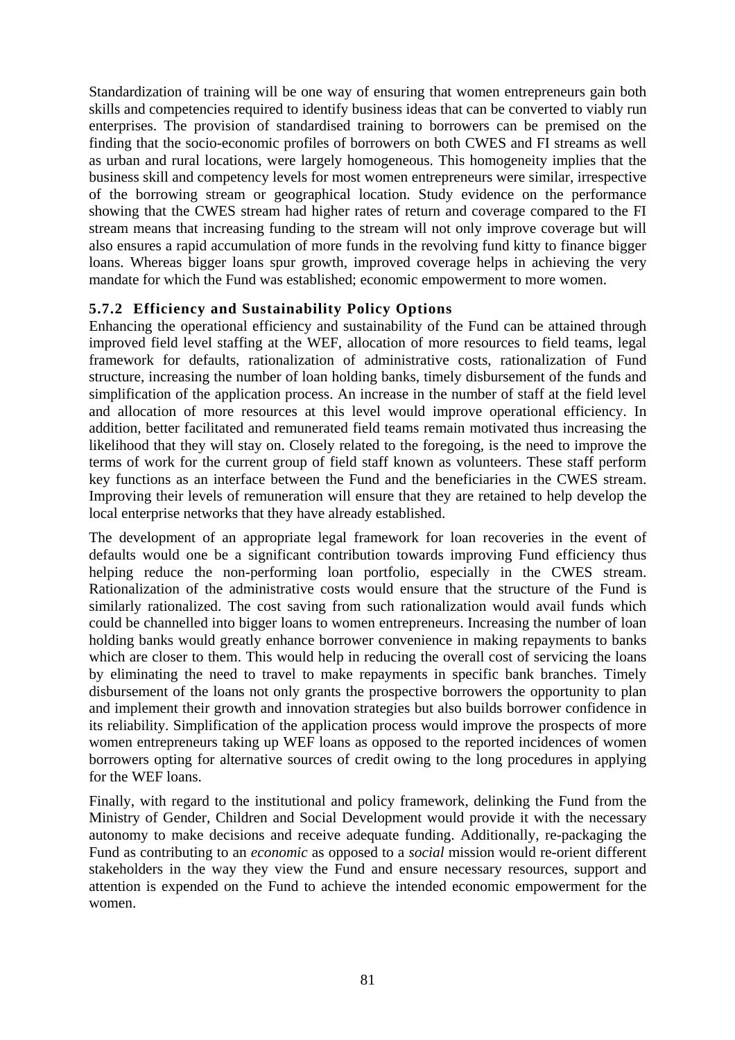Standardization of training will be one way of ensuring that women entrepreneurs gain both skills and competencies required to identify business ideas that can be converted to viably run enterprises. The provision of standardised training to borrowers can be premised on the finding that the socio-economic profiles of borrowers on both CWES and FI streams as well as urban and rural locations, were largely homogeneous. This homogeneity implies that the business skill and competency levels for most women entrepreneurs were similar, irrespective of the borrowing stream or geographical location. Study evidence on the performance showing that the CWES stream had higher rates of return and coverage compared to the FI stream means that increasing funding to the stream will not only improve coverage but will also ensures a rapid accumulation of more funds in the revolving fund kitty to finance bigger loans. Whereas bigger loans spur growth, improved coverage helps in achieving the very mandate for which the Fund was established; economic empowerment to more women.

### 5.7.2 Efficiency and Sustainability Policy Options

Enhancing the operational efficiency and sustainability of the Fund can be attained through improved field level staffing at the WEF, allocation of more resources to field teams, legal framework for defaults, rationalization of administrative costs, rationalization of Fund structure, increasing the number of loan holding banks, timely disbursement of the funds and simplification of the application process. An increase in the number of staff at the field level and allocation of more resources at this level would improve operational efficiency. In addition, better facilitated and remunerated field teams remain motivated thus increasing the likelihood that they will stay on. Closely related to the foregoing, is the need to improve the terms of work for the current group of field staff known as volunteers. These staff perform key functions as an interface between the Fund and the beneficiaries in the CWES stream. Improving their levels of remuneration will ensure that they are retained to help develop the local enterprise networks that they have already established.

The development of an appropriate legal framework for loan recoveries in the event of defaults would one be a significant contribution towards improving Fund efficiency thus helping reduce the non-performing loan portfolio, especially in the CWES stream. Rationalization of the administrative costs would ensure that the structure of the Fund is similarly rationalized. The cost saving from such rationalization would avail funds which could be channelled into bigger loans to women entrepreneurs. Increasing the number of loan holding banks would greatly enhance borrower convenience in making repayments to banks which are closer to them. This would help in reducing the overall cost of servicing the loans by eliminating the need to travel to make repayments in specific bank branches. Timely disbursement of the loans not only grants the prospective borrowers the opportunity to plan and implement their growth and innovation strategies but also builds borrower confidence in its reliability. Simplification of the application process would improve the prospects of more women entrepreneurs taking up WEF loans as opposed to the reported incidences of women borrowers opting for alternative sources of credit owing to the long procedures in applying for the WEF loans.

Finally, with regard to the institutional and policy framework, delinking the Fund from the Ministry of Gender, Children and Social Development would provide it with the necessary autonomy to make decisions and receive adequate funding. Additionally, re-packaging the Fund as contributing to an *economic* as opposed to a *social* mission would re-orient different stakeholders in the way they view the Fund and ensure necessary resources, support and attention is expended on the Fund to achieve the intended economic empowerment for the women.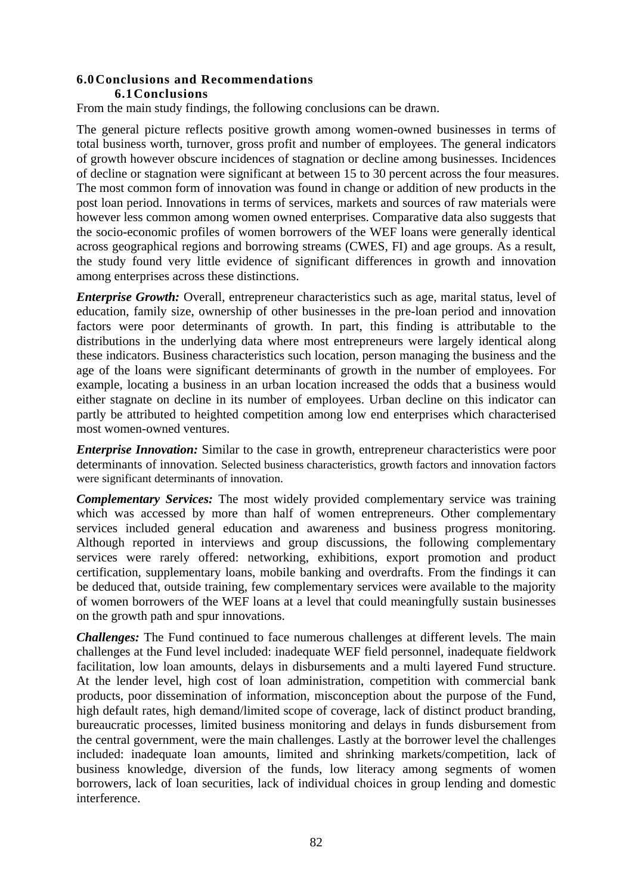# 6.0 Conclusions and Recommendations

## 6.1 Conclusions

From the main study findings, the following conclusions can be drawn.

The general picture reflects positive growth among women-owned businesses in terms of total business worth, turnover, gross profit and number of employees. The general indicators of growth however obscure incidences of stagnation or decline among businesses. Incidences of decline or stagnation were significant at between 15 to 30 percent across the four measures. The most common form of innovation was found in change or addition of new products in the post loan period. Innovations in terms of services, markets and sources of raw materials were however less common among women owned enterprises. Comparative data also suggests that the socio-economic profiles of women borrowers of the WEF loans were generally identical across geographical regions and borrowing streams (CWES, FI) and age groups. As a result, the study found very little evidence of significant differences in growth and innovation among enterprises across these distinctions.

***Enterprise Growth:*** Overall, entrepreneur characteristics such as age, marital status, level of education, family size, ownership of other businesses in the pre-loan period and innovation factors were poor determinants of growth. In part, this finding is attributable to the distributions in the underlying data where most entrepreneurs were largely identical along these indicators. Business characteristics such location, person managing the business and the age of the loans were significant determinants of growth in the number of employees. For example, locating a business in an urban location increased the odds that a business would either stagnate on decline in its number of employees. Urban decline on this indicator can partly be attributed to heighted competition among low end enterprises which characterised most women-owned ventures.

***Enterprise Innovation:*** Similar to the case in growth, entrepreneur characteristics were poor determinants of innovation. Selected business characteristics, growth factors and innovation factors were significant determinants of innovation.

***Complementary Services:*** The most widely provided complementary service was training which was accessed by more than half of women entrepreneurs. Other complementary services included general education and awareness and business progress monitoring. Although reported in interviews and group discussions, the following complementary services were rarely offered: networking, exhibitions, export promotion and product certification, supplementary loans, mobile banking and overdrafts. From the findings it can be deduced that, outside training, few complementary services were available to the majority of women borrowers of the WEF loans at a level that could meaningfully sustain businesses on the growth path and spur innovations.

***Challenges:*** The Fund continued to face numerous challenges at different levels. The main challenges at the Fund level included: inadequate WEF field personnel, inadequate fieldwork facilitation, low loan amounts, delays in disbursements and a multi layered Fund structure. At the lender level, high cost of loan administration, competition with commercial bank products, poor dissemination of information, misconception about the purpose of the Fund, high default rates, high demand/limited scope of coverage, lack of distinct product branding, bureaucratic processes, limited business monitoring and delays in funds disbursement from the central government, were the main challenges. Lastly at the borrower level the challenges included: inadequate loan amounts, limited and shrinking markets/competition, lack of business knowledge, diversion of the funds, low literacy among segments of women borrowers, lack of loan securities, lack of individual choices in group lending and domestic interference.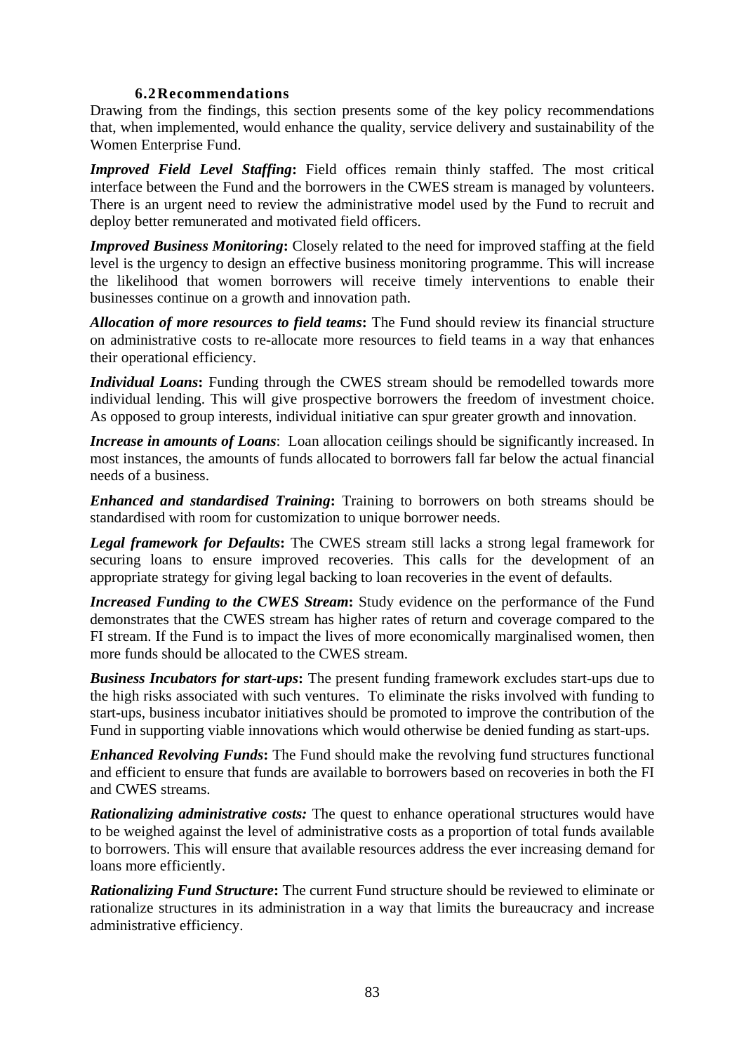### 6.2 Recommendations

Drawing from the findings, this section presents some of the key policy recommendations that, when implemented, would enhance the quality, service delivery and sustainability of the Women Enterprise Fund.

***Improved Field Level Staffing*:** Field offices remain thinly staffed. The most critical interface between the Fund and the borrowers in the CWES stream is managed by volunteers. There is an urgent need to review the administrative model used by the Fund to recruit and deploy better remunerated and motivated field officers.

***Improved Business Monitoring*:** Closely related to the need for improved staffing at the field level is the urgency to design an effective business monitoring programme. This will increase the likelihood that women borrowers will receive timely interventions to enable their businesses continue on a growth and innovation path.

***Allocation of more resources to field teams*:** The Fund should review its financial structure on administrative costs to re-allocate more resources to field teams in a way that enhances their operational efficiency.

***Individual Loans*:** Funding through the CWES stream should be remodelled towards more individual lending. This will give prospective borrowers the freedom of investment choice. As opposed to group interests, individual initiative can spur greater growth and innovation.

***Increase in amounts of Loans***: Loan allocation ceilings should be significantly increased. In most instances, the amounts of funds allocated to borrowers fall far below the actual financial needs of a business.

***Enhanced and standardised Training*:** Training to borrowers on both streams should be standardised with room for customization to unique borrower needs.

***Legal framework for Defaults*:** The CWES stream still lacks a strong legal framework for securing loans to ensure improved recoveries. This calls for the development of an appropriate strategy for giving legal backing to loan recoveries in the event of defaults.

***Increased Funding to the CWES Stream*:** Study evidence on the performance of the Fund demonstrates that the CWES stream has higher rates of return and coverage compared to the FI stream. If the Fund is to impact the lives of more economically marginalised women, then more funds should be allocated to the CWES stream.

***Business Incubators for start-ups*:** The present funding framework excludes start-ups due to the high risks associated with such ventures. To eliminate the risks involved with funding to start-ups, business incubator initiatives should be promoted to improve the contribution of the Fund in supporting viable innovations which would otherwise be denied funding as start-ups.

***Enhanced Revolving Funds*:** The Fund should make the revolving fund structures functional and efficient to ensure that funds are available to borrowers based on recoveries in both the FI and CWES streams.

***Rationalizing administrative costs:*** The quest to enhance operational structures would have to be weighed against the level of administrative costs as a proportion of total funds available to borrowers. This will ensure that available resources address the ever increasing demand for loans more efficiently.

***Rationalizing Fund Structure*:** The current Fund structure should be reviewed to eliminate or rationalize structures in its administration in a way that limits the bureaucracy and increase administrative efficiency.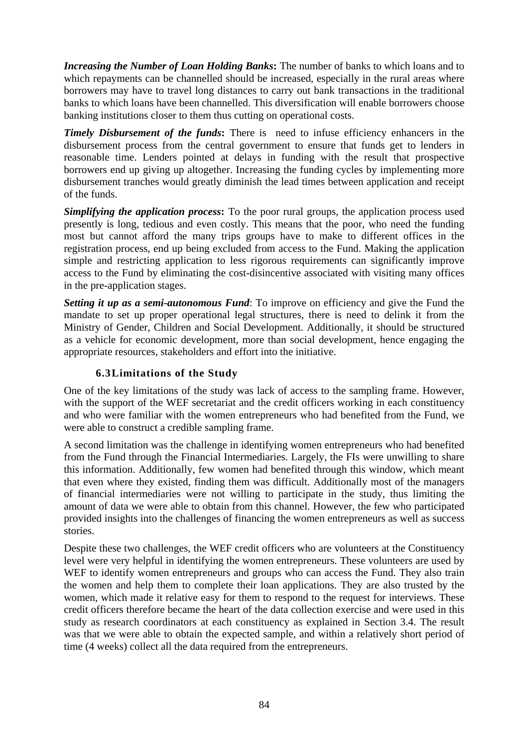***Increasing the Number of Loan Holding Banks*:** The number of banks to which loans and to which repayments can be channelled should be increased, especially in the rural areas where borrowers may have to travel long distances to carry out bank transactions in the traditional banks to which loans have been channelled. This diversification will enable borrowers choose banking institutions closer to them thus cutting on operational costs.

***Timely Disbursement of the funds*:** There is need to infuse efficiency enhancers in the disbursement process from the central government to ensure that funds get to lenders in reasonable time. Lenders pointed at delays in funding with the result that prospective borrowers end up giving up altogether. Increasing the funding cycles by implementing more disbursement tranches would greatly diminish the lead times between application and receipt of the funds.

***Simplifying the application process*:** To the poor rural groups, the application process used presently is long, tedious and even costly. This means that the poor, who need the funding most but cannot afford the many trips groups have to make to different offices in the registration process, end up being excluded from access to the Fund. Making the application simple and restricting application to less rigorous requirements can significantly improve access to the Fund by eliminating the cost-disincentive associated with visiting many offices in the pre-application stages.

***Setting it up as a semi-autonomous Fund***: To improve on efficiency and give the Fund the mandate to set up proper operational legal structures, there is need to delink it from the Ministry of Gender, Children and Social Development. Additionally, it should be structured as a vehicle for economic development, more than social development, hence engaging the appropriate resources, stakeholders and effort into the initiative.

### 6.3 Limitations of the Study

One of the key limitations of the study was lack of access to the sampling frame. However, with the support of the WEF secretariat and the credit officers working in each constituency and who were familiar with the women entrepreneurs who had benefited from the Fund, we were able to construct a credible sampling frame.

A second limitation was the challenge in identifying women entrepreneurs who had benefited from the Fund through the Financial Intermediaries. Largely, the FIs were unwilling to share this information. Additionally, few women had benefited through this window, which meant that even where they existed, finding them was difficult. Additionally most of the managers of financial intermediaries were not willing to participate in the study, thus limiting the amount of data we were able to obtain from this channel. However, the few who participated provided insights into the challenges of financing the women entrepreneurs as well as success stories.

Despite these two challenges, the WEF credit officers who are volunteers at the Constituency level were very helpful in identifying the women entrepreneurs. These volunteers are used by WEF to identify women entrepreneurs and groups who can access the Fund. They also train the women and help them to complete their loan applications. They are also trusted by the women, which made it relative easy for them to respond to the request for interviews. These credit officers therefore became the heart of the data collection exercise and were used in this study as research coordinators at each constituency as explained in Section 3.4. The result was that we were able to obtain the expected sample, and within a relatively short period of time (4 weeks) collect all the data required from the entrepreneurs.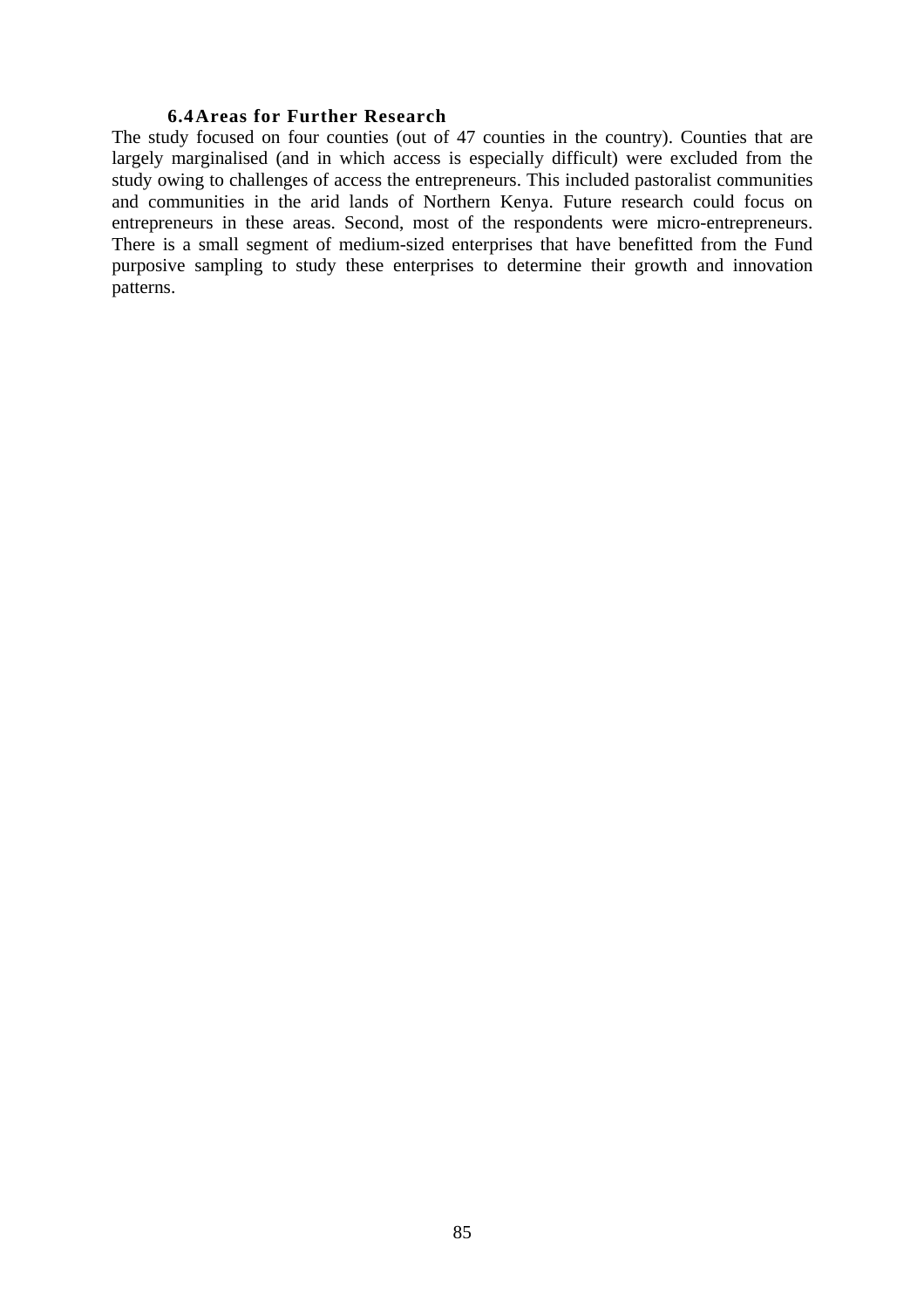### 6.4 Areas for Further Research

The study focused on four counties (out of 47 counties in the country). Counties that are largely marginalised (and in which access is especially difficult) were excluded from the study owing to challenges of access the entrepreneurs. This included pastoralist communities and communities in the arid lands of Northern Kenya. Future research could focus on entrepreneurs in these areas. Second, most of the respondents were micro-entrepreneurs. There is a small segment of medium-sized enterprises that have benefitted from the Fund purposive sampling to study these enterprises to determine their growth and innovation patterns.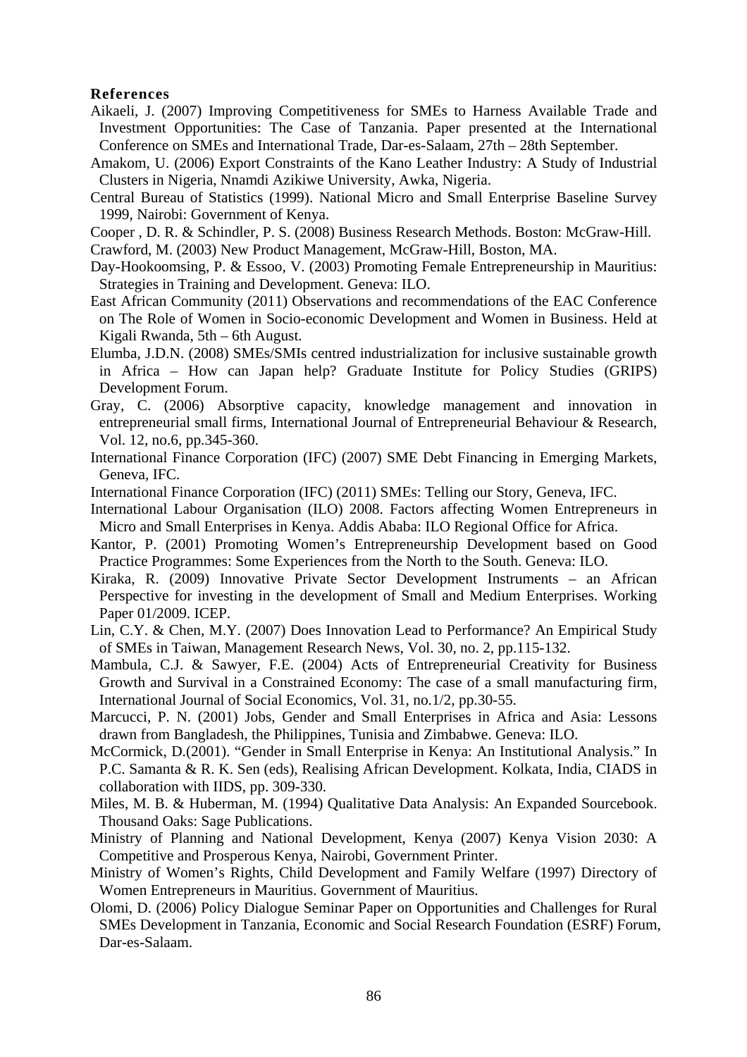**References**

Aikaeli, J. (2007) Improving Competitiveness for SMEs to Harness Available Trade and Investment Opportunities: The Case of Tanzania. Paper presented at the International Conference on SMEs and International Trade, Dar-es-Salaam, 27th – 28th September.

Amakom, U. (2006) Export Constraints of the Kano Leather Industry: A Study of Industrial Clusters in Nigeria, Nnamdi Azikiwe University, Awka, Nigeria.

Central Bureau of Statistics (1999). National Micro and Small Enterprise Baseline Survey 1999, Nairobi: Government of Kenya.

Cooper , D. R. & Schindler, P. S. (2008) Business Research Methods. Boston: McGraw-Hill.

Crawford, M. (2003) New Product Management, McGraw-Hill, Boston, MA.

Day-Hookoomsing, P. & Essoo, V. (2003) Promoting Female Entrepreneurship in Mauritius: Strategies in Training and Development. Geneva: ILO.

East African Community (2011) Observations and recommendations of the EAC Conference on The Role of Women in Socio-economic Development and Women in Business. Held at Kigali Rwanda, 5th – 6th August.

Elumba, J.D.N. (2008) SMEs/SMIs centred industrialization for inclusive sustainable growth in Africa – How can Japan help? Graduate Institute for Policy Studies (GRIPS) Development Forum.

Gray, C. (2006) Absorptive capacity, knowledge management and innovation in entrepreneurial small firms, International Journal of Entrepreneurial Behaviour & Research, Vol. 12, no.6, pp.345-360.

International Finance Corporation (IFC) (2007) SME Debt Financing in Emerging Markets, Geneva, IFC.

International Finance Corporation (IFC) (2011) SMEs: Telling our Story, Geneva, IFC.

International Labour Organisation (ILO) 2008. Factors affecting Women Entrepreneurs in Micro and Small Enterprises in Kenya. Addis Ababa: ILO Regional Office for Africa.

Kantor, P. (2001) Promoting Women's Entrepreneurship Development based on Good Practice Programmes: Some Experiences from the North to the South. Geneva: ILO.

Kiraka, R. (2009) Innovative Private Sector Development Instruments – an African Perspective for investing in the development of Small and Medium Enterprises. Working Paper 01/2009. ICEP.

Lin, C.Y. & Chen, M.Y. (2007) Does Innovation Lead to Performance? An Empirical Study of SMEs in Taiwan, Management Research News, Vol. 30, no. 2, pp.115-132.

Mambula, C.J. & Sawyer, F.E. (2004) Acts of Entrepreneurial Creativity for Business Growth and Survival in a Constrained Economy: The case of a small manufacturing firm, International Journal of Social Economics, Vol. 31, no.1/2, pp.30-55.

Marcucci, P. N. (2001) Jobs, Gender and Small Enterprises in Africa and Asia: Lessons drawn from Bangladesh, the Philippines, Tunisia and Zimbabwe. Geneva: ILO.

McCormick, D.(2001). "Gender in Small Enterprise in Kenya: An Institutional Analysis." In P.C. Samanta & R. K. Sen (eds), Realising African Development. Kolkata, India, CIADS in collaboration with IIDS, pp. 309-330.

Miles, M. B. & Huberman, M. (1994) Qualitative Data Analysis: An Expanded Sourcebook. Thousand Oaks: Sage Publications.

Ministry of Planning and National Development, Kenya (2007) Kenya Vision 2030: A Competitive and Prosperous Kenya, Nairobi, Government Printer.

Ministry of Women's Rights, Child Development and Family Welfare (1997) Directory of Women Entrepreneurs in Mauritius. Government of Mauritius.

Olomi, D. (2006) Policy Dialogue Seminar Paper on Opportunities and Challenges for Rural SMEs Development in Tanzania, Economic and Social Research Foundation (ESRF) Forum, Dar-es-Salaam.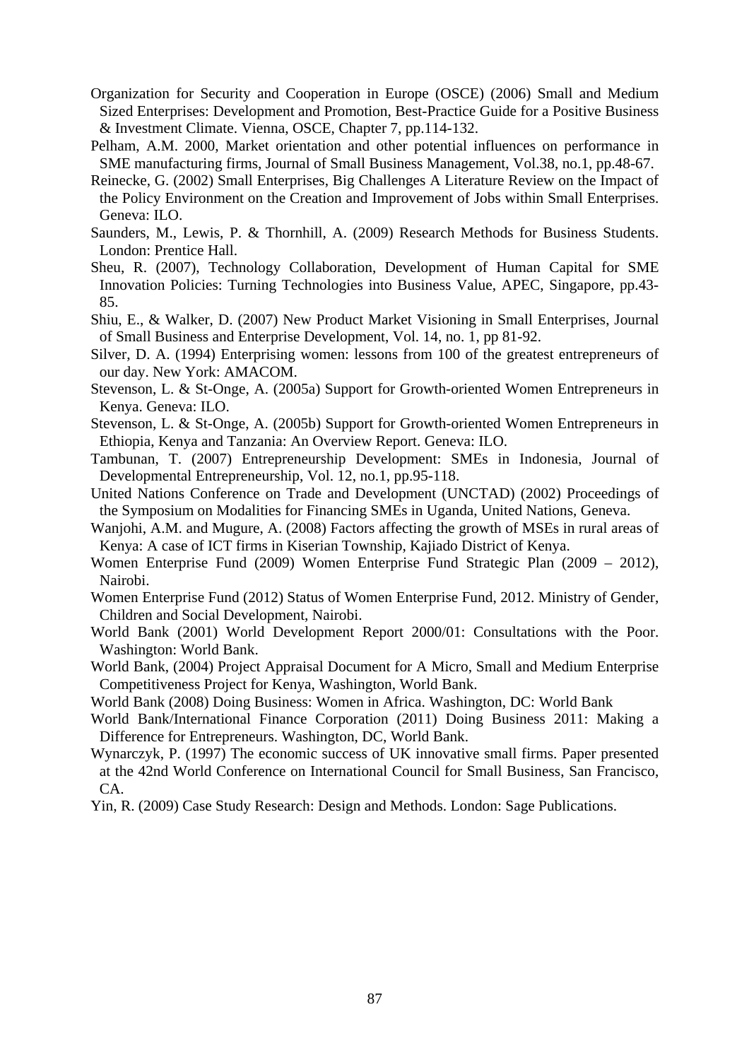Organization for Security and Cooperation in Europe (OSCE) (2006) Small and Medium Sized Enterprises: Development and Promotion, Best-Practice Guide for a Positive Business & Investment Climate. Vienna, OSCE, Chapter 7, pp.114-132.

Pelham, A.M. 2000, Market orientation and other potential influences on performance in SME manufacturing firms, Journal of Small Business Management, Vol.38, no.1, pp.48-67.

Reinecke, G. (2002) Small Enterprises, Big Challenges A Literature Review on the Impact of the Policy Environment on the Creation and Improvement of Jobs within Small Enterprises. Geneva: ILO.

Saunders, M., Lewis, P. & Thornhill, A. (2009) Research Methods for Business Students. London: Prentice Hall.

Sheu, R. (2007), Technology Collaboration, Development of Human Capital for SME Innovation Policies: Turning Technologies into Business Value, APEC, Singapore, pp.43-85.

Shiu, E., & Walker, D. (2007) New Product Market Visioning in Small Enterprises, Journal of Small Business and Enterprise Development, Vol. 14, no. 1, pp 81-92.

Silver, D. A. (1994) Enterprising women: lessons from 100 of the greatest entrepreneurs of our day. New York: AMACOM.

Stevenson, L. & St-Onge, A. (2005a) Support for Growth-oriented Women Entrepreneurs in Kenya. Geneva: ILO.

Stevenson, L. & St-Onge, A. (2005b) Support for Growth-oriented Women Entrepreneurs in Ethiopia, Kenya and Tanzania: An Overview Report. Geneva: ILO.

Tambunan, T. (2007) Entrepreneurship Development: SMEs in Indonesia, Journal of Developmental Entrepreneurship, Vol. 12, no.1, pp.95-118.

United Nations Conference on Trade and Development (UNCTAD) (2002) Proceedings of the Symposium on Modalities for Financing SMEs in Uganda, United Nations, Geneva.

Wanjohi, A.M. and Mugure, A. (2008) Factors affecting the growth of MSEs in rural areas of Kenya: A case of ICT firms in Kiserian Township, Kajiado District of Kenya.

Women Enterprise Fund (2009) Women Enterprise Fund Strategic Plan (2009 – 2012), Nairobi.

Women Enterprise Fund (2012) Status of Women Enterprise Fund, 2012. Ministry of Gender, Children and Social Development, Nairobi.

World Bank (2001) World Development Report 2000/01: Consultations with the Poor. Washington: World Bank.

World Bank, (2004) Project Appraisal Document for A Micro, Small and Medium Enterprise Competitiveness Project for Kenya, Washington, World Bank.

World Bank (2008) Doing Business: Women in Africa. Washington, DC: World Bank

World Bank/International Finance Corporation (2011) Doing Business 2011: Making a Difference for Entrepreneurs. Washington, DC, World Bank.

Wynarczyk, P. (1997) The economic success of UK innovative small firms. Paper presented at the 42nd World Conference on International Council for Small Business, San Francisco, CA.

Yin, R. (2009) Case Study Research: Design and Methods. London: Sage Publications.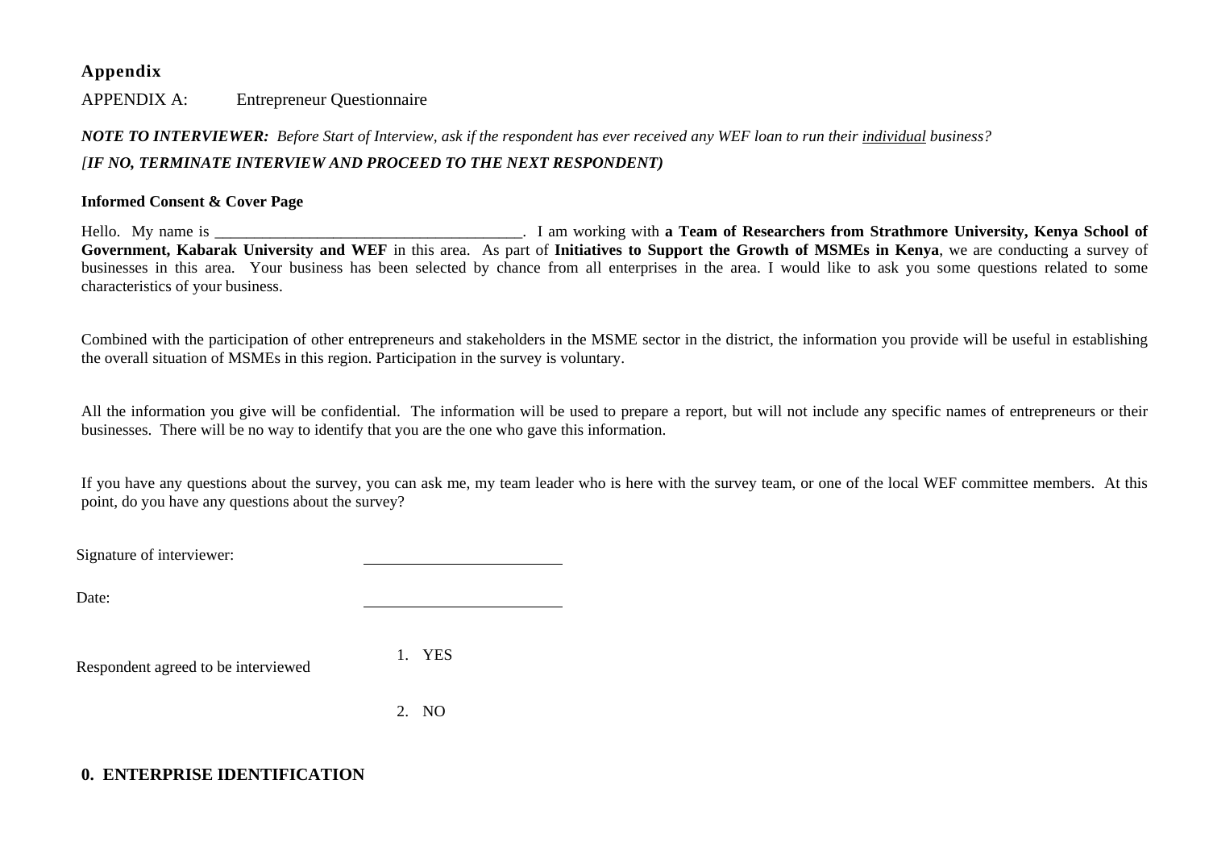# Appendix

APPENDIX A: Entrepreneur Questionnaire

***NOTE TO INTERVIEWER:*** *Before Start of Interview, ask if the respondent has ever received any WEF loan to run their* <u>*individual*</u> *business?*

***[IF NO, TERMINATE INTERVIEW AND PROCEED TO THE NEXT RESPONDENT)***

**Informed Consent & Cover Page**

Hello. My name is ______________________________________. I am working with **a Team of Researchers from Strathmore University, Kenya School of Government, Kabarak University and WEF** in this area. As part of **Initiatives to Support the Growth of MSMEs in Kenya**, we are conducting a survey of businesses in this area. Your business has been selected by chance from all enterprises in the area. I would like to ask you some questions related to some characteristics of your business.

Combined with the participation of other entrepreneurs and stakeholders in the MSME sector in the district, the information you provide will be useful in establishing the overall situation of MSMEs in this region. Participation in the survey is voluntary.

All the information you give will be confidential. The information will be used to prepare a report, but will not include any specific names of entrepreneurs or their businesses. There will be no way to identify that you are the one who gave this information.

If you have any questions about the survey, you can ask me, my team leader who is here with the survey team, or one of the local WEF committee members. At this point, do you have any questions about the survey?

Signature of interviewer: ________________________

Date: ________________________

Respondent agreed to be interviewed

1. YES
2. NO

## 0. ENTERPRISE IDENTIFICATION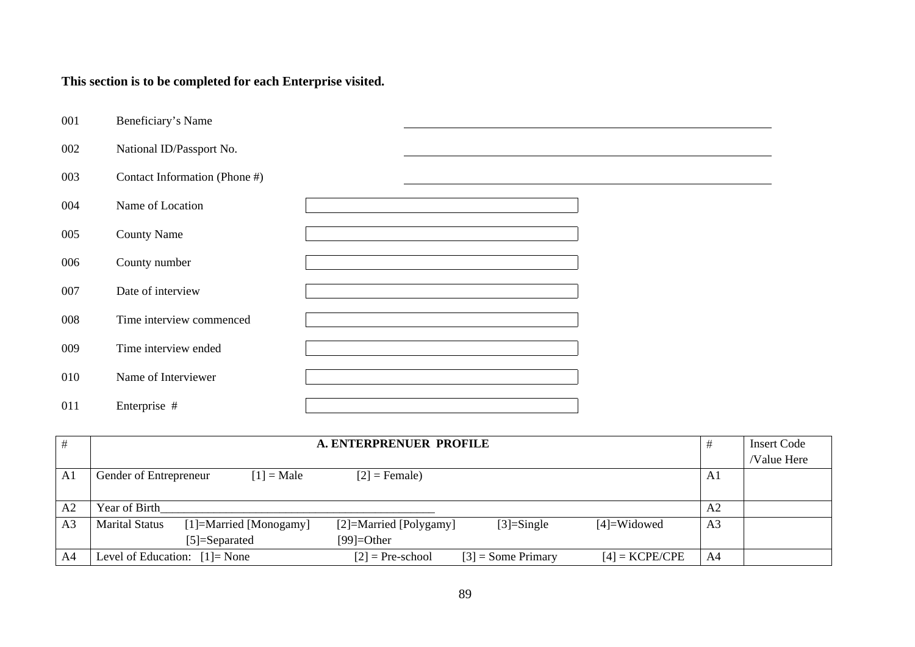**This section is to be completed for each Enterprise visited.**

| | | |
|---|---|---|
| 001 | Beneficiary's Name | ______________________________ |
| 002 | National ID/Passport No. | ______________________________ |
| 003 | Contact Information (Phone #) | ______________________________ |
| 004 | Name of Location | |
| 005 | County Name | |
| 006 | County number | |
| 007 | Date of interview | |
| 008 | Time interview commenced | |
| 009 | Time interview ended | |
| 010 | Name of Interviewer | |
| 011 | Enterprise # | |

| # | A. ENTERPRENUER PROFILE | # | Insert Code /Value Here |
|---|---|---|---|
| A1 | Gender of Entrepreneur [1] = Male [2] = Female) | A1 | |
| A2 | Year of Birth______________________________ | A2 | |
| A3 | Marital Status [1]=Married [Monogamy] [2]=Married [Polygamy] [3]=Single [4]=Widowed [5]=Separated [99]=Other | A3 | |
| A4 | Level of Education: [1]= None [2] = Pre-school [3] = Some Primary [4] = KCPE/CPE | A4 | |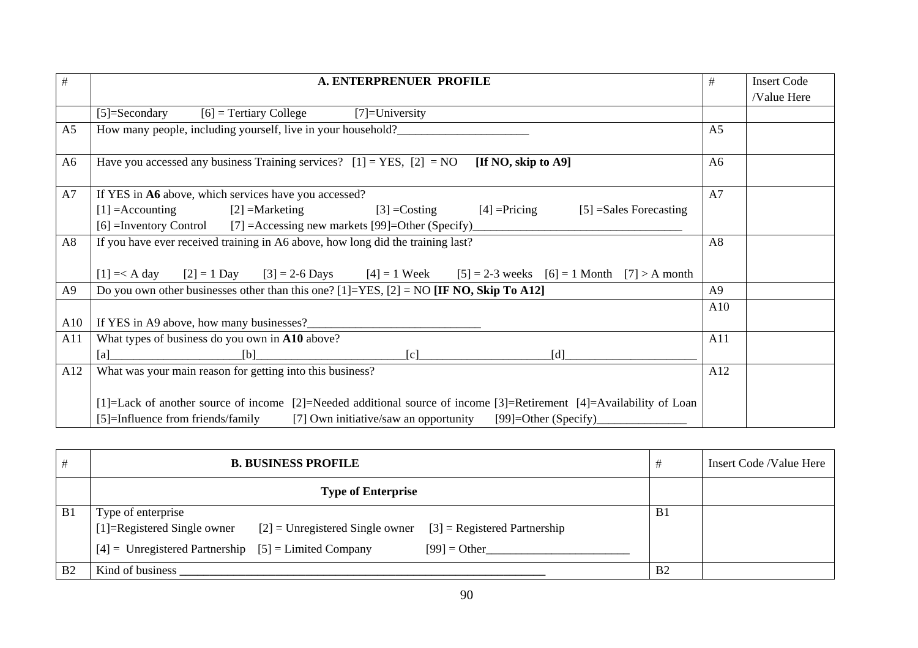| # | A. ENTERPRENUER PROFILE | # | Insert Code /Value Here |
|---|---|---|---|
| | [5]=Secondary [6] = Tertiary College [7]=University | | |
| A5 | How many people, including yourself, live in your household?______________________ | A5 | |
| A6 | Have you accessed any business Training services? [1] = YES, [2] = NO **[If NO, skip to A9]** | A6 | |
| A7 | If YES in **A6** above, which services have you accessed?<br>[1] =Accounting [2] =Marketing [3] =Costing [4] =Pricing [5] =Sales Forecasting<br>[6] =Inventory Control [7] =Accessing new markets [99]=Other (Specify)__________________________________ | A7 | |
| A8 | If you have ever received training in A6 above, how long did the training last?<br><br>[1] =< A day [2] = 1 Day [3] = 2-6 Days [4] = 1 Week [5] = 2-3 weeks [6] = 1 Month [7] > A month | A8 | |
| A9 | Do you own other businesses other than this one? [1]=YES, [2] = NO **[IF NO, Skip To A12]** | A9 | |
| A10 | If YES in A9 above, how many businesses?_____________________________ | A10 | |
| A11 | What types of business do you own in **A10** above?<br>[a]_____________________[b]________________________[c]_____________________[d]______________________ | A11 | |
| A12 | What was your main reason for getting into this business?<br><br>[1]=Lack of another source of income [2]=Needed additional source of income [3]=Retirement [4]=Availability of Loan<br>[5]=Influence from friends/family [7] Own initiative/saw an opportunity [99]=Other (Specify)_______________ | A12 | |

| # | B. BUSINESS PROFILE | # | Insert Code /Value Here |
|---|---|---|---|
| | **Type of Enterprise** | | |
| B1 | Type of enterprise<br>[1]=Registered Single owner [2] = Unregistered Single owner [3] = Registered Partnership<br>[4] = Unregistered Partnership [5] = Limited Company [99] = Other________________________ | B1 | |
| B2 | Kind of business ______________________________________________________________ | B2 | |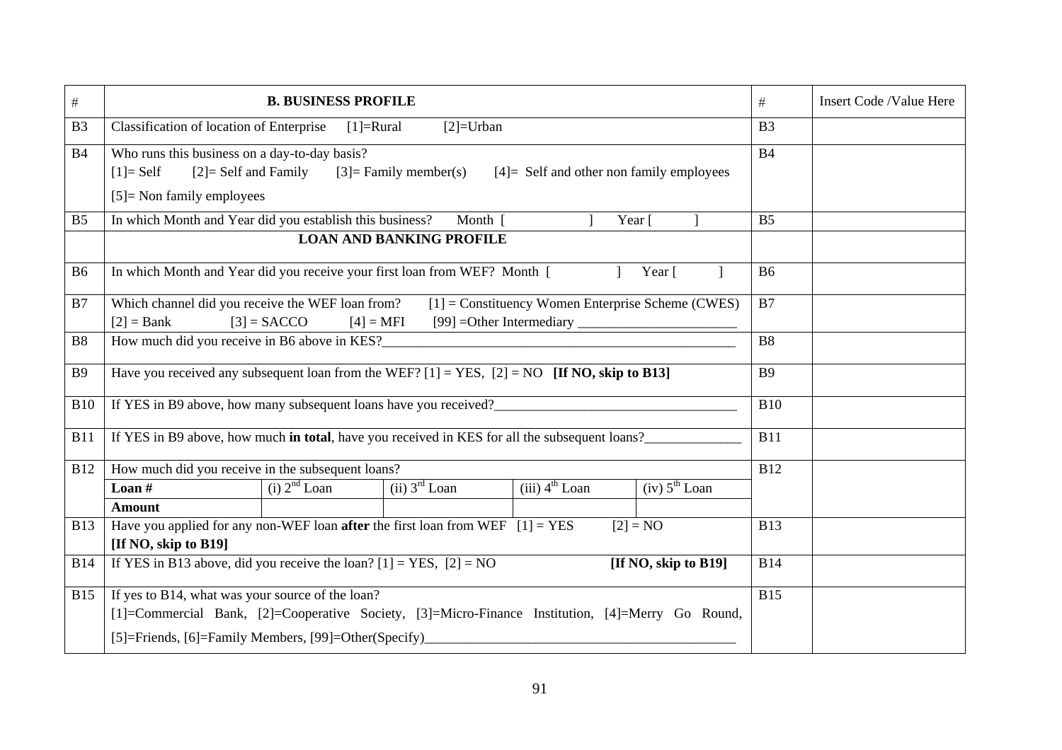| # | B. BUSINESS PROFILE | # | Insert Code /Value Here |
|---|---|---|---|
| B3 | Classification of location of Enterprise [1]=Rural [2]=Urban | B3 | |
| B4 | Who runs this business on a day-to-day basis?<br>[1]= Self [2]= Self and Family [3]= Family member(s) [4]= Self and other non family employees<br>[5]= Non family employees | B4 | |
| B5 | In which Month and Year did you establish this business? Month [ ] Year [ ] | B5 | |
| | **LOAN AND BANKING PROFILE** | | |
| B6 | In which Month and Year did you receive your first loan from WEF? Month [ ] Year [ ] | B6 | |
| B7 | Which channel did you receive the WEF loan from? [1] = Constituency Women Enterprise Scheme (CWES)<br>[2] = Bank [3] = SACCO [4] = MFI [99] =Other Intermediary ______________________ | B7 | |
| B8 | How much did you receive in B6 above in KES?__________________________________________________ | B8 | |
| B9 | Have you received any subsequent loan from the WEF? [1] = YES, [2] = NO **[If NO, skip to B13]** | B9 | |
| B10 | If YES in B9 above, how many subsequent loans have you received?__________________________________ | B10 | |
| B11 | If YES in B9 above, how much **in total**, have you received in KES for all the subsequent loans?______________ | B11 | |
| B12 | How much did you receive in the subsequent loans?<br>**Loan #** \| (i) 2nd Loan \| (ii) 3rd Loan \| (iii) 4th Loan \| (iv) 5th Loan<br>**Amount** \| \| \| \| | B12 | |
| B13 | Have you applied for any non-WEF loan **after** the first loan from WEF [1] = YES [2] = NO<br>**[If NO, skip to B19]** | B13 | |
| B14 | If YES in B13 above, did you receive the loan? [1] = YES, [2] = NO **[If NO, skip to B19]** | B14 | |
| B15 | If yes to B14, what was your source of the loan?<br>[1]=Commercial Bank, [2]=Cooperative Society, [3]=Micro-Finance Institution, [4]=Merry Go Round,<br>[5]=Friends, [6]=Family Members, [99]=Other(Specify)_____________________________________________ | B15 | |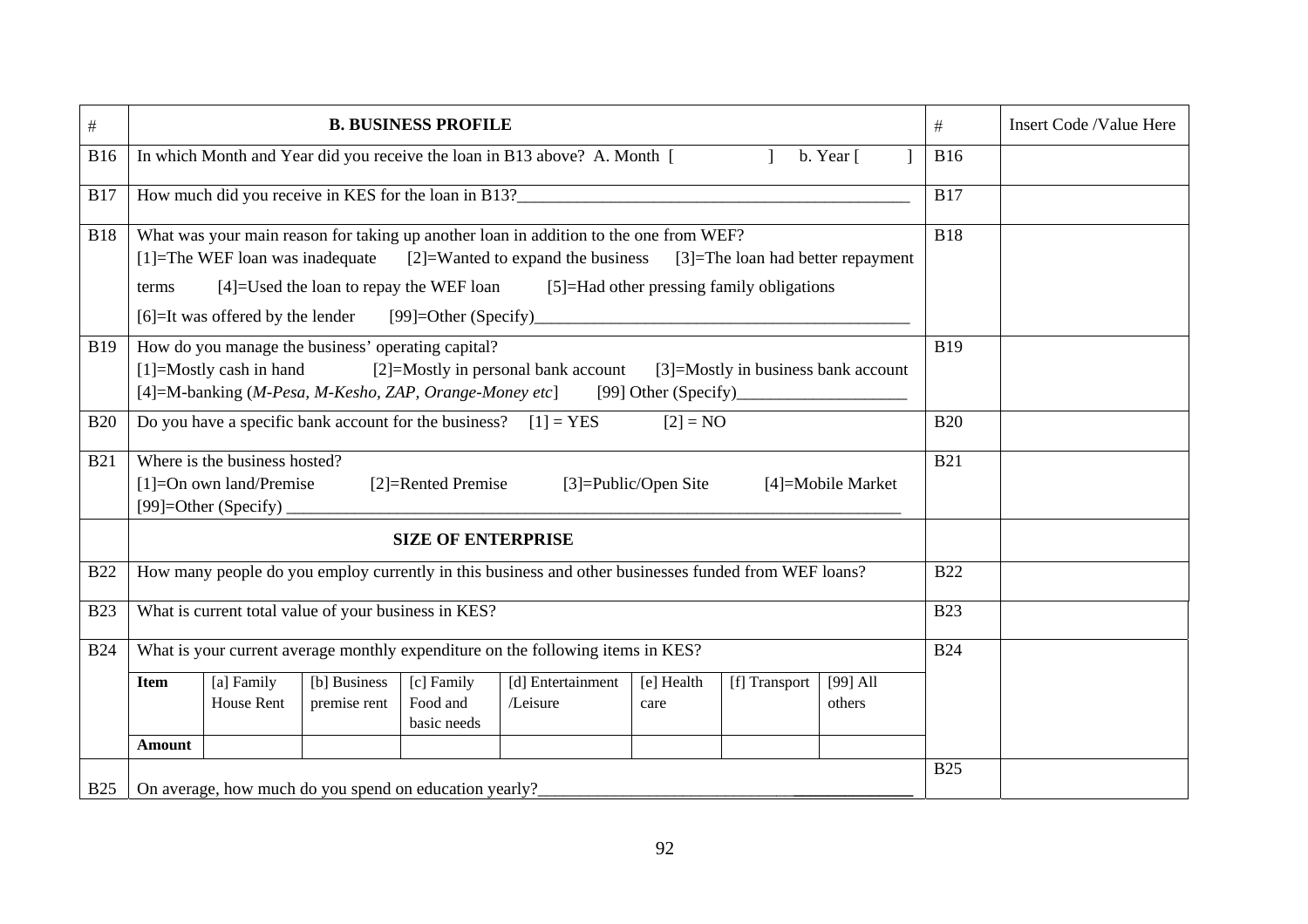| # | B. BUSINESS PROFILE | # | Insert Code /Value Here |
|---|---|---|---|
| B16 | In which Month and Year did you receive the loan in B13 above? A. Month [ ] b. Year [ ] | B16 | |
| B17 | How much did you receive in KES for the loan in B13?______________________________________________ | B17 | |
| B18 | What was your main reason for taking up another loan in addition to the one from WEF? [1]=The WEF loan was inadequate [2]=Wanted to expand the business [3]=The loan had better repayment terms [4]=Used the loan to repay the WEF loan [5]=Had other pressing family obligations [6]=It was offered by the lender [99]=Other (Specify)____________________________________________ | B18 | |
| B19 | How do you manage the business' operating capital? [1]=Mostly cash in hand [2]=Mostly in personal bank account [3]=Mostly in business bank account [4]=M-banking (*M-Pesa, M-Kesho, ZAP, Orange-Money etc*] [99] Other (Specify)___________________ | B19 | |
| B20 | Do you have a specific bank account for the business? [1] = YES [2] = NO | B20 | |
| B21 | Where is the business hosted? [1]=On own land/Premise [2]=Rented Premise [3]=Public/Open Site [4]=Mobile Market [99]=Other (Specify) ______________________________________________________________________ | B21 | |
| | **SIZE OF ENTERPRISE** | | |
| B22 | How many people do you employ currently in this business and other businesses funded from WEF loans? | B22 | |
| B23 | What is current total value of your business in KES? | B23 | |
| B24 | What is your current average monthly expenditure on the following items in KES? | B24 | |
| B25 | On average, how much do you spend on education yearly?_____________________________________________ | B25 | |

| **Item** | [a] Family House Rent | [b] Business premise rent | [c] Family Food and basic needs | [d] Entertainment /Leisure | [e] Health care | [f] Transport | [99] All others |
|---|---|---|---|---|---|---|---|
| **Amount** | | | | | | | |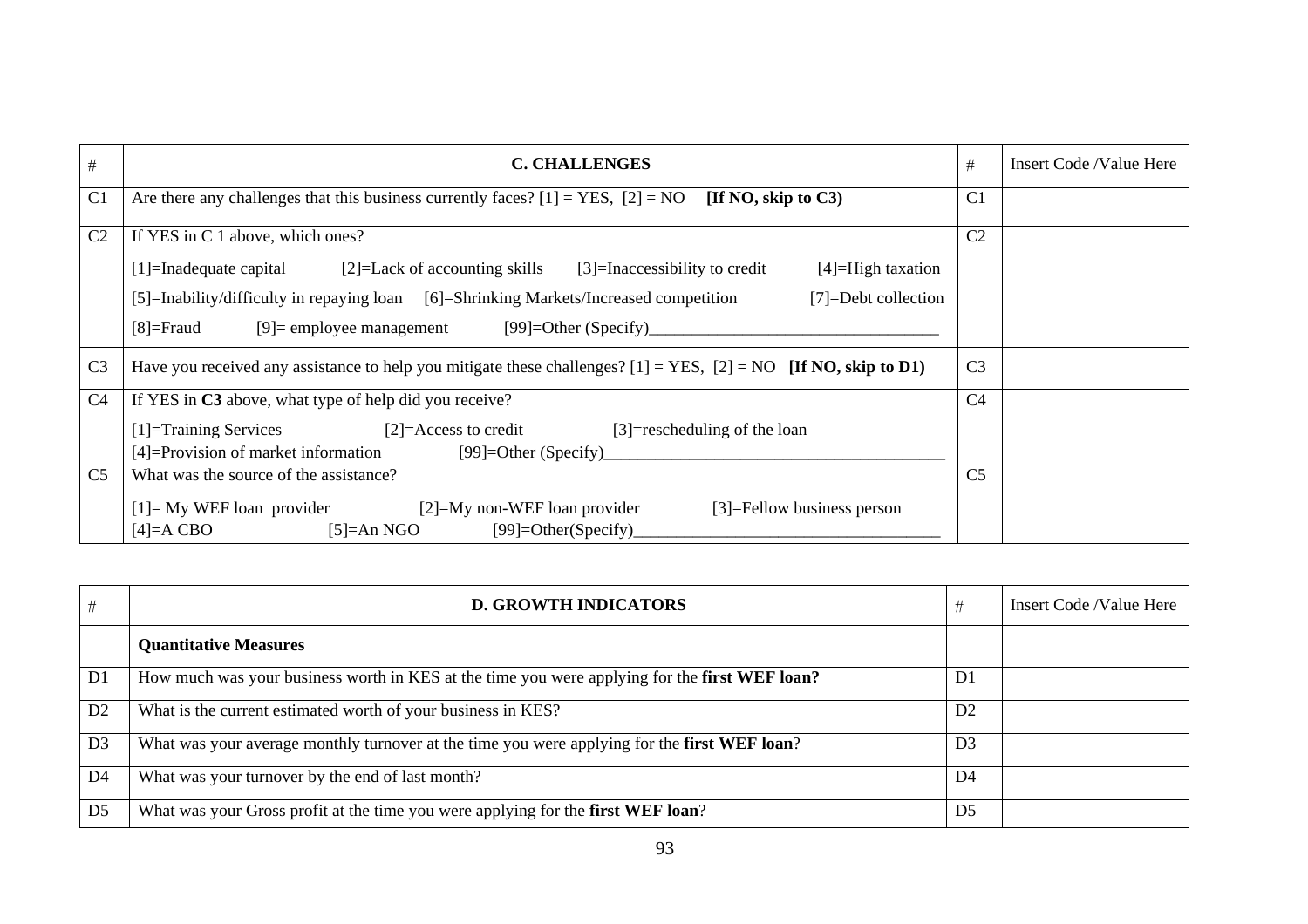| # | C. CHALLENGES | # | Insert Code /Value Here |
|---|---|---|---|
| C1 | Are there any challenges that this business currently faces? [1] = YES, [2] = NO **[If NO, skip to C3)** | C1 | |
| C2 | If YES in C 1 above, which ones?<br>[1]=Inadequate capital [2]=Lack of accounting skills [3]=Inaccessibility to credit [4]=High taxation<br>[5]=Inability/difficulty in repaying loan [6]=Shrinking Markets/Increased competition [7]=Debt collection<br>[8]=Fraud [9]= employee management [99]=Other (Specify)_________________________________ | C2 | |
| C3 | Have you received any assistance to help you mitigate these challenges? [1] = YES, [2] = NO **[If NO, skip to D1)** | C3 | |
| C4 | If YES in **C3** above, what type of help did you receive?<br>[1]=Training Services [2]=Access to credit [3]=rescheduling of the loan<br>[4]=Provision of market information [99]=Other (Specify)_______________________________________ | C4 | |
| C5 | What was the source of the assistance?<br>[1]= My WEF loan provider [2]=My non-WEF loan provider [3]=Fellow business person<br>[4]=A CBO [5]=An NGO [99]=Other(Specify)___________________________________ | C5 | |

| # | D. GROWTH INDICATORS | # | Insert Code /Value Here |
|---|---|---|---|
| | **Quantitative Measures** | | |
| D1 | How much was your business worth in KES at the time you were applying for the **first WEF loan?** | D1 | |
| D2 | What is the current estimated worth of your business in KES? | D2 | |
| D3 | What was your average monthly turnover at the time you were applying for the **first WEF loan**? | D3 | |
| D4 | What was your turnover by the end of last month? | D4 | |
| D5 | What was your Gross profit at the time you were applying for the **first WEF loan**? | D5 | |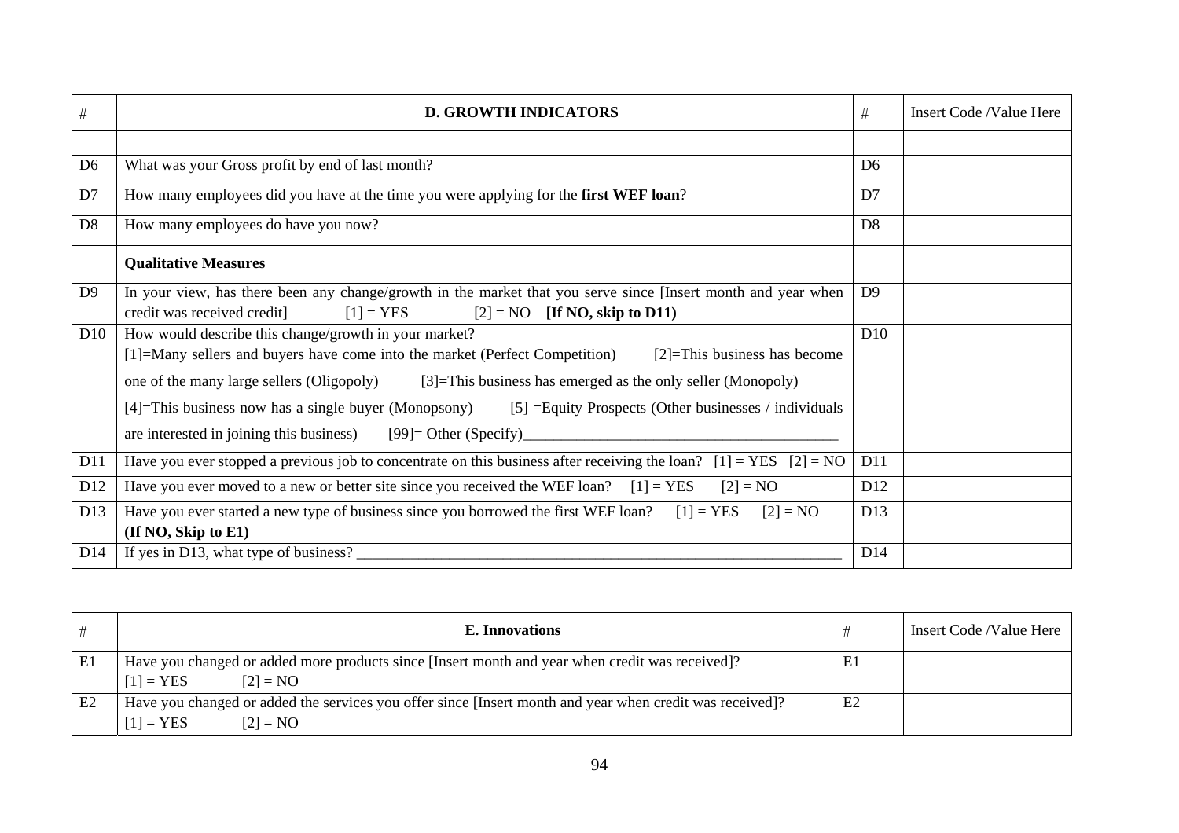| # | **D. GROWTH INDICATORS** | # | Insert Code /Value Here |
|---|---|---|---|
| | | | |
| D6 | What was your Gross profit by end of last month? | D6 | |
| D7 | How many employees did you have at the time you were applying for the **first WEF loan**? | D7 | |
| D8 | How many employees do have you now? | D8 | |
| | **Qualitative Measures** | | |
| D9 | In your view, has there been any change/growth in the market that you serve since [Insert month and year when credit was received credit] [1] = YES [2] = NO **[If NO, skip to D11)** | D9 | |
| D10 | How would describe this change/growth in your market? [1]=Many sellers and buyers have come into the market (Perfect Competition) [2]=This business has become one of the many large sellers (Oligopoly) [3]=This business has emerged as the only seller (Monopoly) [4]=This business now has a single buyer (Monopsony) [5] =Equity Prospects (Other businesses / individuals are interested in joining this business) [99]= Other (Specify)________________________________________ | D10 | |
| D11 | Have you ever stopped a previous job to concentrate on this business after receiving the loan? [1] = YES [2] = NO | D11 | |
| D12 | Have you ever moved to a new or better site since you received the WEF loan? [1] = YES [2] = NO | D12 | |
| D13 | Have you ever started a new type of business since you borrowed the first WEF loan? [1] = YES [2] = NO **(If NO, Skip to E1)** | D13 | |
| D14 | If yes in D13, what type of business? _______________________________________________________________ | D14 | |

| # | **E. Innovations** | # | Insert Code /Value Here |
|---|---|---|---|
| E1 | Have you changed or added more products since [Insert month and year when credit was received]? [1] = YES [2] = NO | E1 | |
| E2 | Have you changed or added the services you offer since [Insert month and year when credit was received]? [1] = YES [2] = NO | E2 | |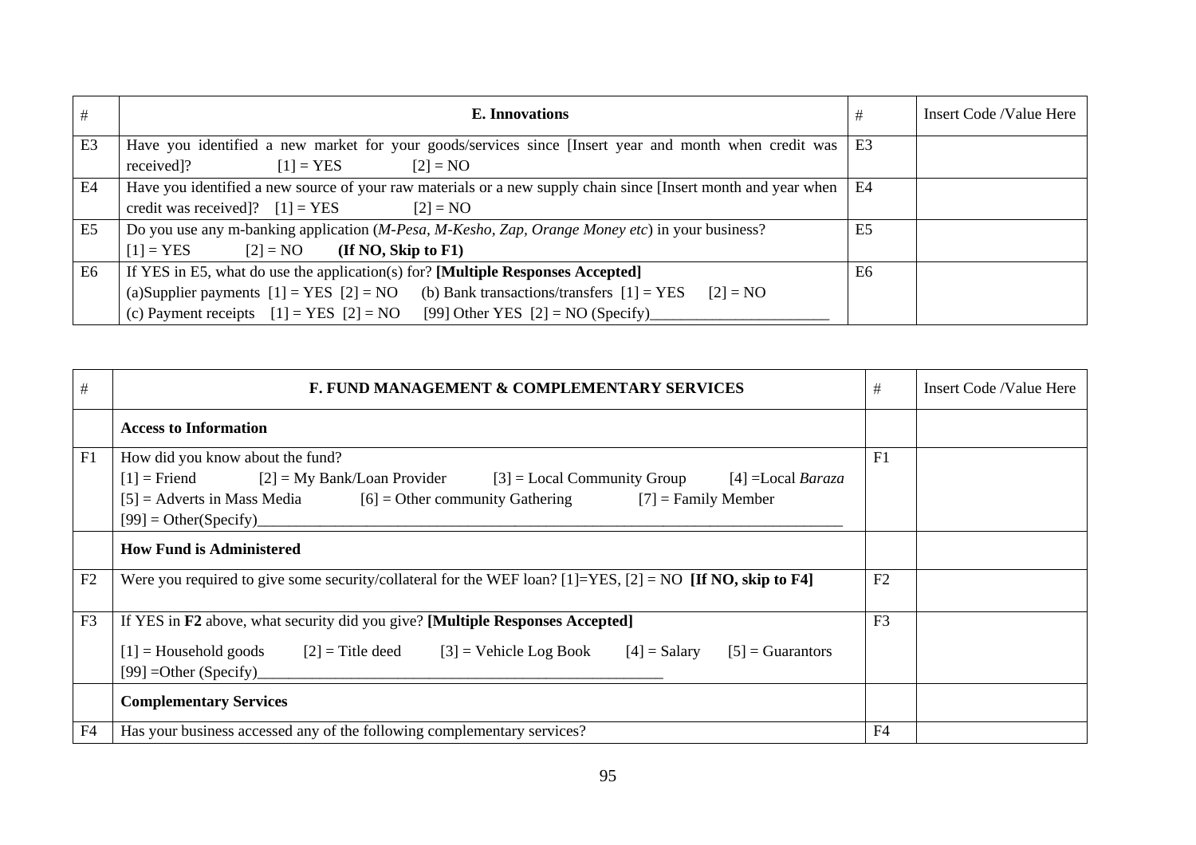| # | **E. Innovations** | # | Insert Code /Value Here |
|---|---|---|---|
| E3 | Have you identified a new market for your goods/services since [Insert year and month when credit was received]? [1] = YES [2] = NO | E3 | |
| E4 | Have you identified a new source of your raw materials or a new supply chain since [Insert month and year when credit was received]? [1] = YES [2] = NO | E4 | |
| E5 | Do you use any m-banking application (*M-Pesa, M-Kesho, Zap, Orange Money etc*) in your business? [1] = YES [2] = NO **(If NO, Skip to F1)** | E5 | |
| E6 | If YES in E5, what do use the application(s) for? **[Multiple Responses Accepted]** (a)Supplier payments [1] = YES [2] = NO (b) Bank transactions/transfers [1] = YES [2] = NO (c) Payment receipts [1] = YES [2] = NO [99] Other YES [2] = NO (Specify)_______________________ | E6 | |

| # | **F. FUND MANAGEMENT & COMPLEMENTARY SERVICES** | # | Insert Code /Value Here |
|---|---|---|---|
| | **Access to Information** | | |
| F1 | How did you know about the fund? [1] = Friend [2] = My Bank/Loan Provider [3] = Local Community Group [4] =Local *Baraza* [5] = Adverts in Mass Media [6] = Other community Gathering [7] = Family Member [99] = Other(Specify)_______________________________________________ | F1 | |
| | **How Fund is Administered** | | |
| F2 | Were you required to give some security/collateral for the WEF loan? [1]=YES, [2] = NO **[If NO, skip to F4]** | F2 | |
| F3 | If YES in **F2** above, what security did you give? **[Multiple Responses Accepted]** [1] = Household goods [2] = Title deed [3] = Vehicle Log Book [4] = Salary [5] = Guarantors [99] =Other (Specify)_____________________________________ | F3 | |
| | **Complementary Services** | | |
| F4 | Has your business accessed any of the following complementary services? | F4 | |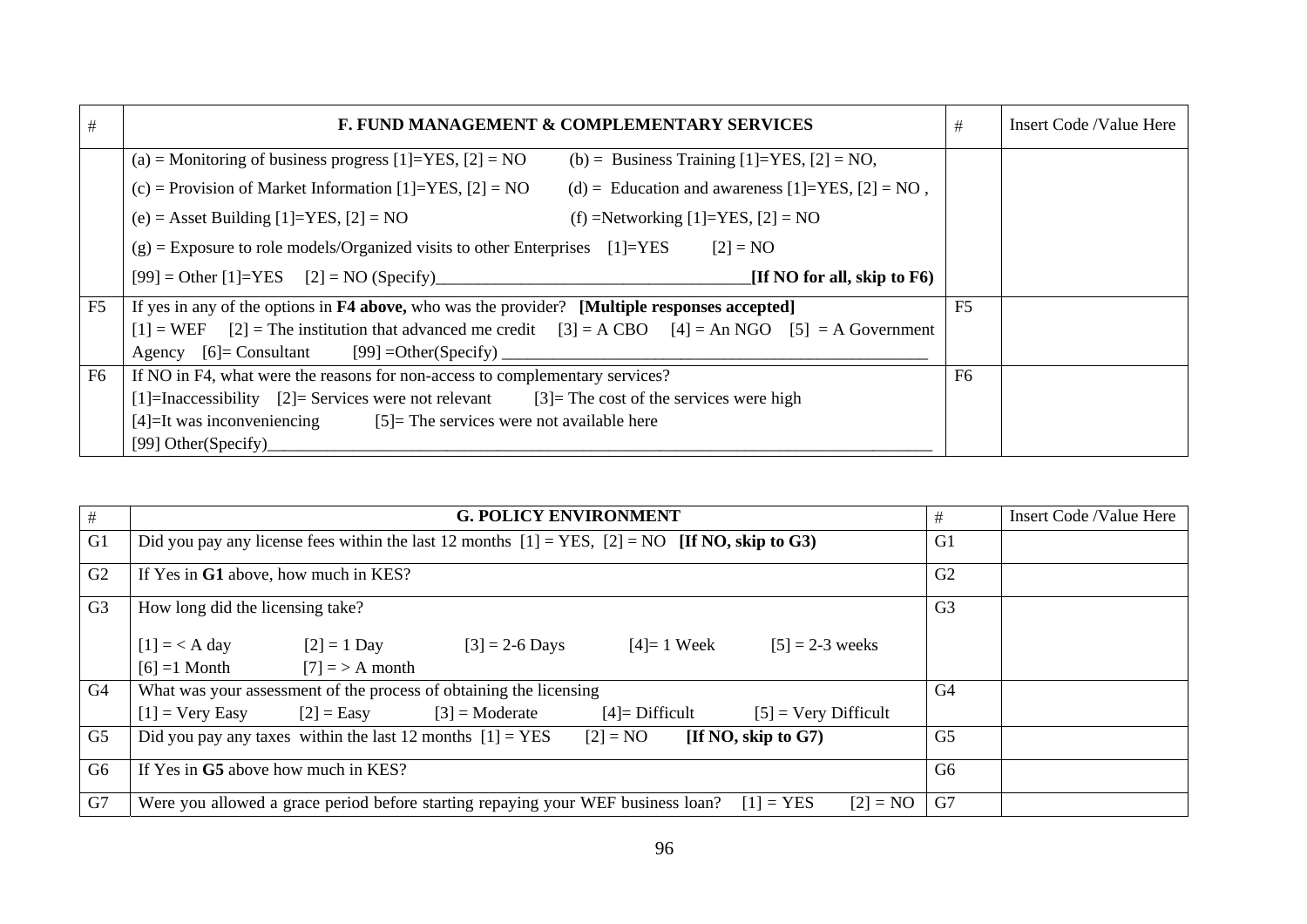| # | F. FUND MANAGEMENT & COMPLEMENTARY SERVICES | # | Insert Code /Value Here |
|---|---|---|---|
| | (a) = Monitoring of business progress [1]=YES, [2] = NO (b) = Business Training [1]=YES, [2] = NO, (c) = Provision of Market Information [1]=YES, [2] = NO (d) = Education and awareness [1]=YES, [2] = NO , (e) = Asset Building [1]=YES, [2] = NO (f) =Networking [1]=YES, [2] = NO (g) = Exposure to role models/Organized visits to other Enterprises [1]=YES [2] = NO [99] = Other [1]=YES [2] = NO (Specify)____________________________________**[If NO for all, skip to F6)** | | |
| F5 | If yes in any of the options in **F4 above,** who was the provider? **[Multiple responses accepted]** [1] = WEF [2] = The institution that advanced me credit [3] = A CBO [4] = An NGO [5] = A Government Agency [6]= Consultant [99] =Other(Specify) __________________________________________________ | F5 | |
| F6 | If NO in F4, what were the reasons for non-access to complementary services? [1]=Inaccessibility [2]= Services were not relevant [3]= The cost of the services were high [4]=It was inconveniencing [5]= The services were not available here [99] Other(Specify)________________________________________________________________________________ | F6 | |

| # | G. POLICY ENVIRONMENT | # | Insert Code /Value Here |
|---|---|---|---|
| G1 | Did you pay any license fees within the last 12 months [1] = YES, [2] = NO **[If NO, skip to G3)** | G1 | |
| G2 | If Yes in **G1** above, how much in KES? | G2 | |
| G3 | How long did the licensing take? [1] = < A day [2] = 1 Day [3] = 2-6 Days [4]= 1 Week [5] = 2-3 weeks [6] =1 Month [7] = > A month | G3 | |
| G4 | What was your assessment of the process of obtaining the licensing [1] = Very Easy [2] = Easy [3] = Moderate [4]= Difficult [5] = Very Difficult | G4 | |
| G5 | Did you pay any taxes within the last 12 months [1] = YES [2] = NO **[If NO, skip to G7)** | G5 | |
| G6 | If Yes in **G5** above how much in KES? | G6 | |
| G7 | Were you allowed a grace period before starting repaying your WEF business loan? [1] = YES [2] = NO | G7 | |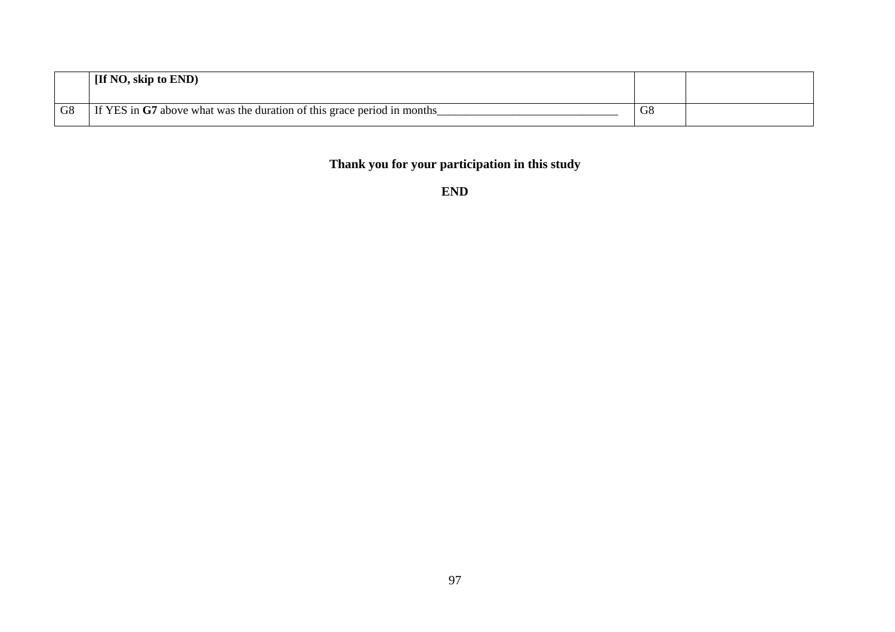| | | | |
|---|---|---|---|
| | **[If NO, skip to END)** | | |
| G8 | If YES in **G7** above what was the duration of this grace period in months______________________________ | G8 | |

**Thank you for your participation in this study**

**END**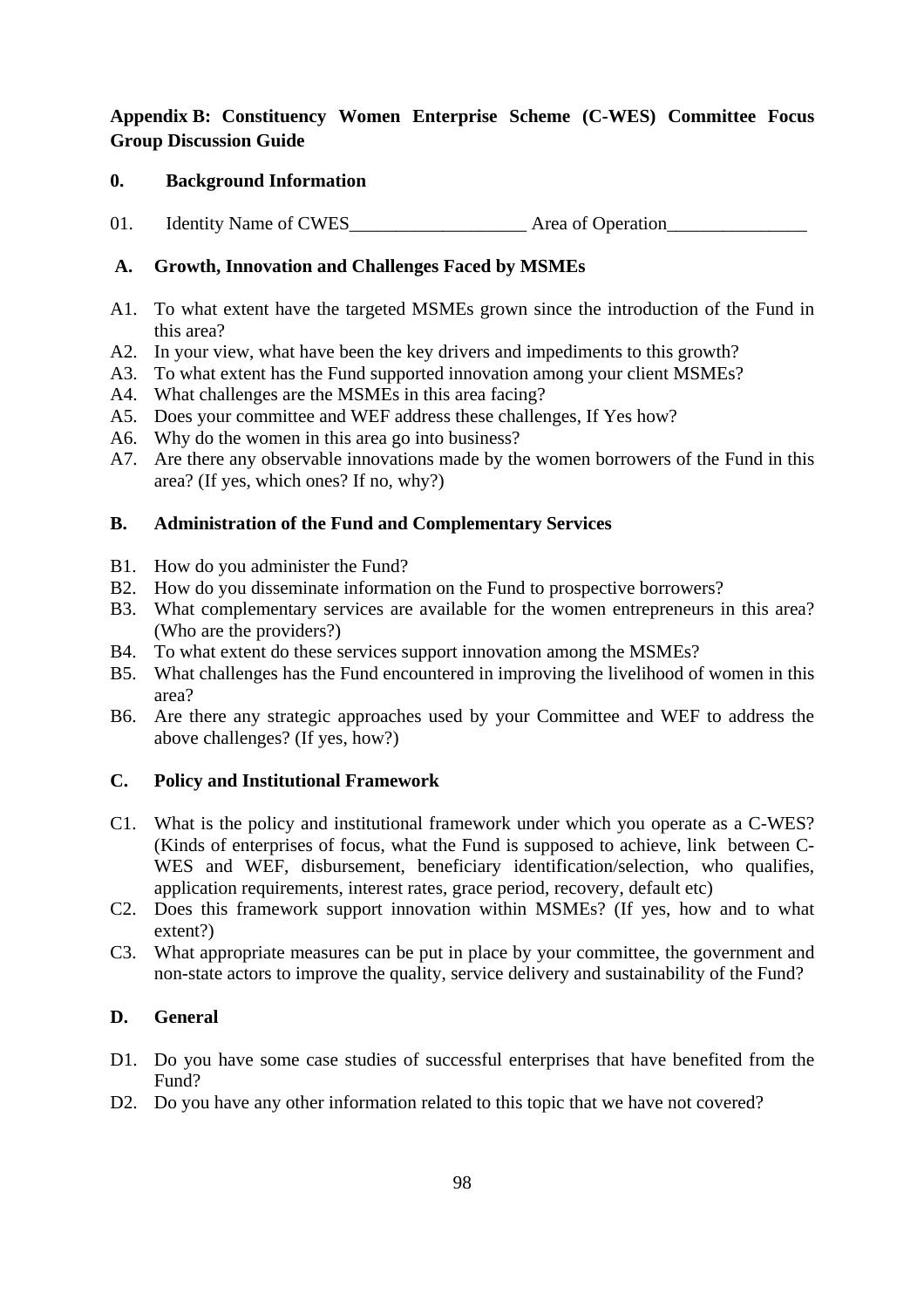**Appendix B: Constituency Women Enterprise Scheme (C-WES) Committee Focus Group Discussion Guide**

**0. Background Information**

01. Identity Name of CWES___________________ Area of Operation_______________

**A. Growth, Innovation and Challenges Faced by MSMEs**

A1. To what extent have the targeted MSMEs grown since the introduction of the Fund in this area?
A2. In your view, what have been the key drivers and impediments to this growth?
A3. To what extent has the Fund supported innovation among your client MSMEs?
A4. What challenges are the MSMEs in this area facing?
A5. Does your committee and WEF address these challenges, If Yes how?
A6. Why do the women in this area go into business?
A7. Are there any observable innovations made by the women borrowers of the Fund in this area? (If yes, which ones? If no, why?)

**B. Administration of the Fund and Complementary Services**

B1. How do you administer the Fund?
B2. How do you disseminate information on the Fund to prospective borrowers?
B3. What complementary services are available for the women entrepreneurs in this area? (Who are the providers?)
B4. To what extent do these services support innovation among the MSMEs?
B5. What challenges has the Fund encountered in improving the livelihood of women in this area?
B6. Are there any strategic approaches used by your Committee and WEF to address the above challenges? (If yes, how?)

**C. Policy and Institutional Framework**

C1. What is the policy and institutional framework under which you operate as a C-WES? (Kinds of enterprises of focus, what the Fund is supposed to achieve, link between C-WES and WEF, disbursement, beneficiary identification/selection, who qualifies, application requirements, interest rates, grace period, recovery, default etc)
C2. Does this framework support innovation within MSMEs? (If yes, how and to what extent?)
C3. What appropriate measures can be put in place by your committee, the government and non-state actors to improve the quality, service delivery and sustainability of the Fund?

**D. General**

D1. Do you have some case studies of successful enterprises that have benefited from the Fund?
D2. Do you have any other information related to this topic that we have not covered?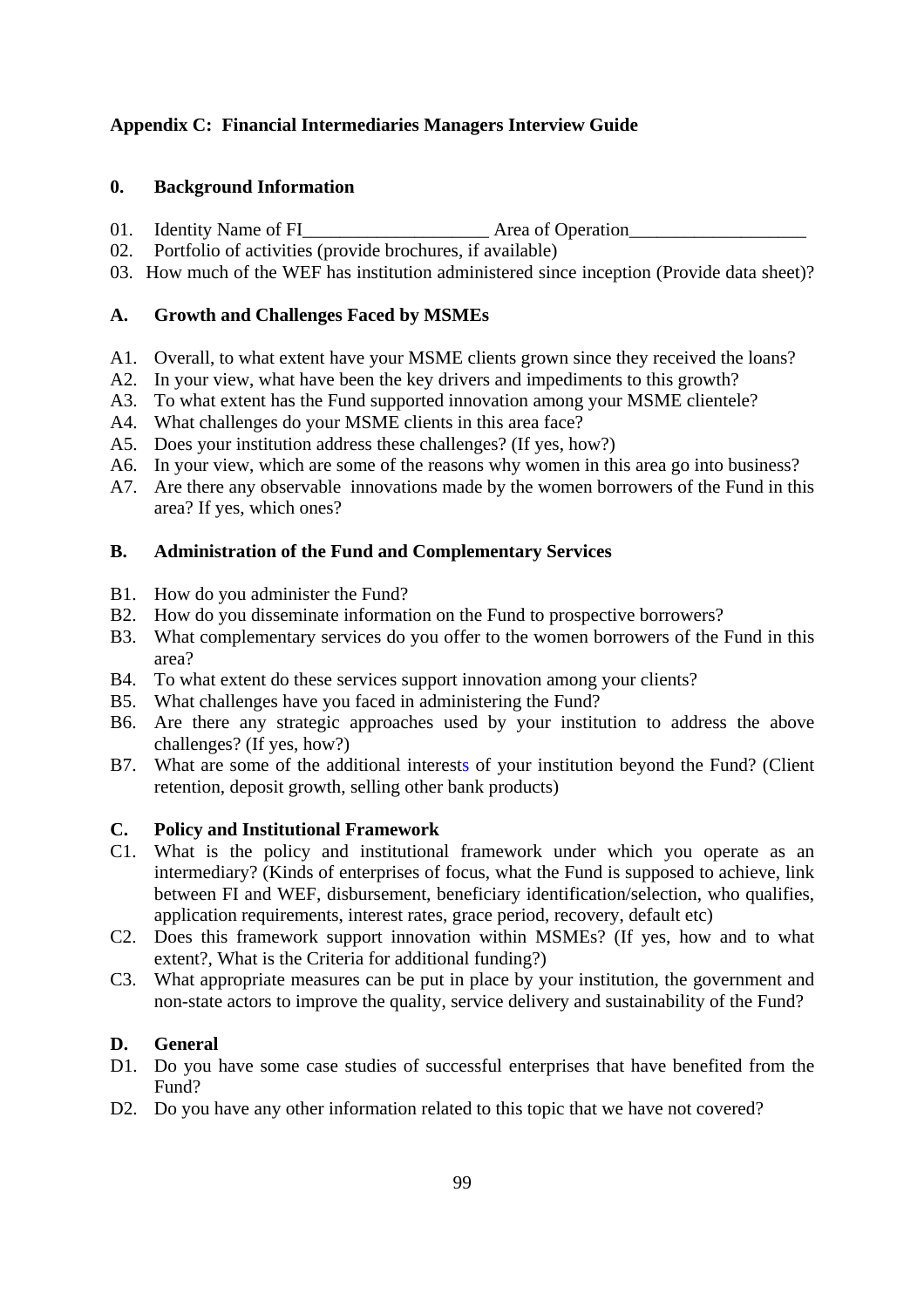## Appendix C: Financial Intermediaries Managers Interview Guide

### 0. Background Information

01. Identity Name of FI____________________ Area of Operation___________________
02. Portfolio of activities (provide brochures, if available)
03. How much of the WEF has institution administered since inception (Provide data sheet)?

### A. Growth and Challenges Faced by MSMEs

A1. Overall, to what extent have your MSME clients grown since they received the loans?
A2. In your view, what have been the key drivers and impediments to this growth?
A3. To what extent has the Fund supported innovation among your MSME clientele?
A4. What challenges do your MSME clients in this area face?
A5. Does your institution address these challenges? (If yes, how?)
A6. In your view, which are some of the reasons why women in this area go into business?
A7. Are there any observable innovations made by the women borrowers of the Fund in this area? If yes, which ones?

### B. Administration of the Fund and Complementary Services

B1. How do you administer the Fund?
B2. How do you disseminate information on the Fund to prospective borrowers?
B3. What complementary services do you offer to the women borrowers of the Fund in this area?
B4. To what extent do these services support innovation among your clients?
B5. What challenges have you faced in administering the Fund?
B6. Are there any strategic approaches used by your institution to address the above challenges? (If yes, how?)
B7. What are some of the additional interests of your institution beyond the Fund? (Client retention, deposit growth, selling other bank products)

### C. Policy and Institutional Framework

C1. What is the policy and institutional framework under which you operate as an intermediary? (Kinds of enterprises of focus, what the Fund is supposed to achieve, link between FI and WEF, disbursement, beneficiary identification/selection, who qualifies, application requirements, interest rates, grace period, recovery, default etc)
C2. Does this framework support innovation within MSMEs? (If yes, how and to what extent?, What is the Criteria for additional funding?)
C3. What appropriate measures can be put in place by your institution, the government and non-state actors to improve the quality, service delivery and sustainability of the Fund?

### D. General

D1. Do you have some case studies of successful enterprises that have benefited from the Fund?
D2. Do you have any other information related to this topic that we have not covered?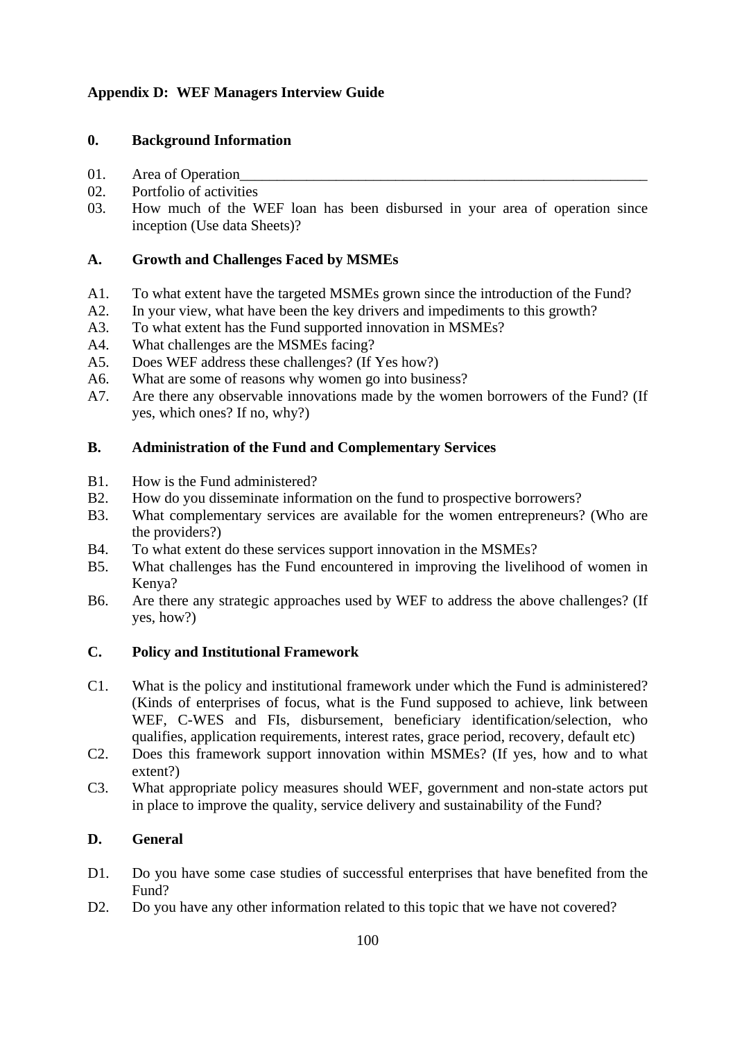## Appendix D: WEF Managers Interview Guide

### 0. Background Information

01. Area of Operation________________________________________________________
02. Portfolio of activities
03. How much of the WEF loan has been disbursed in your area of operation since inception (Use data Sheets)?

### A. Growth and Challenges Faced by MSMEs

- A1. To what extent have the targeted MSMEs grown since the introduction of the Fund?
- A2. In your view, what have been the key drivers and impediments to this growth?
- A3. To what extent has the Fund supported innovation in MSMEs?
- A4. What challenges are the MSMEs facing?
- A5. Does WEF address these challenges? (If Yes how?)
- A6. What are some of reasons why women go into business?
- A7. Are there any observable innovations made by the women borrowers of the Fund? (If yes, which ones? If no, why?)

### B. Administration of the Fund and Complementary Services

- B1. How is the Fund administered?
- B2. How do you disseminate information on the fund to prospective borrowers?
- B3. What complementary services are available for the women entrepreneurs? (Who are the providers?)
- B4. To what extent do these services support innovation in the MSMEs?
- B5. What challenges has the Fund encountered in improving the livelihood of women in Kenya?
- B6. Are there any strategic approaches used by WEF to address the above challenges? (If yes, how?)

### C. Policy and Institutional Framework

- C1. What is the policy and institutional framework under which the Fund is administered? (Kinds of enterprises of focus, what is the Fund supposed to achieve, link between WEF, C-WES and FIs, disbursement, beneficiary identification/selection, who qualifies, application requirements, interest rates, grace period, recovery, default etc)
- C2. Does this framework support innovation within MSMEs? (If yes, how and to what extent?)
- C3. What appropriate policy measures should WEF, government and non-state actors put in place to improve the quality, service delivery and sustainability of the Fund?

### D. General

- D1. Do you have some case studies of successful enterprises that have benefited from the Fund?
- D2. Do you have any other information related to this topic that we have not covered?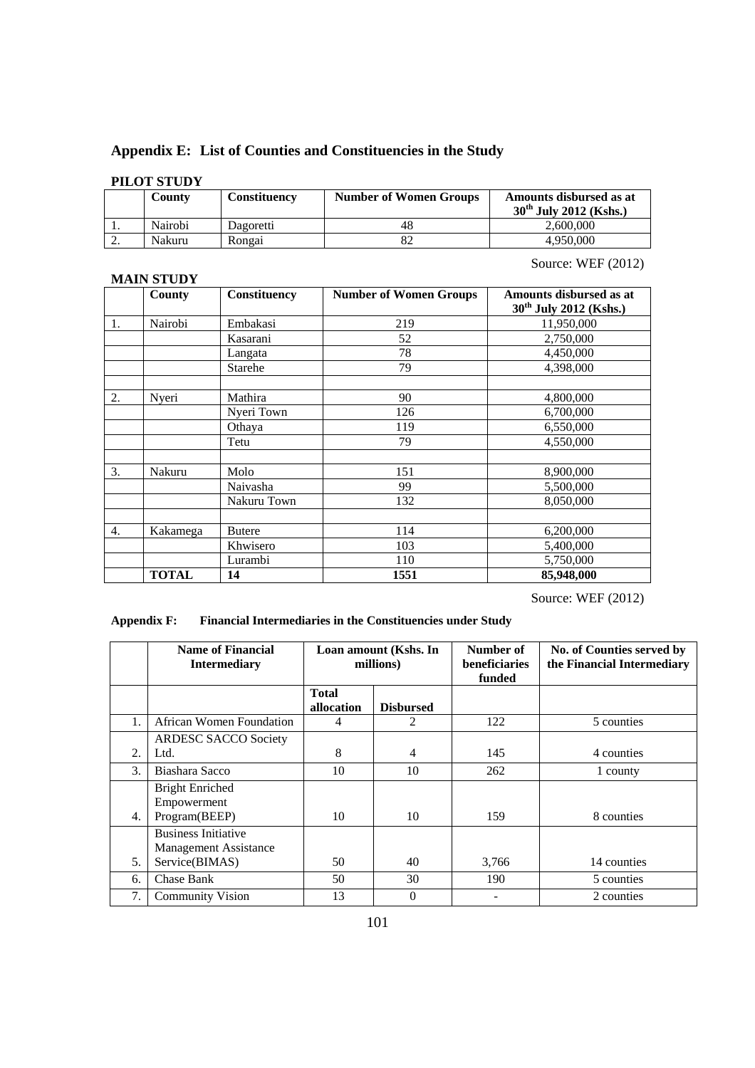## Appendix E: List of Counties and Constituencies in the Study

**PILOT STUDY**

| | County | Constituency | Number of Women Groups | Amounts disbursed as at 30th July 2012 (Kshs.) |
|---|---|---|---|---|
| 1. | Nairobi | Dagoretti | 48 | 2,600,000 |
| 2. | Nakuru | Rongai | 82 | 4,950,000 |

Source: WEF (2012)

**MAIN STUDY**

| | County | Constituency | Number of Women Groups | Amounts disbursed as at 30th July 2012 (Kshs.) |
|---|---|---|---|---|
| 1. | Nairobi | Embakasi | 219 | 11,950,000 |
| | | Kasarani | 52 | 2,750,000 |
| | | Langata | 78 | 4,450,000 |
| | | Starehe | 79 | 4,398,000 |
| | | | | |
| 2. | Nyeri | Mathira | 90 | 4,800,000 |
| | | Nyeri Town | 126 | 6,700,000 |
| | | Othaya | 119 | 6,550,000 |
| | | Tetu | 79 | 4,550,000 |
| | | | | |
| 3. | Nakuru | Molo | 151 | 8,900,000 |
| | | Naivasha | 99 | 5,500,000 |
| | | Nakuru Town | 132 | 8,050,000 |
| | | | | |
| 4. | Kakamega | Butere | 114 | 6,200,000 |
| | | Khwisero | 103 | 5,400,000 |
| | | Lurambi | 110 | 5,750,000 |
| | **TOTAL** | **14** | **1551** | **85,948,000** |

Source: WEF (2012)

**Appendix F: Financial Intermediaries in the Constituencies under Study**

| | Name of Financial Intermediary | Loan amount (Kshs. In millions) | | Number of beneficiaries funded | No. of Counties served by the Financial Intermediary |
|---|---|---|---|---|---|
| | | Total allocation | Disbursed | | |
| 1. | African Women Foundation | 4 | 2 | 122 | 5 counties |
| 2. | ARDESC SACCO Society Ltd. | 8 | 4 | 145 | 4 counties |
| 3. | Biashara Sacco | 10 | 10 | 262 | 1 county |
| 4. | Bright Enriched Empowerment Program(BEEP) | 10 | 10 | 159 | 8 counties |
| 5. | Business Initiative Management Assistance Service(BIMAS) | 50 | 40 | 3,766 | 14 counties |
| 6. | Chase Bank | 50 | 30 | 190 | 5 counties |
| 7. | Community Vision | 13 | 0 | - | 2 counties |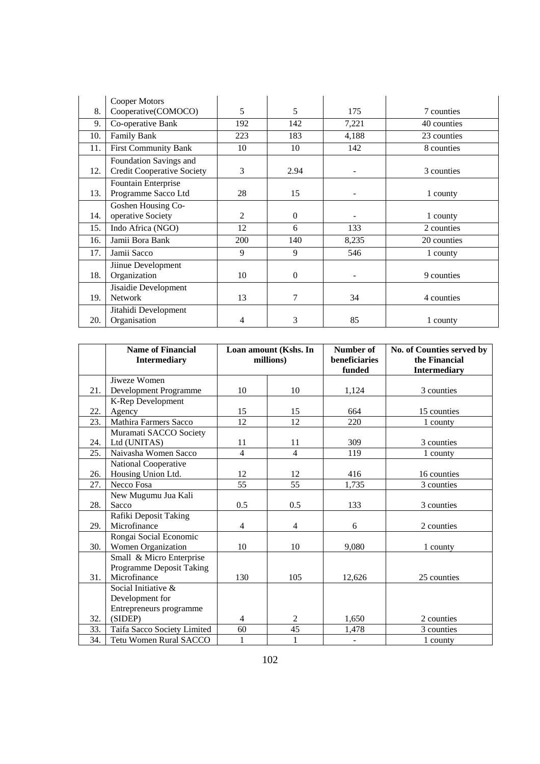| | | | | | |
|---|---|---|---|---|---|
| 8. | Cooper Motors Cooperative(COMOCO) | 5 | 5 | 175 | 7 counties |
| 9. | Co-operative Bank | 192 | 142 | 7,221 | 40 counties |
| 10. | Family Bank | 223 | 183 | 4,188 | 23 counties |
| 11. | First Community Bank | 10 | 10 | 142 | 8 counties |
| 12. | Foundation Savings and Credit Cooperative Society | 3 | 2.94 | - | 3 counties |
| 13. | Fountain Enterprise Programme Sacco Ltd | 28 | 15 | - | 1 county |
| 14. | Goshen Housing Co-operative Society | 2 | 0 | - | 1 county |
| 15. | Indo Africa (NGO) | 12 | 6 | 133 | 2 counties |
| 16. | Jamii Bora Bank | 200 | 140 | 8,235 | 20 counties |
| 17. | Jamii Sacco | 9 | 9 | 546 | 1 county |
| 18. | Jiinue Development Organization | 10 | 0 | - | 9 counties |
| 19. | Jisaidie Development Network | 13 | 7 | 34 | 4 counties |
| 20. | Jitahidi Development Organisation | 4 | 3 | 85 | 1 county |

| | Name of Financial Intermediary | Loan amount (Kshs. In millions) | | Number of beneficiaries funded | No. of Counties served by the Financial Intermediary |
|---|---|---|---|---|---|
| 21. | Jiweze Women Development Programme | 10 | 10 | 1,124 | 3 counties |
| 22. | K-Rep Development Agency | 15 | 15 | 664 | 15 counties |
| 23. | Mathira Farmers Sacco | 12 | 12 | 220 | 1 county |
| 24. | Muramati SACCO Society Ltd (UNITAS) | 11 | 11 | 309 | 3 counties |
| 25. | Naivasha Women Sacco | 4 | 4 | 119 | 1 county |
| 26. | National Cooperative Housing Union Ltd. | 12 | 12 | 416 | 16 counties |
| 27. | Necco Fosa | 55 | 55 | 1,735 | 3 counties |
| 28. | New Mugumu Jua Kali Sacco | 0.5 | 0.5 | 133 | 3 counties |
| 29. | Rafiki Deposit Taking Microfinance | 4 | 4 | 6 | 2 counties |
| 30. | Rongai Social Economic Women Organization | 10 | 10 | 9,080 | 1 county |
| 31. | Small & Micro Enterprise Programme Deposit Taking Microfinance | 130 | 105 | 12,626 | 25 counties |
| 32. | Social Initiative & Development for Entrepreneurs programme (SIDEP) | 4 | 2 | 1,650 | 2 counties |
| 33. | Taifa Sacco Society Limited | 60 | 45 | 1,478 | 3 counties |
| 34. | Tetu Women Rural SACCO | 1 | 1 | - | 1 county |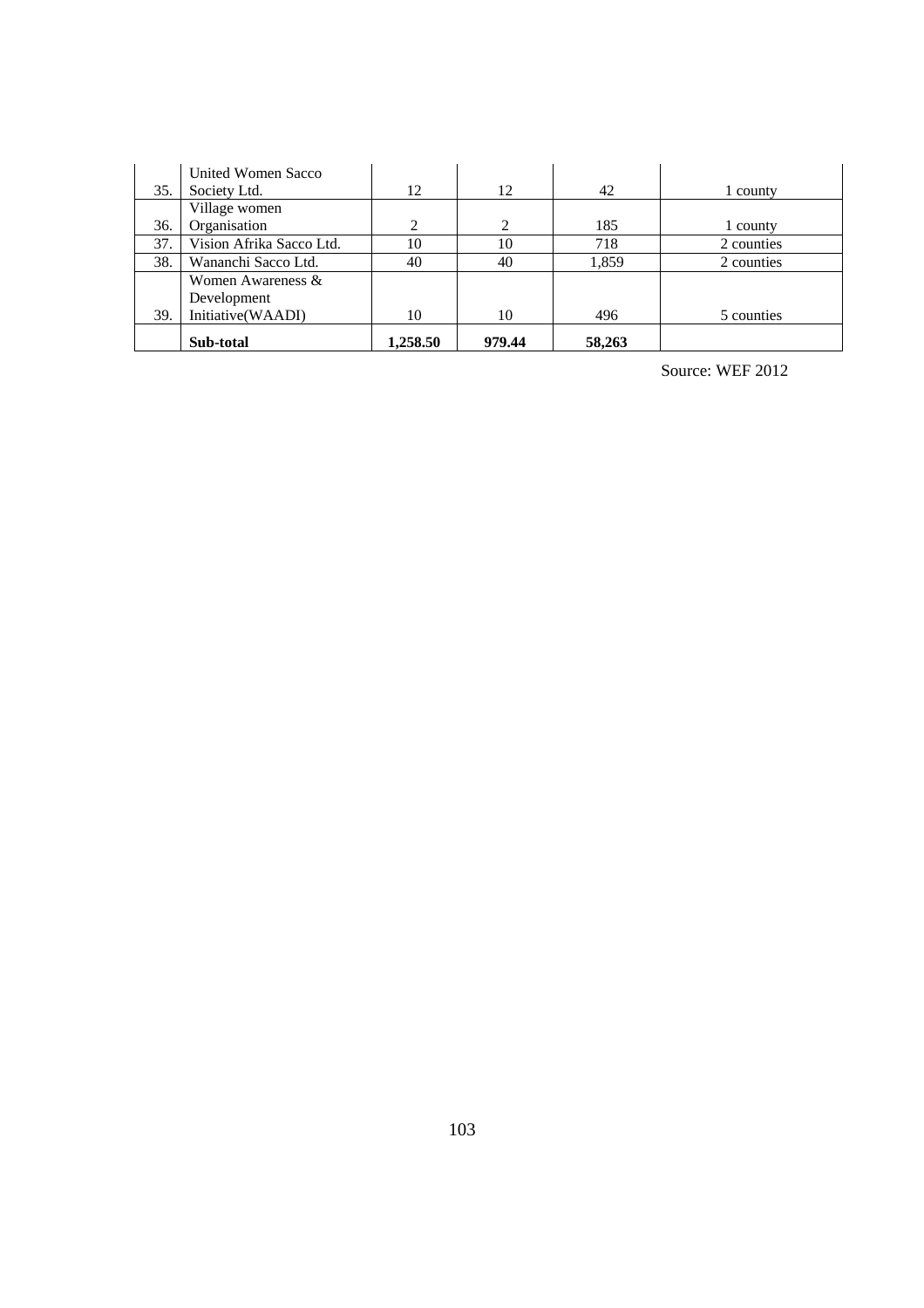| | | | | | |
|---|---|---|---|---|---|
| 35. | United Women Sacco Society Ltd. | 12 | 12 | 42 | 1 county |
| 36. | Village women Organisation | 2 | 2 | 185 | 1 county |
| 37. | Vision Afrika Sacco Ltd. | 10 | 10 | 718 | 2 counties |
| 38. | Wananchi Sacco Ltd. | 40 | 40 | 1,859 | 2 counties |
| 39. | Women Awareness & Development Initiative(WAADI) | 10 | 10 | 496 | 5 counties |
| | **Sub-total** | **1,258.50** | **979.44** | **58,263** | |

Source: WEF 2012